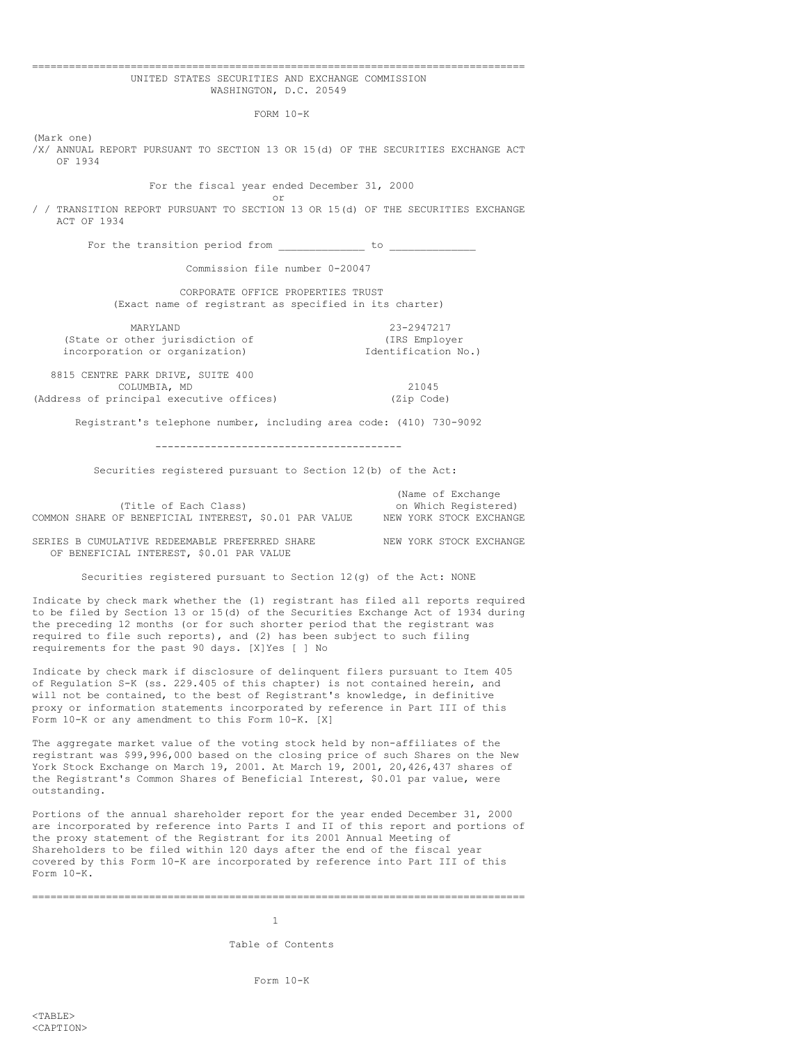# UNITED STATES SECURITIES AND EXCHANGE COMMISSION
WASHINGTON, D.C. 20549

## FORM 10-K

(Mark one)

/X/ ANNUAL REPORT PURSUANT TO SECTION 13 OR 15(d) OF THE SECURITIES EXCHANGE ACT OF 1934

For the fiscal year ended December 31, 2000

or

/ / TRANSITION REPORT PURSUANT TO SECTION 13 OR 15(d) OF THE SECURITIES EXCHANGE ACT OF 1934

For the transition period from _____________ to _____________

Commission file number 0-20047

## CORPORATE OFFICE PROPERTIES TRUST
(Exact name of registrant as specified in its charter)

| | |
|---|---|
| MARYLAND<br>(State or other jurisdiction of incorporation or organization) | 23-2947217<br>(IRS Employer Identification No.) |
| 8815 CENTRE PARK DRIVE, SUITE 400<br>COLUMBIA, MD<br>(Address of principal executive offices) | 21045<br>(Zip Code) |

Registrant's telephone number, including area code: (410) 730-9092

---

Securities registered pursuant to Section 12(b) of the Act:

| (Title of Each Class) | (Name of Exchange on Which Registered) |
|---|---|
| COMMON SHARE OF BENEFICIAL INTEREST, $0.01 PAR VALUE | NEW YORK STOCK EXCHANGE |
| SERIES B CUMULATIVE REDEEMABLE PREFERRED SHARE OF BENEFICIAL INTEREST, $0.01 PAR VALUE | NEW YORK STOCK EXCHANGE |

Securities registered pursuant to Section 12(g) of the Act: NONE

Indicate by check mark whether the (1) registrant has filed all reports required to be filed by Section 13 or 15(d) of the Securities Exchange Act of 1934 during the preceding 12 months (or for such shorter period that the registrant was required to file such reports), and (2) has been subject to such filing requirements for the past 90 days. [X]Yes [ ] No

Indicate by check mark if disclosure of delinquent filers pursuant to Item 405 of Regulation S-K (ss. 229.405 of this chapter) is not contained herein, and will not be contained, to the best of Registrant's knowledge, in definitive proxy or information statements incorporated by reference in Part III of this Form 10-K or any amendment to this Form 10-K. [X]

The aggregate market value of the voting stock held by non-affiliates of the registrant was $99,996,000 based on the closing price of such Shares on the New York Stock Exchange on March 19, 2001. At March 19, 2001, 20,426,437 shares of the Registrant's Common Shares of Beneficial Interest, $0.01 par value, were outstanding.

Portions of the annual shareholder report for the year ended December 31, 2000 are incorporated by reference into Parts I and II of this report and portions of the proxy statement of the Registrant for its 2001 Annual Meeting of Shareholders to be filed within 120 days after the end of the fiscal year covered by this Form 10-K are incorporated by reference into Part III of this Form 10-K.

Table of Contents

Form 10-K

<TABLE>
<CAPTION>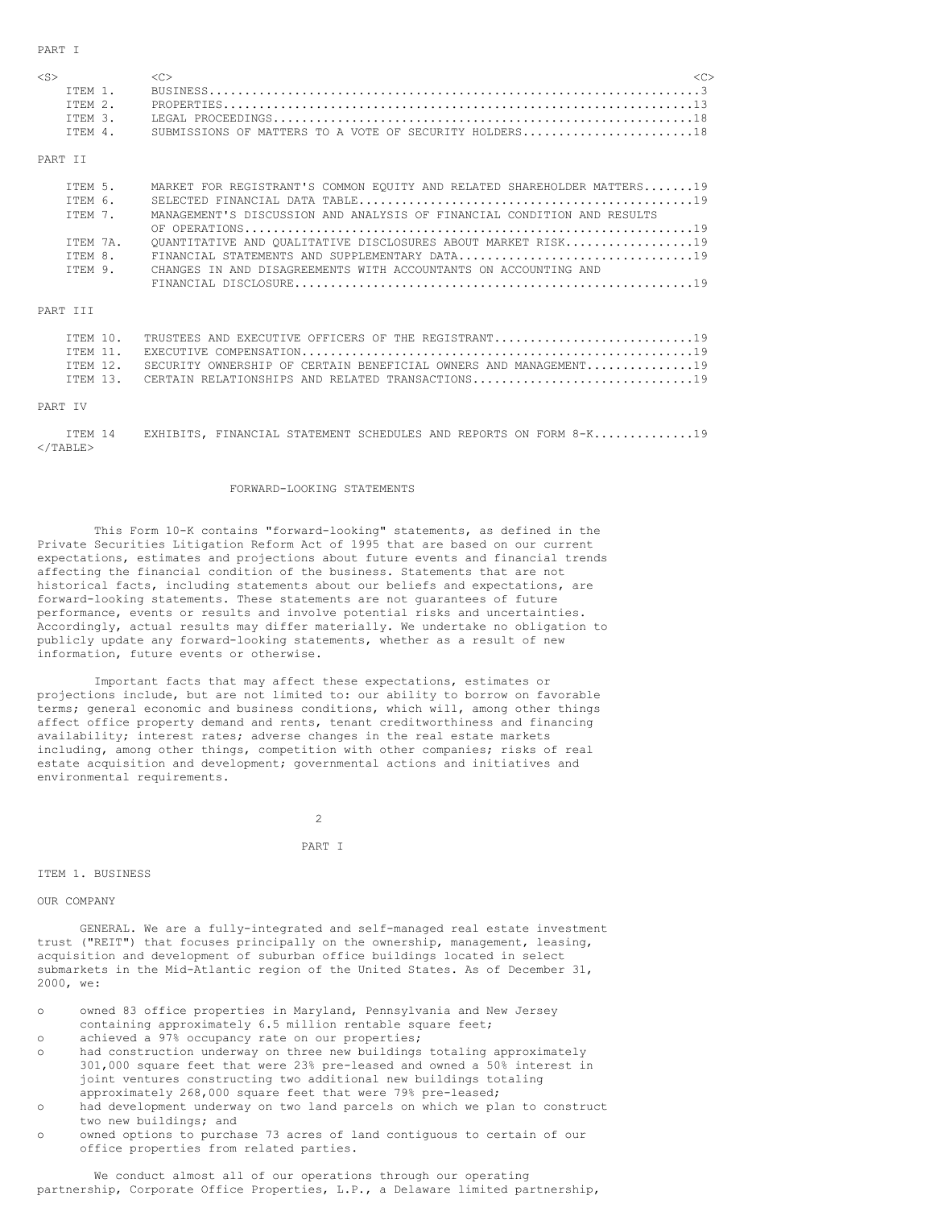PART I

| | | |
|---|---|---|
| ITEM 1. | BUSINESS | 3 |
| ITEM 2. | PROPERTIES | 13 |
| ITEM 3. | LEGAL PROCEEDINGS | 18 |
| ITEM 4. | SUBMISSIONS OF MATTERS TO A VOTE OF SECURITY HOLDERS | 18 |

PART II

| | | |
|---|---|---|
| ITEM 5. | MARKET FOR REGISTRANT'S COMMON EQUITY AND RELATED SHAREHOLDER MATTERS | 19 |
| ITEM 6. | SELECTED FINANCIAL DATA TABLE | 19 |
| ITEM 7. | MANAGEMENT'S DISCUSSION AND ANALYSIS OF FINANCIAL CONDITION AND RESULTS OF OPERATIONS | 19 |
| ITEM 7A. | QUANTITATIVE AND QUALITATIVE DISCLOSURES ABOUT MARKET RISK | 19 |
| ITEM 8. | FINANCIAL STATEMENTS AND SUPPLEMENTARY DATA | 19 |
| ITEM 9. | CHANGES IN AND DISAGREEMENTS WITH ACCOUNTANTS ON ACCOUNTING AND FINANCIAL DISCLOSURE | 19 |

PART III

| | | |
|---|---|---|
| ITEM 10. | TRUSTEES AND EXECUTIVE OFFICERS OF THE REGISTRANT | 19 |
| ITEM 11. | EXECUTIVE COMPENSATION | 19 |
| ITEM 12. | SECURITY OWNERSHIP OF CERTAIN BENEFICIAL OWNERS AND MANAGEMENT | 19 |
| ITEM 13. | CERTAIN RELATIONSHIPS AND RELATED TRANSACTIONS | 19 |

PART IV

| | | |
|---|---|---|
| ITEM 14 | EXHIBITS, FINANCIAL STATEMENT SCHEDULES AND REPORTS ON FORM 8-K | 19 |

## FORWARD-LOOKING STATEMENTS

This Form 10-K contains "forward-looking" statements, as defined in the Private Securities Litigation Reform Act of 1995 that are based on our current expectations, estimates and projections about future events and financial trends affecting the financial condition of the business. Statements that are not historical facts, including statements about our beliefs and expectations, are forward-looking statements. These statements are not guarantees of future performance, events or results and involve potential risks and uncertainties. Accordingly, actual results may differ materially. We undertake no obligation to publicly update any forward-looking statements, whether as a result of new information, future events or otherwise.

Important facts that may affect these expectations, estimates or projections include, but are not limited to: our ability to borrow on favorable terms; general economic and business conditions, which will, among other things affect office property demand and rents, tenant creditworthiness and financing availability; interest rates; adverse changes in the real estate markets including, among other things, competition with other companies; risks of real estate acquisition and development; governmental actions and initiatives and environmental requirements.

# PART I

## ITEM 1. BUSINESS

### OUR COMPANY

GENERAL. We are a fully-integrated and self-managed real estate investment trust ("REIT") that focuses principally on the ownership, management, leasing, acquisition and development of suburban office buildings located in select submarkets in the Mid-Atlantic region of the United States. As of December 31, 2000, we:

- owned 83 office properties in Maryland, Pennsylvania and New Jersey containing approximately 6.5 million rentable square feet;
- achieved a 97% occupancy rate on our properties;
- had construction underway on three new buildings totaling approximately 301,000 square feet that were 23% pre-leased and owned a 50% interest in joint ventures constructing two additional new buildings totaling approximately 268,000 square feet that were 79% pre-leased;
- had development underway on two land parcels on which we plan to construct two new buildings; and
- owned options to purchase 73 acres of land contiguous to certain of our office properties from related parties.

We conduct almost all of our operations through our operating partnership, Corporate Office Properties, L.P., a Delaware limited partnership,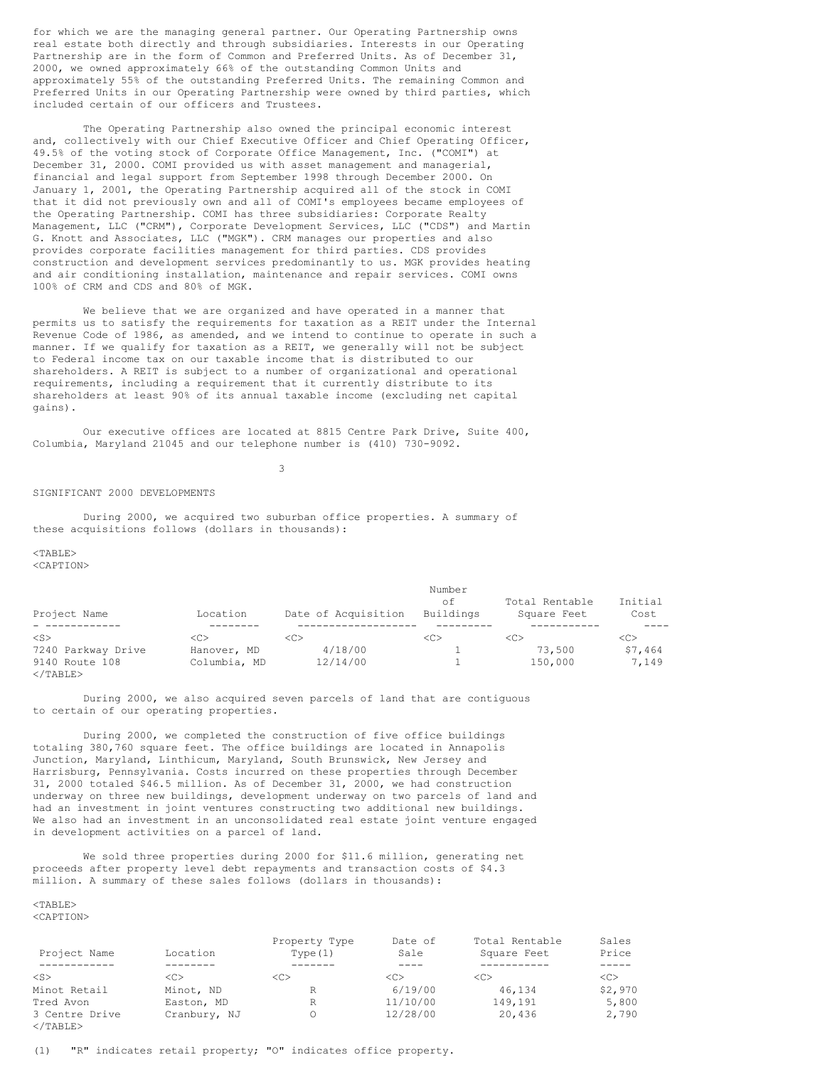for which we are the managing general partner. Our Operating Partnership owns real estate both directly and through subsidiaries. Interests in our Operating Partnership are in the form of Common and Preferred Units. As of December 31, 2000, we owned approximately 66% of the outstanding Common Units and approximately 55% of the outstanding Preferred Units. The remaining Common and Preferred Units in our Operating Partnership were owned by third parties, which included certain of our officers and Trustees.

The Operating Partnership also owned the principal economic interest and, collectively with our Chief Executive Officer and Chief Operating Officer, 49.5% of the voting stock of Corporate Office Management, Inc. ("COMI") at December 31, 2000. COMI provided us with asset management and managerial, financial and legal support from September 1998 through December 2000. On January 1, 2001, the Operating Partnership acquired all of the stock in COMI that it did not previously own and all of COMI's employees became employees of the Operating Partnership. COMI has three subsidiaries: Corporate Realty Management, LLC ("CRM"), Corporate Development Services, LLC ("CDS") and Martin G. Knott and Associates, LLC ("MGK"). CRM manages our properties and also provides corporate facilities management for third parties. CDS provides construction and development services predominantly to us. MGK provides heating and air conditioning installation, maintenance and repair services. COMI owns 100% of CRM and CDS and 80% of MGK.

We believe that we are organized and have operated in a manner that permits us to satisfy the requirements for taxation as a REIT under the Internal Revenue Code of 1986, as amended, and we intend to continue to operate in such a manner. If we qualify for taxation as a REIT, we generally will not be subject to Federal income tax on our taxable income that is distributed to our shareholders. A REIT is subject to a number of organizational and operational requirements, including a requirement that it currently distribute to its shareholders at least 90% of its annual taxable income (excluding net capital gains).

Our executive offices are located at 8815 Centre Park Drive, Suite 400, Columbia, Maryland 21045 and our telephone number is (410) 730-9092.

SIGNIFICANT 2000 DEVELOPMENTS

During 2000, we acquired two suburban office properties. A summary of these acquisitions follows (dollars in thousands):

| Project Name | Location | Date of Acquisition | Number of Buildings | Total Rentable Square Feet | Initial Cost |
|---|---|---|---|---|---|
| 7240 Parkway Drive | Hanover, MD | 4/18/00 | 1 | 73,500 | $7,464 |
| 9140 Route 108 | Columbia, MD | 12/14/00 | 1 | 150,000 | 7,149 |

During 2000, we also acquired seven parcels of land that are contiguous to certain of our operating properties.

During 2000, we completed the construction of five office buildings totaling 380,760 square feet. The office buildings are located in Annapolis Junction, Maryland, Linthicum, Maryland, South Brunswick, New Jersey and Harrisburg, Pennsylvania. Costs incurred on these properties through December 31, 2000 totaled $46.5 million. As of December 31, 2000, we had construction underway on three new buildings, development underway on two parcels of land and had an investment in joint ventures constructing two additional new buildings. We also had an investment in an unconsolidated real estate joint venture engaged in development activities on a parcel of land.

We sold three properties during 2000 for $11.6 million, generating net proceeds after property level debt repayments and transaction costs of $4.3 million. A summary of these sales follows (dollars in thousands):

| Project Name | Location | Property Type Type(1) | Date of Sale | Total Rentable Square Feet | Sales Price |
|---|---|---|---|---|---|
| Minot Retail | Minot, ND | R | 6/19/00 | 46,134 | $2,970 |
| Tred Avon | Easton, MD | R | 11/10/00 | 149,191 | 5,800 |
| 3 Centre Drive | Cranbury, NJ | O | 12/28/00 | 20,436 | 2,790 |

(1) "R" indicates retail property; "O" indicates office property.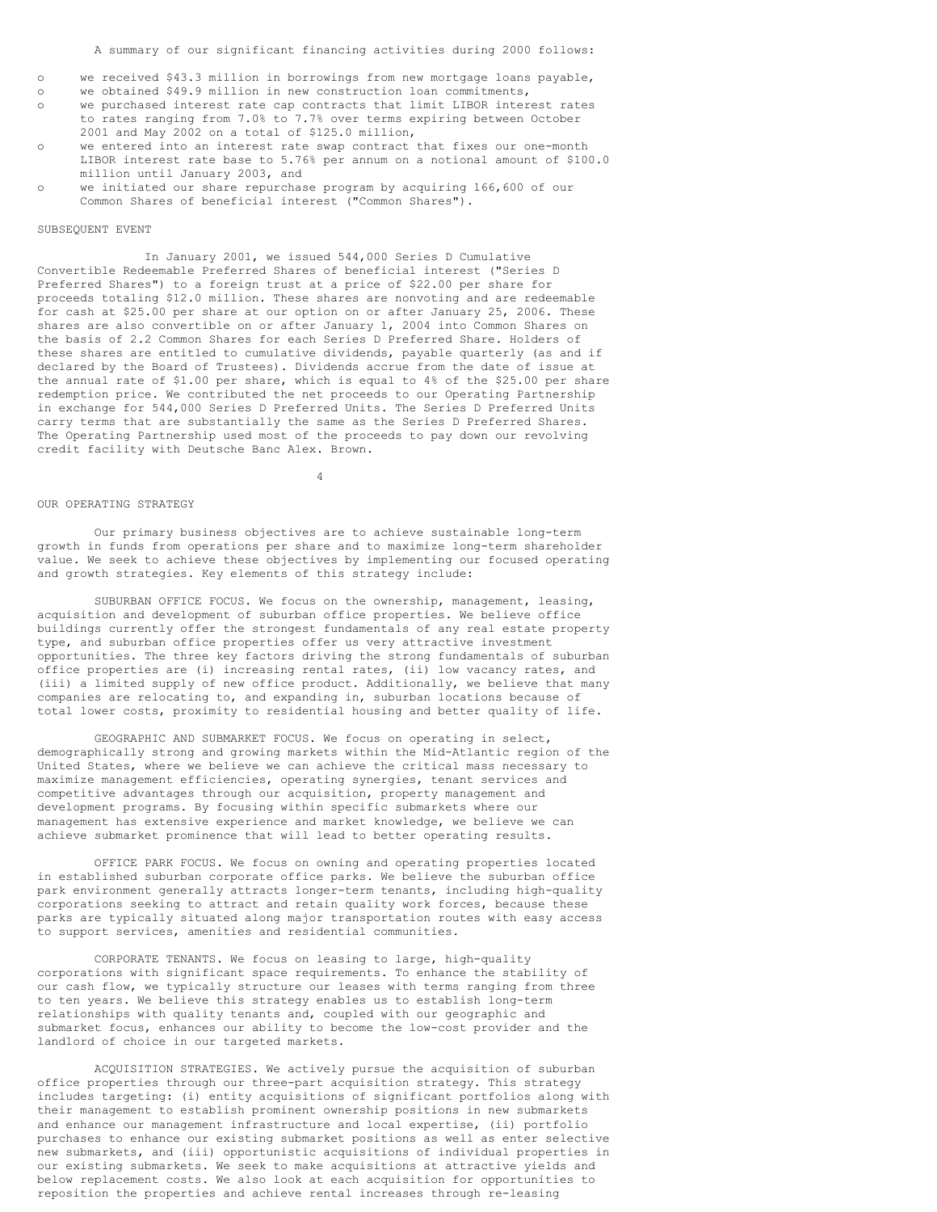A summary of our significant financing activities during 2000 follows:

- we received $43.3 million in borrowings from new mortgage loans payable,
- we obtained $49.9 million in new construction loan commitments,
- we purchased interest rate cap contracts that limit LIBOR interest rates to rates ranging from 7.0% to 7.7% over terms expiring between October 2001 and May 2002 on a total of $125.0 million,
- we entered into an interest rate swap contract that fixes our one-month LIBOR interest rate base to 5.76% per annum on a notional amount of $100.0 million until January 2003, and
- we initiated our share repurchase program by acquiring 166,600 of our Common Shares of beneficial interest ("Common Shares").

## SUBSEQUENT EVENT

In January 2001, we issued 544,000 Series D Cumulative Convertible Redeemable Preferred Shares of beneficial interest ("Series D Preferred Shares") to a foreign trust at a price of $22.00 per share for proceeds totaling $12.0 million. These shares are nonvoting and are redeemable for cash at $25.00 per share at our option on or after January 25, 2006. These shares are also convertible on or after January 1, 2004 into Common Shares on the basis of 2.2 Common Shares for each Series D Preferred Share. Holders of these shares are entitled to cumulative dividends, payable quarterly (as and if declared by the Board of Trustees). Dividends accrue from the date of issue at the annual rate of $1.00 per share, which is equal to 4% of the $25.00 per share redemption price. We contributed the net proceeds to our Operating Partnership in exchange for 544,000 Series D Preferred Units. The Series D Preferred Units carry terms that are substantially the same as the Series D Preferred Shares. The Operating Partnership used most of the proceeds to pay down our revolving credit facility with Deutsche Banc Alex. Brown.

## OUR OPERATING STRATEGY

Our primary business objectives are to achieve sustainable long-term growth in funds from operations per share and to maximize long-term shareholder value. We seek to achieve these objectives by implementing our focused operating and growth strategies. Key elements of this strategy include:

SUBURBAN OFFICE FOCUS. We focus on the ownership, management, leasing, acquisition and development of suburban office properties. We believe office buildings currently offer the strongest fundamentals of any real estate property type, and suburban office properties offer us very attractive investment opportunities. The three key factors driving the strong fundamentals of suburban office properties are (i) increasing rental rates, (ii) low vacancy rates, and (iii) a limited supply of new office product. Additionally, we believe that many companies are relocating to, and expanding in, suburban locations because of total lower costs, proximity to residential housing and better quality of life.

GEOGRAPHIC AND SUBMARKET FOCUS. We focus on operating in select, demographically strong and growing markets within the Mid-Atlantic region of the United States, where we believe we can achieve the critical mass necessary to maximize management efficiencies, operating synergies, tenant services and competitive advantages through our acquisition, property management and development programs. By focusing within specific submarkets where our management has extensive experience and market knowledge, we believe we can achieve submarket prominence that will lead to better operating results.

OFFICE PARK FOCUS. We focus on owning and operating properties located in established suburban corporate office parks. We believe the suburban office park environment generally attracts longer-term tenants, including high-quality corporations seeking to attract and retain quality work forces, because these parks are typically situated along major transportation routes with easy access to support services, amenities and residential communities.

CORPORATE TENANTS. We focus on leasing to large, high-quality corporations with significant space requirements. To enhance the stability of our cash flow, we typically structure our leases with terms ranging from three to ten years. We believe this strategy enables us to establish long-term relationships with quality tenants and, coupled with our geographic and submarket focus, enhances our ability to become the low-cost provider and the landlord of choice in our targeted markets.

ACQUISITION STRATEGIES. We actively pursue the acquisition of suburban office properties through our three-part acquisition strategy. This strategy includes targeting: (i) entity acquisitions of significant portfolios along with their management to establish prominent ownership positions in new submarkets and enhance our management infrastructure and local expertise, (ii) portfolio purchases to enhance our existing submarket positions as well as enter selective new submarkets, and (iii) opportunistic acquisitions of individual properties in our existing submarkets. We seek to make acquisitions at attractive yields and below replacement costs. We also look at each acquisition for opportunities to reposition the properties and achieve rental increases through re-leasing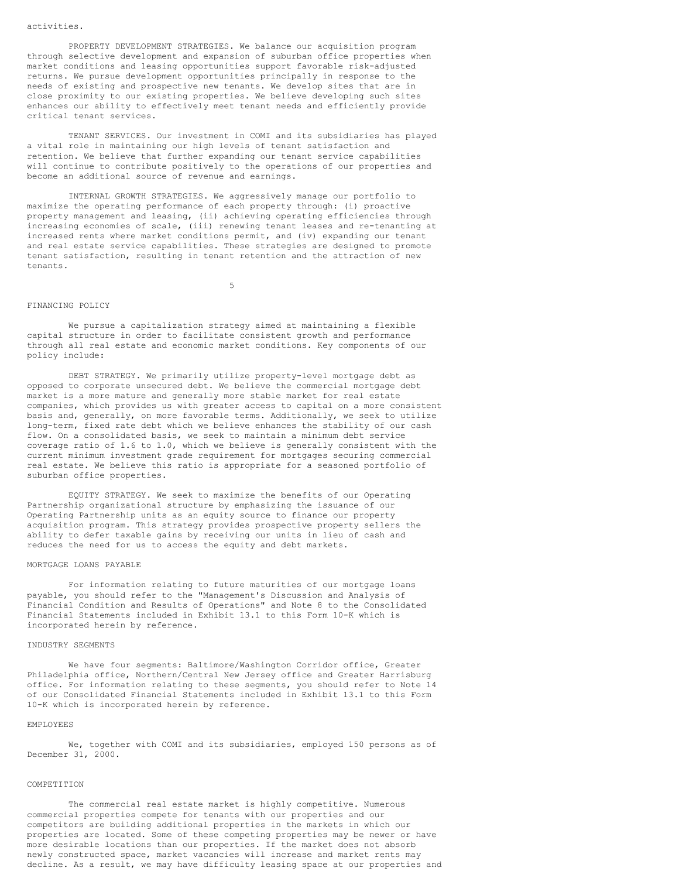activities.

PROPERTY DEVELOPMENT STRATEGIES. We balance our acquisition program through selective development and expansion of suburban office properties when market conditions and leasing opportunities support favorable risk-adjusted returns. We pursue development opportunities principally in response to the needs of existing and prospective new tenants. We develop sites that are in close proximity to our existing properties. We believe developing such sites enhances our ability to effectively meet tenant needs and efficiently provide critical tenant services.

TENANT SERVICES. Our investment in COMI and its subsidiaries has played a vital role in maintaining our high levels of tenant satisfaction and retention. We believe that further expanding our tenant service capabilities will continue to contribute positively to the operations of our properties and become an additional source of revenue and earnings.

INTERNAL GROWTH STRATEGIES. We aggressively manage our portfolio to maximize the operating performance of each property through: (i) proactive property management and leasing, (ii) achieving operating efficiencies through increasing economies of scale, (iii) renewing tenant leases and re-tenanting at increased rents where market conditions permit, and (iv) expanding our tenant and real estate service capabilities. These strategies are designed to promote tenant satisfaction, resulting in tenant retention and the attraction of new tenants.

## FINANCING POLICY

We pursue a capitalization strategy aimed at maintaining a flexible capital structure in order to facilitate consistent growth and performance through all real estate and economic market conditions. Key components of our policy include:

DEBT STRATEGY. We primarily utilize property-level mortgage debt as opposed to corporate unsecured debt. We believe the commercial mortgage debt market is a more mature and generally more stable market for real estate companies, which provides us with greater access to capital on a more consistent basis and, generally, on more favorable terms. Additionally, we seek to utilize long-term, fixed rate debt which we believe enhances the stability of our cash flow. On a consolidated basis, we seek to maintain a minimum debt service coverage ratio of 1.6 to 1.0, which we believe is generally consistent with the current minimum investment grade requirement for mortgages securing commercial real estate. We believe this ratio is appropriate for a seasoned portfolio of suburban office properties.

EQUITY STRATEGY. We seek to maximize the benefits of our Operating Partnership organizational structure by emphasizing the issuance of our Operating Partnership units as an equity source to finance our property acquisition program. This strategy provides prospective property sellers the ability to defer taxable gains by receiving our units in lieu of cash and reduces the need for us to access the equity and debt markets.

## MORTGAGE LOANS PAYABLE

For information relating to future maturities of our mortgage loans payable, you should refer to the "Management's Discussion and Analysis of Financial Condition and Results of Operations" and Note 8 to the Consolidated Financial Statements included in Exhibit 13.1 to this Form 10-K which is incorporated herein by reference.

## INDUSTRY SEGMENTS

We have four segments: Baltimore/Washington Corridor office, Greater Philadelphia office, Northern/Central New Jersey office and Greater Harrisburg office. For information relating to these segments, you should refer to Note 14 of our Consolidated Financial Statements included in Exhibit 13.1 to this Form 10-K which is incorporated herein by reference.

## EMPLOYEES

We, together with COMI and its subsidiaries, employed 150 persons as of December 31, 2000.

## COMPETITION

The commercial real estate market is highly competitive. Numerous commercial properties compete for tenants with our properties and our competitors are building additional properties in the markets in which our properties are located. Some of these competing properties may be newer or have more desirable locations than our properties. If the market does not absorb newly constructed space, market vacancies will increase and market rents may decline. As a result, we may have difficulty leasing space at our properties and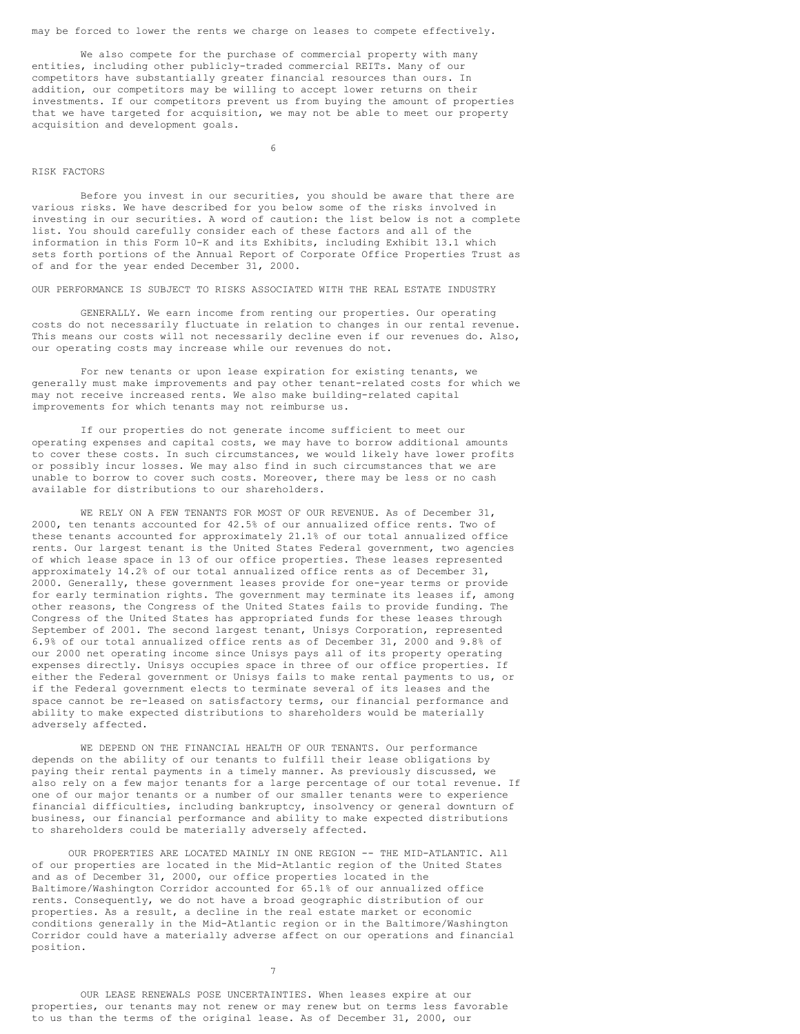may be forced to lower the rents we charge on leases to compete effectively.

We also compete for the purchase of commercial property with many entities, including other publicly-traded commercial REITs. Many of our competitors have substantially greater financial resources than ours. In addition, our competitors may be willing to accept lower returns on their investments. If our competitors prevent us from buying the amount of properties that we have targeted for acquisition, we may not be able to meet our property acquisition and development goals.

## RISK FACTORS

Before you invest in our securities, you should be aware that there are various risks. We have described for you below some of the risks involved in investing in our securities. A word of caution: the list below is not a complete list. You should carefully consider each of these factors and all of the information in this Form 10-K and its Exhibits, including Exhibit 13.1 which sets forth portions of the Annual Report of Corporate Office Properties Trust as of and for the year ended December 31, 2000.

### OUR PERFORMANCE IS SUBJECT TO RISKS ASSOCIATED WITH THE REAL ESTATE INDUSTRY

GENERALLY. We earn income from renting our properties. Our operating costs do not necessarily fluctuate in relation to changes in our rental revenue. This means our costs will not necessarily decline even if our revenues do. Also, our operating costs may increase while our revenues do not.

For new tenants or upon lease expiration for existing tenants, we generally must make improvements and pay other tenant-related costs for which we may not receive increased rents. We also make building-related capital improvements for which tenants may not reimburse us.

If our properties do not generate income sufficient to meet our operating expenses and capital costs, we may have to borrow additional amounts to cover these costs. In such circumstances, we would likely have lower profits or possibly incur losses. We may also find in such circumstances that we are unable to borrow to cover such costs. Moreover, there may be less or no cash available for distributions to our shareholders.

WE RELY ON A FEW TENANTS FOR MOST OF OUR REVENUE. As of December 31, 2000, ten tenants accounted for 42.5% of our annualized office rents. Two of these tenants accounted for approximately 21.1% of our total annualized office rents. Our largest tenant is the United States Federal government, two agencies of which lease space in 13 of our office properties. These leases represented approximately 14.2% of our total annualized office rents as of December 31, 2000. Generally, these government leases provide for one-year terms or provide for early termination rights. The government may terminate its leases if, among other reasons, the Congress of the United States fails to provide funding. The Congress of the United States has appropriated funds for these leases through September of 2001. The second largest tenant, Unisys Corporation, represented 6.9% of our total annualized office rents as of December 31, 2000 and 9.8% of our 2000 net operating income since Unisys pays all of its property operating expenses directly. Unisys occupies space in three of our office properties. If either the Federal government or Unisys fails to make rental payments to us, or if the Federal government elects to terminate several of its leases and the space cannot be re-leased on satisfactory terms, our financial performance and ability to make expected distributions to shareholders would be materially adversely affected.

WE DEPEND ON THE FINANCIAL HEALTH OF OUR TENANTS. Our performance depends on the ability of our tenants to fulfill their lease obligations by paying their rental payments in a timely manner. As previously discussed, we also rely on a few major tenants for a large percentage of our total revenue. If one of our major tenants or a number of our smaller tenants were to experience financial difficulties, including bankruptcy, insolvency or general downturn of business, our financial performance and ability to make expected distributions to shareholders could be materially adversely affected.

OUR PROPERTIES ARE LOCATED MAINLY IN ONE REGION -- THE MID-ATLANTIC. All of our properties are located in the Mid-Atlantic region of the United States and as of December 31, 2000, our office properties located in the Baltimore/Washington Corridor accounted for 65.1% of our annualized office rents. Consequently, we do not have a broad geographic distribution of our properties. As a result, a decline in the real estate market or economic conditions generally in the Mid-Atlantic region or in the Baltimore/Washington Corridor could have a materially adverse affect on our operations and financial position.

OUR LEASE RENEWALS POSE UNCERTAINTIES. When leases expire at our properties, our tenants may not renew or may renew but on terms less favorable to us than the terms of the original lease. As of December 31, 2000, our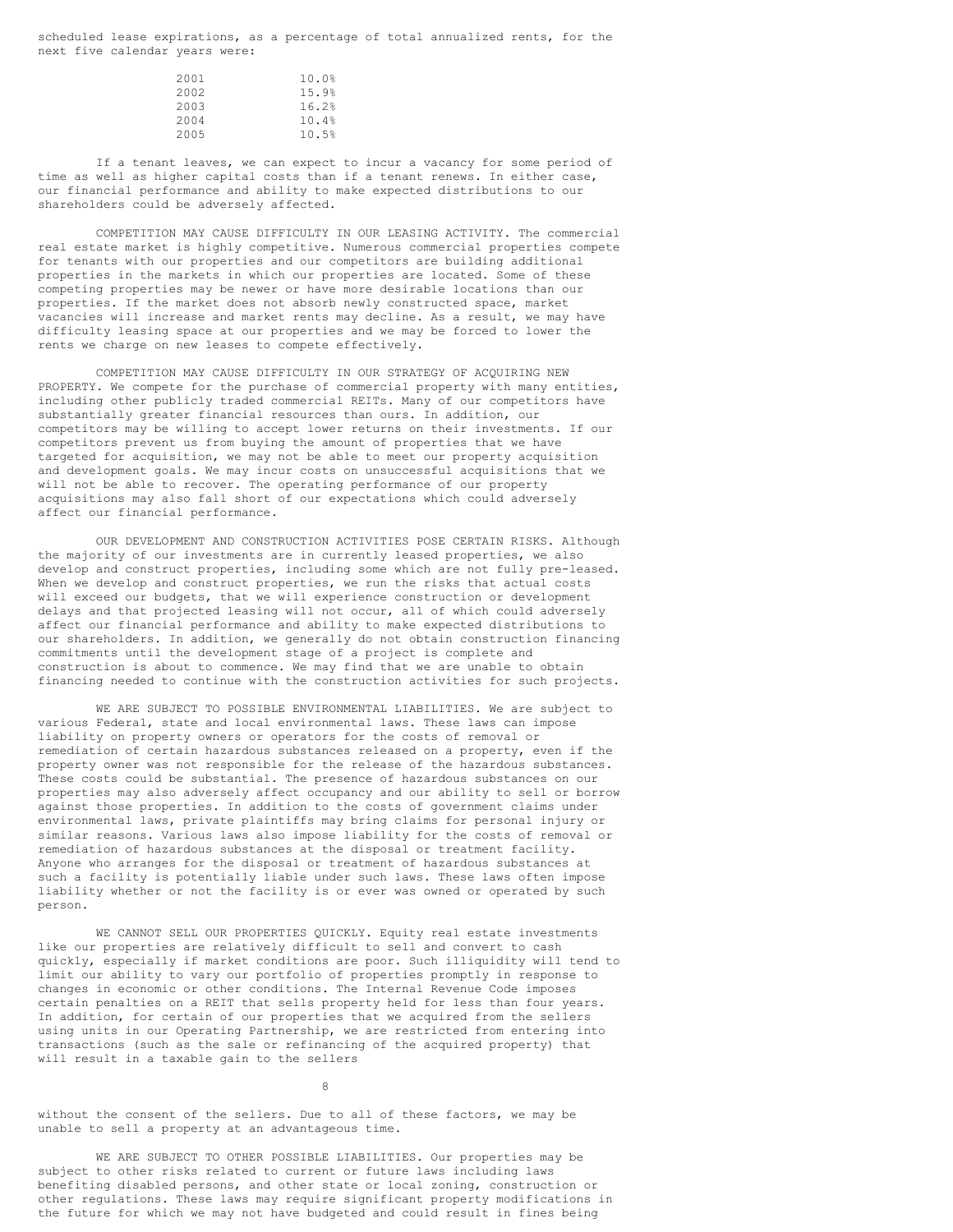scheduled lease expirations, as a percentage of total annualized rents, for the next five calendar years were:

| | |
|---|---|
| 2001 | 10.0% |
| 2002 | 15.9% |
| 2003 | 16.2% |
| 2004 | 10.4% |
| 2005 | 10.5% |

If a tenant leaves, we can expect to incur a vacancy for some period of time as well as higher capital costs than if a tenant renews. In either case, our financial performance and ability to make expected distributions to our shareholders could be adversely affected.

COMPETITION MAY CAUSE DIFFICULTY IN OUR LEASING ACTIVITY. The commercial real estate market is highly competitive. Numerous commercial properties compete for tenants with our properties and our competitors are building additional properties in the markets in which our properties are located. Some of these competing properties may be newer or have more desirable locations than our properties. If the market does not absorb newly constructed space, market vacancies will increase and market rents may decline. As a result, we may have difficulty leasing space at our properties and we may be forced to lower the rents we charge on new leases to compete effectively.

COMPETITION MAY CAUSE DIFFICULTY IN OUR STRATEGY OF ACQUIRING NEW PROPERTY. We compete for the purchase of commercial property with many entities, including other publicly traded commercial REITs. Many of our competitors have substantially greater financial resources than ours. In addition, our competitors may be willing to accept lower returns on their investments. If our competitors prevent us from buying the amount of properties that we have targeted for acquisition, we may not be able to meet our property acquisition and development goals. We may incur costs on unsuccessful acquisitions that we will not be able to recover. The operating performance of our property acquisitions may also fall short of our expectations which could adversely affect our financial performance.

OUR DEVELOPMENT AND CONSTRUCTION ACTIVITIES POSE CERTAIN RISKS. Although the majority of our investments are in currently leased properties, we also develop and construct properties, including some which are not fully pre-leased. When we develop and construct properties, we run the risks that actual costs will exceed our budgets, that we will experience construction or development delays and that projected leasing will not occur, all of which could adversely affect our financial performance and ability to make expected distributions to our shareholders. In addition, we generally do not obtain construction financing commitments until the development stage of a project is complete and construction is about to commence. We may find that we are unable to obtain financing needed to continue with the construction activities for such projects.

WE ARE SUBJECT TO POSSIBLE ENVIRONMENTAL LIABILITIES. We are subject to various Federal, state and local environmental laws. These laws can impose liability on property owners or operators for the costs of removal or remediation of certain hazardous substances released on a property, even if the property owner was not responsible for the release of the hazardous substances. These costs could be substantial. The presence of hazardous substances on our properties may also adversely affect occupancy and our ability to sell or borrow against those properties. In addition to the costs of government claims under environmental laws, private plaintiffs may bring claims for personal injury or similar reasons. Various laws also impose liability for the costs of removal or remediation of hazardous substances at the disposal or treatment facility. Anyone who arranges for the disposal or treatment of hazardous substances at such a facility is potentially liable under such laws. These laws often impose liability whether or not the facility is or ever was owned or operated by such person.

WE CANNOT SELL OUR PROPERTIES QUICKLY. Equity real estate investments like our properties are relatively difficult to sell and convert to cash quickly, especially if market conditions are poor. Such illiquidity will tend to limit our ability to vary our portfolio of properties promptly in response to changes in economic or other conditions. The Internal Revenue Code imposes certain penalties on a REIT that sells property held for less than four years. In addition, for certain of our properties that we acquired from the sellers using units in our Operating Partnership, we are restricted from entering into transactions (such as the sale or refinancing of the acquired property) that will result in a taxable gain to the sellers without the consent of the sellers. Due to all of these factors, we may be unable to sell a property at an advantageous time.

WE ARE SUBJECT TO OTHER POSSIBLE LIABILITIES. Our properties may be subject to other risks related to current or future laws including laws benefiting disabled persons, and other state or local zoning, construction or other regulations. These laws may require significant property modifications in the future for which we may not have budgeted and could result in fines being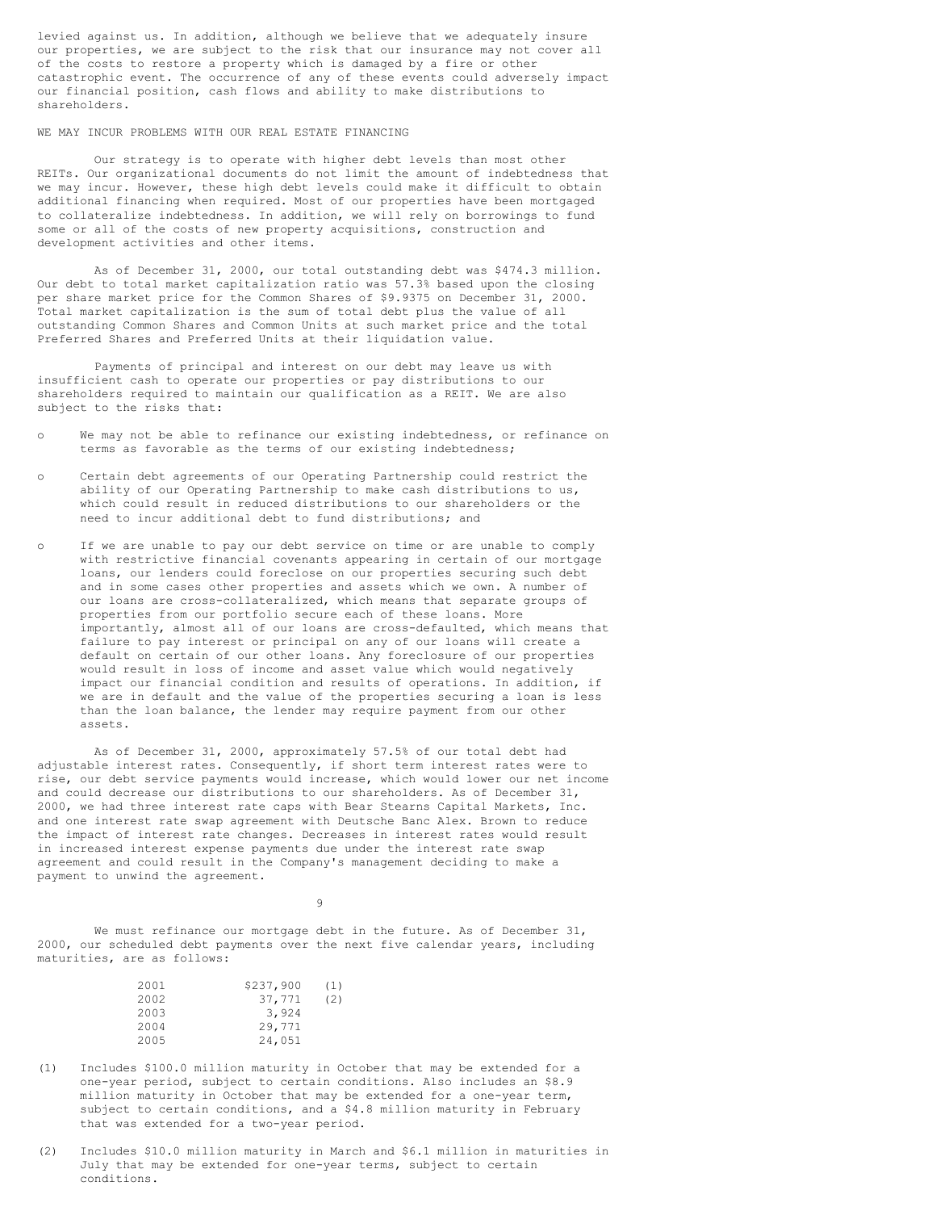levied against us. In addition, although we believe that we adequately insure our properties, we are subject to the risk that our insurance may not cover all of the costs to restore a property which is damaged by a fire or other catastrophic event. The occurrence of any of these events could adversely impact our financial position, cash flows and ability to make distributions to shareholders.

## WE MAY INCUR PROBLEMS WITH OUR REAL ESTATE FINANCING

Our strategy is to operate with higher debt levels than most other REITs. Our organizational documents do not limit the amount of indebtedness that we may incur. However, these high debt levels could make it difficult to obtain additional financing when required. Most of our properties have been mortgaged to collateralize indebtedness. In addition, we will rely on borrowings to fund some or all of the costs of new property acquisitions, construction and development activities and other items.

As of December 31, 2000, our total outstanding debt was $474.3 million. Our debt to total market capitalization ratio was 57.3% based upon the closing per share market price for the Common Shares of $9.9375 on December 31, 2000. Total market capitalization is the sum of total debt plus the value of all outstanding Common Shares and Common Units at such market price and the total Preferred Shares and Preferred Units at their liquidation value.

Payments of principal and interest on our debt may leave us with insufficient cash to operate our properties or pay distributions to our shareholders required to maintain our qualification as a REIT. We are also subject to the risks that:

- We may not be able to refinance our existing indebtedness, or refinance on terms as favorable as the terms of our existing indebtedness;
- Certain debt agreements of our Operating Partnership could restrict the ability of our Operating Partnership to make cash distributions to us, which could result in reduced distributions to our shareholders or the need to incur additional debt to fund distributions; and
- If we are unable to pay our debt service on time or are unable to comply with restrictive financial covenants appearing in certain of our mortgage loans, our lenders could foreclose on our properties securing such debt and in some cases other properties and assets which we own. A number of our loans are cross-collateralized, which means that separate groups of properties from our portfolio secure each of these loans. More importantly, almost all of our loans are cross-defaulted, which means that failure to pay interest or principal on any of our loans will create a default on certain of our other loans. Any foreclosure of our properties would result in loss of income and asset value which would negatively impact our financial condition and results of operations. In addition, if we are in default and the value of the properties securing a loan is less than the loan balance, the lender may require payment from our other assets.

As of December 31, 2000, approximately 57.5% of our total debt had adjustable interest rates. Consequently, if short term interest rates were to rise, our debt service payments would increase, which would lower our net income and could decrease our distributions to our shareholders. As of December 31, 2000, we had three interest rate caps with Bear Stearns Capital Markets, Inc. and one interest rate swap agreement with Deutsche Banc Alex. Brown to reduce the impact of interest rate changes. Decreases in interest rates would result in increased interest expense payments due under the interest rate swap agreement and could result in the Company's management deciding to make a payment to unwind the agreement.

We must refinance our mortgage debt in the future. As of December 31, 2000, our scheduled debt payments over the next five calendar years, including maturities, are as follows:

| Year | Amount | |
|---|---|---|
| 2001 | $237,900 | (1) |
| 2002 | 37,771 | (2) |
| 2003 | 3,924 | |
| 2004 | 29,771 | |
| 2005 | 24,051 | |

(1) Includes $100.0 million maturity in October that may be extended for a one-year period, subject to certain conditions. Also includes an $8.9 million maturity in October that may be extended for a one-year term, subject to certain conditions, and a $4.8 million maturity in February that was extended for a two-year period.

(2) Includes $10.0 million maturity in March and $6.1 million in maturities in July that may be extended for one-year terms, subject to certain conditions.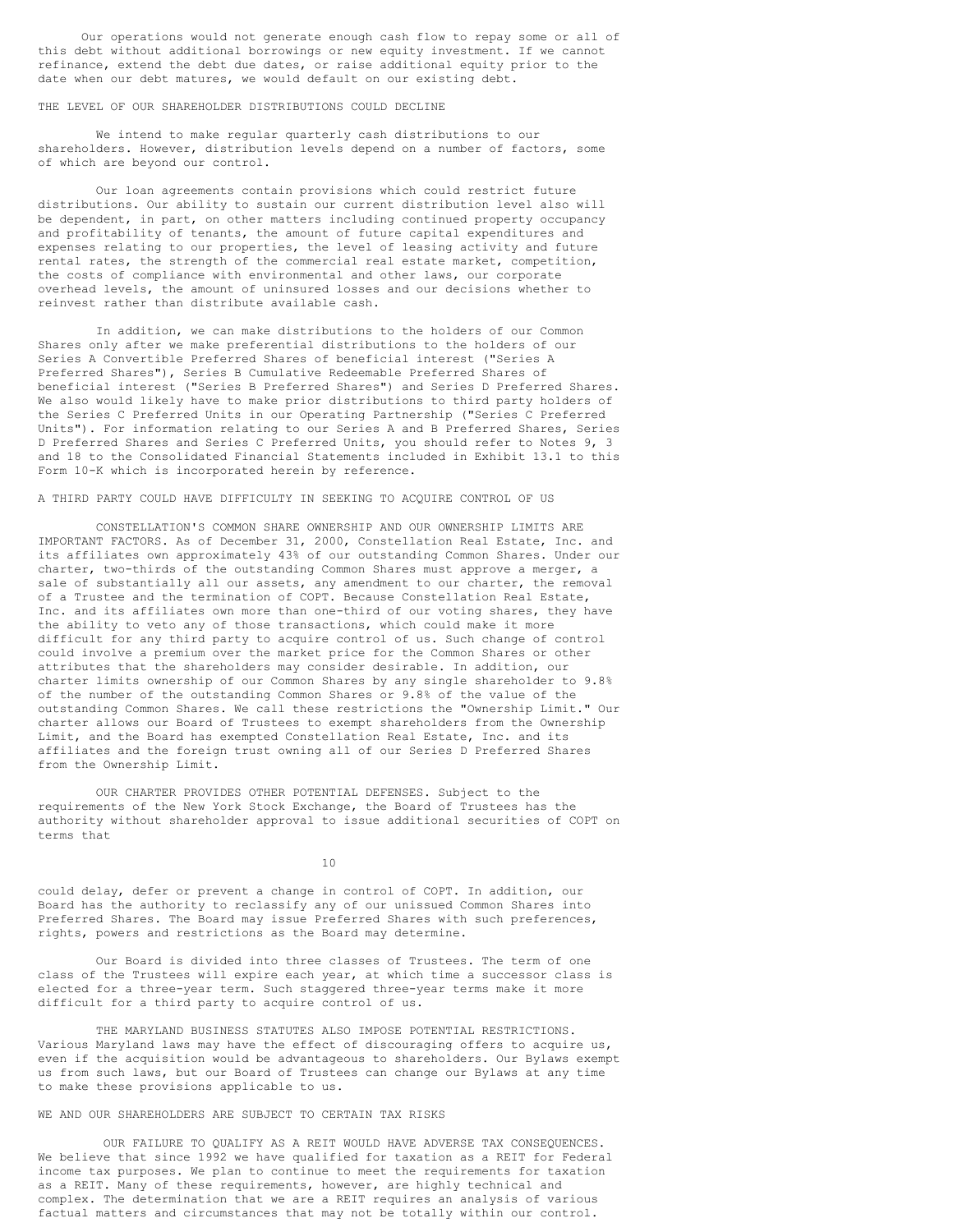Our operations would not generate enough cash flow to repay some or all of this debt without additional borrowings or new equity investment. If we cannot refinance, extend the debt due dates, or raise additional equity prior to the date when our debt matures, we would default on our existing debt.

## THE LEVEL OF OUR SHAREHOLDER DISTRIBUTIONS COULD DECLINE

We intend to make regular quarterly cash distributions to our shareholders. However, distribution levels depend on a number of factors, some of which are beyond our control.

Our loan agreements contain provisions which could restrict future distributions. Our ability to sustain our current distribution level also will be dependent, in part, on other matters including continued property occupancy and profitability of tenants, the amount of future capital expenditures and expenses relating to our properties, the level of leasing activity and future rental rates, the strength of the commercial real estate market, competition, the costs of compliance with environmental and other laws, our corporate overhead levels, the amount of uninsured losses and our decisions whether to reinvest rather than distribute available cash.

In addition, we can make distributions to the holders of our Common Shares only after we make preferential distributions to the holders of our Series A Convertible Preferred Shares of beneficial interest ("Series A Preferred Shares"), Series B Cumulative Redeemable Preferred Shares of beneficial interest ("Series B Preferred Shares") and Series D Preferred Shares. We also would likely have to make prior distributions to third party holders of the Series C Preferred Units in our Operating Partnership ("Series C Preferred Units"). For information relating to our Series A and B Preferred Shares, Series D Preferred Shares and Series C Preferred Units, you should refer to Notes 9, 3 and 18 to the Consolidated Financial Statements included in Exhibit 13.1 to this Form 10-K which is incorporated herein by reference.

## A THIRD PARTY COULD HAVE DIFFICULTY IN SEEKING TO ACQUIRE CONTROL OF US

CONSTELLATION'S COMMON SHARE OWNERSHIP AND OUR OWNERSHIP LIMITS ARE IMPORTANT FACTORS. As of December 31, 2000, Constellation Real Estate, Inc. and its affiliates own approximately 43% of our outstanding Common Shares. Under our charter, two-thirds of the outstanding Common Shares must approve a merger, a sale of substantially all our assets, any amendment to our charter, the removal of a Trustee and the termination of COPT. Because Constellation Real Estate, Inc. and its affiliates own more than one-third of our voting shares, they have the ability to veto any of those transactions, which could make it more difficult for any third party to acquire control of us. Such change of control could involve a premium over the market price for the Common Shares or other attributes that the shareholders may consider desirable. In addition, our charter limits ownership of our Common Shares by any single shareholder to 9.8% of the number of the outstanding Common Shares or 9.8% of the value of the outstanding Common Shares. We call these restrictions the "Ownership Limit." Our charter allows our Board of Trustees to exempt shareholders from the Ownership Limit, and the Board has exempted Constellation Real Estate, Inc. and its affiliates and the foreign trust owning all of our Series D Preferred Shares from the Ownership Limit.

OUR CHARTER PROVIDES OTHER POTENTIAL DEFENSES. Subject to the requirements of the New York Stock Exchange, the Board of Trustees has the authority without shareholder approval to issue additional securities of COPT on terms that could delay, defer or prevent a change in control of COPT. In addition, our Board has the authority to reclassify any of our unissued Common Shares into Preferred Shares. The Board may issue Preferred Shares with such preferences, rights, powers and restrictions as the Board may determine.

Our Board is divided into three classes of Trustees. The term of one class of the Trustees will expire each year, at which time a successor class is elected for a three-year term. Such staggered three-year terms make it more difficult for a third party to acquire control of us.

THE MARYLAND BUSINESS STATUTES ALSO IMPOSE POTENTIAL RESTRICTIONS. Various Maryland laws may have the effect of discouraging offers to acquire us, even if the acquisition would be advantageous to shareholders. Our Bylaws exempt us from such laws, but our Board of Trustees can change our Bylaws at any time to make these provisions applicable to us.

## WE AND OUR SHAREHOLDERS ARE SUBJECT TO CERTAIN TAX RISKS

OUR FAILURE TO QUALIFY AS A REIT WOULD HAVE ADVERSE TAX CONSEQUENCES. We believe that since 1992 we have qualified for taxation as a REIT for Federal income tax purposes. We plan to continue to meet the requirements for taxation as a REIT. Many of these requirements, however, are highly technical and complex. The determination that we are a REIT requires an analysis of various factual matters and circumstances that may not be totally within our control.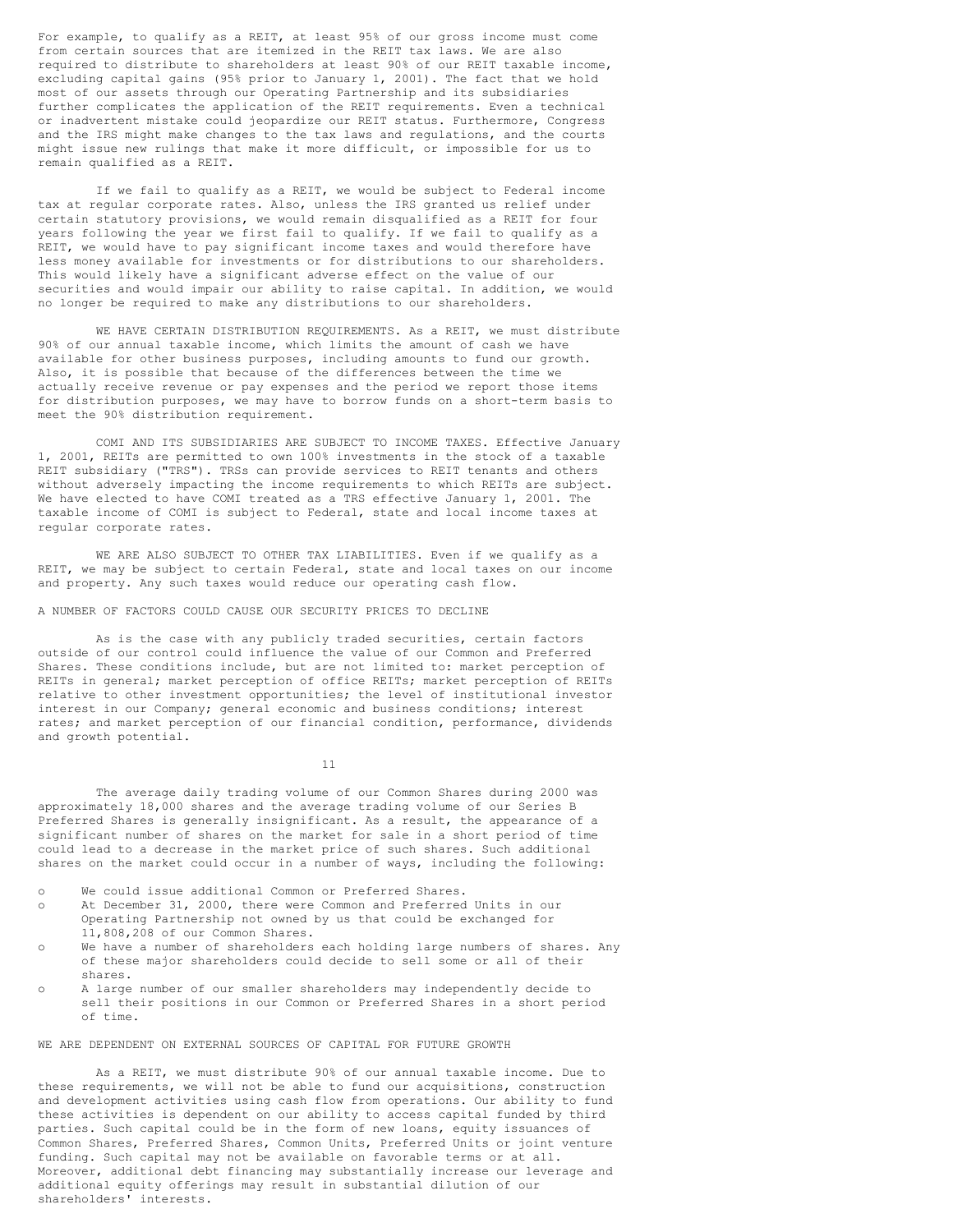For example, to qualify as a REIT, at least 95% of our gross income must come from certain sources that are itemized in the REIT tax laws. We are also required to distribute to shareholders at least 90% of our REIT taxable income, excluding capital gains (95% prior to January 1, 2001). The fact that we hold most of our assets through our Operating Partnership and its subsidiaries further complicates the application of the REIT requirements. Even a technical or inadvertent mistake could jeopardize our REIT status. Furthermore, Congress and the IRS might make changes to the tax laws and regulations, and the courts might issue new rulings that make it more difficult, or impossible for us to remain qualified as a REIT.

If we fail to qualify as a REIT, we would be subject to Federal income tax at regular corporate rates. Also, unless the IRS granted us relief under certain statutory provisions, we would remain disqualified as a REIT for four years following the year we first fail to qualify. If we fail to qualify as a REIT, we would have to pay significant income taxes and would therefore have less money available for investments or for distributions to our shareholders. This would likely have a significant adverse effect on the value of our securities and would impair our ability to raise capital. In addition, we would no longer be required to make any distributions to our shareholders.

WE HAVE CERTAIN DISTRIBUTION REQUIREMENTS. As a REIT, we must distribute 90% of our annual taxable income, which limits the amount of cash we have available for other business purposes, including amounts to fund our growth. Also, it is possible that because of the differences between the time we actually receive revenue or pay expenses and the period we report those items for distribution purposes, we may have to borrow funds on a short-term basis to meet the 90% distribution requirement.

COMI AND ITS SUBSIDIARIES ARE SUBJECT TO INCOME TAXES. Effective January 1, 2001, REITs are permitted to own 100% investments in the stock of a taxable REIT subsidiary ("TRS"). TRSs can provide services to REIT tenants and others without adversely impacting the income requirements to which REITs are subject. We have elected to have COMI treated as a TRS effective January 1, 2001. The taxable income of COMI is subject to Federal, state and local income taxes at regular corporate rates.

WE ARE ALSO SUBJECT TO OTHER TAX LIABILITIES. Even if we qualify as a REIT, we may be subject to certain Federal, state and local taxes on our income and property. Any such taxes would reduce our operating cash flow.

## A NUMBER OF FACTORS COULD CAUSE OUR SECURITY PRICES TO DECLINE

As is the case with any publicly traded securities, certain factors outside of our control could influence the value of our Common and Preferred Shares. These conditions include, but are not limited to: market perception of REITs in general; market perception of office REITs; market perception of REITs relative to other investment opportunities; the level of institutional investor interest in our Company; general economic and business conditions; interest rates; and market perception of our financial condition, performance, dividends and growth potential.

The average daily trading volume of our Common Shares during 2000 was approximately 18,000 shares and the average trading volume of our Series B Preferred Shares is generally insignificant. As a result, the appearance of a significant number of shares on the market for sale in a short period of time could lead to a decrease in the market price of such shares. Such additional shares on the market could occur in a number of ways, including the following:

- We could issue additional Common or Preferred Shares.
- At December 31, 2000, there were Common and Preferred Units in our Operating Partnership not owned by us that could be exchanged for 11,808,208 of our Common Shares.
- We have a number of shareholders each holding large numbers of shares. Any of these major shareholders could decide to sell some or all of their shares.
- A large number of our smaller shareholders may independently decide to sell their positions in our Common or Preferred Shares in a short period of time.

## WE ARE DEPENDENT ON EXTERNAL SOURCES OF CAPITAL FOR FUTURE GROWTH

As a REIT, we must distribute 90% of our annual taxable income. Due to these requirements, we will not be able to fund our acquisitions, construction and development activities using cash flow from operations. Our ability to fund these activities is dependent on our ability to access capital funded by third parties. Such capital could be in the form of new loans, equity issuances of Common Shares, Preferred Shares, Common Units, Preferred Units or joint venture funding. Such capital may not be available on favorable terms or at all. Moreover, additional debt financing may substantially increase our leverage and additional equity offerings may result in substantial dilution of our shareholders' interests.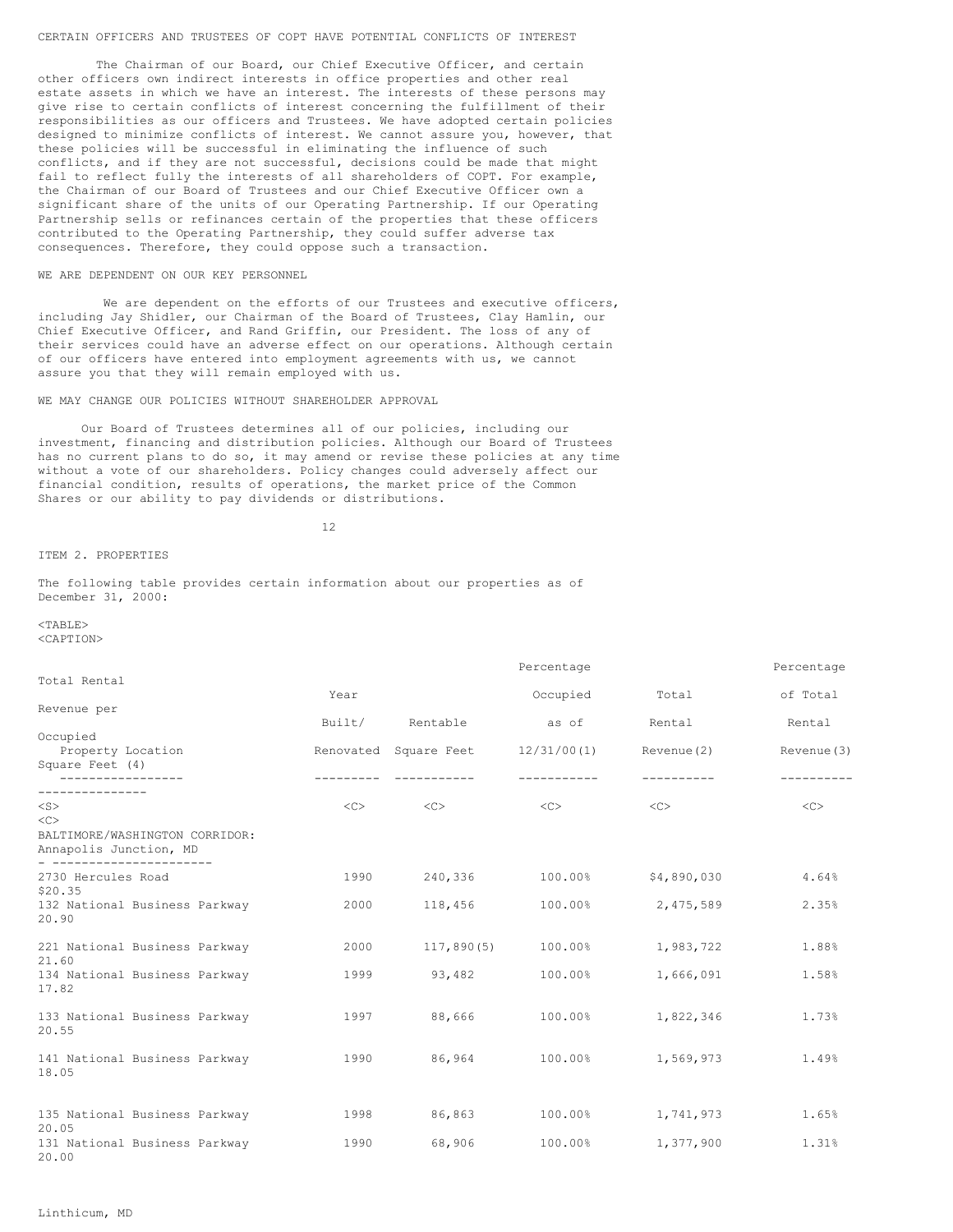CERTAIN OFFICERS AND TRUSTEES OF COPT HAVE POTENTIAL CONFLICTS OF INTEREST

The Chairman of our Board, our Chief Executive Officer, and certain other officers own indirect interests in office properties and other real estate assets in which we have an interest. The interests of these persons may give rise to certain conflicts of interest concerning the fulfillment of their responsibilities as our officers and Trustees. We have adopted certain policies designed to minimize conflicts of interest. We cannot assure you, however, that these policies will be successful in eliminating the influence of such conflicts, and if they are not successful, decisions could be made that might fail to reflect fully the interests of all shareholders of COPT. For example, the Chairman of our Board of Trustees and our Chief Executive Officer own a significant share of the units of our Operating Partnership. If our Operating Partnership sells or refinances certain of the properties that these officers contributed to the Operating Partnership, they could suffer adverse tax consequences. Therefore, they could oppose such a transaction.

WE ARE DEPENDENT ON OUR KEY PERSONNEL

We are dependent on the efforts of our Trustees and executive officers, including Jay Shidler, our Chairman of the Board of Trustees, Clay Hamlin, our Chief Executive Officer, and Rand Griffin, our President. The loss of any of their services could have an adverse effect on our operations. Although certain of our officers have entered into employment agreements with us, we cannot assure you that they will remain employed with us.

WE MAY CHANGE OUR POLICIES WITHOUT SHAREHOLDER APPROVAL

Our Board of Trustees determines all of our policies, including our investment, financing and distribution policies. Although our Board of Trustees has no current plans to do so, it may amend or revise these policies at any time without a vote of our shareholders. Policy changes could adversely affect our financial condition, results of operations, the market price of the Common Shares or our ability to pay dividends or distributions.

ITEM 2. PROPERTIES

The following table provides certain information about our properties as of December 31, 2000:

| Property Location | Year Built/ Renovated | Rentable Square Feet | Percentage Occupied as of 12/31/00(1) | Total Rental Revenue(2) | Percentage of Total Rental Revenue(3) | Total Rental Revenue per Occupied Square Feet (4) |
|---|---|---|---|---|---|---|
| BALTIMORE/WASHINGTON CORRIDOR: | | | | | | |
| Annapolis Junction, MD | | | | | | |
| 2730 Hercules Road | 1990 | 240,336 | 100.00% | $4,890,030 | 4.64% | $20.35 |
| 132 National Business Parkway | 2000 | 118,456 | 100.00% | 2,475,589 | 2.35% | 20.90 |
| 221 National Business Parkway | 2000 | 117,890(5) | 100.00% | 1,983,722 | 1.88% | 21.60 |
| 134 National Business Parkway | 1999 | 93,482 | 100.00% | 1,666,091 | 1.58% | 17.82 |
| 133 National Business Parkway | 1997 | 88,666 | 100.00% | 1,822,346 | 1.73% | 20.55 |
| 141 National Business Parkway | 1990 | 86,964 | 100.00% | 1,569,973 | 1.49% | 18.05 |
| 135 National Business Parkway | 1998 | 86,863 | 100.00% | 1,741,973 | 1.65% | 20.05 |
| 131 National Business Parkway | 1990 | 68,906 | 100.00% | 1,377,900 | 1.31% | 20.00 |
| Linthicum, MD | | | | | | |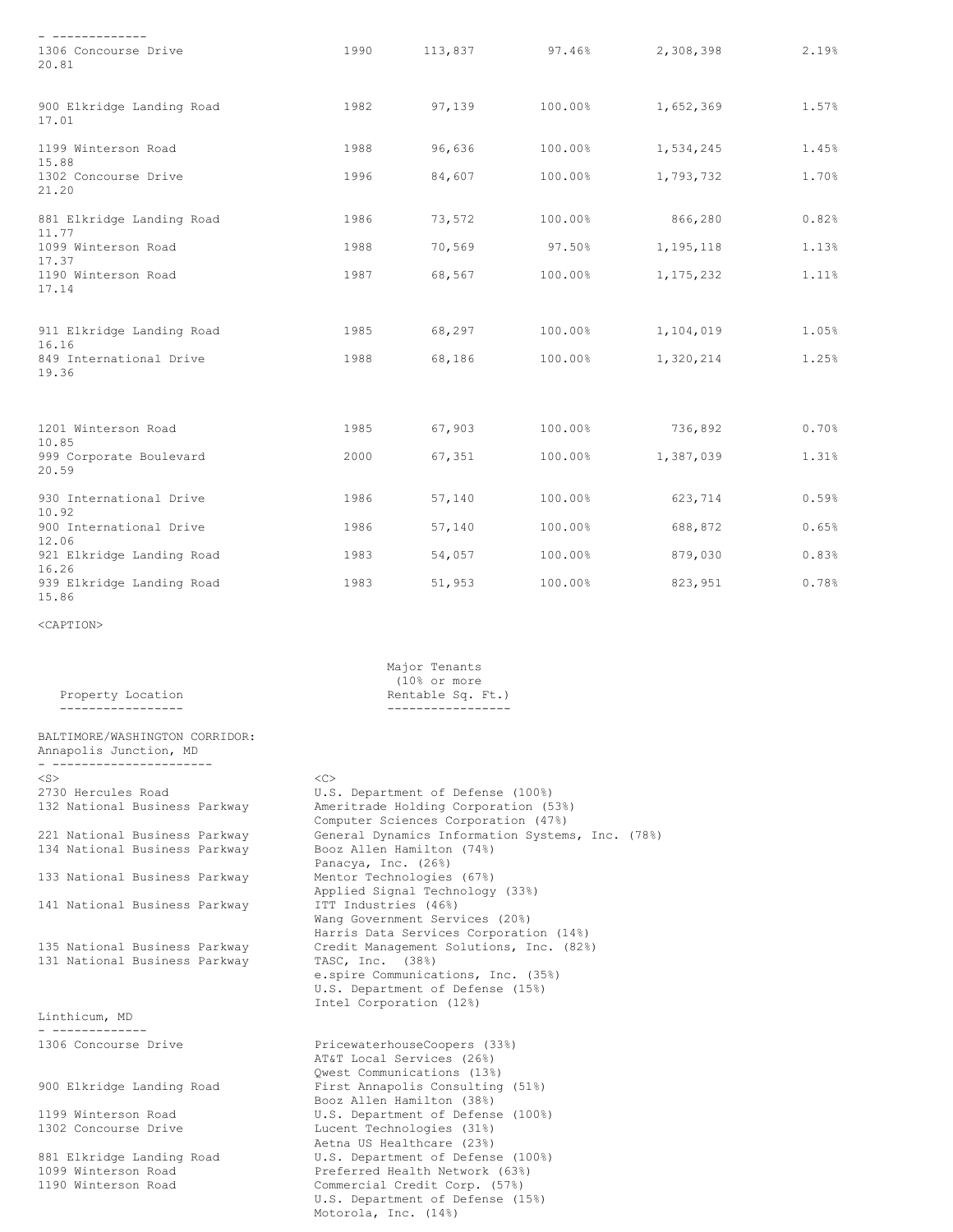| Property Location | Year Built/Renovated | Rentable Square Feet | Occupancy | Annualized Rental Revenue | Percentage of Total Annualized Rental Revenue | Annualized Rental Revenue per Occupied Square Foot |
|---|---|---|---|---|---|---|
| 1306 Concourse Drive | 1990 | 113,837 | 97.46% | 2,308,398 | 2.19% | 20.81 |
| 900 Elkridge Landing Road | 1982 | 97,139 | 100.00% | 1,652,369 | 1.57% | 17.01 |
| 1199 Winterson Road | 1988 | 96,636 | 100.00% | 1,534,245 | 1.45% | 15.88 |
| 1302 Concourse Drive | 1996 | 84,607 | 100.00% | 1,793,732 | 1.70% | 21.20 |
| 881 Elkridge Landing Road | 1986 | 73,572 | 100.00% | 866,280 | 0.82% | 11.77 |
| 1099 Winterson Road | 1988 | 70,569 | 97.50% | 1,195,118 | 1.13% | 17.37 |
| 1190 Winterson Road | 1987 | 68,567 | 100.00% | 1,175,232 | 1.11% | 17.14 |
| 911 Elkridge Landing Road | 1985 | 68,297 | 100.00% | 1,104,019 | 1.05% | 16.16 |
| 849 International Drive | 1988 | 68,186 | 100.00% | 1,320,214 | 1.25% | 19.36 |
| 1201 Winterson Road | 1985 | 67,903 | 100.00% | 736,892 | 0.70% | 10.85 |
| 999 Corporate Boulevard | 2000 | 67,351 | 100.00% | 1,387,039 | 1.31% | 20.59 |
| 930 International Drive | 1986 | 57,140 | 100.00% | 623,714 | 0.59% | 10.92 |
| 900 International Drive | 1986 | 57,140 | 100.00% | 688,872 | 0.65% | 12.06 |
| 921 Elkridge Landing Road | 1983 | 54,057 | 100.00% | 879,030 | 0.83% | 16.26 |
| 939 Elkridge Landing Road | 1983 | 51,953 | 100.00% | 823,951 | 0.78% | 15.86 |

| Property Location | Major Tenants (10% or more Rentable Sq. Ft.) |
|---|---|
| **BALTIMORE/WASHINGTON CORRIDOR:** | |
| **Annapolis Junction, MD** | |
| 2730 Hercules Road | U.S. Department of Defense (100%) |
| 132 National Business Parkway | Ameritrade Holding Corporation (53%) |
| | Computer Sciences Corporation (47%) |
| 221 National Business Parkway | General Dynamics Information Systems, Inc. (78%) |
| 134 National Business Parkway | Booz Allen Hamilton (74%) |
| | Panacya, Inc. (26%) |
| 133 National Business Parkway | Mentor Technologies (67%) |
| | Applied Signal Technology (33%) |
| 141 National Business Parkway | ITT Industries (46%) |
| | Wang Government Services (20%) |
| | Harris Data Services Corporation (14%) |
| 135 National Business Parkway | Credit Management Solutions, Inc. (82%) |
| 131 National Business Parkway | TASC, Inc. (38%) |
| | e.spire Communications, Inc. (35%) |
| | U.S. Department of Defense (15%) |
| | Intel Corporation (12%) |
| **Linthicum, MD** | |
| 1306 Concourse Drive | PricewaterhouseCoopers (33%) |
| | AT&T Local Services (26%) |
| | Qwest Communications (13%) |
| 900 Elkridge Landing Road | First Annapolis Consulting (51%) |
| | Booz Allen Hamilton (38%) |
| 1199 Winterson Road | U.S. Department of Defense (100%) |
| 1302 Concourse Drive | Lucent Technologies (31%) |
| | Aetna US Healthcare (23%) |
| 881 Elkridge Landing Road | U.S. Department of Defense (100%) |
| 1099 Winterson Road | Preferred Health Network (63%) |
| 1190 Winterson Road | Commercial Credit Corp. (57%) |
| | U.S. Department of Defense (15%) |
| | Motorola, Inc. (14%) |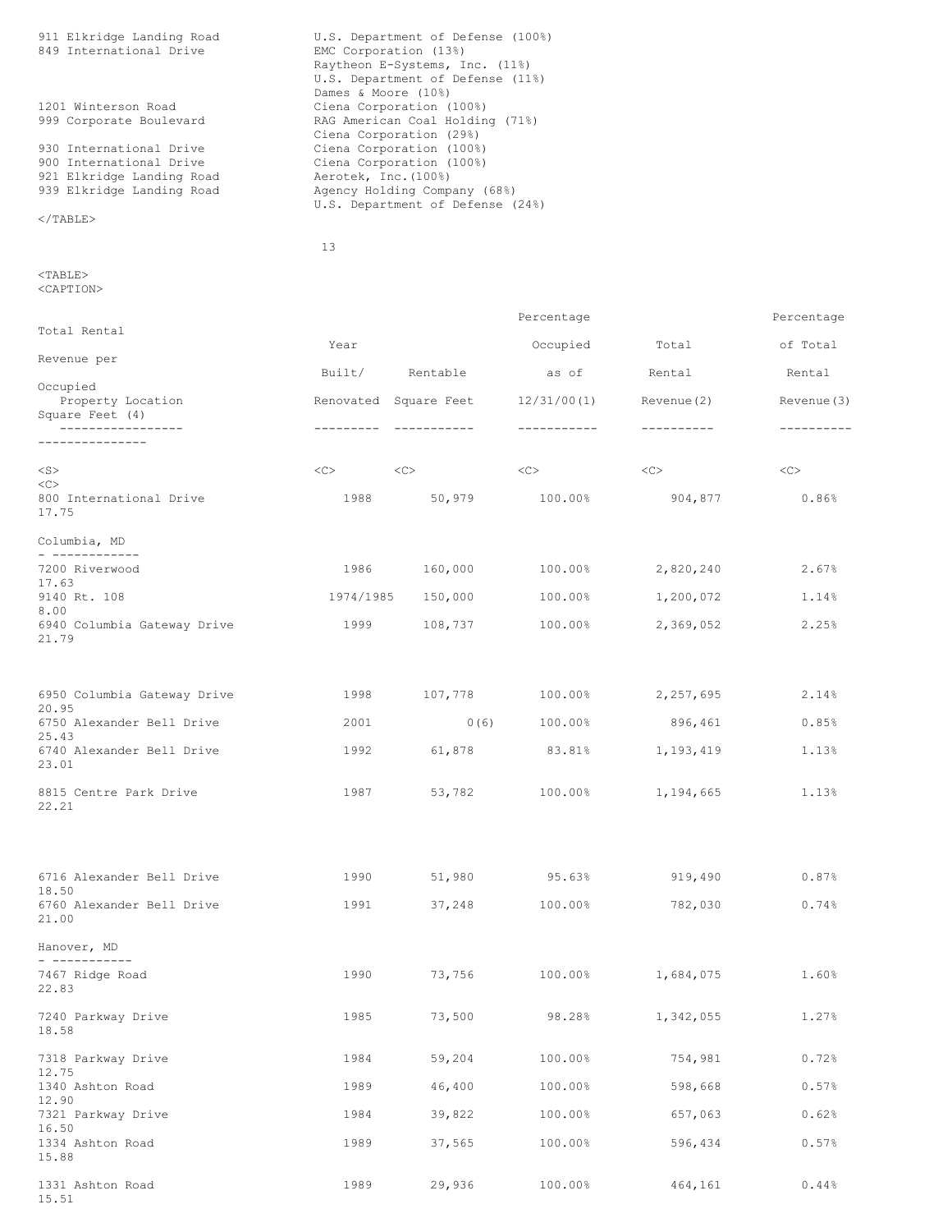| Property Location | Tenant |
|---|---|
| 911 Elkridge Landing Road | U.S. Department of Defense (100%) |
| 849 International Drive | EMC Corporation (13%) |
| | Raytheon E-Systems, Inc. (11%) |
| | U.S. Department of Defense (11%) |
| | Dames & Moore (10%) |
| 1201 Winterson Road | Ciena Corporation (100%) |
| 999 Corporate Boulevard | RAG American Coal Holding (71%) |
| | Ciena Corporation (29%) |
| 930 International Drive | Ciena Corporation (100%) |
| 900 International Drive | Ciena Corporation (100%) |
| 921 Elkridge Landing Road | Aerotek, Inc.(100%) |
| 939 Elkridge Landing Road | Agency Holding Company (68%) |
| | U.S. Department of Defense (24%) |

| Property Location | Year Built/ Renovated | Rentable Square Feet | Percentage Occupied as of 12/31/00(1) | Total Rental Revenue(2) | Percentage of Total Rental Revenue(3) | Total Rental Revenue per Occupied Square Feet (4) |
|---|---|---|---|---|---|---|
| 800 International Drive | 1988 | 50,979 | 100.00% | 904,877 | 0.86% | 17.75 |
| **Columbia, MD** | | | | | | |
| 7200 Riverwood | 1986 | 160,000 | 100.00% | 2,820,240 | 2.67% | 17.63 |
| 9140 Rt. 108 | 1974/1985 | 150,000 | 100.00% | 1,200,072 | 1.14% | 8.00 |
| 6940 Columbia Gateway Drive | 1999 | 108,737 | 100.00% | 2,369,052 | 2.25% | 21.79 |
| 6950 Columbia Gateway Drive | 1998 | 107,778 | 100.00% | 2,257,695 | 2.14% | 20.95 |
| 6750 Alexander Bell Drive | 2001 | 0(6) | 100.00% | 896,461 | 0.85% | 25.43 |
| 6740 Alexander Bell Drive | 1992 | 61,878 | 83.81% | 1,193,419 | 1.13% | 23.01 |
| 8815 Centre Park Drive | 1987 | 53,782 | 100.00% | 1,194,665 | 1.13% | 22.21 |
| 6716 Alexander Bell Drive | 1990 | 51,980 | 95.63% | 919,490 | 0.87% | 18.50 |
| 6760 Alexander Bell Drive | 1991 | 37,248 | 100.00% | 782,030 | 0.74% | 21.00 |
| **Hanover, MD** | | | | | | |
| 7467 Ridge Road | 1990 | 73,756 | 100.00% | 1,684,075 | 1.60% | 22.83 |
| 7240 Parkway Drive | 1985 | 73,500 | 98.28% | 1,342,055 | 1.27% | 18.58 |
| 7318 Parkway Drive | 1984 | 59,204 | 100.00% | 754,981 | 0.72% | 12.75 |
| 1340 Ashton Road | 1989 | 46,400 | 100.00% | 598,668 | 0.57% | 12.90 |
| 7321 Parkway Drive | 1984 | 39,822 | 100.00% | 657,063 | 0.62% | 16.50 |
| 1334 Ashton Road | 1989 | 37,565 | 100.00% | 596,434 | 0.57% | 15.88 |
| 1331 Ashton Road | 1989 | 29,936 | 100.00% | 464,161 | 0.44% | 15.51 |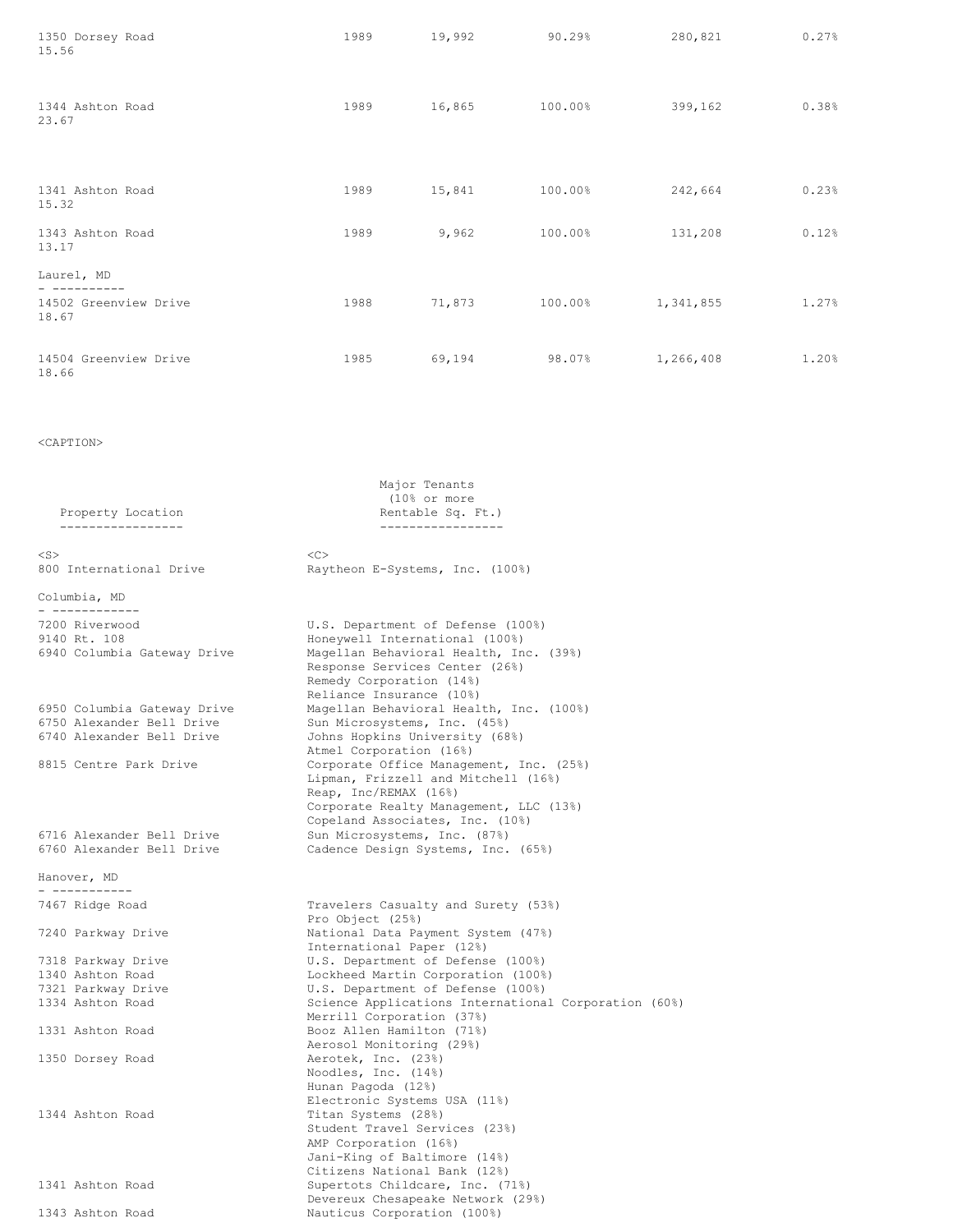| | | | | | | |
|---|---|---|---|---|---|---|
| 1350 Dorsey Road | 1989 | 19,992 | 90.29% | 280,821 | 0.27% | 15.56 |
| 1344 Ashton Road | 1989 | 16,865 | 100.00% | 399,162 | 0.38% | 23.67 |
| 1341 Ashton Road | 1989 | 15,841 | 100.00% | 242,664 | 0.23% | 15.32 |
| 1343 Ashton Road | 1989 | 9,962 | 100.00% | 131,208 | 0.12% | 13.17 |
| **Laurel, MD** | | | | | | |
| 14502 Greenview Drive | 1988 | 71,873 | 100.00% | 1,341,855 | 1.27% | 18.67 |
| 14504 Greenview Drive | 1985 | 69,194 | 98.07% | 1,266,408 | 1.20% | 18.66 |

| Property Location | Major Tenants (10% or more Rentable Sq. Ft.) |
|---|---|
| 800 International Drive | Raytheon E-Systems, Inc. (100%) |
| **Columbia, MD** | |
| 7200 Riverwood | U.S. Department of Defense (100%) |
| 9140 Rt. 108 | Honeywell International (100%) |
| 6940 Columbia Gateway Drive | Magellan Behavioral Health, Inc. (39%)<br>Response Services Center (26%)<br>Remedy Corporation (14%)<br>Reliance Insurance (10%) |
| 6950 Columbia Gateway Drive | Magellan Behavioral Health, Inc. (100%) |
| 6750 Alexander Bell Drive | Sun Microsystems, Inc. (45%) |
| 6740 Alexander Bell Drive | Johns Hopkins University (68%)<br>Atmel Corporation (16%) |
| 8815 Centre Park Drive | Corporate Office Management, Inc. (25%)<br>Lipman, Frizzell and Mitchell (16%)<br>Reap, Inc/REMAX (16%)<br>Corporate Realty Management, LLC (13%)<br>Copeland Associates, Inc. (10%) |
| 6716 Alexander Bell Drive | Sun Microsystems, Inc. (87%) |
| 6760 Alexander Bell Drive | Cadence Design Systems, Inc. (65%) |
| **Hanover, MD** | |
| 7467 Ridge Road | Travelers Casualty and Surety (53%)<br>Pro Object (25%) |
| 7240 Parkway Drive | National Data Payment System (47%)<br>International Paper (12%) |
| 7318 Parkway Drive | U.S. Department of Defense (100%) |
| 1340 Ashton Road | Lockheed Martin Corporation (100%) |
| 7321 Parkway Drive | U.S. Department of Defense (100%) |
| 1334 Ashton Road | Science Applications International Corporation (60%)<br>Merrill Corporation (37%) |
| 1331 Ashton Road | Booz Allen Hamilton (71%)<br>Aerosol Monitoring (29%) |
| 1350 Dorsey Road | Aerotek, Inc. (23%)<br>Noodles, Inc. (14%)<br>Hunan Pagoda (12%)<br>Electronic Systems USA (11%) |
| 1344 Ashton Road | Titan Systems (28%)<br>Student Travel Services (23%)<br>AMP Corporation (16%)<br>Jani-King of Baltimore (14%)<br>Citizens National Bank (12%) |
| 1341 Ashton Road | Supertots Childcare, Inc. (71%)<br>Devereux Chesapeake Network (29%) |
| 1343 Ashton Road | Nauticus Corporation (100%) |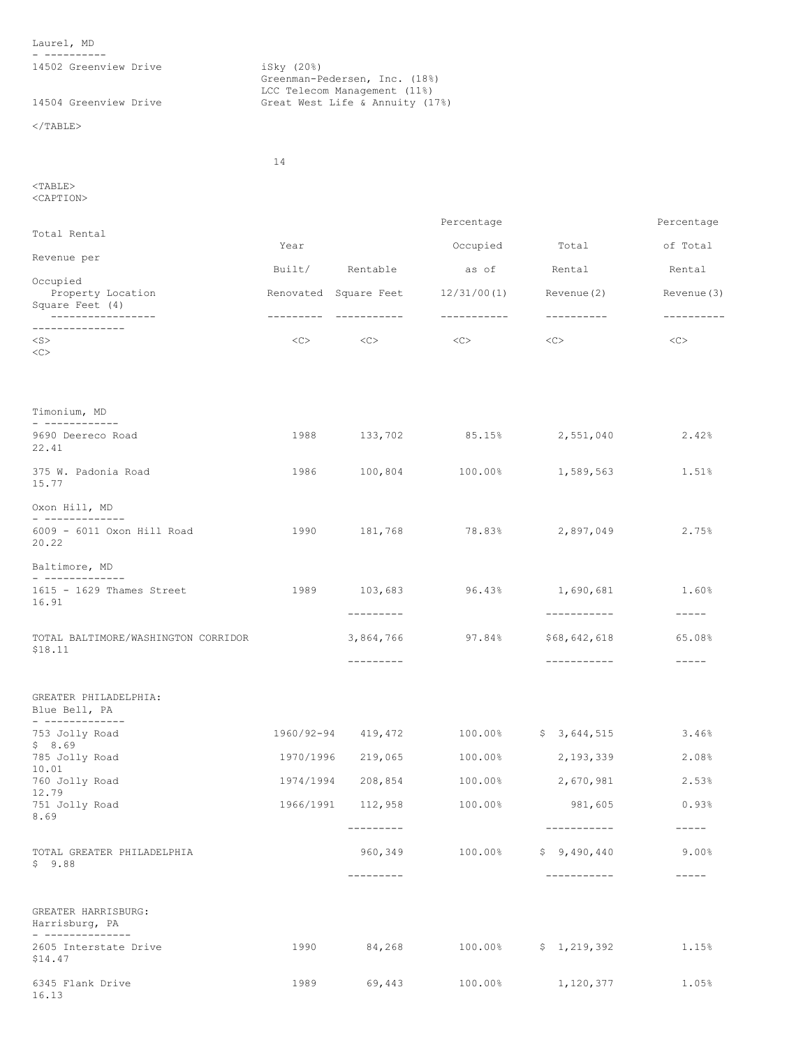| Property Location | Major Tenants |
|---|---|
| Laurel, MD | |
| 14502 Greenview Drive | iSky (20%) |
| | Greenman-Pedersen, Inc. (18%) |
| | LCC Telecom Management (11%) |
| 14504 Greenview Drive | Great West Life & Annuity (17%) |

| Property Location | Year Built/ Renovated | Rentable Square Feet | Percentage Occupied as of 12/31/00(1) | Total Rental Revenue(2) | Percentage of Total Rental Revenue(3) | Total Rental Revenue per Occupied Square Feet (4) |
|---|---|---|---|---|---|---|
| Timonium, MD | | | | | | |
| 9690 Deereco Road | 1988 | 133,702 | 85.15% | 2,551,040 | 2.42% | 22.41 |
| 375 W. Padonia Road | 1986 | 100,804 | 100.00% | 1,589,563 | 1.51% | 15.77 |
| Oxon Hill, MD | | | | | | |
| 6009 - 6011 Oxon Hill Road | 1990 | 181,768 | 78.83% | 2,897,049 | 2.75% | 20.22 |
| Baltimore, MD | | | | | | |
| 1615 - 1629 Thames Street | 1989 | 103,683 | 96.43% | 1,690,681 | 1.60% | 16.91 |
| TOTAL BALTIMORE/WASHINGTON CORRIDOR | | 3,864,766 | 97.84% | $68,642,618 | 65.08% | $18.11 |
| GREATER PHILADELPHIA: | | | | | | |
| Blue Bell, PA | | | | | | |
| 753 Jolly Road | 1960/92-94 | 419,472 | 100.00% | $ 3,644,515 | 3.46% | $ 8.69 |
| 785 Jolly Road | 1970/1996 | 219,065 | 100.00% | 2,193,339 | 2.08% | 10.01 |
| 760 Jolly Road | 1974/1994 | 208,854 | 100.00% | 2,670,981 | 2.53% | 12.79 |
| 751 Jolly Road | 1966/1991 | 112,958 | 100.00% | 981,605 | 0.93% | 8.69 |
| TOTAL GREATER PHILADELPHIA | | 960,349 | 100.00% | $ 9,490,440 | 9.00% | $ 9.88 |
| GREATER HARRISBURG: | | | | | | |
| Harrisburg, PA | | | | | | |
| 2605 Interstate Drive | 1990 | 84,268 | 100.00% | $ 1,219,392 | 1.15% | $14.47 |
| 6345 Flank Drive | 1989 | 69,443 | 100.00% | 1,120,377 | 1.05% | 16.13 |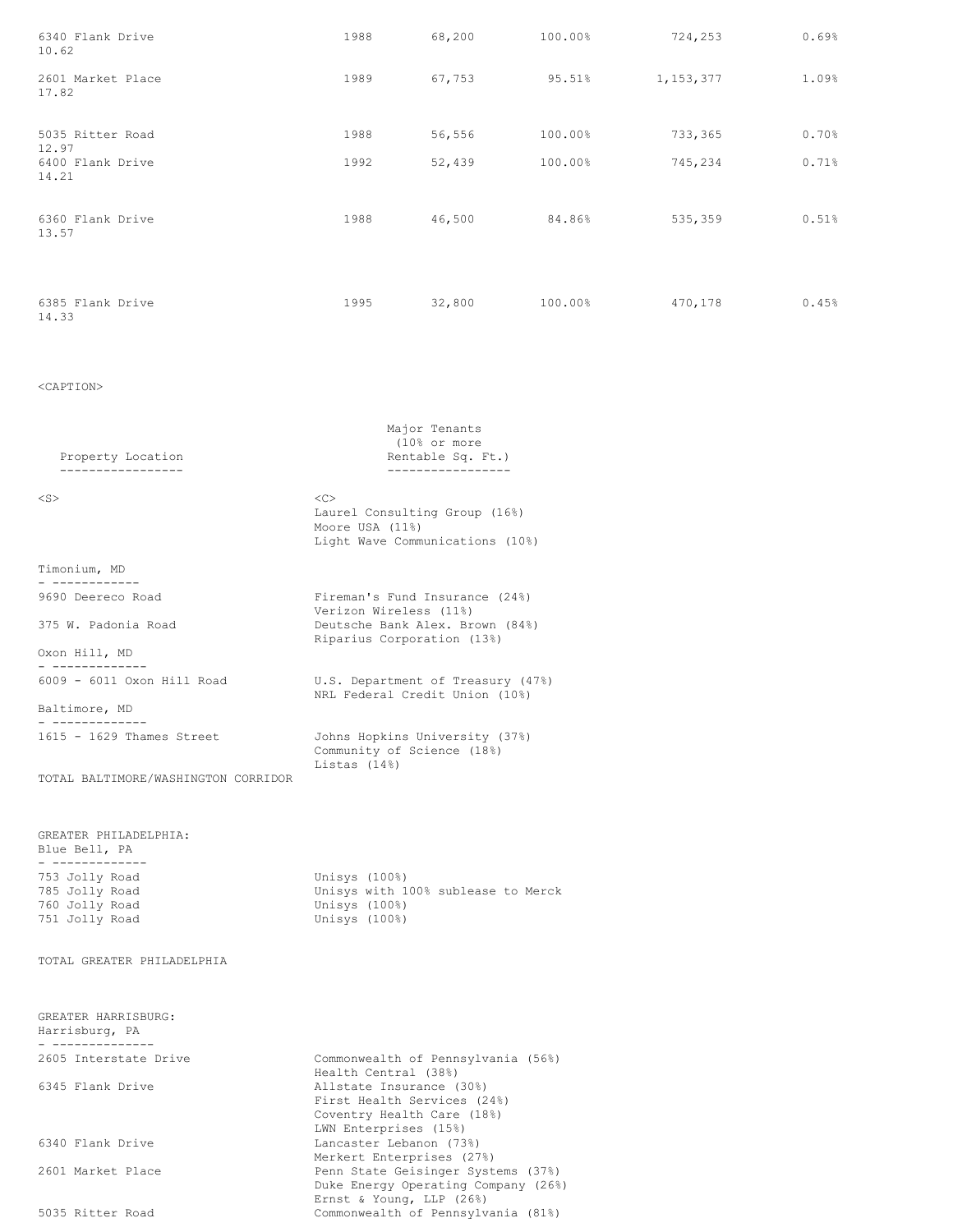| Property | Year Built | Rentable Sq. Ft. | Percent Leased | Annualized Rent | Percent of Total Annualized Rent | Rent per Leased Sq. Ft. |
|---|---|---|---|---|---|---|
| 6340 Flank Drive | 1988 | 68,200 | 100.00% | 724,253 | 0.69% | 10.62 |
| 2601 Market Place | 1989 | 67,753 | 95.51% | 1,153,377 | 1.09% | 17.82 |
| 5035 Ritter Road | 1988 | 56,556 | 100.00% | 733,365 | 0.70% | 12.97 |
| 6400 Flank Drive | 1992 | 52,439 | 100.00% | 745,234 | 0.71% | 14.21 |
| 6360 Flank Drive | 1988 | 46,500 | 84.86% | 535,359 | 0.51% | 13.57 |
| 6385 Flank Drive | 1995 | 32,800 | 100.00% | 470,178 | 0.45% | 14.33 |

<CAPTION>

| Property Location | Major Tenants (10% or more Rentable Sq. Ft.) |
|---|---|
| | Laurel Consulting Group (16%)<br>Moore USA (11%)<br>Light Wave Communications (10%) |
| **Timonium, MD** | |
| 9690 Deereco Road | Fireman's Fund Insurance (24%)<br>Verizon Wireless (11%) |
| 375 W. Padonia Road | Deutsche Bank Alex. Brown (84%)<br>Riparius Corporation (13%) |
| **Oxon Hill, MD** | |
| 6009 - 6011 Oxon Hill Road | U.S. Department of Treasury (47%)<br>NRL Federal Credit Union (10%) |
| **Baltimore, MD** | |
| 1615 - 1629 Thames Street | Johns Hopkins University (37%)<br>Community of Science (18%)<br>Listas (14%) |
| TOTAL BALTIMORE/WASHINGTON CORRIDOR | |
| **GREATER PHILADELPHIA:** | |
| **Blue Bell, PA** | |
| 753 Jolly Road | Unisys (100%) |
| 785 Jolly Road | Unisys with 100% sublease to Merck |
| 760 Jolly Road | Unisys (100%) |
| 751 Jolly Road | Unisys (100%) |
| TOTAL GREATER PHILADELPHIA | |
| **GREATER HARRISBURG:** | |
| **Harrisburg, PA** | |
| 2605 Interstate Drive | Commonwealth of Pennsylvania (56%)<br>Health Central (38%) |
| 6345 Flank Drive | Allstate Insurance (30%)<br>First Health Services (24%)<br>Coventry Health Care (18%)<br>LWN Enterprises (15%) |
| 6340 Flank Drive | Lancaster Lebanon (73%)<br>Merkert Enterprises (27%) |
| 2601 Market Place | Penn State Geisinger Systems (37%)<br>Duke Energy Operating Company (26%)<br>Ernst & Young, LLP (26%) |
| 5035 Ritter Road | Commonwealth of Pennsylvania (81%) |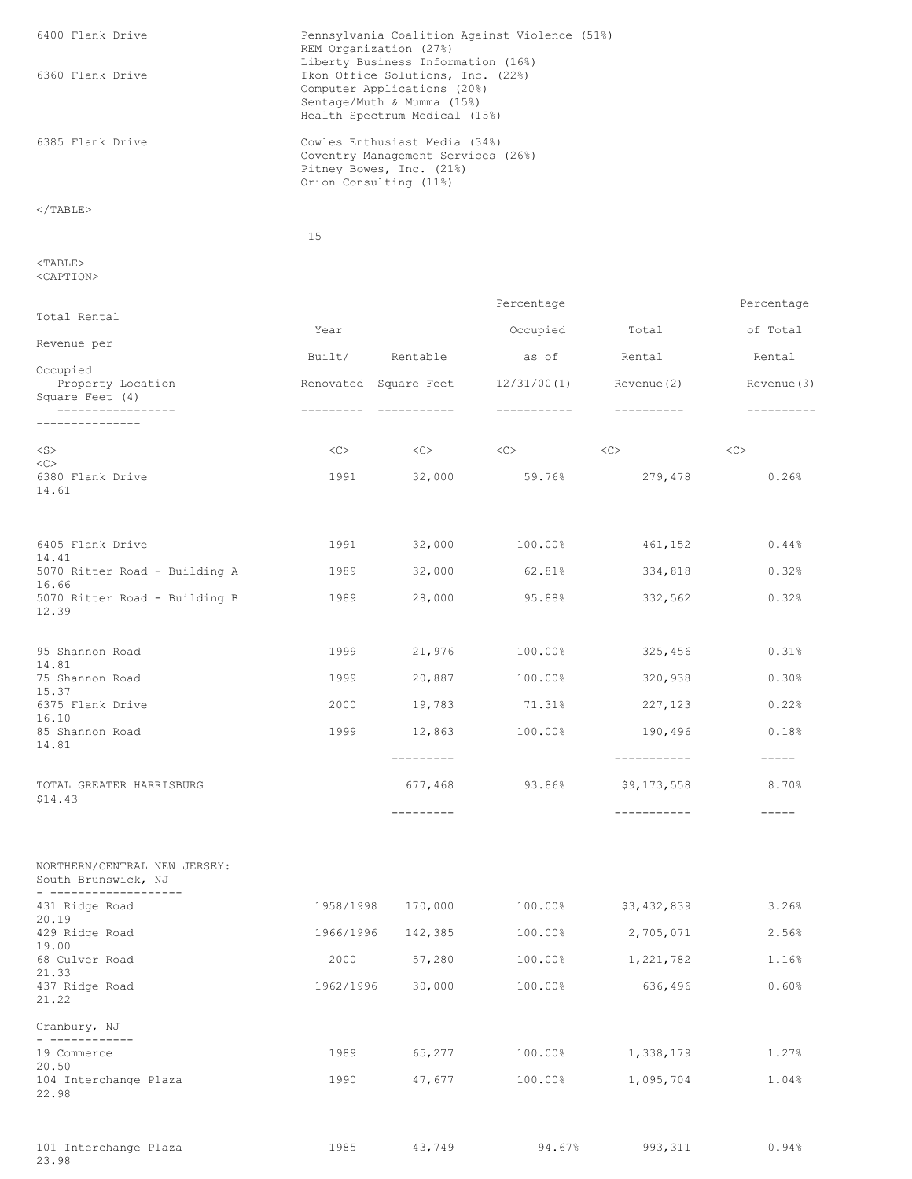| Property | Tenants |
|---|---|
| 6400 Flank Drive | Pennsylvania Coalition Against Violence (51%) |
| | REM Organization (27%) |
| | Liberty Business Information (16%) |
| 6360 Flank Drive | Ikon Office Solutions, Inc. (22%) |
| | Computer Applications (20%) |
| | Sentage/Muth & Mumma (15%) |
| | Health Spectrum Medical (15%) |
| 6385 Flank Drive | Cowles Enthusiast Media (34%) |
| | Coventry Management Services (26%) |
| | Pitney Bowes, Inc. (21%) |
| | Orion Consulting (11%) |

| Property Location | Year Built/ Renovated | Rentable Square Feet | Percentage Occupied as of 12/31/00(1) | Total Rental Revenue(2) | Percentage of Total Rental Revenue(3) | Total Rental Revenue per Occupied Square Feet (4) |
|---|---|---|---|---|---|---|
| 6380 Flank Drive | 1991 | 32,000 | 59.76% | 279,478 | 0.26% | 14.61 |
| 6405 Flank Drive | 1991 | 32,000 | 100.00% | 461,152 | 0.44% | 14.41 |
| 5070 Ritter Road - Building A | 1989 | 32,000 | 62.81% | 334,818 | 0.32% | 16.66 |
| 5070 Ritter Road - Building B | 1989 | 28,000 | 95.88% | 332,562 | 0.32% | 12.39 |
| 95 Shannon Road | 1999 | 21,976 | 100.00% | 325,456 | 0.31% | 14.81 |
| 75 Shannon Road | 1999 | 20,887 | 100.00% | 320,938 | 0.30% | 15.37 |
| 6375 Flank Drive | 2000 | 19,783 | 71.31% | 227,123 | 0.22% | 16.10 |
| 85 Shannon Road | 1999 | 12,863 | 100.00% | 190,496 | 0.18% | 14.81 |
| TOTAL GREATER HARRISBURG | | 677,468 | 93.86% | $9,173,558 | 8.70% | $14.43 |
| NORTHERN/CENTRAL NEW JERSEY: | | | | | | |
| South Brunswick, NJ | | | | | | |
| 431 Ridge Road | 1958/1998 | 170,000 | 100.00% | $3,432,839 | 3.26% | 20.19 |
| 429 Ridge Road | 1966/1996 | 142,385 | 100.00% | 2,705,071 | 2.56% | 19.00 |
| 68 Culver Road | 2000 | 57,280 | 100.00% | 1,221,782 | 1.16% | 21.33 |
| 437 Ridge Road | 1962/1996 | 30,000 | 100.00% | 636,496 | 0.60% | 21.22 |
| Cranbury, NJ | | | | | | |
| 19 Commerce | 1989 | 65,277 | 100.00% | 1,338,179 | 1.27% | 20.50 |
| 104 Interchange Plaza | 1990 | 47,677 | 100.00% | 1,095,704 | 1.04% | 22.98 |
| 101 Interchange Plaza | 1985 | 43,749 | 94.67% | 993,311 | 0.94% | 23.98 |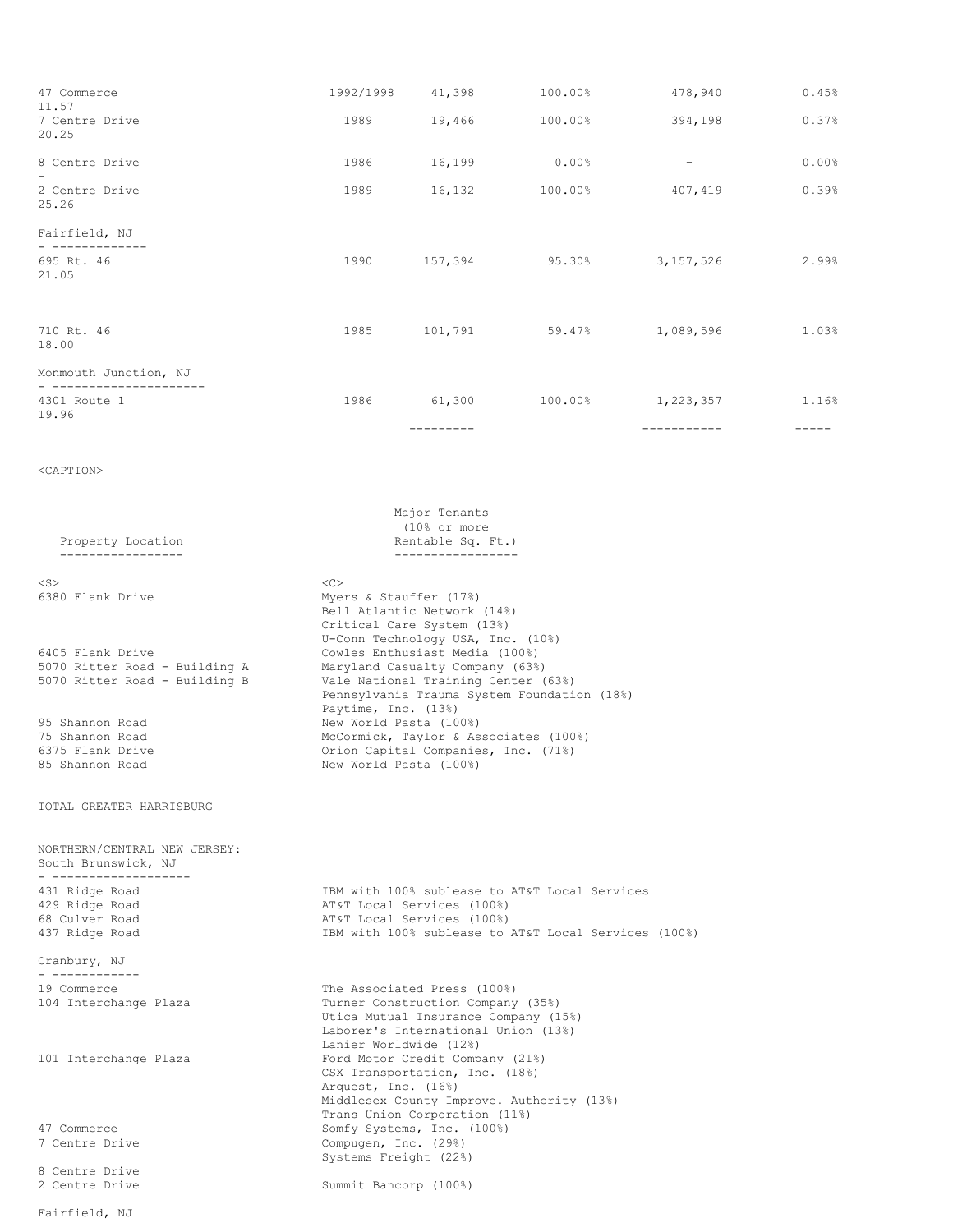| Property Location | Year Built/Renovated | Net Rentable Sq. Ft. | Percentage Leased | Total Base Rent | Percentage of Total Base Rent | Average Annualized Rental Rate |
|---|---|---|---|---|---|---|
| 47 Commerce | 1992/1998 | 41,398 | 100.00% | 478,940 | 0.45% | 11.57 |
| 7 Centre Drive | 1989 | 19,466 | 100.00% | 394,198 | 0.37% | 20.25 |
| 8 Centre Drive | 1986 | 16,199 | 0.00% | - | 0.00% | - |
| 2 Centre Drive | 1989 | 16,132 | 100.00% | 407,419 | 0.39% | 25.26 |
| Fairfield, NJ | | | | | | |
| 695 Rt. 46 | 1990 | 157,394 | 95.30% | 3,157,526 | 2.99% | 21.05 |
| 710 Rt. 46 | 1985 | 101,791 | 59.47% | 1,089,596 | 1.03% | 18.00 |
| Monmouth Junction, NJ | | | | | | |
| 4301 Route 1 | 1986 | 61,300 | 100.00% | 1,223,357 | 1.16% | 19.96 |
| | | --------- | | ----------- | ----- | |

| Property Location | Major Tenants (10% or more Rentable Sq. Ft.) |
|---|---|
| 6380 Flank Drive | Myers & Stauffer (17%)<br>Bell Atlantic Network (14%)<br>Critical Care System (13%)<br>U-Conn Technology USA, Inc. (10%) |
| 6405 Flank Drive | Cowles Enthusiast Media (100%) |
| 5070 Ritter Road - Building A | Maryland Casualty Company (63%) |
| 5070 Ritter Road - Building B | Vale National Training Center (63%)<br>Pennsylvania Trauma System Foundation (18%)<br>Paytime, Inc. (13%) |
| 95 Shannon Road | New World Pasta (100%) |
| 75 Shannon Road | McCormick, Taylor & Associates (100%) |
| 6375 Flank Drive | Orion Capital Companies, Inc. (71%) |
| 85 Shannon Road | New World Pasta (100%) |
| TOTAL GREATER HARRISBURG | |
| NORTHERN/CENTRAL NEW JERSEY: | |
| South Brunswick, NJ | |
| 431 Ridge Road | IBM with 100% sublease to AT&T Local Services |
| 429 Ridge Road | AT&T Local Services (100%) |
| 68 Culver Road | AT&T Local Services (100%) |
| 437 Ridge Road | IBM with 100% sublease to AT&T Local Services (100%) |
| Cranbury, NJ | |
| 19 Commerce | The Associated Press (100%) |
| 104 Interchange Plaza | Turner Construction Company (35%)<br>Utica Mutual Insurance Company (15%)<br>Laborer's International Union (13%)<br>Lanier Worldwide (12%) |
| 101 Interchange Plaza | Ford Motor Credit Company (21%)<br>CSX Transportation, Inc. (18%)<br>Arquest, Inc. (16%)<br>Middlesex County Improve. Authority (13%)<br>Trans Union Corporation (11%) |
| 47 Commerce | Somfy Systems, Inc. (100%) |
| 7 Centre Drive | Compugen, Inc. (29%)<br>Systems Freight (22%) |
| 8 Centre Drive | |
| 2 Centre Drive | Summit Bancorp (100%) |
| Fairfield, NJ | |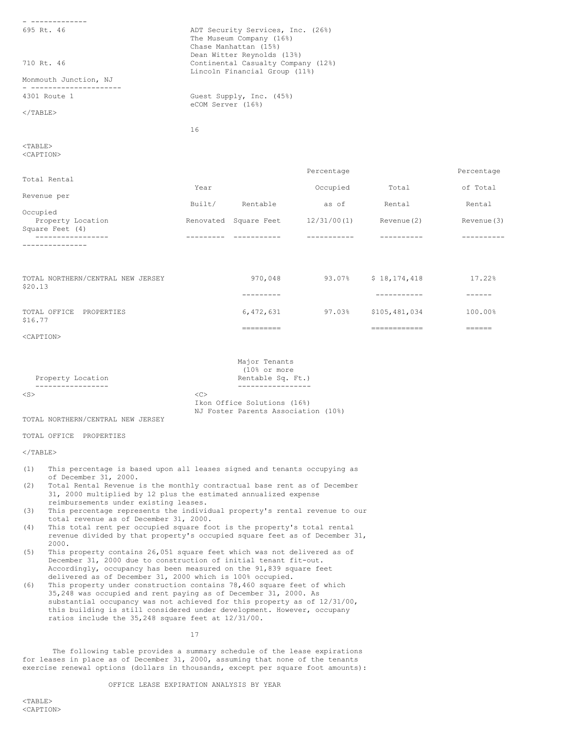| Property Location | Major Tenants (10% or more Rentable Sq. Ft.) |
|---|---|
| 695 Rt. 46 | ADT Security Services, Inc. (26%) |
| | The Museum Company (16%) |
| | Chase Manhattan (15%) |
| | Dean Witter Reynolds (13%) |
| 710 Rt. 46 | Continental Casualty Company (12%) |
| | Lincoln Financial Group (11%) |
| Monmouth Junction, NJ | |
| 4301 Route 1 | Guest Supply, Inc. (45%) |
| | eCOM Server (16%) |

| Property Location | Year Built/ Renovated | Rentable Square Feet | Percentage Occupied as of 12/31/00(1) | Total Rental Revenue(2) | Percentage of Total Rental Revenue(3) | Total Rental Revenue per Occupied Square Feet (4) |
|---|---|---|---|---|---|---|
| TOTAL NORTHERN/CENTRAL NEW JERSEY | | 970,048 | 93.07% | $ 18,174,418 | 17.22% | $20.13 |
| TOTAL OFFICE PROPERTIES | | 6,472,631 | 97.03% | $105,481,034 | 100.00% | $16.77 |

| Property Location | Major Tenants (10% or more Rentable Sq. Ft.) |
|---|---|
| | Ikon Office Solutions (16%) |
| | NJ Foster Parents Association (10%) |
| TOTAL NORTHERN/CENTRAL NEW JERSEY | |
| TOTAL OFFICE PROPERTIES | |

(1) This percentage is based upon all leases signed and tenants occupying as of December 31, 2000.

(2) Total Rental Revenue is the monthly contractual base rent as of December 31, 2000 multiplied by 12 plus the estimated annualized expense reimbursements under existing leases.

(3) This percentage represents the individual property's rental revenue to our total revenue as of December 31, 2000.

(4) This total rent per occupied square foot is the property's total rental revenue divided by that property's occupied square feet as of December 31, 2000.

(5) This property contains 26,051 square feet which was not delivered as of December 31, 2000 due to construction of initial tenant fit-out. Accordingly, occupancy has been measured on the 91,839 square feet delivered as of December 31, 2000 which is 100% occupied.

(6) This property under construction contains 78,460 square feet of which 35,248 was occupied and rent paying as of December 31, 2000. As substantial occupancy was not achieved for this property as of 12/31/00, this building is still considered under development. However, occupany ratios include the 35,248 square feet at 12/31/00.

The following table provides a summary schedule of the lease expirations for leases in place as of December 31, 2000, assuming that none of the tenants exercise renewal options (dollars in thousands, except per square foot amounts):

OFFICE LEASE EXPIRATION ANALYSIS BY YEAR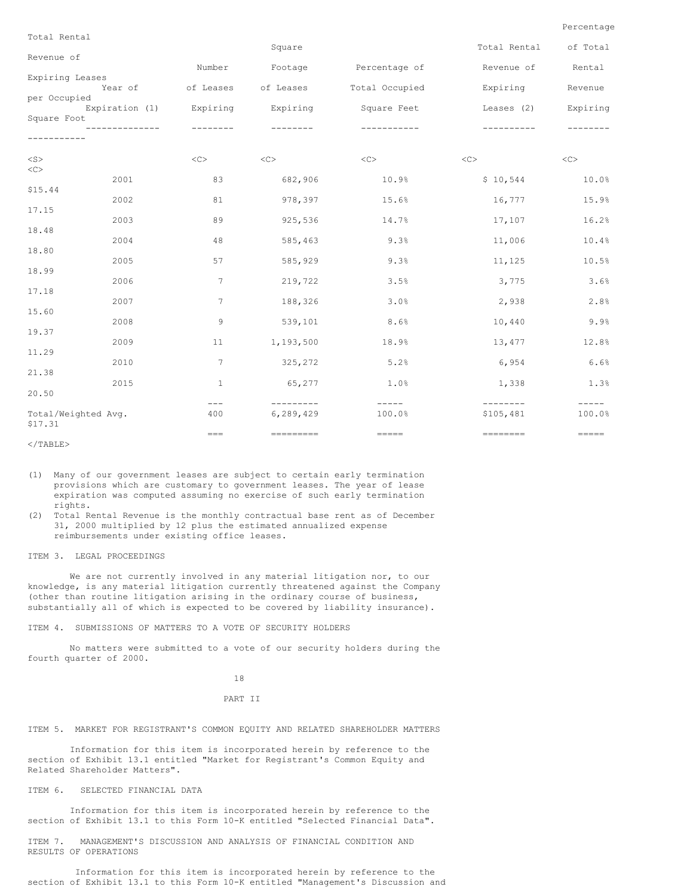| Year of Expiration (1) | Number of Leases Expiring | Square Footage of Leases Expiring | Percentage of Total Occupied Square Feet | Total Rental Revenue of Expiring Leases (2) | Percentage of Total Rental Revenue Expiring | Total Rental Revenue of Expiring Leases per Occupied Square Foot |
|---|---|---|---|---|---|---|
| 2001 | 83 | 682,906 | 10.9% | $ 10,544 | 10.0% | $15.44 |
| 2002 | 81 | 978,397 | 15.6% | 16,777 | 15.9% | 17.15 |
| 2003 | 89 | 925,536 | 14.7% | 17,107 | 16.2% | 18.48 |
| 2004 | 48 | 585,463 | 9.3% | 11,006 | 10.4% | 18.80 |
| 2005 | 57 | 585,929 | 9.3% | 11,125 | 10.5% | 18.99 |
| 2006 | 7 | 219,722 | 3.5% | 3,775 | 3.6% | 17.18 |
| 2007 | 7 | 188,326 | 3.0% | 2,938 | 2.8% | 15.60 |
| 2008 | 9 | 539,101 | 8.6% | 10,440 | 9.9% | 19.37 |
| 2009 | 11 | 1,193,500 | 18.9% | 13,477 | 12.8% | 11.29 |
| 2010 | 7 | 325,272 | 5.2% | 6,954 | 6.6% | 21.38 |
| 2015 | 1 | 65,277 | 1.0% | 1,338 | 1.3% | 20.50 |
| Total/Weighted Avg. | 400 | 6,289,429 | 100.0% | $105,481 | 100.0% | $17.31 |

(1) Many of our government leases are subject to certain early termination provisions which are customary to government leases. The year of lease expiration was computed assuming no exercise of such early termination rights.

(2) Total Rental Revenue is the monthly contractual base rent as of December 31, 2000 multiplied by 12 plus the estimated annualized expense reimbursements under existing office leases.

ITEM 3. LEGAL PROCEEDINGS

We are not currently involved in any material litigation nor, to our knowledge, is any material litigation currently threatened against the Company (other than routine litigation arising in the ordinary course of business, substantially all of which is expected to be covered by liability insurance).

ITEM 4. SUBMISSIONS OF MATTERS TO A VOTE OF SECURITY HOLDERS

No matters were submitted to a vote of our security holders during the fourth quarter of 2000.

PART II

ITEM 5. MARKET FOR REGISTRANT'S COMMON EQUITY AND RELATED SHAREHOLDER MATTERS

Information for this item is incorporated herein by reference to the section of Exhibit 13.1 entitled "Market for Registrant's Common Equity and Related Shareholder Matters".

ITEM 6. SELECTED FINANCIAL DATA

Information for this item is incorporated herein by reference to the section of Exhibit 13.1 to this Form 10-K entitled "Selected Financial Data".

ITEM 7. MANAGEMENT'S DISCUSSION AND ANALYSIS OF FINANCIAL CONDITION AND RESULTS OF OPERATIONS

Information for this item is incorporated herein by reference to the section of Exhibit 13.1 to this Form 10-K entitled "Management's Discussion and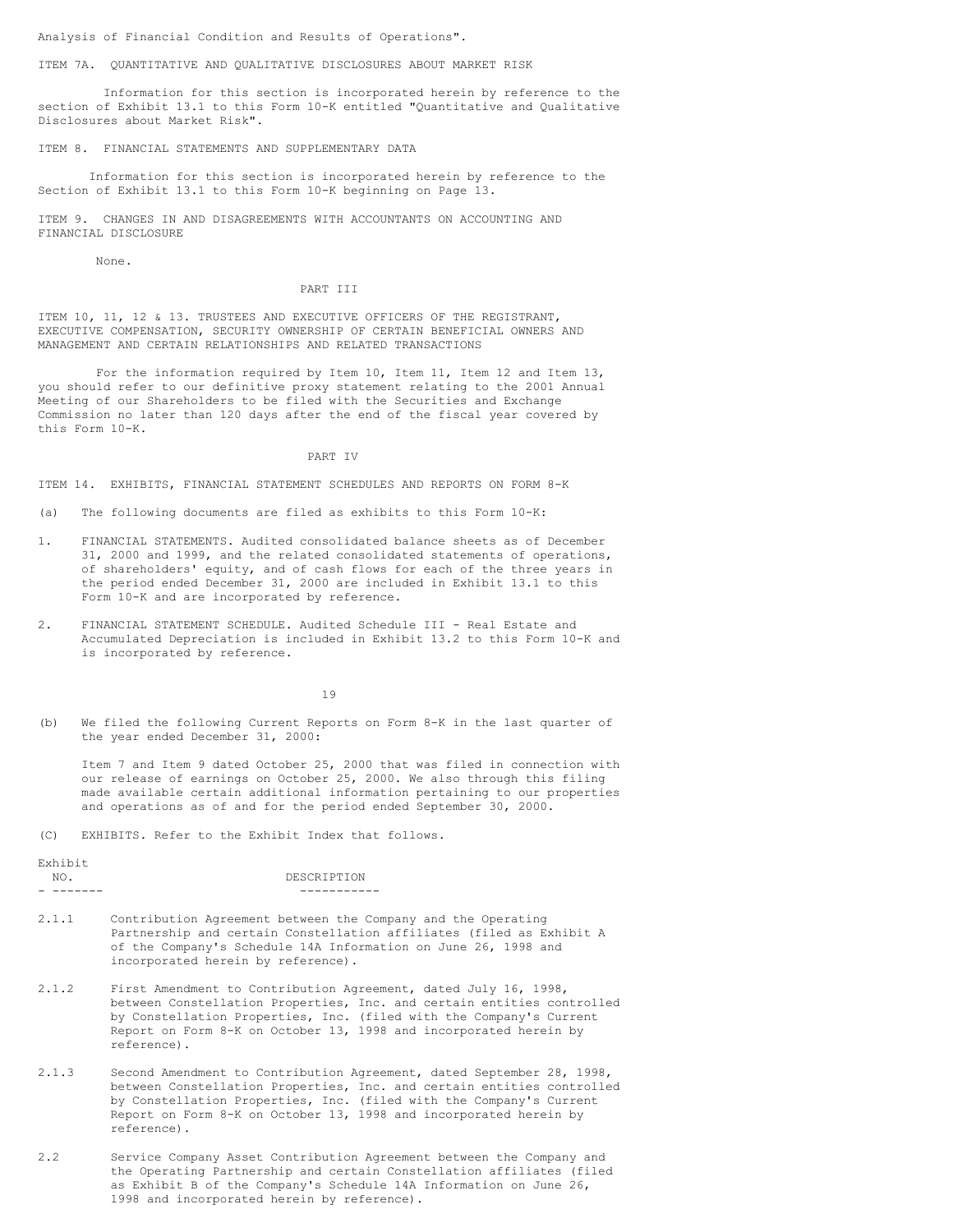Analysis of Financial Condition and Results of Operations".

ITEM 7A. QUANTITATIVE AND QUALITATIVE DISCLOSURES ABOUT MARKET RISK

Information for this section is incorporated herein by reference to the section of Exhibit 13.1 to this Form 10-K entitled "Quantitative and Qualitative Disclosures about Market Risk".

ITEM 8. FINANCIAL STATEMENTS AND SUPPLEMENTARY DATA

Information for this section is incorporated herein by reference to the Section of Exhibit 13.1 to this Form 10-K beginning on Page 13.

ITEM 9. CHANGES IN AND DISAGREEMENTS WITH ACCOUNTANTS ON ACCOUNTING AND FINANCIAL DISCLOSURE

None.

## PART III

ITEM 10, 11, 12 & 13. TRUSTEES AND EXECUTIVE OFFICERS OF THE REGISTRANT, EXECUTIVE COMPENSATION, SECURITY OWNERSHIP OF CERTAIN BENEFICIAL OWNERS AND MANAGEMENT AND CERTAIN RELATIONSHIPS AND RELATED TRANSACTIONS

For the information required by Item 10, Item 11, Item 12 and Item 13, you should refer to our definitive proxy statement relating to the 2001 Annual Meeting of our Shareholders to be filed with the Securities and Exchange Commission no later than 120 days after the end of the fiscal year covered by this Form 10-K.

## PART IV

ITEM 14. EXHIBITS, FINANCIAL STATEMENT SCHEDULES AND REPORTS ON FORM 8-K

(a) The following documents are filed as exhibits to this Form 10-K:

1. FINANCIAL STATEMENTS. Audited consolidated balance sheets as of December 31, 2000 and 1999, and the related consolidated statements of operations, of shareholders' equity, and of cash flows for each of the three years in the period ended December 31, 2000 are included in Exhibit 13.1 to this Form 10-K and are incorporated by reference.

2. FINANCIAL STATEMENT SCHEDULE. Audited Schedule III - Real Estate and Accumulated Depreciation is included in Exhibit 13.2 to this Form 10-K and is incorporated by reference.

(b) We filed the following Current Reports on Form 8-K in the last quarter of the year ended December 31, 2000:

Item 7 and Item 9 dated October 25, 2000 that was filed in connection with our release of earnings on October 25, 2000. We also through this filing made available certain additional information pertaining to our properties and operations as of and for the period ended September 30, 2000.

(C) EXHIBITS. Refer to the Exhibit Index that follows.

| Exhibit NO. | DESCRIPTION |
|---|---|
| 2.1.1 | Contribution Agreement between the Company and the Operating Partnership and certain Constellation affiliates (filed as Exhibit A of the Company's Schedule 14A Information on June 26, 1998 and incorporated herein by reference). |
| 2.1.2 | First Amendment to Contribution Agreement, dated July 16, 1998, between Constellation Properties, Inc. and certain entities controlled by Constellation Properties, Inc. (filed with the Company's Current Report on Form 8-K on October 13, 1998 and incorporated herein by reference). |
| 2.1.3 | Second Amendment to Contribution Agreement, dated September 28, 1998, between Constellation Properties, Inc. and certain entities controlled by Constellation Properties, Inc. (filed with the Company's Current Report on Form 8-K on October 13, 1998 and incorporated herein by reference). |
| 2.2 | Service Company Asset Contribution Agreement between the Company and the Operating Partnership and certain Constellation affiliates (filed as Exhibit B of the Company's Schedule 14A Information on June 26, 1998 and incorporated herein by reference). |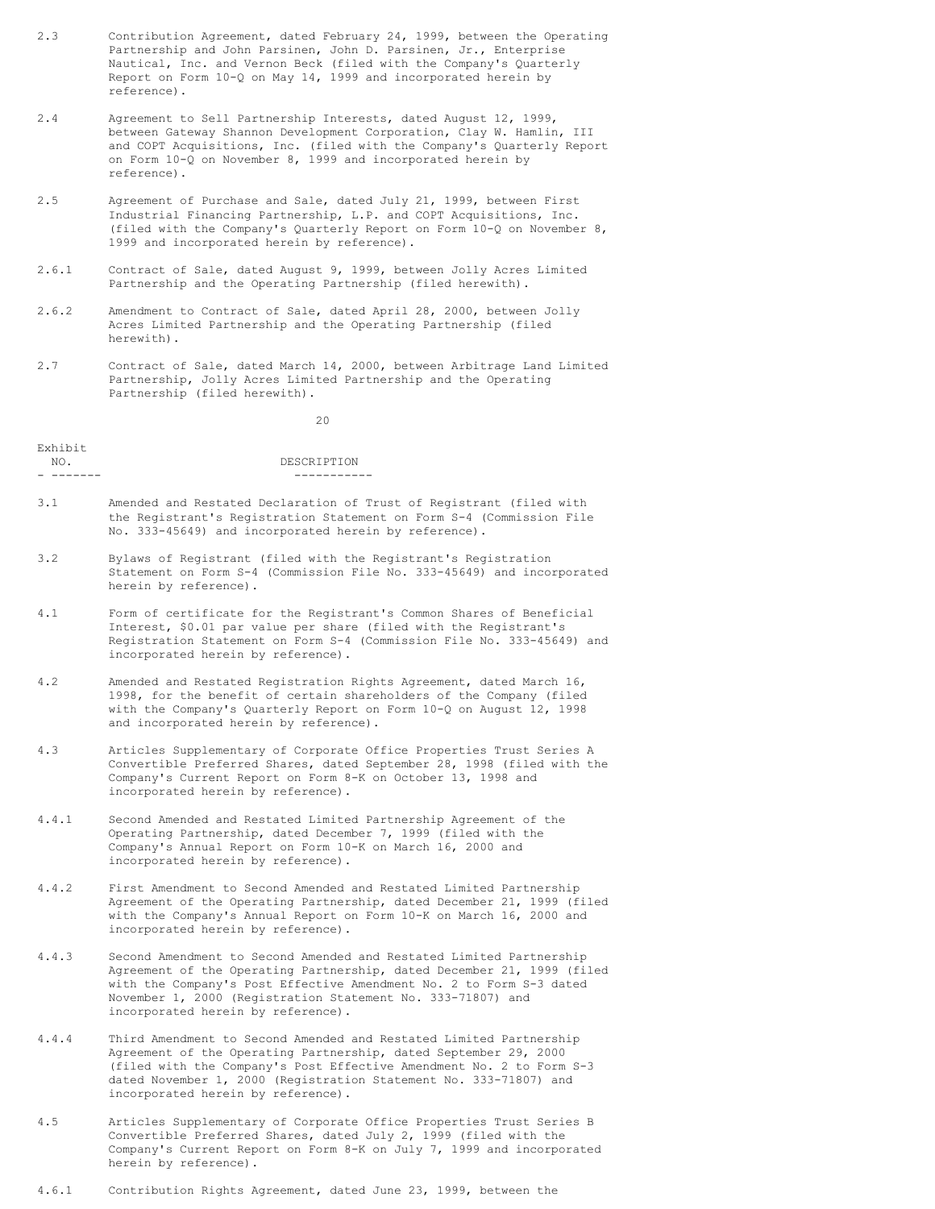2.3 Contribution Agreement, dated February 24, 1999, between the Operating Partnership and John Parsinen, John D. Parsinen, Jr., Enterprise Nautical, Inc. and Vernon Beck (filed with the Company's Quarterly Report on Form 10-Q on May 14, 1999 and incorporated herein by reference).

2.4 Agreement to Sell Partnership Interests, dated August 12, 1999, between Gateway Shannon Development Corporation, Clay W. Hamlin, III and COPT Acquisitions, Inc. (filed with the Company's Quarterly Report on Form 10-Q on November 8, 1999 and incorporated herein by reference).

2.5 Agreement of Purchase and Sale, dated July 21, 1999, between First Industrial Financing Partnership, L.P. and COPT Acquisitions, Inc. (filed with the Company's Quarterly Report on Form 10-Q on November 8, 1999 and incorporated herein by reference).

2.6.1 Contract of Sale, dated August 9, 1999, between Jolly Acres Limited Partnership and the Operating Partnership (filed herewith).

2.6.2 Amendment to Contract of Sale, dated April 28, 2000, between Jolly Acres Limited Partnership and the Operating Partnership (filed herewith).

2.7 Contract of Sale, dated March 14, 2000, between Arbitrage Land Limited Partnership, Jolly Acres Limited Partnership and the Operating Partnership (filed herewith).

| Exhibit NO. | DESCRIPTION |
|---|---|
| 3.1 | Amended and Restated Declaration of Trust of Registrant (filed with the Registrant's Registration Statement on Form S-4 (Commission File No. 333-45649) and incorporated herein by reference). |
| 3.2 | Bylaws of Registrant (filed with the Registrant's Registration Statement on Form S-4 (Commission File No. 333-45649) and incorporated herein by reference). |
| 4.1 | Form of certificate for the Registrant's Common Shares of Beneficial Interest, $0.01 par value per share (filed with the Registrant's Registration Statement on Form S-4 (Commission File No. 333-45649) and incorporated herein by reference). |
| 4.2 | Amended and Restated Registration Rights Agreement, dated March 16, 1998, for the benefit of certain shareholders of the Company (filed with the Company's Quarterly Report on Form 10-Q on August 12, 1998 and incorporated herein by reference). |
| 4.3 | Articles Supplementary of Corporate Office Properties Trust Series A Convertible Preferred Shares, dated September 28, 1998 (filed with the Company's Current Report on Form 8-K on October 13, 1998 and incorporated herein by reference). |
| 4.4.1 | Second Amended and Restated Limited Partnership Agreement of the Operating Partnership, dated December 7, 1999 (filed with the Company's Annual Report on Form 10-K on March 16, 2000 and incorporated herein by reference). |
| 4.4.2 | First Amendment to Second Amended and Restated Limited Partnership Agreement of the Operating Partnership, dated December 21, 1999 (filed with the Company's Annual Report on Form 10-K on March 16, 2000 and incorporated herein by reference). |
| 4.4.3 | Second Amendment to Second Amended and Restated Limited Partnership Agreement of the Operating Partnership, dated December 21, 1999 (filed with the Company's Post Effective Amendment No. 2 to Form S-3 dated November 1, 2000 (Registration Statement No. 333-71807) and incorporated herein by reference). |
| 4.4.4 | Third Amendment to Second Amended and Restated Limited Partnership Agreement of the Operating Partnership, dated September 29, 2000 (filed with the Company's Post Effective Amendment No. 2 to Form S-3 dated November 1, 2000 (Registration Statement No. 333-71807) and incorporated herein by reference). |
| 4.5 | Articles Supplementary of Corporate Office Properties Trust Series B Convertible Preferred Shares, dated July 2, 1999 (filed with the Company's Current Report on Form 8-K on July 7, 1999 and incorporated herein by reference). |
| 4.6.1 | Contribution Rights Agreement, dated June 23, 1999, between the |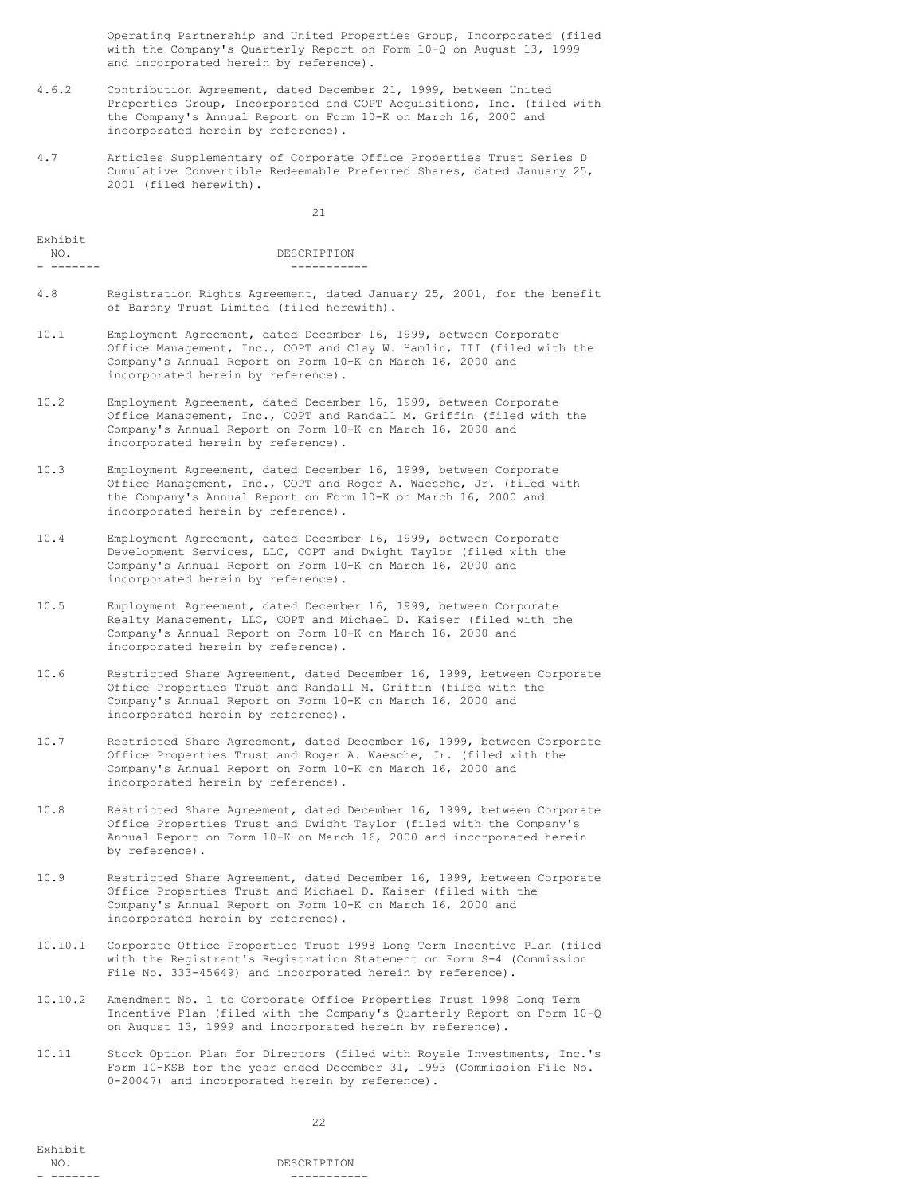Operating Partnership and United Properties Group, Incorporated (filed with the Company's Quarterly Report on Form 10-Q on August 13, 1999 and incorporated herein by reference).

| Exhibit NO. | DESCRIPTION |
| --- | --- |
| 4.6.2 | Contribution Agreement, dated December 21, 1999, between United Properties Group, Incorporated and COPT Acquisitions, Inc. (filed with the Company's Annual Report on Form 10-K on March 16, 2000 and incorporated herein by reference). |
| 4.7 | Articles Supplementary of Corporate Office Properties Trust Series D Cumulative Convertible Redeemable Preferred Shares, dated January 25, 2001 (filed herewith). |
| 4.8 | Registration Rights Agreement, dated January 25, 2001, for the benefit of Barony Trust Limited (filed herewith). |
| 10.1 | Employment Agreement, dated December 16, 1999, between Corporate Office Management, Inc., COPT and Clay W. Hamlin, III (filed with the Company's Annual Report on Form 10-K on March 16, 2000 and incorporated herein by reference). |
| 10.2 | Employment Agreement, dated December 16, 1999, between Corporate Office Management, Inc., COPT and Randall M. Griffin (filed with the Company's Annual Report on Form 10-K on March 16, 2000 and incorporated herein by reference). |
| 10.3 | Employment Agreement, dated December 16, 1999, between Corporate Office Management, Inc., COPT and Roger A. Waesche, Jr. (filed with the Company's Annual Report on Form 10-K on March 16, 2000 and incorporated herein by reference). |
| 10.4 | Employment Agreement, dated December 16, 1999, between Corporate Development Services, LLC, COPT and Dwight Taylor (filed with the Company's Annual Report on Form 10-K on March 16, 2000 and incorporated herein by reference). |
| 10.5 | Employment Agreement, dated December 16, 1999, between Corporate Realty Management, LLC, COPT and Michael D. Kaiser (filed with the Company's Annual Report on Form 10-K on March 16, 2000 and incorporated herein by reference). |
| 10.6 | Restricted Share Agreement, dated December 16, 1999, between Corporate Office Properties Trust and Randall M. Griffin (filed with the Company's Annual Report on Form 10-K on March 16, 2000 and incorporated herein by reference). |
| 10.7 | Restricted Share Agreement, dated December 16, 1999, between Corporate Office Properties Trust and Roger A. Waesche, Jr. (filed with the Company's Annual Report on Form 10-K on March 16, 2000 and incorporated herein by reference). |
| 10.8 | Restricted Share Agreement, dated December 16, 1999, between Corporate Office Properties Trust and Dwight Taylor (filed with the Company's Annual Report on Form 10-K on March 16, 2000 and incorporated herein by reference). |
| 10.9 | Restricted Share Agreement, dated December 16, 1999, between Corporate Office Properties Trust and Michael D. Kaiser (filed with the Company's Annual Report on Form 10-K on March 16, 2000 and incorporated herein by reference). |
| 10.10.1 | Corporate Office Properties Trust 1998 Long Term Incentive Plan (filed with the Registrant's Registration Statement on Form S-4 (Commission File No. 333-45649) and incorporated herein by reference). |
| 10.10.2 | Amendment No. 1 to Corporate Office Properties Trust 1998 Long Term Incentive Plan (filed with the Company's Quarterly Report on Form 10-Q on August 13, 1999 and incorporated herein by reference). |
| 10.11 | Stock Option Plan for Directors (filed with Royale Investments, Inc.'s Form 10-KSB for the year ended December 31, 1993 (Commission File No. 0-20047) and incorporated herein by reference). |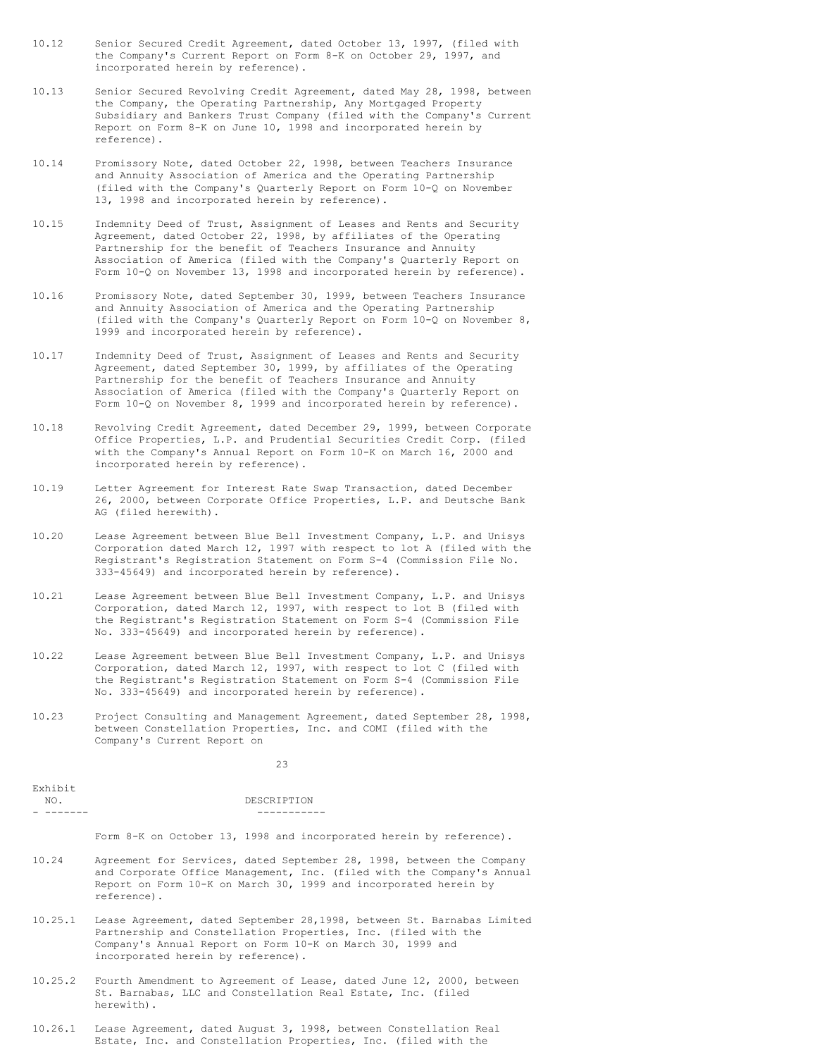10.12 Senior Secured Credit Agreement, dated October 13, 1997, (filed with the Company's Current Report on Form 8-K on October 29, 1997, and incorporated herein by reference).

10.13 Senior Secured Revolving Credit Agreement, dated May 28, 1998, between the Company, the Operating Partnership, Any Mortgaged Property Subsidiary and Bankers Trust Company (filed with the Company's Current Report on Form 8-K on June 10, 1998 and incorporated herein by reference).

10.14 Promissory Note, dated October 22, 1998, between Teachers Insurance and Annuity Association of America and the Operating Partnership (filed with the Company's Quarterly Report on Form 10-Q on November 13, 1998 and incorporated herein by reference).

10.15 Indemnity Deed of Trust, Assignment of Leases and Rents and Security Agreement, dated October 22, 1998, by affiliates of the Operating Partnership for the benefit of Teachers Insurance and Annuity Association of America (filed with the Company's Quarterly Report on Form 10-Q on November 13, 1998 and incorporated herein by reference).

10.16 Promissory Note, dated September 30, 1999, between Teachers Insurance and Annuity Association of America and the Operating Partnership (filed with the Company's Quarterly Report on Form 10-Q on November 8, 1999 and incorporated herein by reference).

10.17 Indemnity Deed of Trust, Assignment of Leases and Rents and Security Agreement, dated September 30, 1999, by affiliates of the Operating Partnership for the benefit of Teachers Insurance and Annuity Association of America (filed with the Company's Quarterly Report on Form 10-Q on November 8, 1999 and incorporated herein by reference).

10.18 Revolving Credit Agreement, dated December 29, 1999, between Corporate Office Properties, L.P. and Prudential Securities Credit Corp. (filed with the Company's Annual Report on Form 10-K on March 16, 2000 and incorporated herein by reference).

10.19 Letter Agreement for Interest Rate Swap Transaction, dated December 26, 2000, between Corporate Office Properties, L.P. and Deutsche Bank AG (filed herewith).

10.20 Lease Agreement between Blue Bell Investment Company, L.P. and Unisys Corporation dated March 12, 1997 with respect to lot A (filed with the Registrant's Registration Statement on Form S-4 (Commission File No. 333-45649) and incorporated herein by reference).

10.21 Lease Agreement between Blue Bell Investment Company, L.P. and Unisys Corporation, dated March 12, 1997, with respect to lot B (filed with the Registrant's Registration Statement on Form S-4 (Commission File No. 333-45649) and incorporated herein by reference).

10.22 Lease Agreement between Blue Bell Investment Company, L.P. and Unisys Corporation, dated March 12, 1997, with respect to lot C (filed with the Registrant's Registration Statement on Form S-4 (Commission File No. 333-45649) and incorporated herein by reference).

10.23 Project Consulting and Management Agreement, dated September 28, 1998, between Constellation Properties, Inc. and COMI (filed with the Company's Current Report on Form 8-K on October 13, 1998 and incorporated herein by reference).

| Exhibit NO. | DESCRIPTION |
|---|---|

10.24 Agreement for Services, dated September 28, 1998, between the Company and Corporate Office Management, Inc. (filed with the Company's Annual Report on Form 10-K on March 30, 1999 and incorporated herein by reference).

10.25.1 Lease Agreement, dated September 28,1998, between St. Barnabas Limited Partnership and Constellation Properties, Inc. (filed with the Company's Annual Report on Form 10-K on March 30, 1999 and incorporated herein by reference).

10.25.2 Fourth Amendment to Agreement of Lease, dated June 12, 2000, between St. Barnabas, LLC and Constellation Real Estate, Inc. (filed herewith).

10.26.1 Lease Agreement, dated August 3, 1998, between Constellation Real Estate, Inc. and Constellation Properties, Inc. (filed with the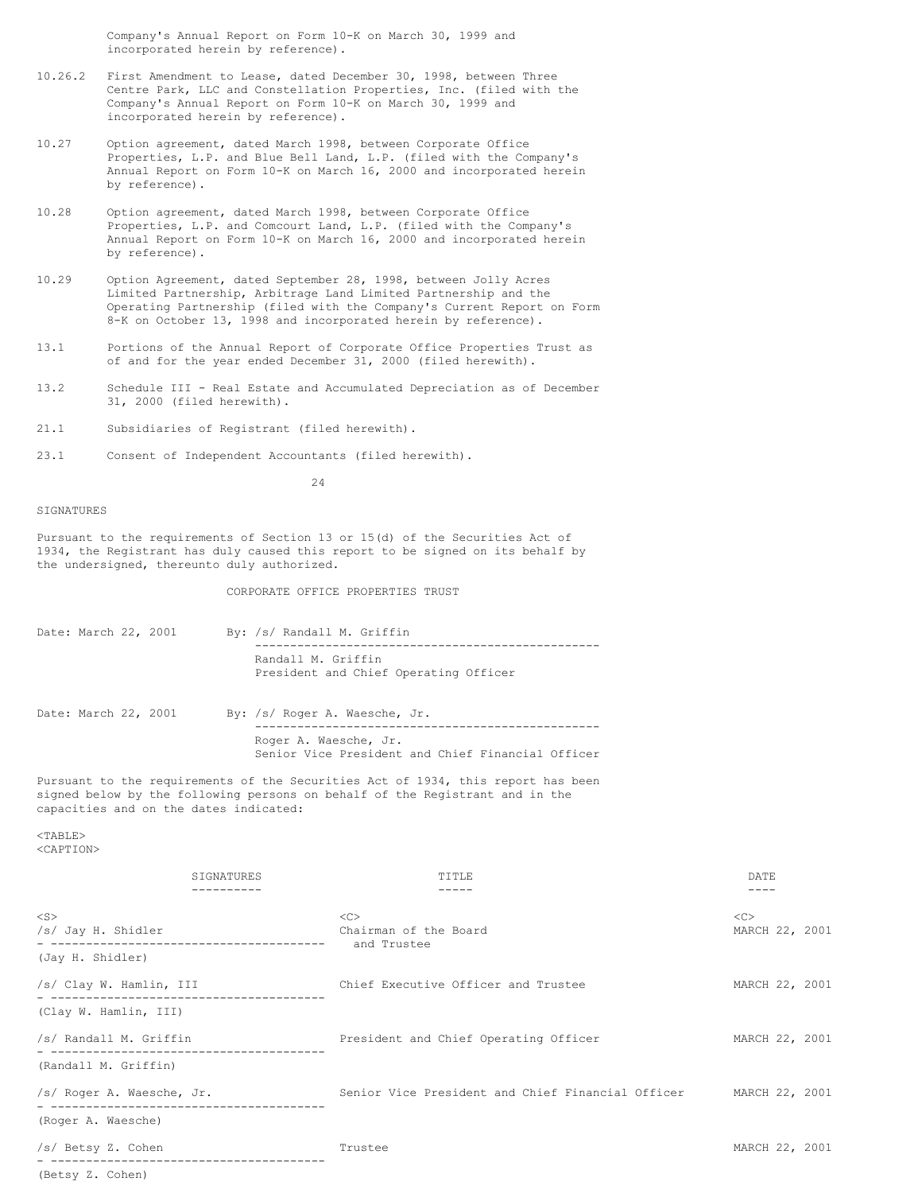Company's Annual Report on Form 10-K on March 30, 1999 and incorporated herein by reference).

10.26.2 First Amendment to Lease, dated December 30, 1998, between Three Centre Park, LLC and Constellation Properties, Inc. (filed with the Company's Annual Report on Form 10-K on March 30, 1999 and incorporated herein by reference).

10.27 Option agreement, dated March 1998, between Corporate Office Properties, L.P. and Blue Bell Land, L.P. (filed with the Company's Annual Report on Form 10-K on March 16, 2000 and incorporated herein by reference).

10.28 Option agreement, dated March 1998, between Corporate Office Properties, L.P. and Comcourt Land, L.P. (filed with the Company's Annual Report on Form 10-K on March 16, 2000 and incorporated herein by reference).

10.29 Option Agreement, dated September 28, 1998, between Jolly Acres Limited Partnership, Arbitrage Land Limited Partnership and the Operating Partnership (filed with the Company's Current Report on Form 8-K on October 13, 1998 and incorporated herein by reference).

13.1 Portions of the Annual Report of Corporate Office Properties Trust as of and for the year ended December 31, 2000 (filed herewith).

13.2 Schedule III - Real Estate and Accumulated Depreciation as of December 31, 2000 (filed herewith).

21.1 Subsidiaries of Registrant (filed herewith).

23.1 Consent of Independent Accountants (filed herewith).

## SIGNATURES

Pursuant to the requirements of Section 13 or 15(d) of the Securities Act of 1934, the Registrant has duly caused this report to be signed on its behalf by the undersigned, thereunto duly authorized.

CORPORATE OFFICE PROPERTIES TRUST

Date: March 22, 2001 By: /s/ Randall M. Griffin
Randall M. Griffin
President and Chief Operating Officer

Date: March 22, 2001 By: /s/ Roger A. Waesche, Jr.
Roger A. Waesche, Jr.
Senior Vice President and Chief Financial Officer

Pursuant to the requirements of the Securities Act of 1934, this report has been signed below by the following persons on behalf of the Registrant and in the capacities and on the dates indicated:

| SIGNATURES | TITLE | DATE |
|---|---|---|
| /s/ Jay H. Shidler (Jay H. Shidler) | Chairman of the Board and Trustee | MARCH 22, 2001 |
| /s/ Clay W. Hamlin, III (Clay W. Hamlin, III) | Chief Executive Officer and Trustee | MARCH 22, 2001 |
| /s/ Randall M. Griffin (Randall M. Griffin) | President and Chief Operating Officer | MARCH 22, 2001 |
| /s/ Roger A. Waesche, Jr. (Roger A. Waesche) | Senior Vice President and Chief Financial Officer | MARCH 22, 2001 |
| /s/ Betsy Z. Cohen (Betsy Z. Cohen) | Trustee | MARCH 22, 2001 |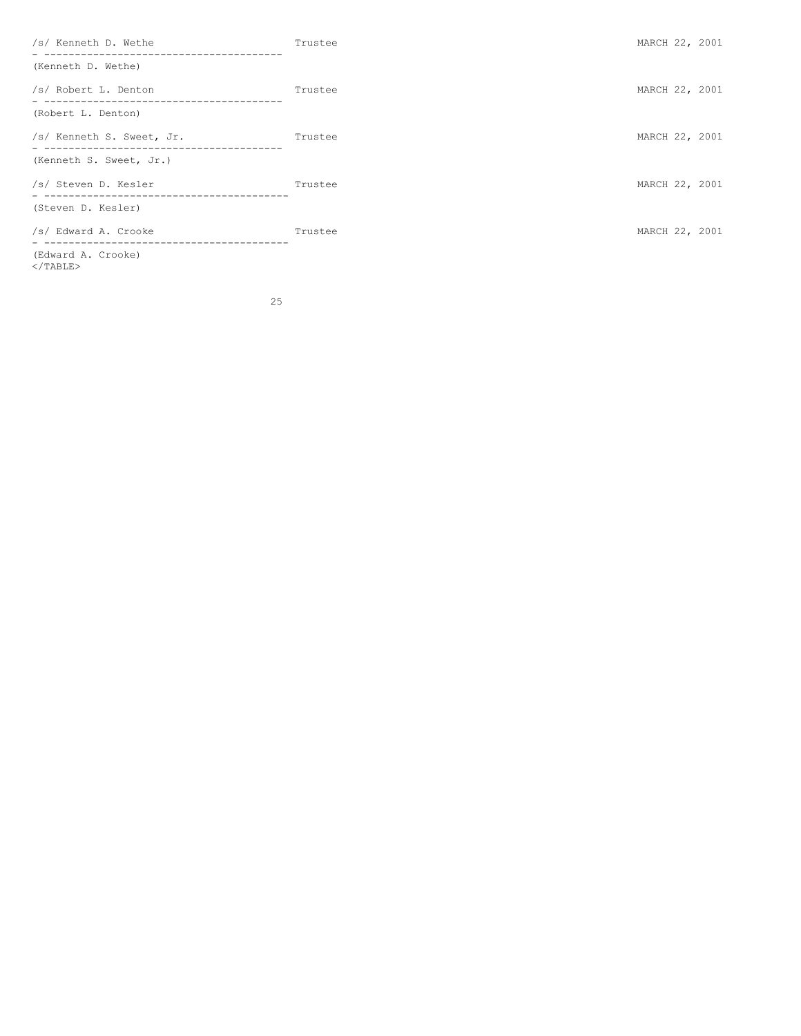| | | |
|---|---|---|
| /s/ Kenneth D. Wethe<br>(Kenneth D. Wethe) | Trustee | MARCH 22, 2001 |
| /s/ Robert L. Denton<br>(Robert L. Denton) | Trustee | MARCH 22, 2001 |
| /s/ Kenneth S. Sweet, Jr.<br>(Kenneth S. Sweet, Jr.) | Trustee | MARCH 22, 2001 |
| /s/ Steven D. Kesler<br>(Steven D. Kesler) | Trustee | MARCH 22, 2001 |
| /s/ Edward A. Crooke<br>(Edward A. Crooke) | Trustee | MARCH 22, 2001 |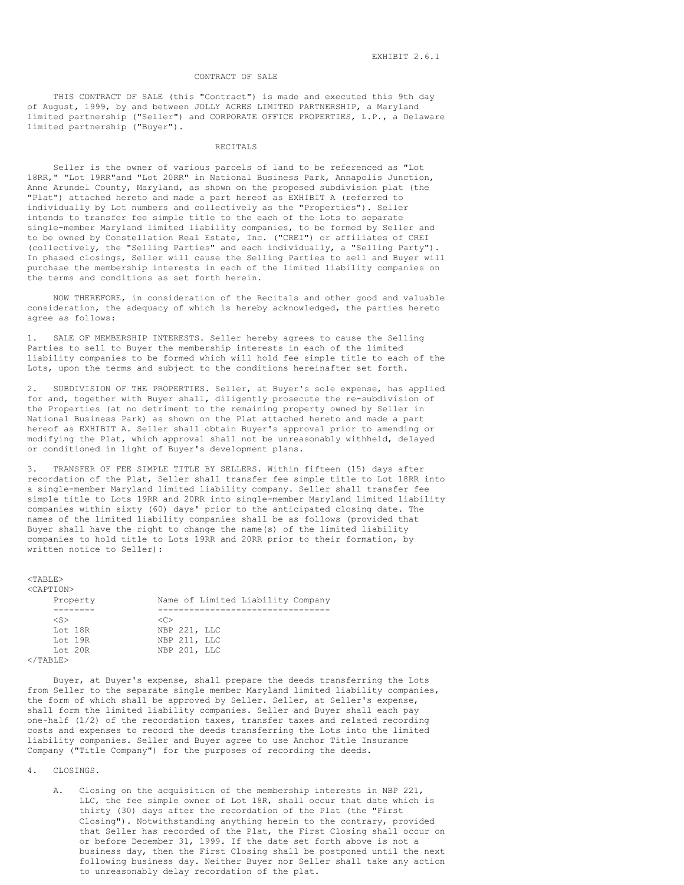EXHIBIT 2.6.1

# CONTRACT OF SALE

THIS CONTRACT OF SALE (this "Contract") is made and executed this 9th day of August, 1999, by and between JOLLY ACRES LIMITED PARTNERSHIP, a Maryland limited partnership ("Seller") and CORPORATE OFFICE PROPERTIES, L.P., a Delaware limited partnership ("Buyer").

## RECITALS

Seller is the owner of various parcels of land to be referenced as "Lot 18RR," "Lot 19RR"and "Lot 20RR" in National Business Park, Annapolis Junction, Anne Arundel County, Maryland, as shown on the proposed subdivision plat (the "Plat") attached hereto and made a part hereof as EXHIBIT A (referred to individually by Lot numbers and collectively as the "Properties"). Seller intends to transfer fee simple title to the each of the Lots to separate single-member Maryland limited liability companies, to be formed by Seller and to be owned by Constellation Real Estate, Inc. ("CREI") or affiliates of CREI (collectively, the "Selling Parties" and each individually, a "Selling Party"). In phased closings, Seller will cause the Selling Parties to sell and Buyer will purchase the membership interests in each of the limited liability companies on the terms and conditions as set forth herein.

NOW THEREFORE, in consideration of the Recitals and other good and valuable consideration, the adequacy of which is hereby acknowledged, the parties hereto agree as follows:

1. SALE OF MEMBERSHIP INTERESTS. Seller hereby agrees to cause the Selling Parties to sell to Buyer the membership interests in each of the limited liability companies to be formed which will hold fee simple title to each of the Lots, upon the terms and subject to the conditions hereinafter set forth.

2. SUBDIVISION OF THE PROPERTIES. Seller, at Buyer's sole expense, has applied for and, together with Buyer shall, diligently prosecute the re-subdivision of the Properties (at no detriment to the remaining property owned by Seller in National Business Park) as shown on the Plat attached hereto and made a part hereof as EXHIBIT A. Seller shall obtain Buyer's approval prior to amending or modifying the Plat, which approval shall not be unreasonably withheld, delayed or conditioned in light of Buyer's development plans.

3. TRANSFER OF FEE SIMPLE TITLE BY SELLERS. Within fifteen (15) days after recordation of the Plat, Seller shall transfer fee simple title to Lot 18RR into a single-member Maryland limited liability company. Seller shall transfer fee simple title to Lots 19RR and 20RR into single-member Maryland limited liability companies within sixty (60) days' prior to the anticipated closing date. The names of the limited liability companies shall be as follows (provided that Buyer shall have the right to change the name(s) of the limited liability companies to hold title to Lots 19RR and 20RR prior to their formation, by written notice to Seller):

| Property | Name of Limited Liability Company |
|---|---|
| Lot 18R | NBP 221, LLC |
| Lot 19R | NBP 211, LLC |
| Lot 20R | NBP 201, LLC |

Buyer, at Buyer's expense, shall prepare the deeds transferring the Lots from Seller to the separate single member Maryland limited liability companies, the form of which shall be approved by Seller. Seller, at Seller's expense, shall form the limited liability companies. Seller and Buyer shall each pay one-half (1/2) of the recordation taxes, transfer taxes and related recording costs and expenses to record the deeds transferring the Lots into the limited liability companies. Seller and Buyer agree to use Anchor Title Insurance Company ("Title Company") for the purposes of recording the deeds.

4. CLOSINGS.

   A. Closing on the acquisition of the membership interests in NBP 221, LLC, the fee simple owner of Lot 18R, shall occur that date which is thirty (30) days after the recordation of the Plat (the "First Closing"). Notwithstanding anything herein to the contrary, provided that Seller has recorded of the Plat, the First Closing shall occur on or before December 31, 1999. If the date set forth above is not a business day, then the First Closing shall be postponed until the next following business day. Neither Buyer nor Seller shall take any action to unreasonably delay recordation of the plat.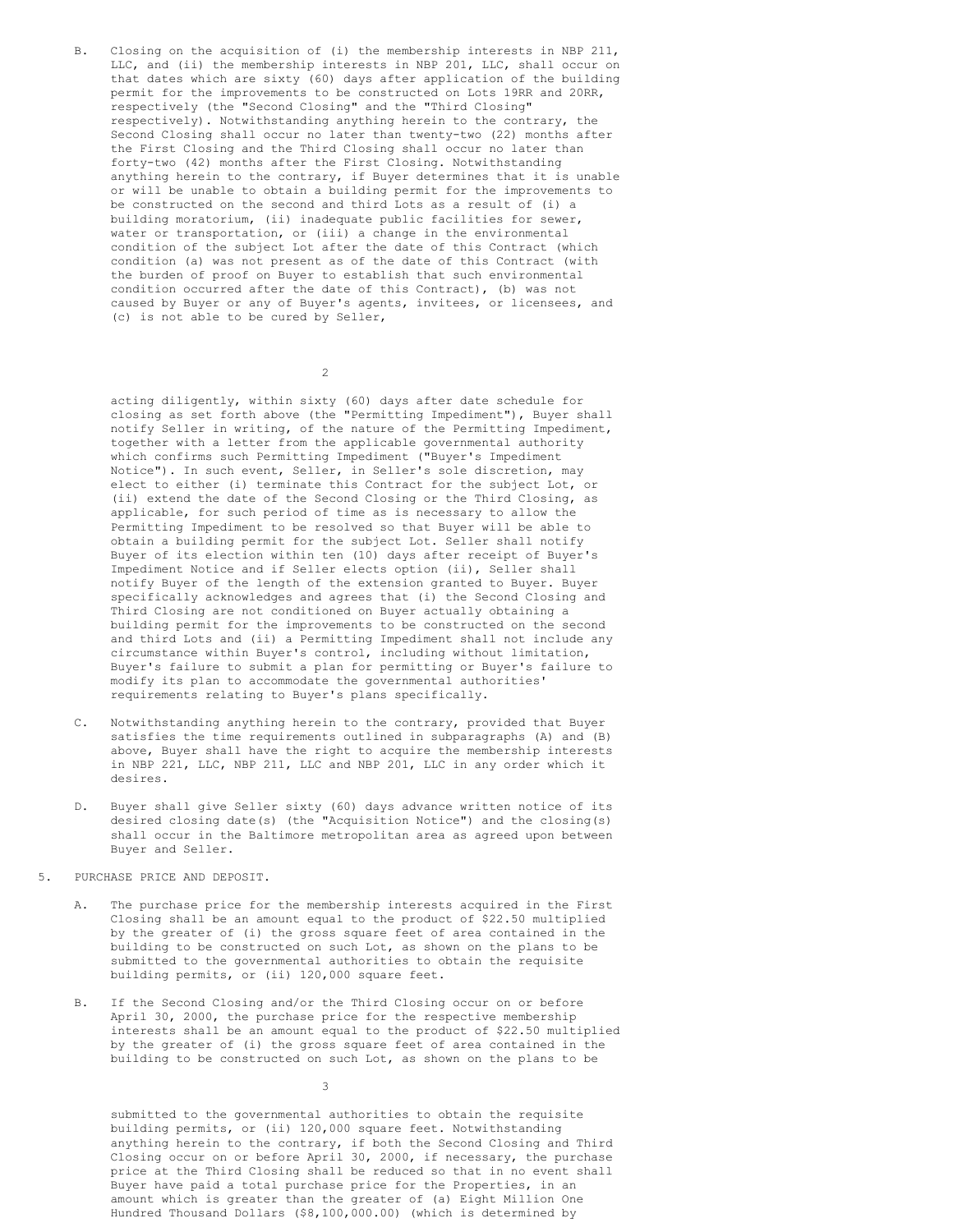B. Closing on the acquisition of (i) the membership interests in NBP 211, LLC, and (ii) the membership interests in NBP 201, LLC, shall occur on that dates which are sixty (60) days after application of the building permit for the improvements to be constructed on Lots 19RR and 20RR, respectively (the "Second Closing" and the "Third Closing" respectively). Notwithstanding anything herein to the contrary, the Second Closing shall occur no later than twenty-two (22) months after the First Closing and the Third Closing shall occur no later than forty-two (42) months after the First Closing. Notwithstanding anything herein to the contrary, if Buyer determines that it is unable or will be unable to obtain a building permit for the improvements to be constructed on the second and third Lots as a result of (i) a building moratorium, (ii) inadequate public facilities for sewer, water or transportation, or (iii) a change in the environmental condition of the subject Lot after the date of this Contract (which condition (a) was not present as of the date of this Contract (with the burden of proof on Buyer to establish that such environmental condition occurred after the date of this Contract), (b) was not caused by Buyer or any of Buyer's agents, invitees, or licensees, and (c) is not able to be cured by Seller, acting diligently, within sixty (60) days after date schedule for closing as set forth above (the "Permitting Impediment"), Buyer shall notify Seller in writing, of the nature of the Permitting Impediment, together with a letter from the applicable governmental authority which confirms such Permitting Impediment ("Buyer's Impediment Notice"). In such event, Seller, in Seller's sole discretion, may elect to either (i) terminate this Contract for the subject Lot, or (ii) extend the date of the Second Closing or the Third Closing, as applicable, for such period of time as is necessary to allow the Permitting Impediment to be resolved so that Buyer will be able to obtain a building permit for the subject Lot. Seller shall notify Buyer of its election within ten (10) days after receipt of Buyer's Impediment Notice and if Seller elects option (ii), Seller shall notify Buyer of the length of the extension granted to Buyer. Buyer specifically acknowledges and agrees that (i) the Second Closing and Third Closing are not conditioned on Buyer actually obtaining a building permit for the improvements to be constructed on the second and third Lots and (ii) a Permitting Impediment shall not include any circumstance within Buyer's control, including without limitation, Buyer's failure to submit a plan for permitting or Buyer's failure to modify its plan to accommodate the governmental authorities' requirements relating to Buyer's plans specifically.

C. Notwithstanding anything herein to the contrary, provided that Buyer satisfies the time requirements outlined in subparagraphs (A) and (B) above, Buyer shall have the right to acquire the membership interests in NBP 221, LLC, NBP 211, LLC and NBP 201, LLC in any order which it desires.

D. Buyer shall give Seller sixty (60) days advance written notice of its desired closing date(s) (the "Acquisition Notice") and the closing(s) shall occur in the Baltimore metropolitan area as agreed upon between Buyer and Seller.

5. PURCHASE PRICE AND DEPOSIT.

A. The purchase price for the membership interests acquired in the First Closing shall be an amount equal to the product of $22.50 multiplied by the greater of (i) the gross square feet of area contained in the building to be constructed on such Lot, as shown on the plans to be submitted to the governmental authorities to obtain the requisite building permits, or (ii) 120,000 square feet.

B. If the Second Closing and/or the Third Closing occur on or before April 30, 2000, the purchase price for the respective membership interests shall be an amount equal to the product of $22.50 multiplied by the greater of (i) the gross square feet of area contained in the building to be constructed on such Lot, as shown on the plans to be submitted to the governmental authorities to obtain the requisite building permits, or (ii) 120,000 square feet. Notwithstanding anything herein to the contrary, if both the Second Closing and Third Closing occur on or before April 30, 2000, if necessary, the purchase price at the Third Closing shall be reduced so that in no event shall Buyer have paid a total purchase price for the Properties, in an amount which is greater than the greater of (a) Eight Million One Hundred Thousand Dollars ($8,100,000.00) (which is determined by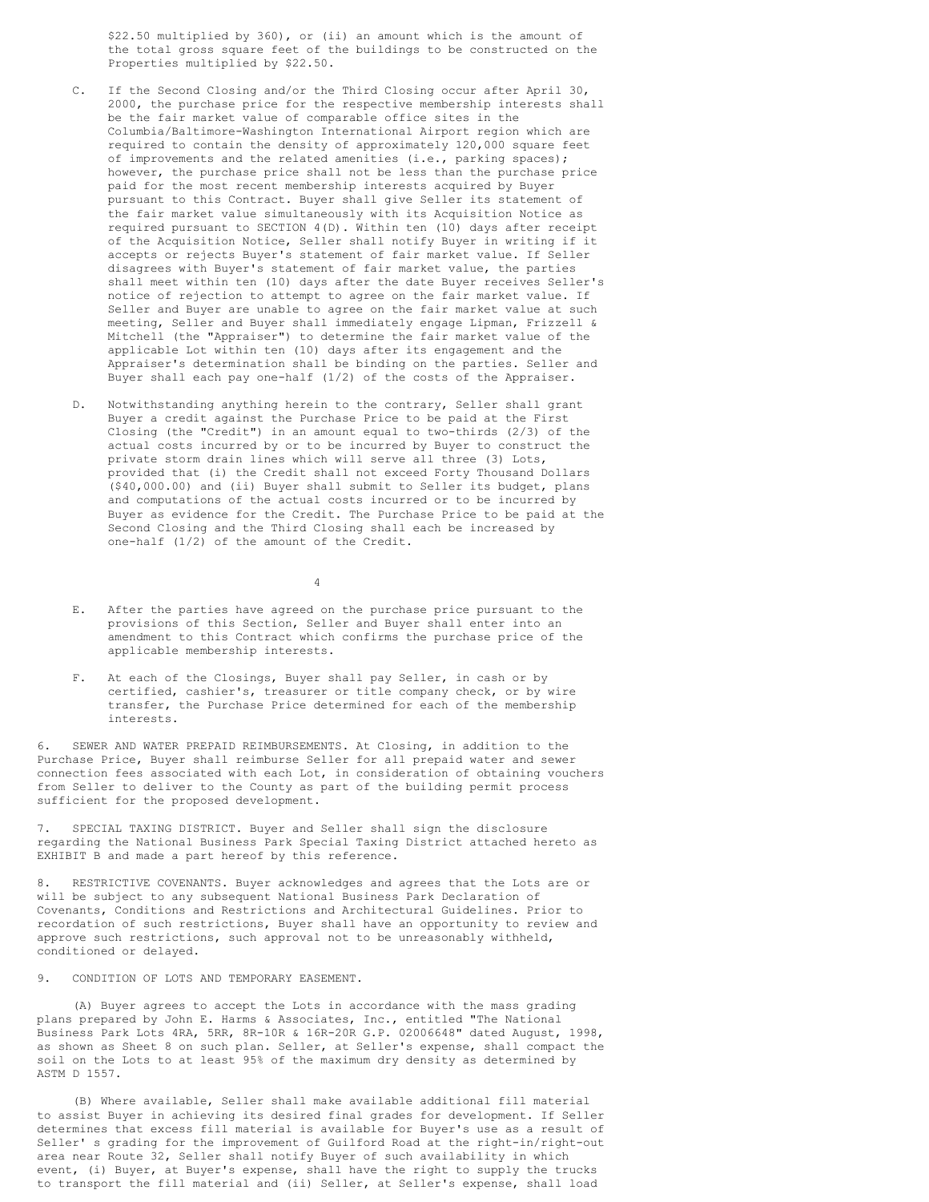$22.50 multiplied by 360), or (ii) an amount which is the amount of the total gross square feet of the buildings to be constructed on the Properties multiplied by $22.50.

C. If the Second Closing and/or the Third Closing occur after April 30, 2000, the purchase price for the respective membership interests shall be the fair market value of comparable office sites in the Columbia/Baltimore-Washington International Airport region which are required to contain the density of approximately 120,000 square feet of improvements and the related amenities (i.e., parking spaces); however, the purchase price shall not be less than the purchase price paid for the most recent membership interests acquired by Buyer pursuant to this Contract. Buyer shall give Seller its statement of the fair market value simultaneously with its Acquisition Notice as required pursuant to SECTION 4(D). Within ten (10) days after receipt of the Acquisition Notice, Seller shall notify Buyer in writing if it accepts or rejects Buyer's statement of fair market value. If Seller disagrees with Buyer's statement of fair market value, the parties shall meet within ten (10) days after the date Buyer receives Seller's notice of rejection to attempt to agree on the fair market value. If Seller and Buyer are unable to agree on the fair market value at such meeting, Seller and Buyer shall immediately engage Lipman, Frizzell & Mitchell (the "Appraiser") to determine the fair market value of the applicable Lot within ten (10) days after its engagement and the Appraiser's determination shall be binding on the parties. Seller and Buyer shall each pay one-half (1/2) of the costs of the Appraiser.

D. Notwithstanding anything herein to the contrary, Seller shall grant Buyer a credit against the Purchase Price to be paid at the First Closing (the "Credit") in an amount equal to two-thirds (2/3) of the actual costs incurred by or to be incurred by Buyer to construct the private storm drain lines which will serve all three (3) Lots, provided that (i) the Credit shall not exceed Forty Thousand Dollars ($40,000.00) and (ii) Buyer shall submit to Seller its budget, plans and computations of the actual costs incurred or to be incurred by Buyer as evidence for the Credit. The Purchase Price to be paid at the Second Closing and the Third Closing shall each be increased by one-half (1/2) of the amount of the Credit.

E. After the parties have agreed on the purchase price pursuant to the provisions of this Section, Seller and Buyer shall enter into an amendment to this Contract which confirms the purchase price of the applicable membership interests.

F. At each of the Closings, Buyer shall pay Seller, in cash or by certified, cashier's, treasurer or title company check, or by wire transfer, the Purchase Price determined for each of the membership interests.

6. SEWER AND WATER PREPAID REIMBURSEMENTS. At Closing, in addition to the Purchase Price, Buyer shall reimburse Seller for all prepaid water and sewer connection fees associated with each Lot, in consideration of obtaining vouchers from Seller to deliver to the County as part of the building permit process sufficient for the proposed development.

7. SPECIAL TAXING DISTRICT. Buyer and Seller shall sign the disclosure regarding the National Business Park Special Taxing District attached hereto as EXHIBIT B and made a part hereof by this reference.

8. RESTRICTIVE COVENANTS. Buyer acknowledges and agrees that the Lots are or will be subject to any subsequent National Business Park Declaration of Covenants, Conditions and Restrictions and Architectural Guidelines. Prior to recordation of such restrictions, Buyer shall have an opportunity to review and approve such restrictions, such approval not to be unreasonably withheld, conditioned or delayed.

9. CONDITION OF LOTS AND TEMPORARY EASEMENT.

(A) Buyer agrees to accept the Lots in accordance with the mass grading plans prepared by John E. Harms & Associates, Inc., entitled "The National Business Park Lots 4RA, 5RR, 8R-10R & 16R-20R G.P. 02006648" dated August, 1998, as shown as Sheet 8 on such plan. Seller, at Seller's expense, shall compact the soil on the Lots to at least 95% of the maximum dry density as determined by ASTM D 1557.

(B) Where available, Seller shall make available additional fill material to assist Buyer in achieving its desired final grades for development. If Seller determines that excess fill material is available for Buyer's use as a result of Seller' s grading for the improvement of Guilford Road at the right-in/right-out area near Route 32, Seller shall notify Buyer of such availability in which event, (i) Buyer, at Buyer's expense, shall have the right to supply the trucks to transport the fill material and (ii) Seller, at Seller's expense, shall load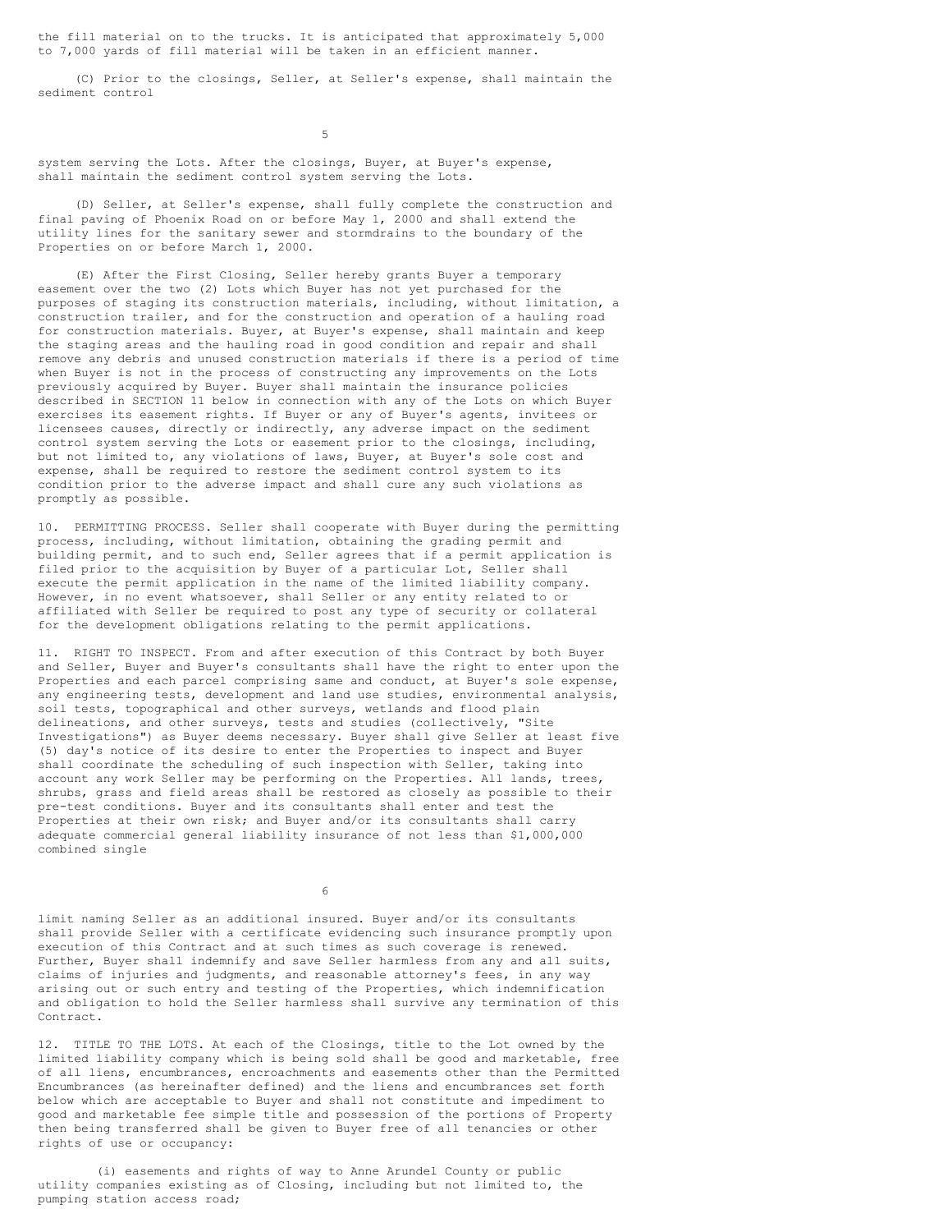the fill material on to the trucks. It is anticipated that approximately 5,000 to 7,000 yards of fill material will be taken in an efficient manner.

(C) Prior to the closings, Seller, at Seller's expense, shall maintain the sediment control system serving the Lots. After the closings, Buyer, at Buyer's expense, shall maintain the sediment control system serving the Lots.

(D) Seller, at Seller's expense, shall fully complete the construction and final paving of Phoenix Road on or before May 1, 2000 and shall extend the utility lines for the sanitary sewer and stormdrains to the boundary of the Properties on or before March 1, 2000.

(E) After the First Closing, Seller hereby grants Buyer a temporary easement over the two (2) Lots which Buyer has not yet purchased for the purposes of staging its construction materials, including, without limitation, a construction trailer, and for the construction and operation of a hauling road for construction materials. Buyer, at Buyer's expense, shall maintain and keep the staging areas and the hauling road in good condition and repair and shall remove any debris and unused construction materials if there is a period of time when Buyer is not in the process of constructing any improvements on the Lots previously acquired by Buyer. Buyer shall maintain the insurance policies described in SECTION 11 below in connection with any of the Lots on which Buyer exercises its easement rights. If Buyer or any of Buyer's agents, invitees or licensees causes, directly or indirectly, any adverse impact on the sediment control system serving the Lots or easement prior to the closings, including, but not limited to, any violations of laws, Buyer, at Buyer's sole cost and expense, shall be required to restore the sediment control system to its condition prior to the adverse impact and shall cure any such violations as promptly as possible.

10. PERMITTING PROCESS. Seller shall cooperate with Buyer during the permitting process, including, without limitation, obtaining the grading permit and building permit, and to such end, Seller agrees that if a permit application is filed prior to the acquisition by Buyer of a particular Lot, Seller shall execute the permit application in the name of the limited liability company. However, in no event whatsoever, shall Seller or any entity related to or affiliated with Seller be required to post any type of security or collateral for the development obligations relating to the permit applications.

11. RIGHT TO INSPECT. From and after execution of this Contract by both Buyer and Seller, Buyer and Buyer's consultants shall have the right to enter upon the Properties and each parcel comprising same and conduct, at Buyer's sole expense, any engineering tests, development and land use studies, environmental analysis, soil tests, topographical and other surveys, wetlands and flood plain delineations, and other surveys, tests and studies (collectively, "Site Investigations") as Buyer deems necessary. Buyer shall give Seller at least five (5) day's notice of its desire to enter the Properties to inspect and Buyer shall coordinate the scheduling of such inspection with Seller, taking into account any work Seller may be performing on the Properties. All lands, trees, shrubs, grass and field areas shall be restored as closely as possible to their pre-test conditions. Buyer and its consultants shall enter and test the Properties at their own risk; and Buyer and/or its consultants shall carry adequate commercial general liability insurance of not less than $1,000,000 combined single limit naming Seller as an additional insured. Buyer and/or its consultants shall provide Seller with a certificate evidencing such insurance promptly upon execution of this Contract and at such times as such coverage is renewed. Further, Buyer shall indemnify and save Seller harmless from any and all suits, claims of injuries and judgments, and reasonable attorney's fees, in any way arising out or such entry and testing of the Properties, which indemnification and obligation to hold the Seller harmless shall survive any termination of this Contract.

12. TITLE TO THE LOTS. At each of the Closings, title to the Lot owned by the limited liability company which is being sold shall be good and marketable, free of all liens, encumbrances, encroachments and easements other than the Permitted Encumbrances (as hereinafter defined) and the liens and encumbrances set forth below which are acceptable to Buyer and shall not constitute and impediment to good and marketable fee simple title and possession of the portions of Property then being transferred shall be given to Buyer free of all tenancies or other rights of use or occupancy:

(i) easements and rights of way to Anne Arundel County or public utility companies existing as of Closing, including but not limited to, the pumping station access road;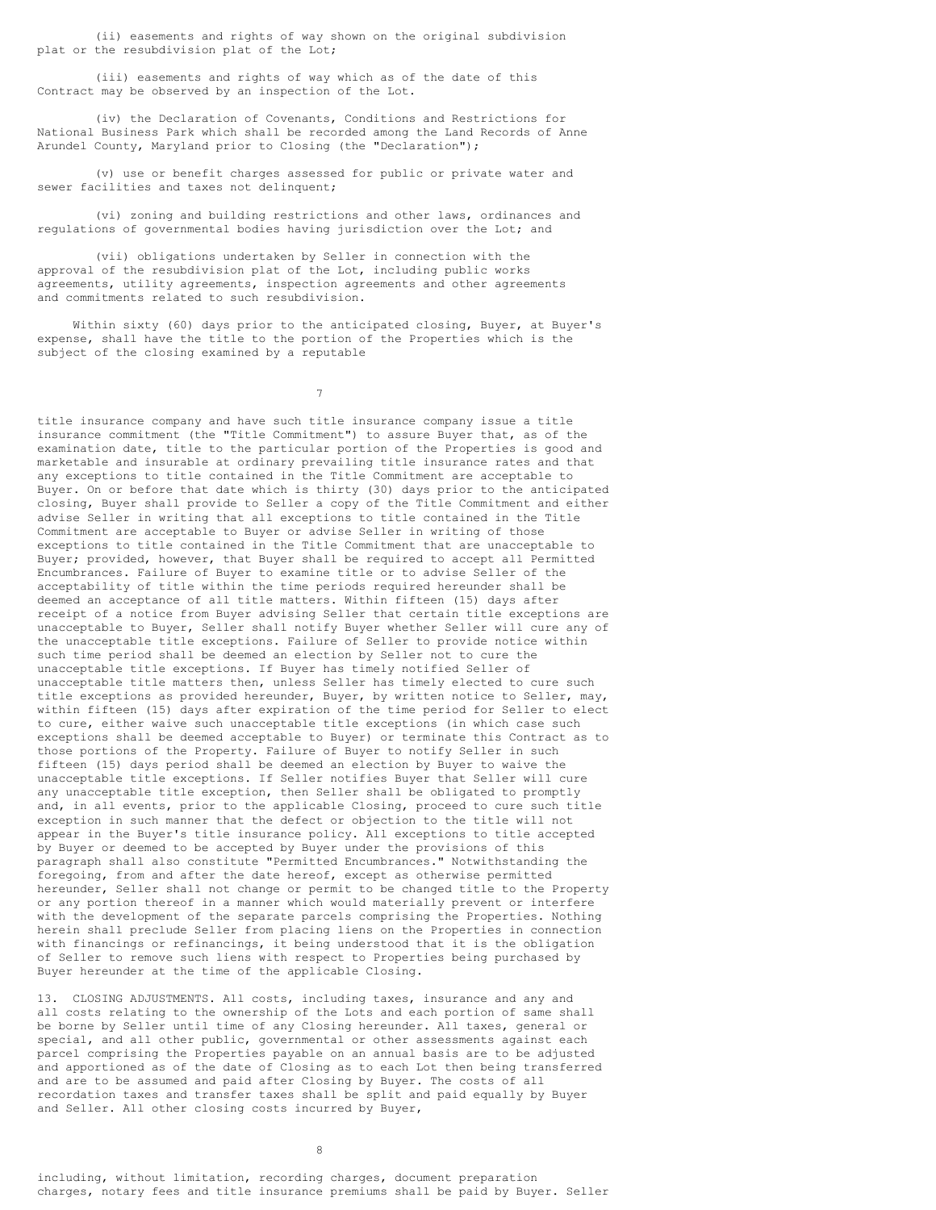(ii) easements and rights of way shown on the original subdivision plat or the resubdivision plat of the Lot;

(iii) easements and rights of way which as of the date of this Contract may be observed by an inspection of the Lot.

(iv) the Declaration of Covenants, Conditions and Restrictions for National Business Park which shall be recorded among the Land Records of Anne Arundel County, Maryland prior to Closing (the "Declaration");

(v) use or benefit charges assessed for public or private water and sewer facilities and taxes not delinquent;

(vi) zoning and building restrictions and other laws, ordinances and regulations of governmental bodies having jurisdiction over the Lot; and

(vii) obligations undertaken by Seller in connection with the approval of the resubdivision plat of the Lot, including public works agreements, utility agreements, inspection agreements and other agreements and commitments related to such resubdivision.

Within sixty (60) days prior to the anticipated closing, Buyer, at Buyer's expense, shall have the title to the portion of the Properties which is the subject of the closing examined by a reputable title insurance company and have such title insurance company issue a title insurance commitment (the "Title Commitment") to assure Buyer that, as of the examination date, title to the particular portion of the Properties is good and marketable and insurable at ordinary prevailing title insurance rates and that any exceptions to title contained in the Title Commitment are acceptable to Buyer. On or before that date which is thirty (30) days prior to the anticipated closing, Buyer shall provide to Seller a copy of the Title Commitment and either advise Seller in writing that all exceptions to title contained in the Title Commitment are acceptable to Buyer or advise Seller in writing of those exceptions to title contained in the Title Commitment that are unacceptable to Buyer; provided, however, that Buyer shall be required to accept all Permitted Encumbrances. Failure of Buyer to examine title or to advise Seller of the acceptability of title within the time periods required hereunder shall be deemed an acceptance of all title matters. Within fifteen (15) days after receipt of a notice from Buyer advising Seller that certain title exceptions are unacceptable to Buyer, Seller shall notify Buyer whether Seller will cure any of the unacceptable title exceptions. Failure of Seller to provide notice within such time period shall be deemed an election by Seller not to cure the unacceptable title exceptions. If Buyer has timely notified Seller of unacceptable title matters then, unless Seller has timely elected to cure such title exceptions as provided hereunder, Buyer, by written notice to Seller, may, within fifteen (15) days after expiration of the time period for Seller to elect to cure, either waive such unacceptable title exceptions (in which case such exceptions shall be deemed acceptable to Buyer) or terminate this Contract as to those portions of the Property. Failure of Buyer to notify Seller in such fifteen (15) days period shall be deemed an election by Buyer to waive the unacceptable title exceptions. If Seller notifies Buyer that Seller will cure any unacceptable title exception, then Seller shall be obligated to promptly and, in all events, prior to the applicable Closing, proceed to cure such title exception in such manner that the defect or objection to the title will not appear in the Buyer's title insurance policy. All exceptions to title accepted by Buyer or deemed to be accepted by Buyer under the provisions of this paragraph shall also constitute "Permitted Encumbrances." Notwithstanding the foregoing, from and after the date hereof, except as otherwise permitted hereunder, Seller shall not change or permit to be changed title to the Property or any portion thereof in a manner which would materially prevent or interfere with the development of the separate parcels comprising the Properties. Nothing herein shall preclude Seller from placing liens on the Properties in connection with financings or refinancings, it being understood that it is the obligation of Seller to remove such liens with respect to Properties being purchased by Buyer hereunder at the time of the applicable Closing.

13. CLOSING ADJUSTMENTS. All costs, including taxes, insurance and any and all costs relating to the ownership of the Lots and each portion of same shall be borne by Seller until time of any Closing hereunder. All taxes, general or special, and all other public, governmental or other assessments against each parcel comprising the Properties payable on an annual basis are to be adjusted and apportioned as of the date of Closing as to each Lot then being transferred and are to be assumed and paid after Closing by Buyer. The costs of all recordation taxes and transfer taxes shall be split and paid equally by Buyer and Seller. All other closing costs incurred by Buyer, including, without limitation, recording charges, document preparation charges, notary fees and title insurance premiums shall be paid by Buyer. Seller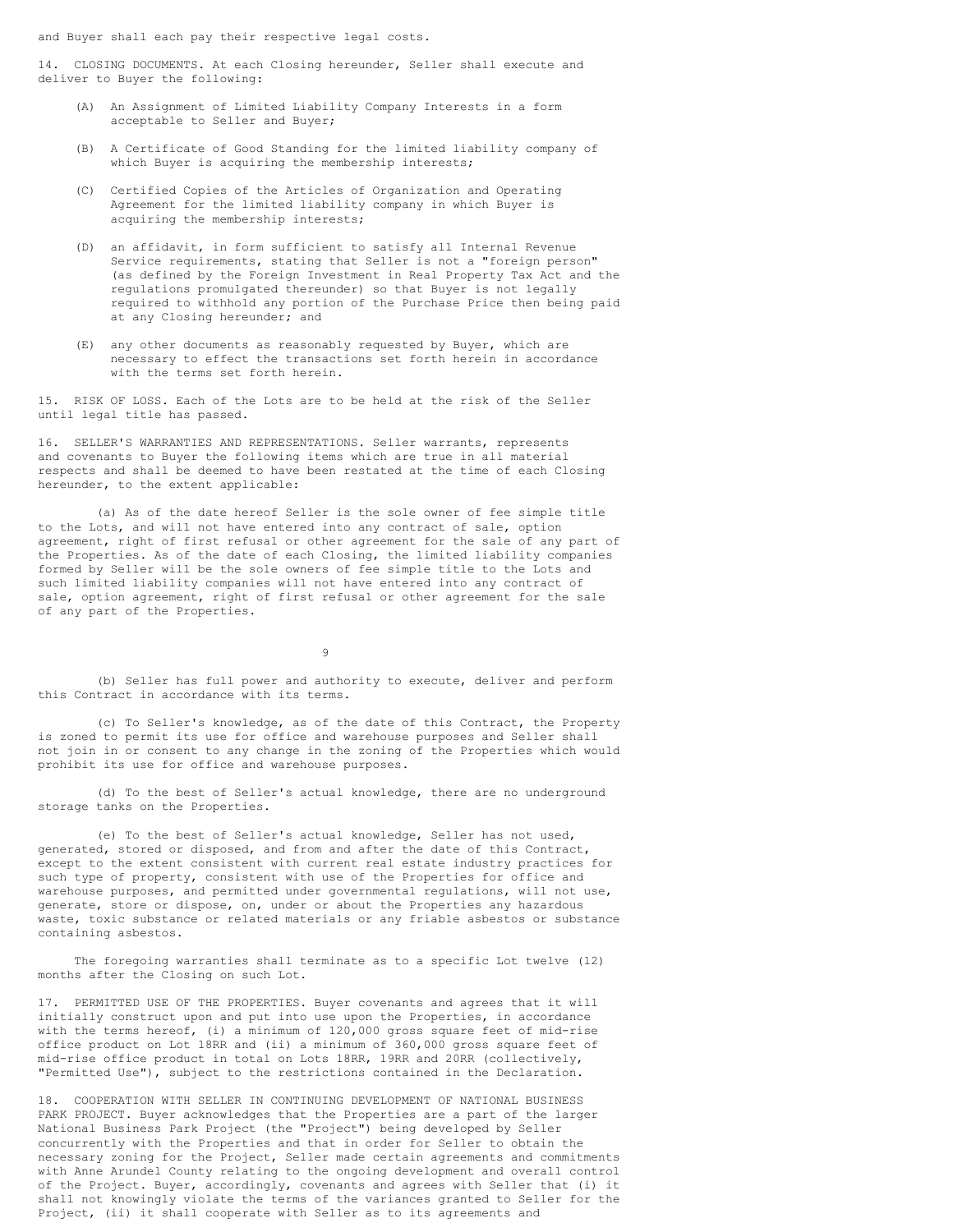and Buyer shall each pay their respective legal costs.

14. CLOSING DOCUMENTS. At each Closing hereunder, Seller shall execute and deliver to Buyer the following:

(A) An Assignment of Limited Liability Company Interests in a form acceptable to Seller and Buyer;

(B) A Certificate of Good Standing for the limited liability company of which Buyer is acquiring the membership interests;

(C) Certified Copies of the Articles of Organization and Operating Agreement for the limited liability company in which Buyer is acquiring the membership interests;

(D) an affidavit, in form sufficient to satisfy all Internal Revenue Service requirements, stating that Seller is not a "foreign person" (as defined by the Foreign Investment in Real Property Tax Act and the regulations promulgated thereunder) so that Buyer is not legally required to withhold any portion of the Purchase Price then being paid at any Closing hereunder; and

(E) any other documents as reasonably requested by Buyer, which are necessary to effect the transactions set forth herein in accordance with the terms set forth herein.

15. RISK OF LOSS. Each of the Lots are to be held at the risk of the Seller until legal title has passed.

16. SELLER'S WARRANTIES AND REPRESENTATIONS. Seller warrants, represents and covenants to Buyer the following items which are true in all material respects and shall be deemed to have been restated at the time of each Closing hereunder, to the extent applicable:

(a) As of the date hereof Seller is the sole owner of fee simple title to the Lots, and will not have entered into any contract of sale, option agreement, right of first refusal or other agreement for the sale of any part of the Properties. As of the date of each Closing, the limited liability companies formed by Seller will be the sole owners of fee simple title to the Lots and such limited liability companies will not have entered into any contract of sale, option agreement, right of first refusal or other agreement for the sale of any part of the Properties.

(b) Seller has full power and authority to execute, deliver and perform this Contract in accordance with its terms.

(c) To Seller's knowledge, as of the date of this Contract, the Property is zoned to permit its use for office and warehouse purposes and Seller shall not join in or consent to any change in the zoning of the Properties which would prohibit its use for office and warehouse purposes.

(d) To the best of Seller's actual knowledge, there are no underground storage tanks on the Properties.

(e) To the best of Seller's actual knowledge, Seller has not used, generated, stored or disposed, and from and after the date of this Contract, except to the extent consistent with current real estate industry practices for such type of property, consistent with use of the Properties for office and warehouse purposes, and permitted under governmental regulations, will not use, generate, store or dispose, on, under or about the Properties any hazardous waste, toxic substance or related materials or any friable asbestos or substance containing asbestos.

The foregoing warranties shall terminate as to a specific Lot twelve (12) months after the Closing on such Lot.

17. PERMITTED USE OF THE PROPERTIES. Buyer covenants and agrees that it will initially construct upon and put into use upon the Properties, in accordance with the terms hereof, (i) a minimum of 120,000 gross square feet of mid-rise office product on Lot 18RR and (ii) a minimum of 360,000 gross square feet of mid-rise office product in total on Lots 18RR, 19RR and 20RR (collectively, "Permitted Use"), subject to the restrictions contained in the Declaration.

18. COOPERATION WITH SELLER IN CONTINUING DEVELOPMENT OF NATIONAL BUSINESS PARK PROJECT. Buyer acknowledges that the Properties are a part of the larger National Business Park Project (the "Project") being developed by Seller concurrently with the Properties and that in order for Seller to obtain the necessary zoning for the Project, Seller made certain agreements and commitments with Anne Arundel County relating to the ongoing development and overall control of the Project. Buyer, accordingly, covenants and agrees with Seller that (i) it shall not knowingly violate the terms of the variances granted to Seller for the Project, (ii) it shall cooperate with Seller as to its agreements and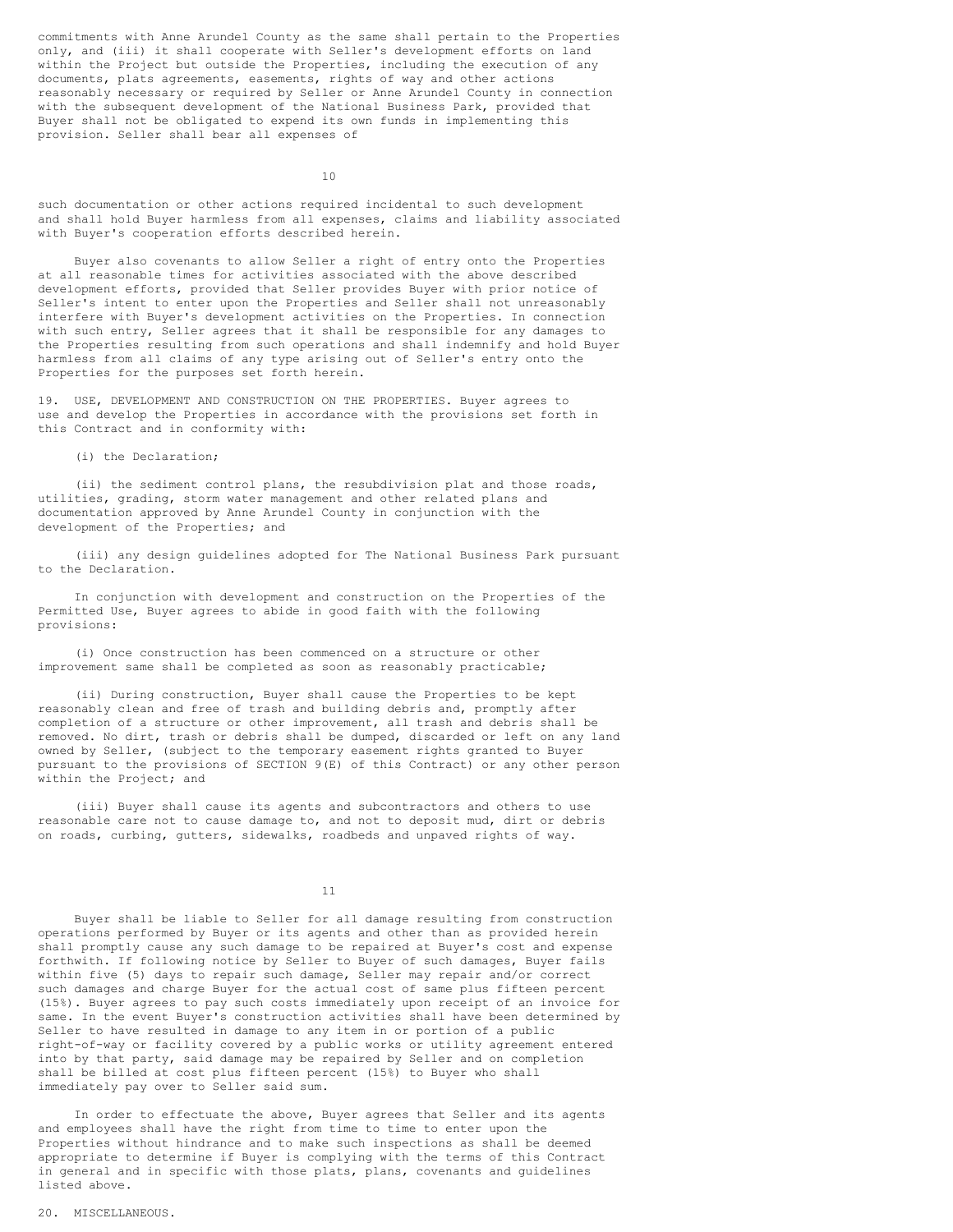commitments with Anne Arundel County as the same shall pertain to the Properties only, and (iii) it shall cooperate with Seller's development efforts on land within the Project but outside the Properties, including the execution of any documents, plats agreements, easements, rights of way and other actions reasonably necessary or required by Seller or Anne Arundel County in connection with the subsequent development of the National Business Park, provided that Buyer shall not be obligated to expend its own funds in implementing this provision. Seller shall bear all expenses of such documentation or other actions required incidental to such development and shall hold Buyer harmless from all expenses, claims and liability associated with Buyer's cooperation efforts described herein.

Buyer also covenants to allow Seller a right of entry onto the Properties at all reasonable times for activities associated with the above described development efforts, provided that Seller provides Buyer with prior notice of Seller's intent to enter upon the Properties and Seller shall not unreasonably interfere with Buyer's development activities on the Properties. In connection with such entry, Seller agrees that it shall be responsible for any damages to the Properties resulting from such operations and shall indemnify and hold Buyer harmless from all claims of any type arising out of Seller's entry onto the Properties for the purposes set forth herein.

19. USE, DEVELOPMENT AND CONSTRUCTION ON THE PROPERTIES. Buyer agrees to use and develop the Properties in accordance with the provisions set forth in this Contract and in conformity with:

(i) the Declaration;

(ii) the sediment control plans, the resubdivision plat and those roads, utilities, grading, storm water management and other related plans and documentation approved by Anne Arundel County in conjunction with the development of the Properties; and

(iii) any design guidelines adopted for The National Business Park pursuant to the Declaration.

In conjunction with development and construction on the Properties of the Permitted Use, Buyer agrees to abide in good faith with the following provisions:

(i) Once construction has been commenced on a structure or other improvement same shall be completed as soon as reasonably practicable;

(ii) During construction, Buyer shall cause the Properties to be kept reasonably clean and free of trash and building debris and, promptly after completion of a structure or other improvement, all trash and debris shall be removed. No dirt, trash or debris shall be dumped, discarded or left on any land owned by Seller, (subject to the temporary easement rights granted to Buyer pursuant to the provisions of SECTION 9(E) of this Contract) or any other person within the Project; and

(iii) Buyer shall cause its agents and subcontractors and others to use reasonable care not to cause damage to, and not to deposit mud, dirt or debris on roads, curbing, gutters, sidewalks, roadbeds and unpaved rights of way.

Buyer shall be liable to Seller for all damage resulting from construction operations performed by Buyer or its agents and other than as provided herein shall promptly cause any such damage to be repaired at Buyer's cost and expense forthwith. If following notice by Seller to Buyer of such damages, Buyer fails within five (5) days to repair such damage, Seller may repair and/or correct such damages and charge Buyer for the actual cost of same plus fifteen percent (15%). Buyer agrees to pay such costs immediately upon receipt of an invoice for same. In the event Buyer's construction activities shall have been determined by Seller to have resulted in damage to any item in or portion of a public right-of-way or facility covered by a public works or utility agreement entered into by that party, said damage may be repaired by Seller and on completion shall be billed at cost plus fifteen percent (15%) to Buyer who shall immediately pay over to Seller said sum.

In order to effectuate the above, Buyer agrees that Seller and its agents and employees shall have the right from time to time to enter upon the Properties without hindrance and to make such inspections as shall be deemed appropriate to determine if Buyer is complying with the terms of this Contract in general and in specific with those plats, plans, covenants and guidelines listed above.

20. MISCELLANEOUS.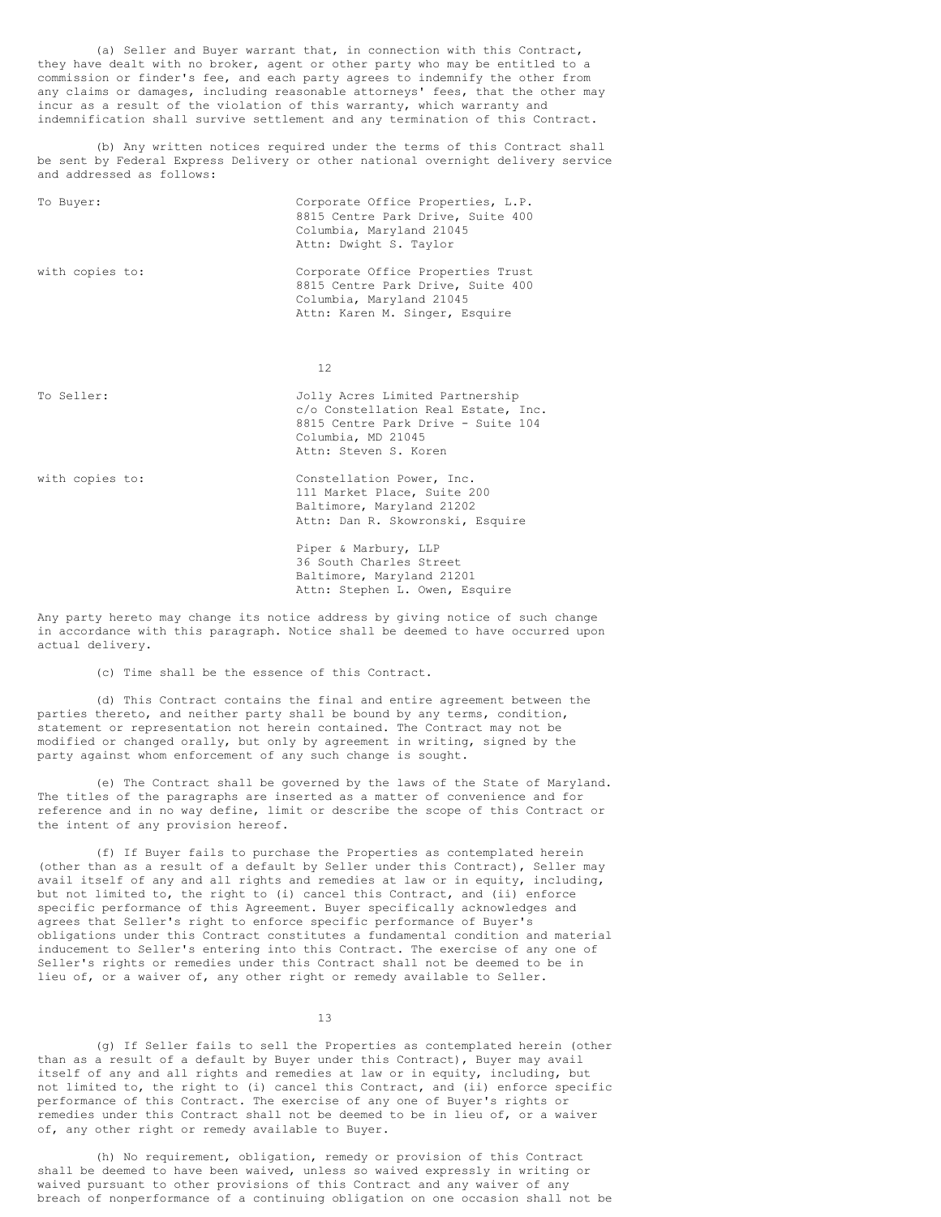(a) Seller and Buyer warrant that, in connection with this Contract, they have dealt with no broker, agent or other party who may be entitled to a commission or finder's fee, and each party agrees to indemnify the other from any claims or damages, including reasonable attorneys' fees, that the other may incur as a result of the violation of this warranty, which warranty and indemnification shall survive settlement and any termination of this Contract.

(b) Any written notices required under the terms of this Contract shall be sent by Federal Express Delivery or other national overnight delivery service and addressed as follows:

To Buyer:

Corporate Office Properties, L.P.
8815 Centre Park Drive, Suite 400
Columbia, Maryland 21045
Attn: Dwight S. Taylor

with copies to:

Corporate Office Properties Trust
8815 Centre Park Drive, Suite 400
Columbia, Maryland 21045
Attn: Karen M. Singer, Esquire

To Seller:

Jolly Acres Limited Partnership
c/o Constellation Real Estate, Inc.
8815 Centre Park Drive - Suite 104
Columbia, MD 21045
Attn: Steven S. Koren

with copies to:

Constellation Power, Inc.
111 Market Place, Suite 200
Baltimore, Maryland 21202
Attn: Dan R. Skowronski, Esquire

Piper & Marbury, LLP
36 South Charles Street
Baltimore, Maryland 21201
Attn: Stephen L. Owen, Esquire

Any party hereto may change its notice address by giving notice of such change in accordance with this paragraph. Notice shall be deemed to have occurred upon actual delivery.

(c) Time shall be the essence of this Contract.

(d) This Contract contains the final and entire agreement between the parties thereto, and neither party shall be bound by any terms, condition, statement or representation not herein contained. The Contract may not be modified or changed orally, but only by agreement in writing, signed by the party against whom enforcement of any such change is sought.

(e) The Contract shall be governed by the laws of the State of Maryland. The titles of the paragraphs are inserted as a matter of convenience and for reference and in no way define, limit or describe the scope of this Contract or the intent of any provision hereof.

(f) If Buyer fails to purchase the Properties as contemplated herein (other than as a result of a default by Seller under this Contract), Seller may avail itself of any and all rights and remedies at law or in equity, including, but not limited to, the right to (i) cancel this Contract, and (ii) enforce specific performance of this Agreement. Buyer specifically acknowledges and agrees that Seller's right to enforce specific performance of Buyer's obligations under this Contract constitutes a fundamental condition and material inducement to Seller's entering into this Contract. The exercise of any one of Seller's rights or remedies under this Contract shall not be deemed to be in lieu of, or a waiver of, any other right or remedy available to Seller.

(g) If Seller fails to sell the Properties as contemplated herein (other than as a result of a default by Buyer under this Contract), Buyer may avail itself of any and all rights and remedies at law or in equity, including, but not limited to, the right to (i) cancel this Contract, and (ii) enforce specific performance of this Contract. The exercise of any one of Buyer's rights or remedies under this Contract shall not be deemed to be in lieu of, or a waiver of, any other right or remedy available to Buyer.

(h) No requirement, obligation, remedy or provision of this Contract shall be deemed to have been waived, unless so waived expressly in writing or waived pursuant to other provisions of this Contract and any waiver of any breach of nonperformance of a continuing obligation on one occasion shall not be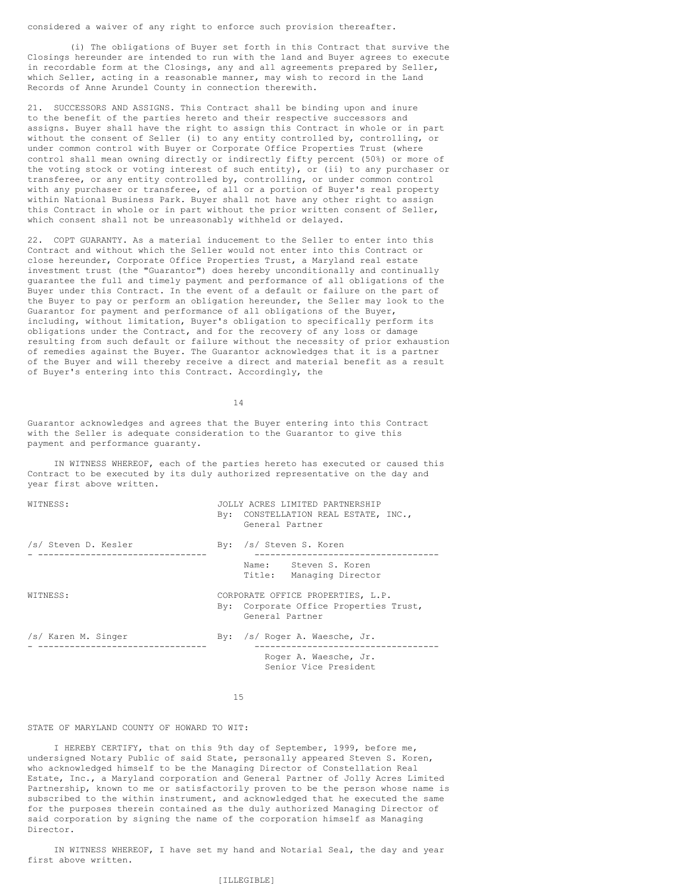considered a waiver of any right to enforce such provision thereafter.

(i) The obligations of Buyer set forth in this Contract that survive the Closings hereunder are intended to run with the land and Buyer agrees to execute in recordable form at the Closings, any and all agreements prepared by Seller, which Seller, acting in a reasonable manner, may wish to record in the Land Records of Anne Arundel County in connection therewith.

21. SUCCESSORS AND ASSIGNS. This Contract shall be binding upon and inure to the benefit of the parties hereto and their respective successors and assigns. Buyer shall have the right to assign this Contract in whole or in part without the consent of Seller (i) to any entity controlled by, controlling, or under common control with Buyer or Corporate Office Properties Trust (where control shall mean owning directly or indirectly fifty percent (50%) or more of the voting stock or voting interest of such entity), or (ii) to any purchaser or transferee, or any entity controlled by, controlling, or under common control with any purchaser or transferee, of all or a portion of Buyer's real property within National Business Park. Buyer shall not have any other right to assign this Contract in whole or in part without the prior written consent of Seller, which consent shall not be unreasonably withheld or delayed.

22. COPT GUARANTY. As a material inducement to the Seller to enter into this Contract and without which the Seller would not enter into this Contract or close hereunder, Corporate Office Properties Trust, a Maryland real estate investment trust (the "Guarantor") does hereby unconditionally and continually guarantee the full and timely payment and performance of all obligations of the Buyer under this Contract. In the event of a default or failure on the part of the Buyer to pay or perform an obligation hereunder, the Seller may look to the Guarantor for payment and performance of all obligations of the Buyer, including, without limitation, Buyer's obligation to specifically perform its obligations under the Contract, and for the recovery of any loss or damage resulting from such default or failure without the necessity of prior exhaustion of remedies against the Buyer. The Guarantor acknowledges that it is a partner of the Buyer and will thereby receive a direct and material benefit as a result of Buyer's entering into this Contract. Accordingly, the Guarantor acknowledges and agrees that the Buyer entering into this Contract with the Seller is adequate consideration to the Guarantor to give this payment and performance guaranty.

IN WITNESS WHEREOF, each of the parties hereto has executed or caused this Contract to be executed by its duly authorized representative on the day and year first above written.

WITNESS:

JOLLY ACRES LIMITED PARTNERSHIP
By: CONSTELLATION REAL ESTATE, INC., General Partner

/s/ Steven D. Kesler

By: /s/ Steven S. Koren
Name: Steven S. Koren
Title: Managing Director

WITNESS:

CORPORATE OFFICE PROPERTIES, L.P.
By: Corporate Office Properties Trust, General Partner

/s/ Karen M. Singer

By: /s/ Roger A. Waesche, Jr.
Roger A. Waesche, Jr.
Senior Vice President

STATE OF MARYLAND COUNTY OF HOWARD TO WIT:

I HEREBY CERTIFY, that on this 9th day of September, 1999, before me, undersigned Notary Public of said State, personally appeared Steven S. Koren, who acknowledged himself to be the Managing Director of Constellation Real Estate, Inc., a Maryland corporation and General Partner of Jolly Acres Limited Partnership, known to me or satisfactorily proven to be the person whose name is subscribed to the within instrument, and acknowledged that he executed the same for the purposes therein contained as the duly authorized Managing Director of said corporation by signing the name of the corporation himself as Managing Director.

IN WITNESS WHEREOF, I have set my hand and Notarial Seal, the day and year first above written.

[ILLEGIBLE]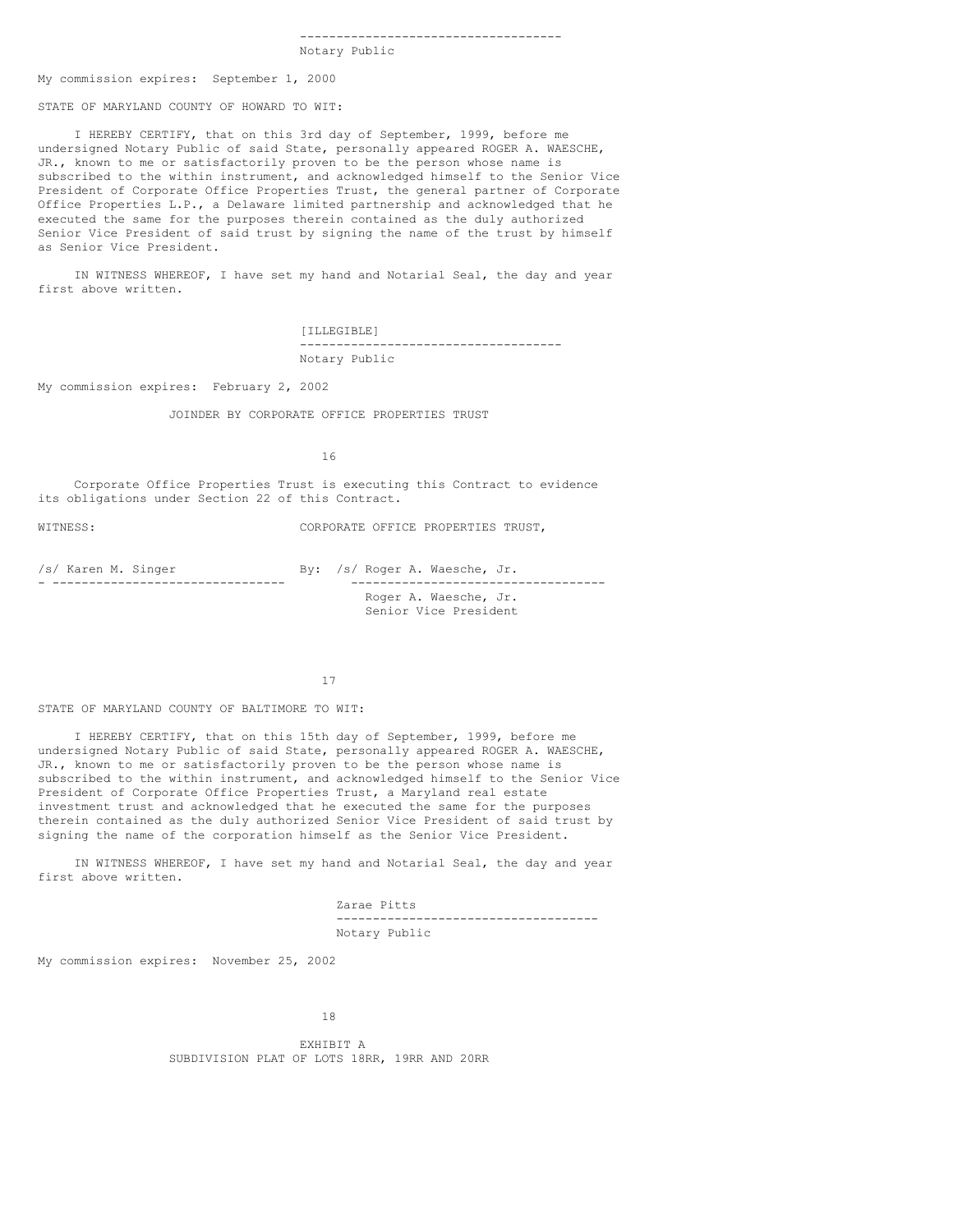------------------------------------
Notary Public

My commission expires: September 1, 2000

STATE OF MARYLAND COUNTY OF HOWARD TO WIT:

I HEREBY CERTIFY, that on this 3rd day of September, 1999, before me undersigned Notary Public of said State, personally appeared ROGER A. WAESCHE, JR., known to me or satisfactorily proven to be the person whose name is subscribed to the within instrument, and acknowledged himself to the Senior Vice President of Corporate Office Properties Trust, the general partner of Corporate Office Properties L.P., a Delaware limited partnership and acknowledged that he executed the same for the purposes therein contained as the duly authorized Senior Vice President of said trust by signing the name of the trust by himself as Senior Vice President.

IN WITNESS WHEREOF, I have set my hand and Notarial Seal, the day and year first above written.

[ILLEGIBLE]
------------------------------------
Notary Public

My commission expires: February 2, 2002

JOINDER BY CORPORATE OFFICE PROPERTIES TRUST

Corporate Office Properties Trust is executing this Contract to evidence its obligations under Section 22 of this Contract.

WITNESS: CORPORATE OFFICE PROPERTIES TRUST,

/s/ Karen M. Singer
--------------------------------

By: /s/ Roger A. Waesche, Jr.
----------------------------------
Roger A. Waesche, Jr.
Senior Vice President

STATE OF MARYLAND COUNTY OF BALTIMORE TO WIT:

I HEREBY CERTIFY, that on this 15th day of September, 1999, before me undersigned Notary Public of said State, personally appeared ROGER A. WAESCHE, JR., known to me or satisfactorily proven to be the person whose name is subscribed to the within instrument, and acknowledged himself to the Senior Vice President of Corporate Office Properties Trust, a Maryland real estate investment trust and acknowledged that he executed the same for the purposes therein contained as the duly authorized Senior Vice President of said trust by signing the name of the corporation himself as the Senior Vice President.

IN WITNESS WHEREOF, I have set my hand and Notarial Seal, the day and year first above written.

Zarae Pitts
------------------------------------
Notary Public

My commission expires: November 25, 2002

EXHIBIT A
SUBDIVISION PLAT OF LOTS 18RR, 19RR AND 20RR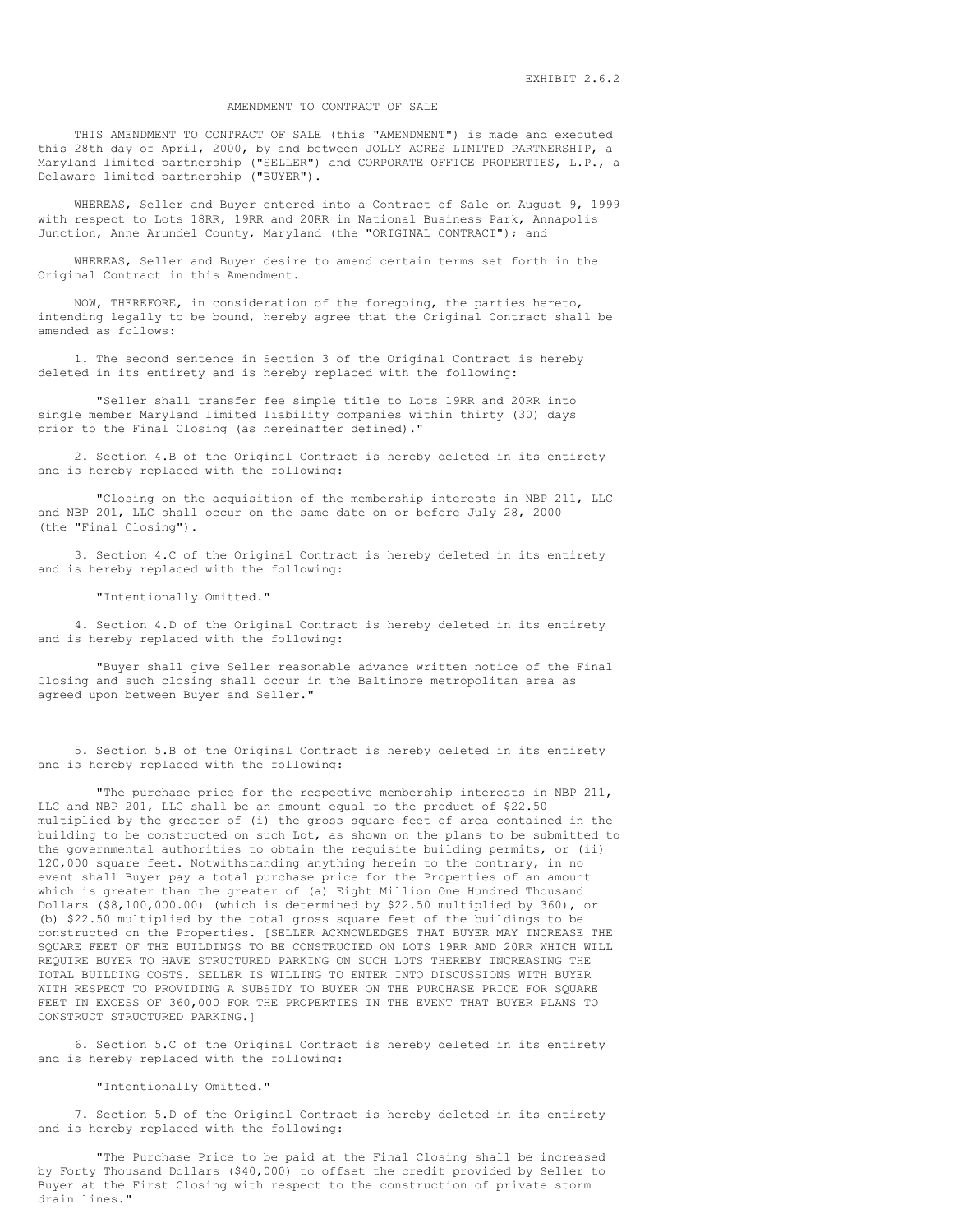EXHIBIT 2.6.2

# AMENDMENT TO CONTRACT OF SALE

THIS AMENDMENT TO CONTRACT OF SALE (this "AMENDMENT") is made and executed this 28th day of April, 2000, by and between JOLLY ACRES LIMITED PARTNERSHIP, a Maryland limited partnership ("SELLER") and CORPORATE OFFICE PROPERTIES, L.P., a Delaware limited partnership ("BUYER").

WHEREAS, Seller and Buyer entered into a Contract of Sale on August 9, 1999 with respect to Lots 18RR, 19RR and 20RR in National Business Park, Annapolis Junction, Anne Arundel County, Maryland (the "ORIGINAL CONTRACT"); and

WHEREAS, Seller and Buyer desire to amend certain terms set forth in the Original Contract in this Amendment.

NOW, THEREFORE, in consideration of the foregoing, the parties hereto, intending legally to be bound, hereby agree that the Original Contract shall be amended as follows:

1. The second sentence in Section 3 of the Original Contract is hereby deleted in its entirety and is hereby replaced with the following:

"Seller shall transfer fee simple title to Lots 19RR and 20RR into single member Maryland limited liability companies within thirty (30) days prior to the Final Closing (as hereinafter defined)."

2. Section 4.B of the Original Contract is hereby deleted in its entirety and is hereby replaced with the following:

"Closing on the acquisition of the membership interests in NBP 211, LLC and NBP 201, LLC shall occur on the same date on or before July 28, 2000 (the "Final Closing").

3. Section 4.C of the Original Contract is hereby deleted in its entirety and is hereby replaced with the following:

"Intentionally Omitted."

4. Section 4.D of the Original Contract is hereby deleted in its entirety and is hereby replaced with the following:

"Buyer shall give Seller reasonable advance written notice of the Final Closing and such closing shall occur in the Baltimore metropolitan area as agreed upon between Buyer and Seller."

5. Section 5.B of the Original Contract is hereby deleted in its entirety and is hereby replaced with the following:

"The purchase price for the respective membership interests in NBP 211, LLC and NBP 201, LLC shall be an amount equal to the product of $22.50 multiplied by the greater of (i) the gross square feet of area contained in the building to be constructed on such Lot, as shown on the plans to be submitted to the governmental authorities to obtain the requisite building permits, or (ii) 120,000 square feet. Notwithstanding anything herein to the contrary, in no event shall Buyer pay a total purchase price for the Properties of an amount which is greater than the greater of (a) Eight Million One Hundred Thousand Dollars ($8,100,000.00) (which is determined by $22.50 multiplied by 360), or (b) $22.50 multiplied by the total gross square feet of the buildings to be constructed on the Properties. [SELLER ACKNOWLEDGES THAT BUYER MAY INCREASE THE SQUARE FEET OF THE BUILDINGS TO BE CONSTRUCTED ON LOTS 19RR AND 20RR WHICH WILL REQUIRE BUYER TO HAVE STRUCTURED PARKING ON SUCH LOTS THEREBY INCREASING THE TOTAL BUILDING COSTS. SELLER IS WILLING TO ENTER INTO DISCUSSIONS WITH BUYER WITH RESPECT TO PROVIDING A SUBSIDY TO BUYER ON THE PURCHASE PRICE FOR SQUARE FEET IN EXCESS OF 360,000 FOR THE PROPERTIES IN THE EVENT THAT BUYER PLANS TO CONSTRUCT STRUCTURED PARKING.]

6. Section 5.C of the Original Contract is hereby deleted in its entirety and is hereby replaced with the following:

"Intentionally Omitted."

7. Section 5.D of the Original Contract is hereby deleted in its entirety and is hereby replaced with the following:

"The Purchase Price to be paid at the Final Closing shall be increased by Forty Thousand Dollars ($40,000) to offset the credit provided by Seller to Buyer at the First Closing with respect to the construction of private storm drain lines."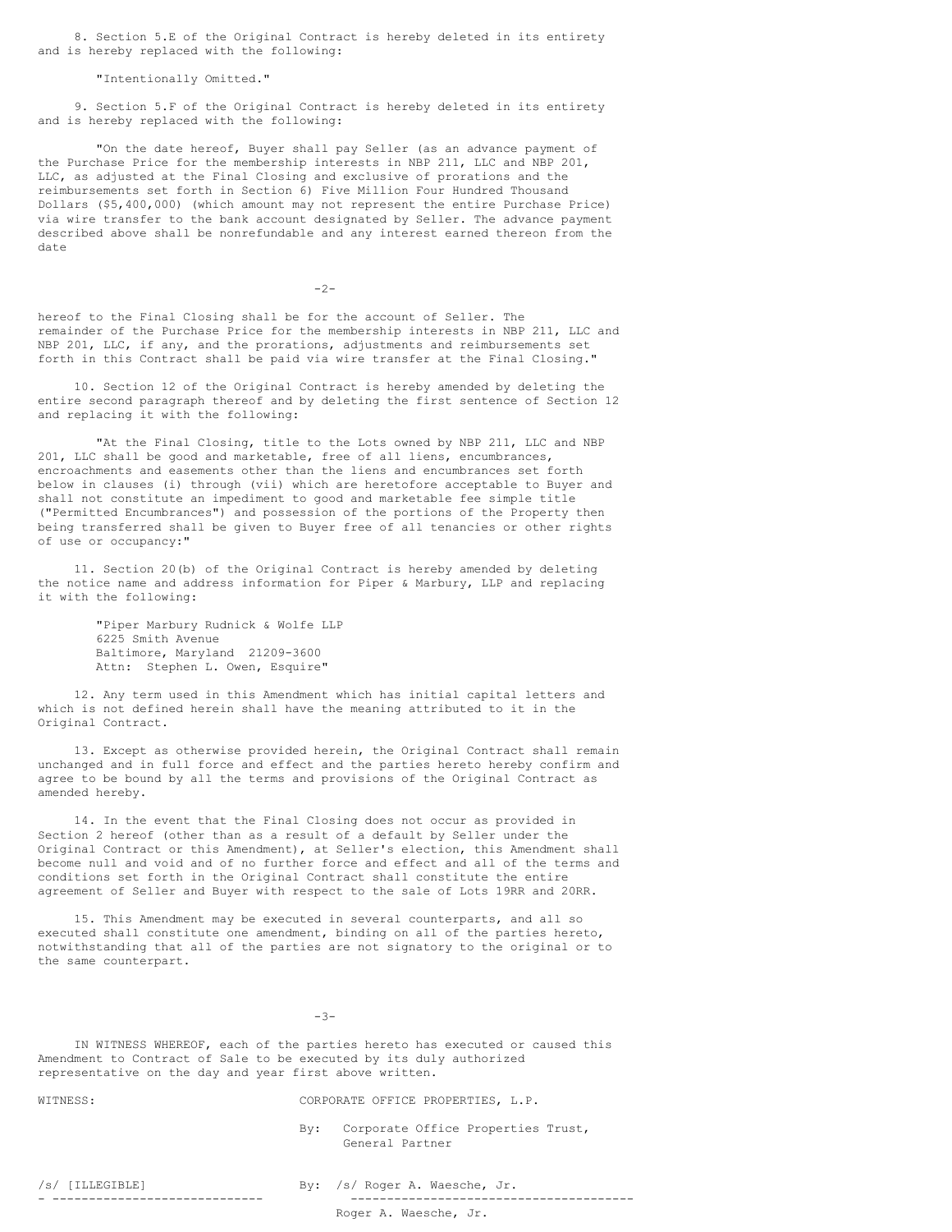8. Section 5.E of the Original Contract is hereby deleted in its entirety and is hereby replaced with the following:

"Intentionally Omitted."

9. Section 5.F of the Original Contract is hereby deleted in its entirety and is hereby replaced with the following:

"On the date hereof, Buyer shall pay Seller (as an advance payment of the Purchase Price for the membership interests in NBP 211, LLC and NBP 201, LLC, as adjusted at the Final Closing and exclusive of prorations and the reimbursements set forth in Section 6) Five Million Four Hundred Thousand Dollars ($5,400,000) (which amount may not represent the entire Purchase Price) via wire transfer to the bank account designated by Seller. The advance payment described above shall be nonrefundable and any interest earned thereon from the date hereof to the Final Closing shall be for the account of Seller. The remainder of the Purchase Price for the membership interests in NBP 211, LLC and NBP 201, LLC, if any, and the prorations, adjustments and reimbursements set forth in this Contract shall be paid via wire transfer at the Final Closing."

10. Section 12 of the Original Contract is hereby amended by deleting the entire second paragraph thereof and by deleting the first sentence of Section 12 and replacing it with the following:

"At the Final Closing, title to the Lots owned by NBP 211, LLC and NBP 201, LLC shall be good and marketable, free of all liens, encumbrances, encroachments and easements other than the liens and encumbrances set forth below in clauses (i) through (vii) which are heretofore acceptable to Buyer and shall not constitute an impediment to good and marketable fee simple title ("Permitted Encumbrances") and possession of the portions of the Property then being transferred shall be given to Buyer free of all tenancies or other rights of use or occupancy:"

11. Section 20(b) of the Original Contract is hereby amended by deleting the notice name and address information for Piper & Marbury, LLP and replacing it with the following:

"Piper Marbury Rudnick & Wolfe LLP
6225 Smith Avenue
Baltimore, Maryland 21209-3600
Attn: Stephen L. Owen, Esquire"

12. Any term used in this Amendment which has initial capital letters and which is not defined herein shall have the meaning attributed to it in the Original Contract.

13. Except as otherwise provided herein, the Original Contract shall remain unchanged and in full force and effect and the parties hereto hereby confirm and agree to be bound by all the terms and provisions of the Original Contract as amended hereby.

14. In the event that the Final Closing does not occur as provided in Section 2 hereof (other than as a result of a default by Seller under the Original Contract or this Amendment), at Seller's election, this Amendment shall become null and void and of no further force and effect and all of the terms and conditions set forth in the Original Contract shall constitute the entire agreement of Seller and Buyer with respect to the sale of Lots 19RR and 20RR.

15. This Amendment may be executed in several counterparts, and all so executed shall constitute one amendment, binding on all of the parties hereto, notwithstanding that all of the parties are not signatory to the original or to the same counterpart.

IN WITNESS WHEREOF, each of the parties hereto has executed or caused this Amendment to Contract of Sale to be executed by its duly authorized representative on the day and year first above written.

WITNESS: CORPORATE OFFICE PROPERTIES, L.P.

By: Corporate Office Properties Trust, General Partner

/s/ [ILLEGIBLE] By: /s/ Roger A. Waesche, Jr.

Roger A. Waesche, Jr.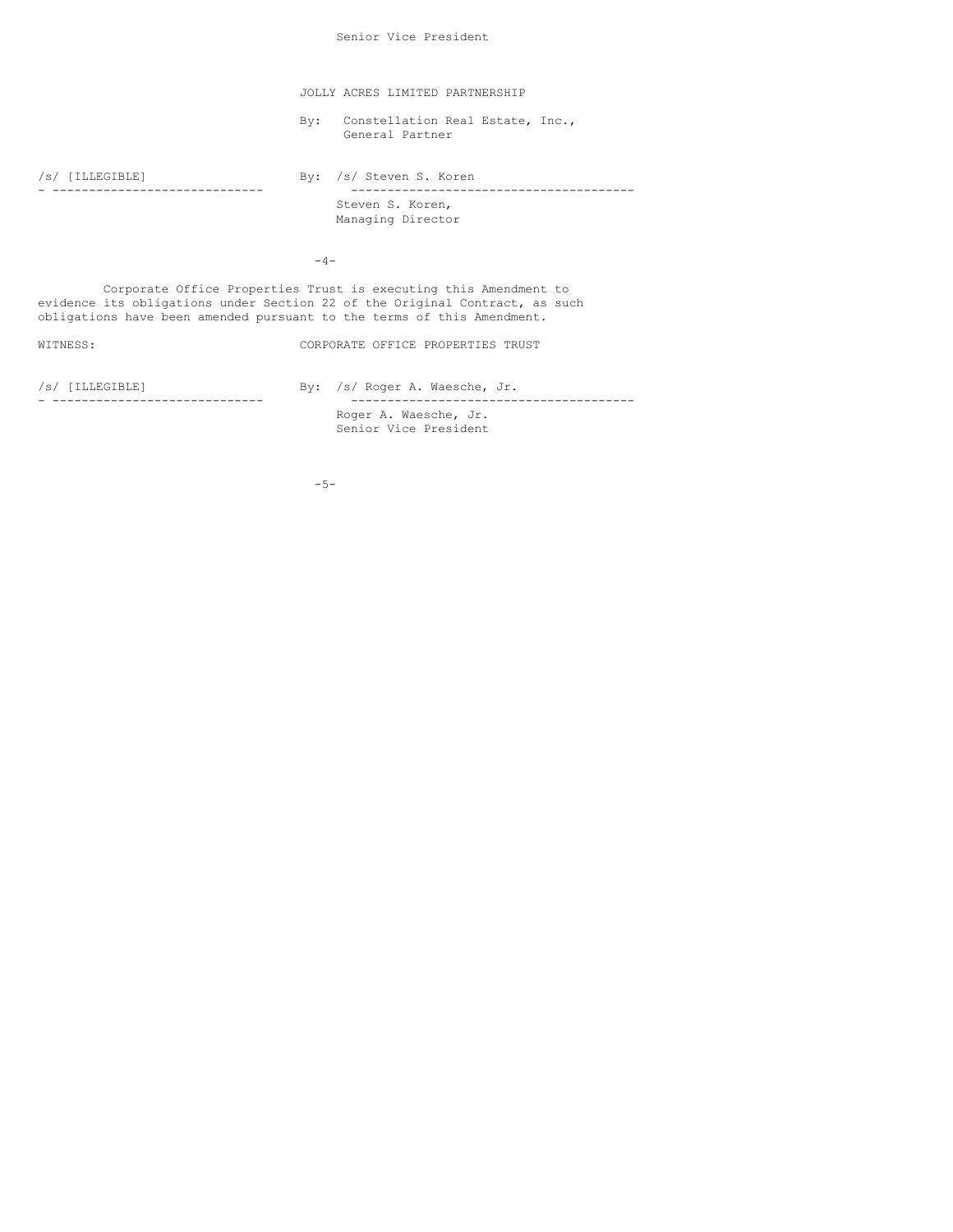Senior Vice President

JOLLY ACRES LIMITED PARTNERSHIP

By: Constellation Real Estate, Inc., General Partner

/s/ [ILLEGIBLE]

By: /s/ Steven S. Koren
Steven S. Koren,
Managing Director

Corporate Office Properties Trust is executing this Amendment to evidence its obligations under Section 22 of the Original Contract, as such obligations have been amended pursuant to the terms of this Amendment.

WITNESS:

CORPORATE OFFICE PROPERTIES TRUST

/s/ [ILLEGIBLE]

By: /s/ Roger A. Waesche, Jr.
Roger A. Waesche, Jr.
Senior Vice President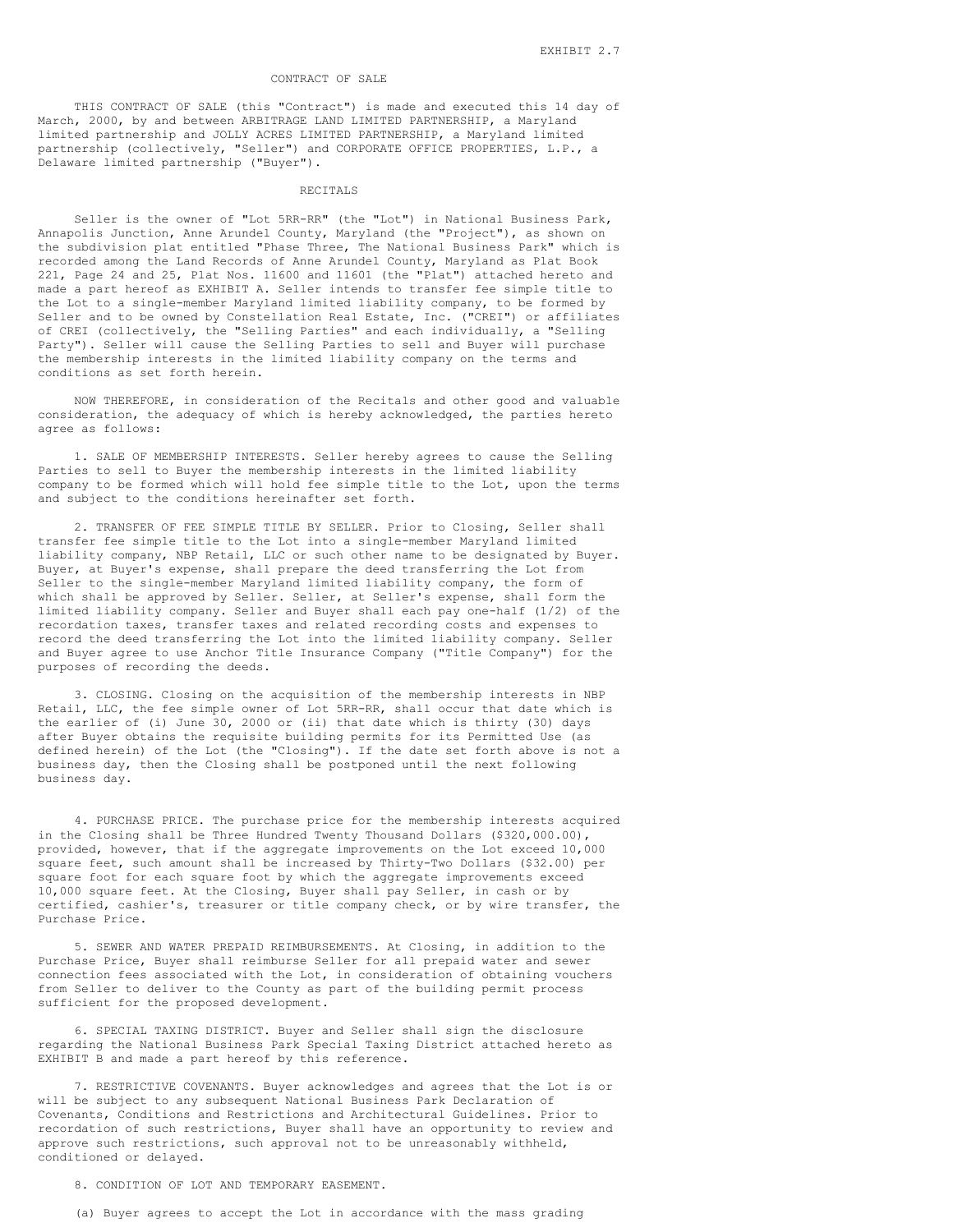EXHIBIT 2.7

# CONTRACT OF SALE

THIS CONTRACT OF SALE (this "Contract") is made and executed this 14 day of March, 2000, by and between ARBITRAGE LAND LIMITED PARTNERSHIP, a Maryland limited partnership and JOLLY ACRES LIMITED PARTNERSHIP, a Maryland limited partnership (collectively, "Seller") and CORPORATE OFFICE PROPERTIES, L.P., a Delaware limited partnership ("Buyer").

## RECITALS

Seller is the owner of "Lot 5RR-RR" (the "Lot") in National Business Park, Annapolis Junction, Anne Arundel County, Maryland (the "Project"), as shown on the subdivision plat entitled "Phase Three, The National Business Park" which is recorded among the Land Records of Anne Arundel County, Maryland as Plat Book 221, Page 24 and 25, Plat Nos. 11600 and 11601 (the "Plat") attached hereto and made a part hereof as EXHIBIT A. Seller intends to transfer fee simple title to the Lot to a single-member Maryland limited liability company, to be formed by Seller and to be owned by Constellation Real Estate, Inc. ("CREI") or affiliates of CREI (collectively, the "Selling Parties" and each individually, a "Selling Party"). Seller will cause the Selling Parties to sell and Buyer will purchase the membership interests in the limited liability company on the terms and conditions as set forth herein.

NOW THEREFORE, in consideration of the Recitals and other good and valuable consideration, the adequacy of which is hereby acknowledged, the parties hereto agree as follows:

1. SALE OF MEMBERSHIP INTERESTS. Seller hereby agrees to cause the Selling Parties to sell to Buyer the membership interests in the limited liability company to be formed which will hold fee simple title to the Lot, upon the terms and subject to the conditions hereinafter set forth.

2. TRANSFER OF FEE SIMPLE TITLE BY SELLER. Prior to Closing, Seller shall transfer fee simple title to the Lot into a single-member Maryland limited liability company, NBP Retail, LLC or such other name to be designated by Buyer. Buyer, at Buyer's expense, shall prepare the deed transferring the Lot from Seller to the single-member Maryland limited liability company, the form of which shall be approved by Seller. Seller, at Seller's expense, shall form the limited liability company. Seller and Buyer shall each pay one-half (1/2) of the recordation taxes, transfer taxes and related recording costs and expenses to record the deed transferring the Lot into the limited liability company. Seller and Buyer agree to use Anchor Title Insurance Company ("Title Company") for the purposes of recording the deeds.

3. CLOSING. Closing on the acquisition of the membership interests in NBP Retail, LLC, the fee simple owner of Lot 5RR-RR, shall occur that date which is the earlier of (i) June 30, 2000 or (ii) that date which is thirty (30) days after Buyer obtains the requisite building permits for its Permitted Use (as defined herein) of the Lot (the "Closing"). If the date set forth above is not a business day, then the Closing shall be postponed until the next following business day.

4. PURCHASE PRICE. The purchase price for the membership interests acquired in the Closing shall be Three Hundred Twenty Thousand Dollars ($320,000.00), provided, however, that if the aggregate improvements on the Lot exceed 10,000 square feet, such amount shall be increased by Thirty-Two Dollars ($32.00) per square foot for each square foot by which the aggregate improvements exceed 10,000 square feet. At the Closing, Buyer shall pay Seller, in cash or by certified, cashier's, treasurer or title company check, or by wire transfer, the Purchase Price.

5. SEWER AND WATER PREPAID REIMBURSEMENTS. At Closing, in addition to the Purchase Price, Buyer shall reimburse Seller for all prepaid water and sewer connection fees associated with the Lot, in consideration of obtaining vouchers from Seller to deliver to the County as part of the building permit process sufficient for the proposed development.

6. SPECIAL TAXING DISTRICT. Buyer and Seller shall sign the disclosure regarding the National Business Park Special Taxing District attached hereto as EXHIBIT B and made a part hereof by this reference.

7. RESTRICTIVE COVENANTS. Buyer acknowledges and agrees that the Lot is or will be subject to any subsequent National Business Park Declaration of Covenants, Conditions and Restrictions and Architectural Guidelines. Prior to recordation of such restrictions, Buyer shall have an opportunity to review and approve such restrictions, such approval not to be unreasonably withheld, conditioned or delayed.

8. CONDITION OF LOT AND TEMPORARY EASEMENT.

(a) Buyer agrees to accept the Lot in accordance with the mass grading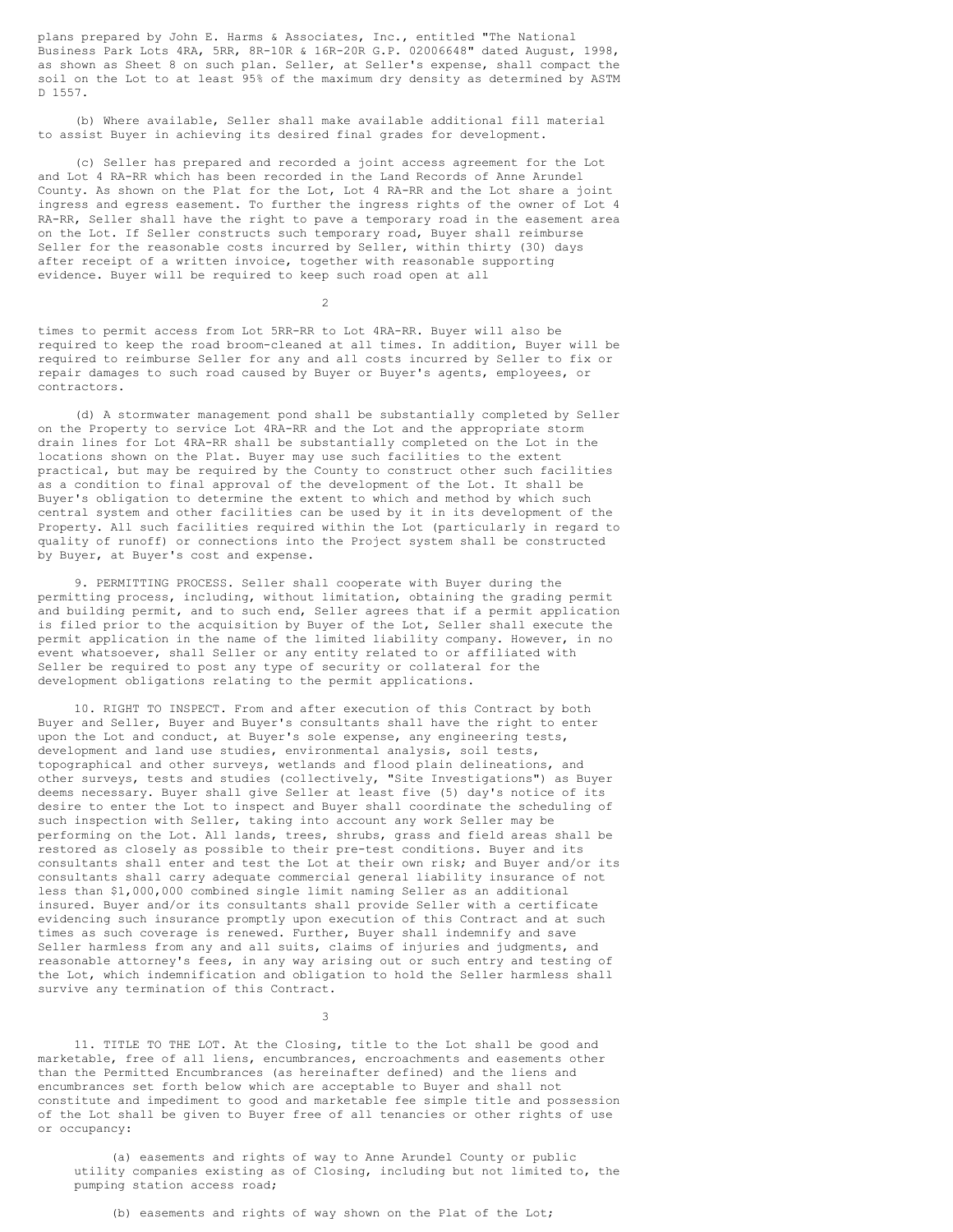plans prepared by John E. Harms & Associates, Inc., entitled "The National Business Park Lots 4RA, 5RR, 8R-10R & 16R-20R G.P. 02006648" dated August, 1998, as shown as Sheet 8 on such plan. Seller, at Seller's expense, shall compact the soil on the Lot to at least 95% of the maximum dry density as determined by ASTM D 1557.

(b) Where available, Seller shall make available additional fill material to assist Buyer in achieving its desired final grades for development.

(c) Seller has prepared and recorded a joint access agreement for the Lot and Lot 4 RA-RR which has been recorded in the Land Records of Anne Arundel County. As shown on the Plat for the Lot, Lot 4 RA-RR and the Lot share a joint ingress and egress easement. To further the ingress rights of the owner of Lot 4 RA-RR, Seller shall have the right to pave a temporary road in the easement area on the Lot. If Seller constructs such temporary road, Buyer shall reimburse Seller for the reasonable costs incurred by Seller, within thirty (30) days after receipt of a written invoice, together with reasonable supporting evidence. Buyer will be required to keep such road open at all times to permit access from Lot 5RR-RR to Lot 4RA-RR. Buyer will also be required to keep the road broom-cleaned at all times. In addition, Buyer will be required to reimburse Seller for any and all costs incurred by Seller to fix or repair damages to such road caused by Buyer or Buyer's agents, employees, or contractors.

(d) A stormwater management pond shall be substantially completed by Seller on the Property to service Lot 4RA-RR and the Lot and the appropriate storm drain lines for Lot 4RA-RR shall be substantially completed on the Lot in the locations shown on the Plat. Buyer may use such facilities to the extent practical, but may be required by the County to construct other such facilities as a condition to final approval of the development of the Lot. It shall be Buyer's obligation to determine the extent to which and method by which such central system and other facilities can be used by it in its development of the Property. All such facilities required within the Lot (particularly in regard to quality of runoff) or connections into the Project system shall be constructed by Buyer, at Buyer's cost and expense.

9. PERMITTING PROCESS. Seller shall cooperate with Buyer during the permitting process, including, without limitation, obtaining the grading permit and building permit, and to such end, Seller agrees that if a permit application is filed prior to the acquisition by Buyer of the Lot, Seller shall execute the permit application in the name of the limited liability company. However, in no event whatsoever, shall Seller or any entity related to or affiliated with Seller be required to post any type of security or collateral for the development obligations relating to the permit applications.

10. RIGHT TO INSPECT. From and after execution of this Contract by both Buyer and Seller, Buyer and Buyer's consultants shall have the right to enter upon the Lot and conduct, at Buyer's sole expense, any engineering tests, development and land use studies, environmental analysis, soil tests, topographical and other surveys, wetlands and flood plain delineations, and other surveys, tests and studies (collectively, "Site Investigations") as Buyer deems necessary. Buyer shall give Seller at least five (5) day's notice of its desire to enter the Lot to inspect and Buyer shall coordinate the scheduling of such inspection with Seller, taking into account any work Seller may be performing on the Lot. All lands, trees, shrubs, grass and field areas shall be restored as closely as possible to their pre-test conditions. Buyer and its consultants shall enter and test the Lot at their own risk; and Buyer and/or its consultants shall carry adequate commercial general liability insurance of not less than $1,000,000 combined single limit naming Seller as an additional insured. Buyer and/or its consultants shall provide Seller with a certificate evidencing such insurance promptly upon execution of this Contract and at such times as such coverage is renewed. Further, Buyer shall indemnify and save Seller harmless from any and all suits, claims of injuries and judgments, and reasonable attorney's fees, in any way arising out or such entry and testing of the Lot, which indemnification and obligation to hold the Seller harmless shall survive any termination of this Contract.

11. TITLE TO THE LOT. At the Closing, title to the Lot shall be good and marketable, free of all liens, encumbrances, encroachments and easements other than the Permitted Encumbrances (as hereinafter defined) and the liens and encumbrances set forth below which are acceptable to Buyer and shall not constitute and impediment to good and marketable fee simple title and possession of the Lot shall be given to Buyer free of all tenancies or other rights of use or occupancy:

(a) easements and rights of way to Anne Arundel County or public utility companies existing as of Closing, including but not limited to, the pumping station access road;

(b) easements and rights of way shown on the Plat of the Lot;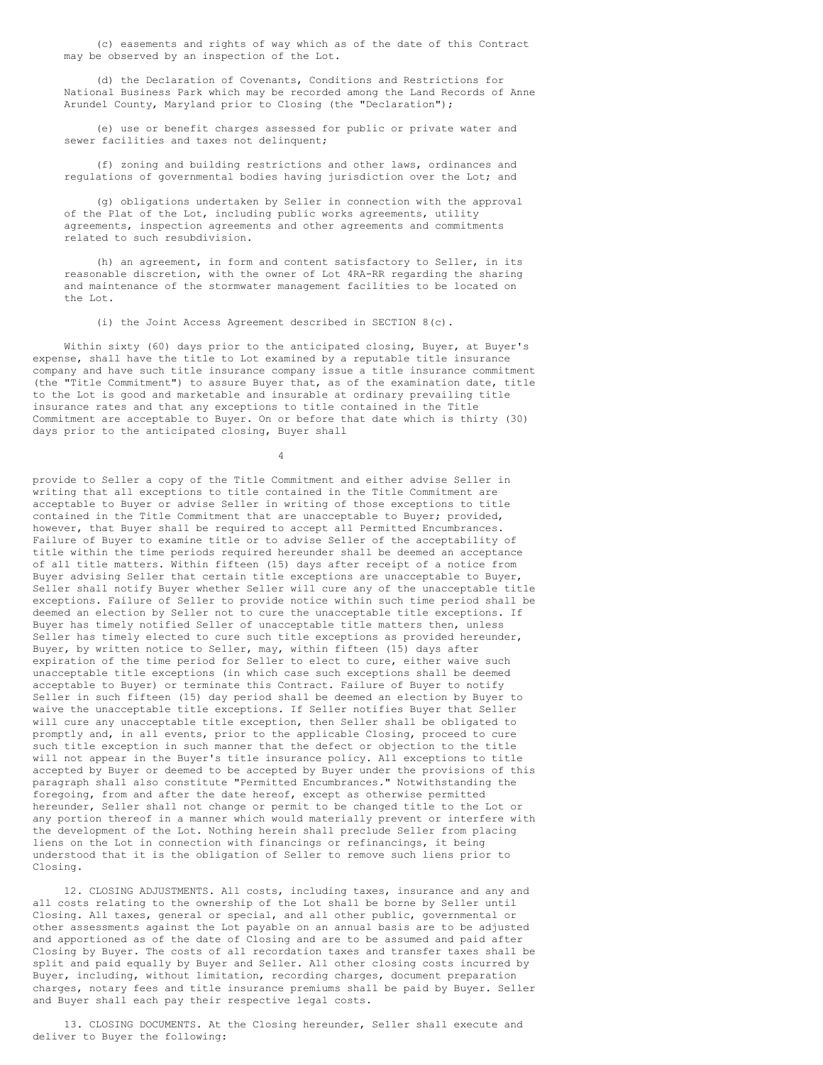(c) easements and rights of way which as of the date of this Contract may be observed by an inspection of the Lot.

(d) the Declaration of Covenants, Conditions and Restrictions for National Business Park which may be recorded among the Land Records of Anne Arundel County, Maryland prior to Closing (the "Declaration");

(e) use or benefit charges assessed for public or private water and sewer facilities and taxes not delinquent;

(f) zoning and building restrictions and other laws, ordinances and regulations of governmental bodies having jurisdiction over the Lot; and

(g) obligations undertaken by Seller in connection with the approval of the Plat of the Lot, including public works agreements, utility agreements, inspection agreements and other agreements and commitments related to such resubdivision.

(h) an agreement, in form and content satisfactory to Seller, in its reasonable discretion, with the owner of Lot 4RA-RR regarding the sharing and maintenance of the stormwater management facilities to be located on the Lot.

(i) the Joint Access Agreement described in SECTION 8(c).

Within sixty (60) days prior to the anticipated closing, Buyer, at Buyer's expense, shall have the title to Lot examined by a reputable title insurance company and have such title insurance company issue a title insurance commitment (the "Title Commitment") to assure Buyer that, as of the examination date, title to the Lot is good and marketable and insurable at ordinary prevailing title insurance rates and that any exceptions to title contained in the Title Commitment are acceptable to Buyer. On or before that date which is thirty (30) days prior to the anticipated closing, Buyer shall provide to Seller a copy of the Title Commitment and either advise Seller in writing that all exceptions to title contained in the Title Commitment are acceptable to Buyer or advise Seller in writing of those exceptions to title contained in the Title Commitment that are unacceptable to Buyer; provided, however, that Buyer shall be required to accept all Permitted Encumbrances. Failure of Buyer to examine title or to advise Seller of the acceptability of title within the time periods required hereunder shall be deemed an acceptance of all title matters. Within fifteen (15) days after receipt of a notice from Buyer advising Seller that certain title exceptions are unacceptable to Buyer, Seller shall notify Buyer whether Seller will cure any of the unacceptable title exceptions. Failure of Seller to provide notice within such time period shall be deemed an election by Seller not to cure the unacceptable title exceptions. If Buyer has timely notified Seller of unacceptable title matters then, unless Seller has timely elected to cure such title exceptions as provided hereunder, Buyer, by written notice to Seller, may, within fifteen (15) days after expiration of the time period for Seller to elect to cure, either waive such unacceptable title exceptions (in which case such exceptions shall be deemed acceptable to Buyer) or terminate this Contract. Failure of Buyer to notify Seller in such fifteen (15) day period shall be deemed an election by Buyer to waive the unacceptable title exceptions. If Seller notifies Buyer that Seller will cure any unacceptable title exception, then Seller shall be obligated to promptly and, in all events, prior to the applicable Closing, proceed to cure such title exception in such manner that the defect or objection to the title will not appear in the Buyer's title insurance policy. All exceptions to title accepted by Buyer or deemed to be accepted by Buyer under the provisions of this paragraph shall also constitute "Permitted Encumbrances." Notwithstanding the foregoing, from and after the date hereof, except as otherwise permitted hereunder, Seller shall not change or permit to be changed title to the Lot or any portion thereof in a manner which would materially prevent or interfere with the development of the Lot. Nothing herein shall preclude Seller from placing liens on the Lot in connection with financings or refinancings, it being understood that it is the obligation of Seller to remove such liens prior to Closing.

12. CLOSING ADJUSTMENTS. All costs, including taxes, insurance and any and all costs relating to the ownership of the Lot shall be borne by Seller until Closing. All taxes, general or special, and all other public, governmental or other assessments against the Lot payable on an annual basis are to be adjusted and apportioned as of the date of Closing and are to be assumed and paid after Closing by Buyer. The costs of all recordation taxes and transfer taxes shall be split and paid equally by Buyer and Seller. All other closing costs incurred by Buyer, including, without limitation, recording charges, document preparation charges, notary fees and title insurance premiums shall be paid by Buyer. Seller and Buyer shall each pay their respective legal costs.

13. CLOSING DOCUMENTS. At the Closing hereunder, Seller shall execute and deliver to Buyer the following: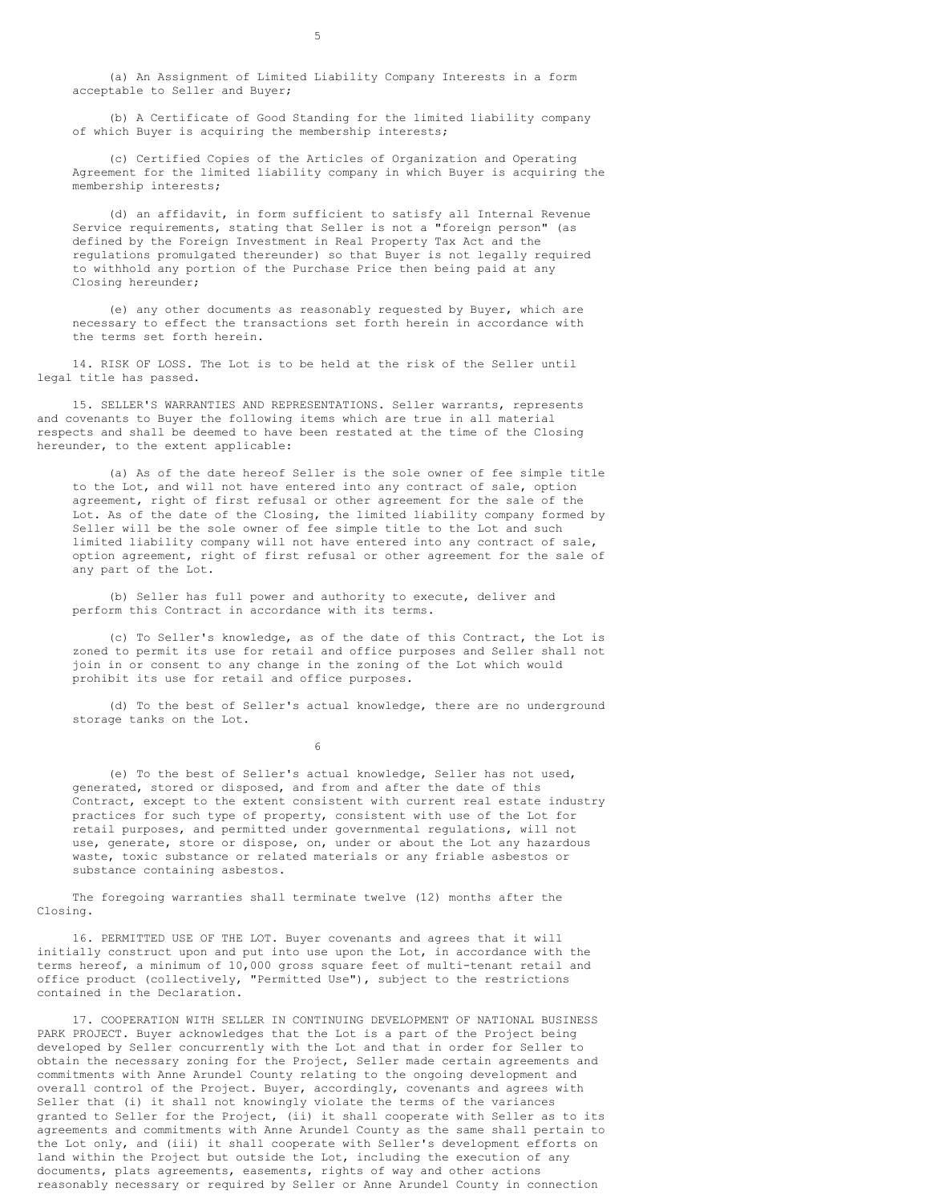(a) An Assignment of Limited Liability Company Interests in a form acceptable to Seller and Buyer;

(b) A Certificate of Good Standing for the limited liability company of which Buyer is acquiring the membership interests;

(c) Certified Copies of the Articles of Organization and Operating Agreement for the limited liability company in which Buyer is acquiring the membership interests;

(d) an affidavit, in form sufficient to satisfy all Internal Revenue Service requirements, stating that Seller is not a "foreign person" (as defined by the Foreign Investment in Real Property Tax Act and the regulations promulgated thereunder) so that Buyer is not legally required to withhold any portion of the Purchase Price then being paid at any Closing hereunder;

(e) any other documents as reasonably requested by Buyer, which are necessary to effect the transactions set forth herein in accordance with the terms set forth herein.

14. RISK OF LOSS. The Lot is to be held at the risk of the Seller until legal title has passed.

15. SELLER'S WARRANTIES AND REPRESENTATIONS. Seller warrants, represents and covenants to Buyer the following items which are true in all material respects and shall be deemed to have been restated at the time of the Closing hereunder, to the extent applicable:

(a) As of the date hereof Seller is the sole owner of fee simple title to the Lot, and will not have entered into any contract of sale, option agreement, right of first refusal or other agreement for the sale of the Lot. As of the date of the Closing, the limited liability company formed by Seller will be the sole owner of fee simple title to the Lot and such limited liability company will not have entered into any contract of sale, option agreement, right of first refusal or other agreement for the sale of any part of the Lot.

(b) Seller has full power and authority to execute, deliver and perform this Contract in accordance with its terms.

(c) To Seller's knowledge, as of the date of this Contract, the Lot is zoned to permit its use for retail and office purposes and Seller shall not join in or consent to any change in the zoning of the Lot which would prohibit its use for retail and office purposes.

(d) To the best of Seller's actual knowledge, there are no underground storage tanks on the Lot.

(e) To the best of Seller's actual knowledge, Seller has not used, generated, stored or disposed, and from and after the date of this Contract, except to the extent consistent with current real estate industry practices for such type of property, consistent with use of the Lot for retail purposes, and permitted under governmental regulations, will not use, generate, store or dispose, on, under or about the Lot any hazardous waste, toxic substance or related materials or any friable asbestos or substance containing asbestos.

The foregoing warranties shall terminate twelve (12) months after the Closing.

16. PERMITTED USE OF THE LOT. Buyer covenants and agrees that it will initially construct upon and put into use upon the Lot, in accordance with the terms hereof, a minimum of 10,000 gross square feet of multi-tenant retail and office product (collectively, "Permitted Use"), subject to the restrictions contained in the Declaration.

17. COOPERATION WITH SELLER IN CONTINUING DEVELOPMENT OF NATIONAL BUSINESS PARK PROJECT. Buyer acknowledges that the Lot is a part of the Project being developed by Seller concurrently with the Lot and that in order for Seller to obtain the necessary zoning for the Project, Seller made certain agreements and commitments with Anne Arundel County relating to the ongoing development and overall control of the Project. Buyer, accordingly, covenants and agrees with Seller that (i) it shall not knowingly violate the terms of the variances granted to Seller for the Project, (ii) it shall cooperate with Seller as to its agreements and commitments with Anne Arundel County as the same shall pertain to the Lot only, and (iii) it shall cooperate with Seller's development efforts on land within the Project but outside the Lot, including the execution of any documents, plats agreements, easements, rights of way and other actions reasonably necessary or required by Seller or Anne Arundel County in connection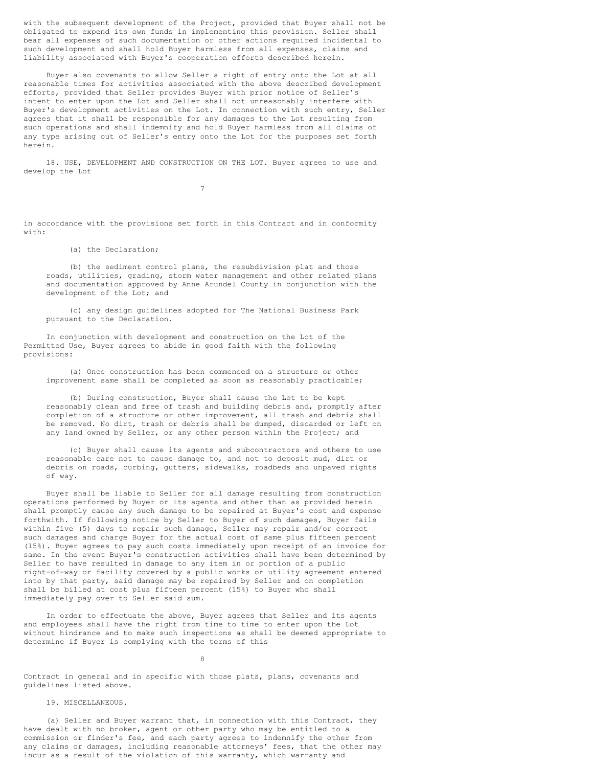with the subsequent development of the Project, provided that Buyer shall not be obligated to expend its own funds in implementing this provision. Seller shall bear all expenses of such documentation or other actions required incidental to such development and shall hold Buyer harmless from all expenses, claims and liability associated with Buyer's cooperation efforts described herein.

Buyer also covenants to allow Seller a right of entry onto the Lot at all reasonable times for activities associated with the above described development efforts, provided that Seller provides Buyer with prior notice of Seller's intent to enter upon the Lot and Seller shall not unreasonably interfere with Buyer's development activities on the Lot. In connection with such entry, Seller agrees that it shall be responsible for any damages to the Lot resulting from such operations and shall indemnify and hold Buyer harmless from all claims of any type arising out of Seller's entry onto the Lot for the purposes set forth herein.

18. USE, DEVELOPMENT AND CONSTRUCTION ON THE LOT. Buyer agrees to use and develop the Lot in accordance with the provisions set forth in this Contract and in conformity with:

(a) the Declaration;

(b) the sediment control plans, the resubdivision plat and those roads, utilities, grading, storm water management and other related plans and documentation approved by Anne Arundel County in conjunction with the development of the Lot; and

(c) any design guidelines adopted for The National Business Park pursuant to the Declaration.

In conjunction with development and construction on the Lot of the Permitted Use, Buyer agrees to abide in good faith with the following provisions:

(a) Once construction has been commenced on a structure or other improvement same shall be completed as soon as reasonably practicable;

(b) During construction, Buyer shall cause the Lot to be kept reasonably clean and free of trash and building debris and, promptly after completion of a structure or other improvement, all trash and debris shall be removed. No dirt, trash or debris shall be dumped, discarded or left on any land owned by Seller, or any other person within the Project; and

(c) Buyer shall cause its agents and subcontractors and others to use reasonable care not to cause damage to, and not to deposit mud, dirt or debris on roads, curbing, gutters, sidewalks, roadbeds and unpaved rights of way.

Buyer shall be liable to Seller for all damage resulting from construction operations performed by Buyer or its agents and other than as provided herein shall promptly cause any such damage to be repaired at Buyer's cost and expense forthwith. If following notice by Seller to Buyer of such damages, Buyer fails within five (5) days to repair such damage, Seller may repair and/or correct such damages and charge Buyer for the actual cost of same plus fifteen percent (15%). Buyer agrees to pay such costs immediately upon receipt of an invoice for same. In the event Buyer's construction activities shall have been determined by Seller to have resulted in damage to any item in or portion of a public right-of-way or facility covered by a public works or utility agreement entered into by that party, said damage may be repaired by Seller and on completion shall be billed at cost plus fifteen percent (15%) to Buyer who shall immediately pay over to Seller said sum.

In order to effectuate the above, Buyer agrees that Seller and its agents and employees shall have the right from time to time to enter upon the Lot without hindrance and to make such inspections as shall be deemed appropriate to determine if Buyer is complying with the terms of this Contract in general and in specific with those plats, plans, covenants and guidelines listed above.

19. MISCELLANEOUS.

(a) Seller and Buyer warrant that, in connection with this Contract, they have dealt with no broker, agent or other party who may be entitled to a commission or finder's fee, and each party agrees to indemnify the other from any claims or damages, including reasonable attorneys' fees, that the other may incur as a result of the violation of this warranty, which warranty and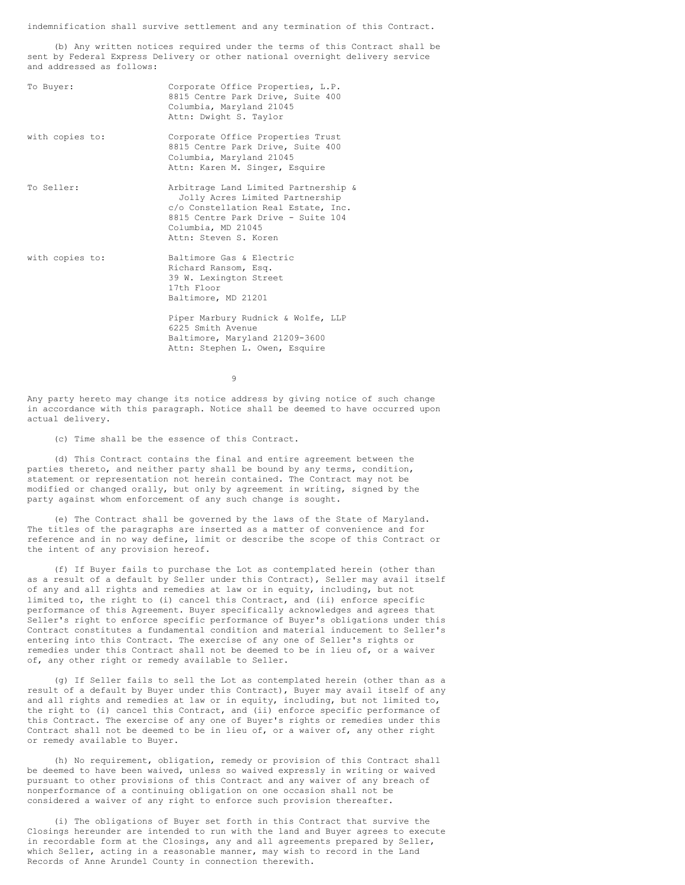indemnification shall survive settlement and any termination of this Contract.

(b) Any written notices required under the terms of this Contract shall be sent by Federal Express Delivery or other national overnight delivery service and addressed as follows:

| | |
|---|---|
| To Buyer: | Corporate Office Properties, L.P.<br>8815 Centre Park Drive, Suite 400<br>Columbia, Maryland 21045<br>Attn: Dwight S. Taylor |
| with copies to: | Corporate Office Properties Trust<br>8815 Centre Park Drive, Suite 400<br>Columbia, Maryland 21045<br>Attn: Karen M. Singer, Esquire |
| To Seller: | Arbitrage Land Limited Partnership & Jolly Acres Limited Partnership<br>c/o Constellation Real Estate, Inc.<br>8815 Centre Park Drive - Suite 104<br>Columbia, MD 21045<br>Attn: Steven S. Koren |
| with copies to: | Baltimore Gas & Electric<br>Richard Ransom, Esq.<br>39 W. Lexington Street<br>17th Floor<br>Baltimore, MD 21201 |
| | Piper Marbury Rudnick & Wolfe, LLP<br>6225 Smith Avenue<br>Baltimore, Maryland 21209-3600<br>Attn: Stephen L. Owen, Esquire |

Any party hereto may change its notice address by giving notice of such change in accordance with this paragraph. Notice shall be deemed to have occurred upon actual delivery.

(c) Time shall be the essence of this Contract.

(d) This Contract contains the final and entire agreement between the parties thereto, and neither party shall be bound by any terms, condition, statement or representation not herein contained. The Contract may not be modified or changed orally, but only by agreement in writing, signed by the party against whom enforcement of any such change is sought.

(e) The Contract shall be governed by the laws of the State of Maryland. The titles of the paragraphs are inserted as a matter of convenience and for reference and in no way define, limit or describe the scope of this Contract or the intent of any provision hereof.

(f) If Buyer fails to purchase the Lot as contemplated herein (other than as a result of a default by Seller under this Contract), Seller may avail itself of any and all rights and remedies at law or in equity, including, but not limited to, the right to (i) cancel this Contract, and (ii) enforce specific performance of this Agreement. Buyer specifically acknowledges and agrees that Seller's right to enforce specific performance of Buyer's obligations under this Contract constitutes a fundamental condition and material inducement to Seller's entering into this Contract. The exercise of any one of Seller's rights or remedies under this Contract shall not be deemed to be in lieu of, or a waiver of, any other right or remedy available to Seller.

(g) If Seller fails to sell the Lot as contemplated herein (other than as a result of a default by Buyer under this Contract), Buyer may avail itself of any and all rights and remedies at law or in equity, including, but not limited to, the right to (i) cancel this Contract, and (ii) enforce specific performance of this Contract. The exercise of any one of Buyer's rights or remedies under this Contract shall not be deemed to be in lieu of, or a waiver of, any other right or remedy available to Buyer.

(h) No requirement, obligation, remedy or provision of this Contract shall be deemed to have been waived, unless so waived expressly in writing or waived pursuant to other provisions of this Contract and any waiver of any breach of nonperformance of a continuing obligation on one occasion shall not be considered a waiver of any right to enforce such provision thereafter.

(i) The obligations of Buyer set forth in this Contract that survive the Closings hereunder are intended to run with the land and Buyer agrees to execute in recordable form at the Closings, any and all agreements prepared by Seller, which Seller, acting in a reasonable manner, may wish to record in the Land Records of Anne Arundel County in connection therewith.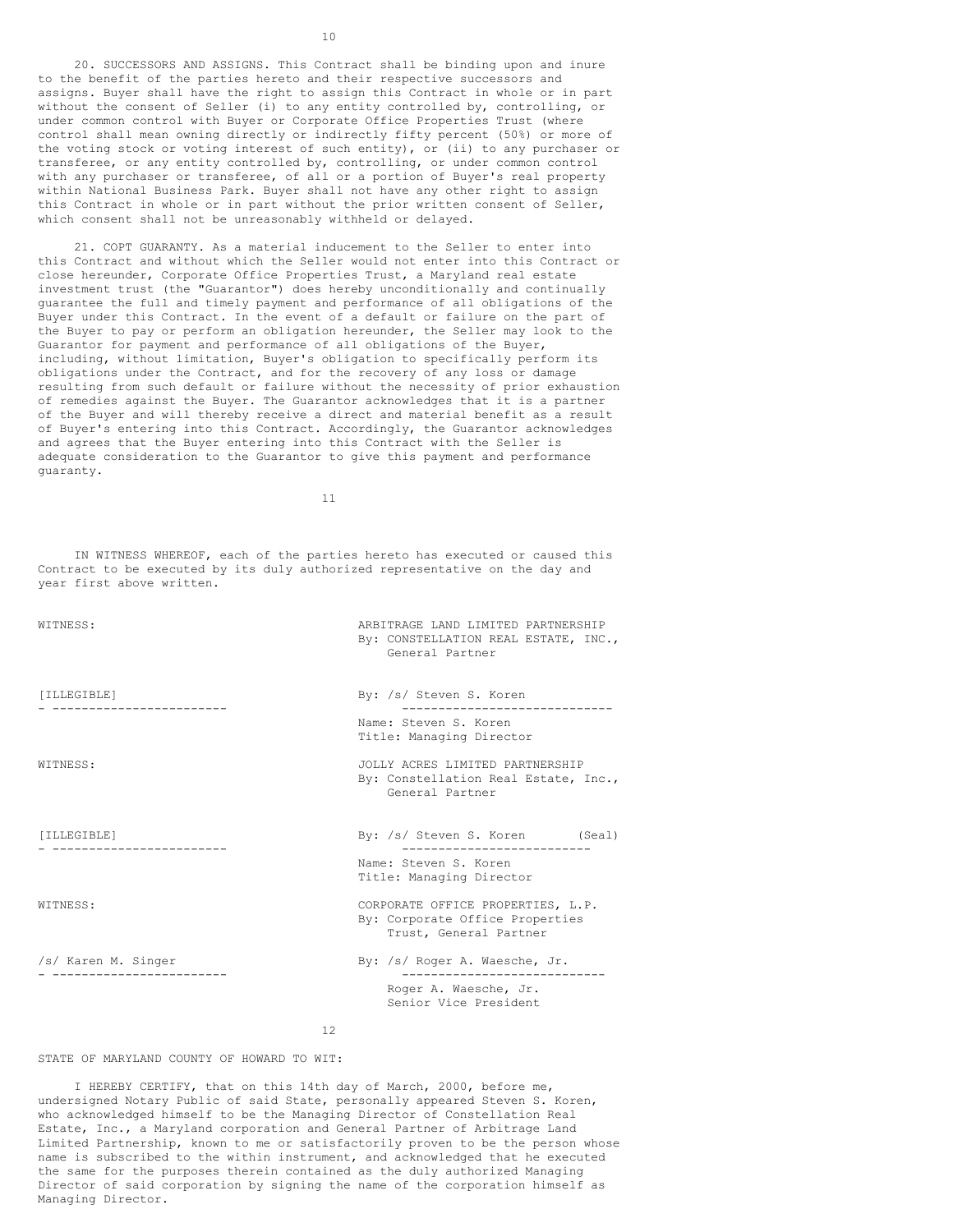20. SUCCESSORS AND ASSIGNS. This Contract shall be binding upon and inure to the benefit of the parties hereto and their respective successors and assigns. Buyer shall have the right to assign this Contract in whole or in part without the consent of Seller (i) to any entity controlled by, controlling, or under common control with Buyer or Corporate Office Properties Trust (where control shall mean owning directly or indirectly fifty percent (50%) or more of the voting stock or voting interest of such entity), or (ii) to any purchaser or transferee, or any entity controlled by, controlling, or under common control with any purchaser or transferee, of all or a portion of Buyer's real property within National Business Park. Buyer shall not have any other right to assign this Contract in whole or in part without the prior written consent of Seller, which consent shall not be unreasonably withheld or delayed.

21. COPT GUARANTY. As a material inducement to the Seller to enter into this Contract and without which the Seller would not enter into this Contract or close hereunder, Corporate Office Properties Trust, a Maryland real estate investment trust (the "Guarantor") does hereby unconditionally and continually guarantee the full and timely payment and performance of all obligations of the Buyer under this Contract. In the event of a default or failure on the part of the Buyer to pay or perform an obligation hereunder, the Seller may look to the Guarantor for payment and performance of all obligations of the Buyer, including, without limitation, Buyer's obligation to specifically perform its obligations under the Contract, and for the recovery of any loss or damage resulting from such default or failure without the necessity of prior exhaustion of remedies against the Buyer. The Guarantor acknowledges that it is a partner of the Buyer and will thereby receive a direct and material benefit as a result of Buyer's entering into this Contract. Accordingly, the Guarantor acknowledges and agrees that the Buyer entering into this Contract with the Seller is adequate consideration to the Guarantor to give this payment and performance guaranty.

IN WITNESS WHEREOF, each of the parties hereto has executed or caused this Contract to be executed by its duly authorized representative on the day and year first above written.

| | |
|---|---|
| WITNESS: | ARBITRAGE LAND LIMITED PARTNERSHIP<br>By: CONSTELLATION REAL ESTATE, INC., General Partner |
| [ILLEGIBLE] | By: /s/ Steven S. Koren<br>Name: Steven S. Koren<br>Title: Managing Director |
| WITNESS: | JOLLY ACRES LIMITED PARTNERSHIP<br>By: Constellation Real Estate, Inc., General Partner |
| [ILLEGIBLE] | By: /s/ Steven S. Koren (Seal)<br>Name: Steven S. Koren<br>Title: Managing Director |
| WITNESS: | CORPORATE OFFICE PROPERTIES, L.P.<br>By: Corporate Office Properties Trust, General Partner |
| /s/ Karen M. Singer | By: /s/ Roger A. Waesche, Jr.<br>Roger A. Waesche, Jr.<br>Senior Vice President |

STATE OF MARYLAND COUNTY OF HOWARD TO WIT:

I HEREBY CERTIFY, that on this 14th day of March, 2000, before me, undersigned Notary Public of said State, personally appeared Steven S. Koren, who acknowledged himself to be the Managing Director of Constellation Real Estate, Inc., a Maryland corporation and General Partner of Arbitrage Land Limited Partnership, known to me or satisfactorily proven to be the person whose name is subscribed to the within instrument, and acknowledged that he executed the same for the purposes therein contained as the duly authorized Managing Director of said corporation by signing the name of the corporation himself as Managing Director.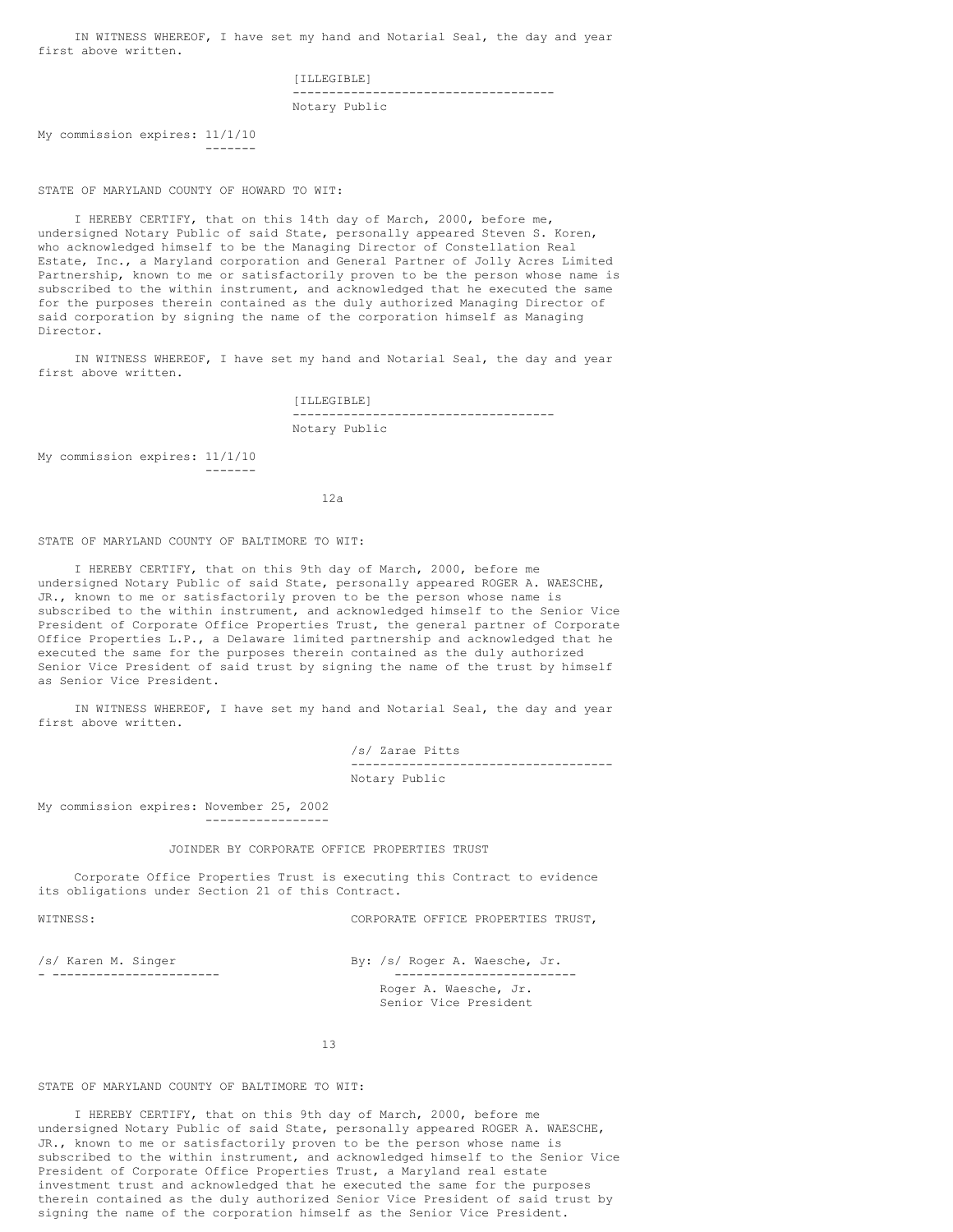IN WITNESS WHEREOF, I have set my hand and Notarial Seal, the day and year first above written.

[ILLEGIBLE]
------------------------------------
Notary Public

My commission expires: 11/1/10

STATE OF MARYLAND COUNTY OF HOWARD TO WIT:

I HEREBY CERTIFY, that on this 14th day of March, 2000, before me, undersigned Notary Public of said State, personally appeared Steven S. Koren, who acknowledged himself to be the Managing Director of Constellation Real Estate, Inc., a Maryland corporation and General Partner of Jolly Acres Limited Partnership, known to me or satisfactorily proven to be the person whose name is subscribed to the within instrument, and acknowledged that he executed the same for the purposes therein contained as the duly authorized Managing Director of said corporation by signing the name of the corporation himself as Managing Director.

IN WITNESS WHEREOF, I have set my hand and Notarial Seal, the day and year first above written.

[ILLEGIBLE]
------------------------------------
Notary Public

My commission expires: 11/1/10

12a

STATE OF MARYLAND COUNTY OF BALTIMORE TO WIT:

I HEREBY CERTIFY, that on this 9th day of March, 2000, before me undersigned Notary Public of said State, personally appeared ROGER A. WAESCHE, JR., known to me or satisfactorily proven to be the person whose name is subscribed to the within instrument, and acknowledged himself to the Senior Vice President of Corporate Office Properties Trust, the general partner of Corporate Office Properties L.P., a Delaware limited partnership and acknowledged that he executed the same for the purposes therein contained as the duly authorized Senior Vice President of said trust by signing the name of the trust by himself as Senior Vice President.

IN WITNESS WHEREOF, I have set my hand and Notarial Seal, the day and year first above written.

/s/ Zarae Pitts
------------------------------------
Notary Public

My commission expires: November 25, 2002

JOINDER BY CORPORATE OFFICE PROPERTIES TRUST

Corporate Office Properties Trust is executing this Contract to evidence its obligations under Section 21 of this Contract.

WITNESS: CORPORATE OFFICE PROPERTIES TRUST,

/s/ Karen M. Singer
------------------------

By: /s/ Roger A. Waesche, Jr.
------------------------
Roger A. Waesche, Jr.
Senior Vice President

13

STATE OF MARYLAND COUNTY OF BALTIMORE TO WIT:

I HEREBY CERTIFY, that on this 9th day of March, 2000, before me undersigned Notary Public of said State, personally appeared ROGER A. WAESCHE, JR., known to me or satisfactorily proven to be the person whose name is subscribed to the within instrument, and acknowledged himself to the Senior Vice President of Corporate Office Properties Trust, a Maryland real estate investment trust and acknowledged that he executed the same for the purposes therein contained as the duly authorized Senior Vice President of said trust by signing the name of the corporation himself as the Senior Vice President.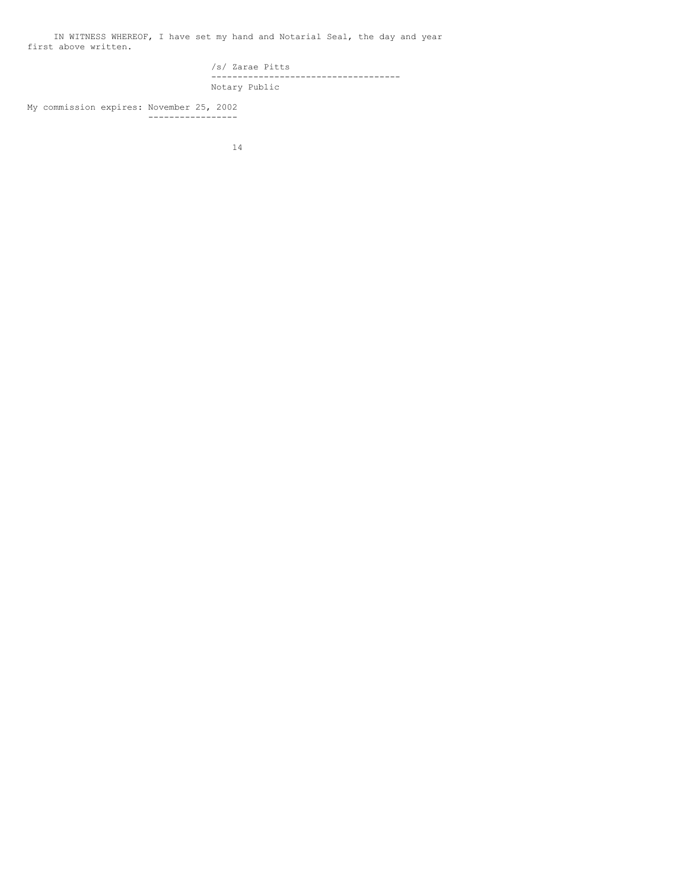IN WITNESS WHEREOF, I have set my hand and Notarial Seal, the day and year first above written.

/s/ Zarae Pitts
------------------------------------
Notary Public

My commission expires: November 25, 2002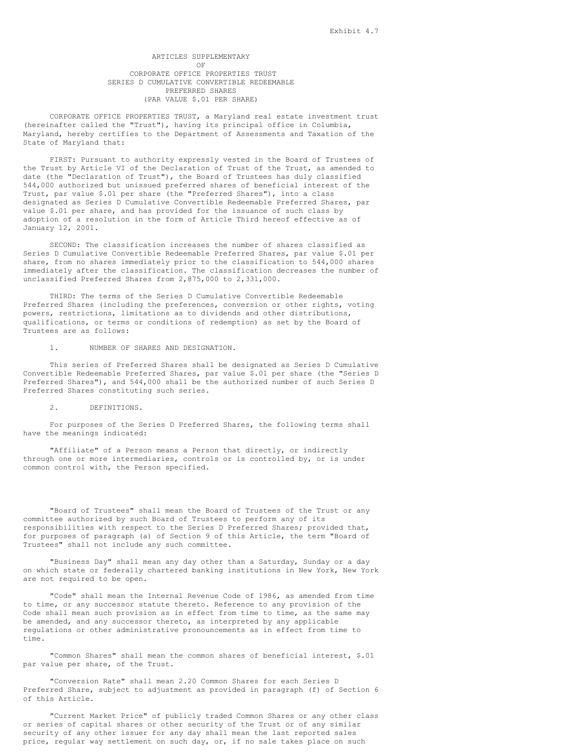Exhibit 4.7

# ARTICLES SUPPLEMENTARY
## OF
## CORPORATE OFFICE PROPERTIES TRUST
## SERIES D CUMULATIVE CONVERTIBLE REDEEMABLE PREFERRED SHARES
## (PAR VALUE $.01 PER SHARE)

CORPORATE OFFICE PROPERTIES TRUST, a Maryland real estate investment trust (hereinafter called the "Trust"), having its principal office in Columbia, Maryland, hereby certifies to the Department of Assessments and Taxation of the State of Maryland that:

FIRST: Pursuant to authority expressly vested in the Board of Trustees of the Trust by Article VI of the Declaration of Trust of the Trust, as amended to date (the "Declaration of Trust"), the Board of Trustees has duly classified 544,000 authorized but unissued preferred shares of beneficial interest of the Trust, par value $.01 per share (the "Preferred Shares"), into a class designated as Series D Cumulative Convertible Redeemable Preferred Shares, par value $.01 per share, and has provided for the issuance of such class by adoption of a resolution in the form of Article Third hereof effective as of January 12, 2001.

SECOND: The classification increases the number of shares classified as Series D Cumulative Convertible Redeemable Preferred Shares, par value $.01 per share, from no shares immediately prior to the classification to 544,000 shares immediately after the classification. The classification decreases the number of unclassified Preferred Shares from 2,875,000 to 2,331,000.

THIRD: The terms of the Series D Cumulative Convertible Redeemable Preferred Shares (including the preferences, conversion or other rights, voting powers, restrictions, limitations as to dividends and other distributions, qualifications, or terms or conditions of redemption) as set by the Board of Trustees are as follows:

1. NUMBER OF SHARES AND DESIGNATION.

This series of Preferred Shares shall be designated as Series D Cumulative Convertible Redeemable Preferred Shares, par value $.01 per share (the "Series D Preferred Shares"), and 544,000 shall be the authorized number of such Series D Preferred Shares constituting such series.

2. DEFINITIONS.

For purposes of the Series D Preferred Shares, the following terms shall have the meanings indicated:

"Affiliate" of a Person means a Person that directly, or indirectly through one or more intermediaries, controls or is controlled by, or is under common control with, the Person specified.

"Board of Trustees" shall mean the Board of Trustees of the Trust or any committee authorized by such Board of Trustees to perform any of its responsibilities with respect to the Series D Preferred Shares; provided that, for purposes of paragraph (a) of Section 9 of this Article, the term "Board of Trustees" shall not include any such committee.

"Business Day" shall mean any day other than a Saturday, Sunday or a day on which state or federally chartered banking institutions in New York, New York are not required to be open.

"Code" shall mean the Internal Revenue Code of 1986, as amended from time to time, or any successor statute thereto. Reference to any provision of the Code shall mean such provision as in effect from time to time, as the same may be amended, and any successor thereto, as interpreted by any applicable regulations or other administrative pronouncements as in effect from time to time.

"Common Shares" shall mean the common shares of beneficial interest, $.01 par value per share, of the Trust.

"Conversion Rate" shall mean 2.20 Common Shares for each Series D Preferred Share, subject to adjustment as provided in paragraph (f) of Section 6 of this Article.

"Current Market Price" of publicly traded Common Shares or any other class or series of capital shares or other security of the Trust or of any similar security of any other issuer for any day shall mean the last reported sales price, regular way settlement on such day, or, if no sale takes place on such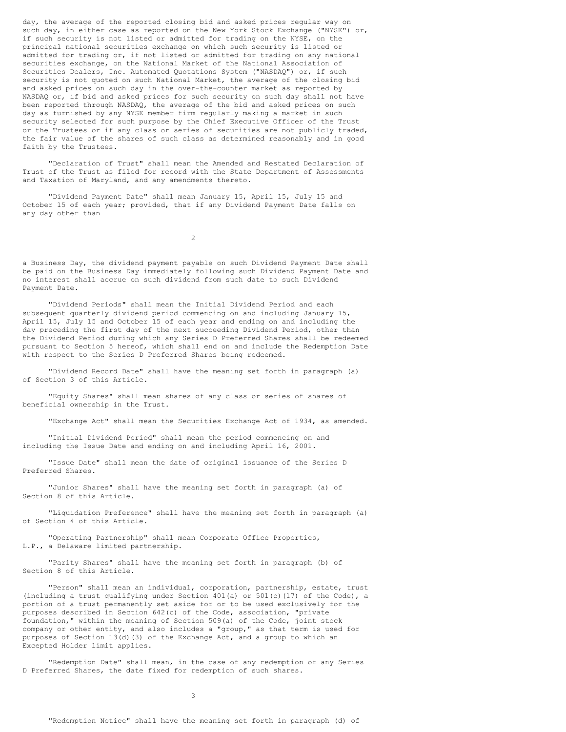day, the average of the reported closing bid and asked prices regular way on such day, in either case as reported on the New York Stock Exchange ("NYSE") or, if such security is not listed or admitted for trading on the NYSE, on the principal national securities exchange on which such security is listed or admitted for trading or, if not listed or admitted for trading on any national securities exchange, on the National Market of the National Association of Securities Dealers, Inc. Automated Quotations System ("NASDAQ") or, if such security is not quoted on such National Market, the average of the closing bid and asked prices on such day in the over-the-counter market as reported by NASDAQ or, if bid and asked prices for such security on such day shall not have been reported through NASDAQ, the average of the bid and asked prices on such day as furnished by any NYSE member firm regularly making a market in such security selected for such purpose by the Chief Executive Officer of the Trust or the Trustees or if any class or series of securities are not publicly traded, the fair value of the shares of such class as determined reasonably and in good faith by the Trustees.

"Declaration of Trust" shall mean the Amended and Restated Declaration of Trust of the Trust as filed for record with the State Department of Assessments and Taxation of Maryland, and any amendments thereto.

"Dividend Payment Date" shall mean January 15, April 15, July 15 and October 15 of each year; provided, that if any Dividend Payment Date falls on any day other than a Business Day, the dividend payment payable on such Dividend Payment Date shall be paid on the Business Day immediately following such Dividend Payment Date and no interest shall accrue on such dividend from such date to such Dividend Payment Date.

"Dividend Periods" shall mean the Initial Dividend Period and each subsequent quarterly dividend period commencing on and including January 15, April 15, July 15 and October 15 of each year and ending on and including the day preceding the first day of the next succeeding Dividend Period, other than the Dividend Period during which any Series D Preferred Shares shall be redeemed pursuant to Section 5 hereof, which shall end on and include the Redemption Date with respect to the Series D Preferred Shares being redeemed.

"Dividend Record Date" shall have the meaning set forth in paragraph (a) of Section 3 of this Article.

"Equity Shares" shall mean shares of any class or series of shares of beneficial ownership in the Trust.

"Exchange Act" shall mean the Securities Exchange Act of 1934, as amended.

"Initial Dividend Period" shall mean the period commencing on and including the Issue Date and ending on and including April 16, 2001.

"Issue Date" shall mean the date of original issuance of the Series D Preferred Shares.

"Junior Shares" shall have the meaning set forth in paragraph (a) of Section 8 of this Article.

"Liquidation Preference" shall have the meaning set forth in paragraph (a) of Section 4 of this Article.

"Operating Partnership" shall mean Corporate Office Properties, L.P., a Delaware limited partnership.

"Parity Shares" shall have the meaning set forth in paragraph (b) of Section 8 of this Article.

"Person" shall mean an individual, corporation, partnership, estate, trust (including a trust qualifying under Section 401(a) or 501(c)(17) of the Code), a portion of a trust permanently set aside for or to be used exclusively for the purposes described in Section 642(c) of the Code, association, "private foundation," within the meaning of Section 509(a) of the Code, joint stock company or other entity, and also includes a "group," as that term is used for purposes of Section 13(d)(3) of the Exchange Act, and a group to which an Excepted Holder limit applies.

"Redemption Date" shall mean, in the case of any redemption of any Series D Preferred Shares, the date fixed for redemption of such shares.

"Redemption Notice" shall have the meaning set forth in paragraph (d) of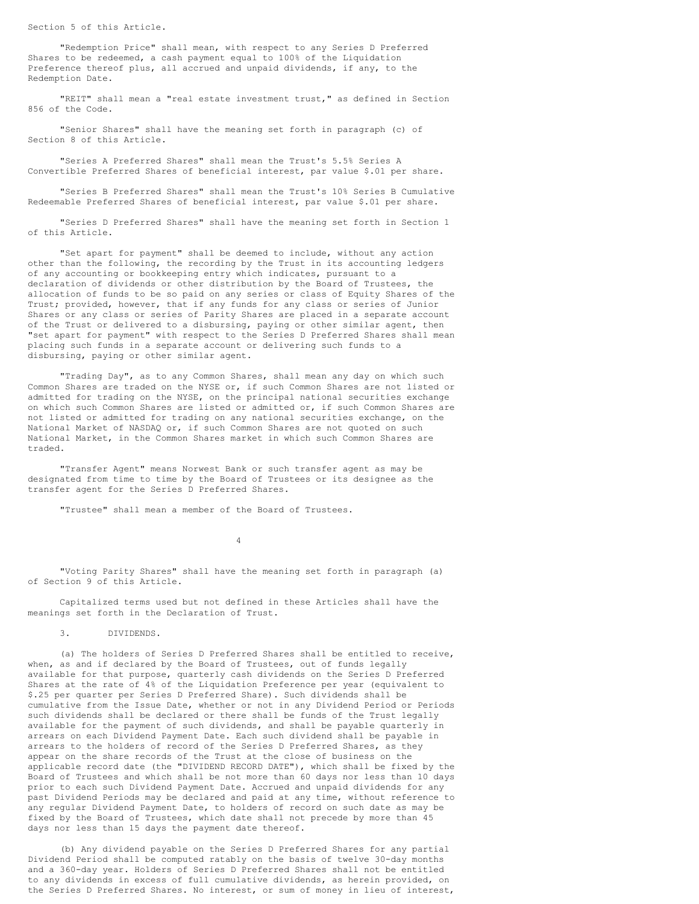Section 5 of this Article.

"Redemption Price" shall mean, with respect to any Series D Preferred Shares to be redeemed, a cash payment equal to 100% of the Liquidation Preference thereof plus, all accrued and unpaid dividends, if any, to the Redemption Date.

"REIT" shall mean a "real estate investment trust," as defined in Section 856 of the Code.

"Senior Shares" shall have the meaning set forth in paragraph (c) of Section 8 of this Article.

"Series A Preferred Shares" shall mean the Trust's 5.5% Series A Convertible Preferred Shares of beneficial interest, par value $.01 per share.

"Series B Preferred Shares" shall mean the Trust's 10% Series B Cumulative Redeemable Preferred Shares of beneficial interest, par value $.01 per share.

"Series D Preferred Shares" shall have the meaning set forth in Section 1 of this Article.

"Set apart for payment" shall be deemed to include, without any action other than the following, the recording by the Trust in its accounting ledgers of any accounting or bookkeeping entry which indicates, pursuant to a declaration of dividends or other distribution by the Board of Trustees, the allocation of funds to be so paid on any series or class of Equity Shares of the Trust; provided, however, that if any funds for any class or series of Junior Shares or any class or series of Parity Shares are placed in a separate account of the Trust or delivered to a disbursing, paying or other similar agent, then "set apart for payment" with respect to the Series D Preferred Shares shall mean placing such funds in a separate account or delivering such funds to a disbursing, paying or other similar agent.

"Trading Day", as to any Common Shares, shall mean any day on which such Common Shares are traded on the NYSE or, if such Common Shares are not listed or admitted for trading on the NYSE, on the principal national securities exchange on which such Common Shares are listed or admitted or, if such Common Shares are not listed or admitted for trading on any national securities exchange, on the National Market of NASDAQ or, if such Common Shares are not quoted on such National Market, in the Common Shares market in which such Common Shares are traded.

"Transfer Agent" means Norwest Bank or such transfer agent as may be designated from time to time by the Board of Trustees or its designee as the transfer agent for the Series D Preferred Shares.

"Trustee" shall mean a member of the Board of Trustees.

"Voting Parity Shares" shall have the meaning set forth in paragraph (a) of Section 9 of this Article.

Capitalized terms used but not defined in these Articles shall have the meanings set forth in the Declaration of Trust.

3. DIVIDENDS.

(a) The holders of Series D Preferred Shares shall be entitled to receive, when, as and if declared by the Board of Trustees, out of funds legally available for that purpose, quarterly cash dividends on the Series D Preferred Shares at the rate of 4% of the Liquidation Preference per year (equivalent to $.25 per quarter per Series D Preferred Share). Such dividends shall be cumulative from the Issue Date, whether or not in any Dividend Period or Periods such dividends shall be declared or there shall be funds of the Trust legally available for the payment of such dividends, and shall be payable quarterly in arrears on each Dividend Payment Date. Each such dividend shall be payable in arrears to the holders of record of the Series D Preferred Shares, as they appear on the share records of the Trust at the close of business on the applicable record date (the "DIVIDEND RECORD DATE"), which shall be fixed by the Board of Trustees and which shall be not more than 60 days nor less than 10 days prior to each such Dividend Payment Date. Accrued and unpaid dividends for any past Dividend Periods may be declared and paid at any time, without reference to any regular Dividend Payment Date, to holders of record on such date as may be fixed by the Board of Trustees, which date shall not precede by more than 45 days nor less than 15 days the payment date thereof.

(b) Any dividend payable on the Series D Preferred Shares for any partial Dividend Period shall be computed ratably on the basis of twelve 30-day months and a 360-day year. Holders of Series D Preferred Shares shall not be entitled to any dividends in excess of full cumulative dividends, as herein provided, on the Series D Preferred Shares. No interest, or sum of money in lieu of interest,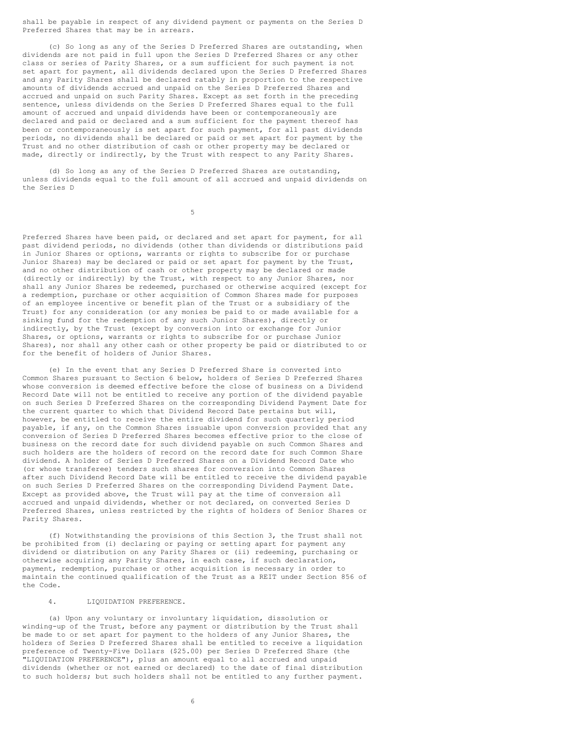shall be payable in respect of any dividend payment or payments on the Series D Preferred Shares that may be in arrears.

(c) So long as any of the Series D Preferred Shares are outstanding, when dividends are not paid in full upon the Series D Preferred Shares or any other class or series of Parity Shares, or a sum sufficient for such payment is not set apart for payment, all dividends declared upon the Series D Preferred Shares and any Parity Shares shall be declared ratably in proportion to the respective amounts of dividends accrued and unpaid on the Series D Preferred Shares and accrued and unpaid on such Parity Shares. Except as set forth in the preceding sentence, unless dividends on the Series D Preferred Shares equal to the full amount of accrued and unpaid dividends have been or contemporaneously are declared and paid or declared and a sum sufficient for the payment thereof has been or contemporaneously is set apart for such payment, for all past dividends periods, no dividends shall be declared or paid or set apart for payment by the Trust and no other distribution of cash or other property may be declared or made, directly or indirectly, by the Trust with respect to any Parity Shares.

(d) So long as any of the Series D Preferred Shares are outstanding, unless dividends equal to the full amount of all accrued and unpaid dividends on the Series D Preferred Shares have been paid, or declared and set apart for payment, for all past dividend periods, no dividends (other than dividends or distributions paid in Junior Shares or options, warrants or rights to subscribe for or purchase Junior Shares) may be declared or paid or set apart for payment by the Trust, and no other distribution of cash or other property may be declared or made (directly or indirectly) by the Trust, with respect to any Junior Shares, nor shall any Junior Shares be redeemed, purchased or otherwise acquired (except for a redemption, purchase or other acquisition of Common Shares made for purposes of an employee incentive or benefit plan of the Trust or a subsidiary of the Trust) for any consideration (or any monies be paid to or made available for a sinking fund for the redemption of any such Junior Shares), directly or indirectly, by the Trust (except by conversion into or exchange for Junior Shares, or options, warrants or rights to subscribe for or purchase Junior Shares), nor shall any other cash or other property be paid or distributed to or for the benefit of holders of Junior Shares.

(e) In the event that any Series D Preferred Share is converted into Common Shares pursuant to Section 6 below, holders of Series D Preferred Shares whose conversion is deemed effective before the close of business on a Dividend Record Date will not be entitled to receive any portion of the dividend payable on such Series D Preferred Shares on the corresponding Dividend Payment Date for the current quarter to which that Dividend Record Date pertains but will, however, be entitled to receive the entire dividend for such quarterly period payable, if any, on the Common Shares issuable upon conversion provided that any conversion of Series D Preferred Shares becomes effective prior to the close of business on the record date for such dividend payable on such Common Shares and such holders are the holders of record on the record date for such Common Share dividend. A holder of Series D Preferred Shares on a Dividend Record Date who (or whose transferee) tenders such shares for conversion into Common Shares after such Dividend Record Date will be entitled to receive the dividend payable on such Series D Preferred Shares on the corresponding Dividend Payment Date. Except as provided above, the Trust will pay at the time of conversion all accrued and unpaid dividends, whether or not declared, on converted Series D Preferred Shares, unless restricted by the rights of holders of Senior Shares or Parity Shares.

(f) Notwithstanding the provisions of this Section 3, the Trust shall not be prohibited from (i) declaring or paying or setting apart for payment any dividend or distribution on any Parity Shares or (ii) redeeming, purchasing or otherwise acquiring any Parity Shares, in each case, if such declaration, payment, redemption, purchase or other acquisition is necessary in order to maintain the continued qualification of the Trust as a REIT under Section 856 of the Code.

4. LIQUIDATION PREFERENCE.

(a) Upon any voluntary or involuntary liquidation, dissolution or winding-up of the Trust, before any payment or distribution by the Trust shall be made to or set apart for payment to the holders of any Junior Shares, the holders of Series D Preferred Shares shall be entitled to receive a liquidation preference of Twenty-Five Dollars ($25.00) per Series D Preferred Share (the "LIQUIDATION PREFERENCE"), plus an amount equal to all accrued and unpaid dividends (whether or not earned or declared) to the date of final distribution to such holders; but such holders shall not be entitled to any further payment.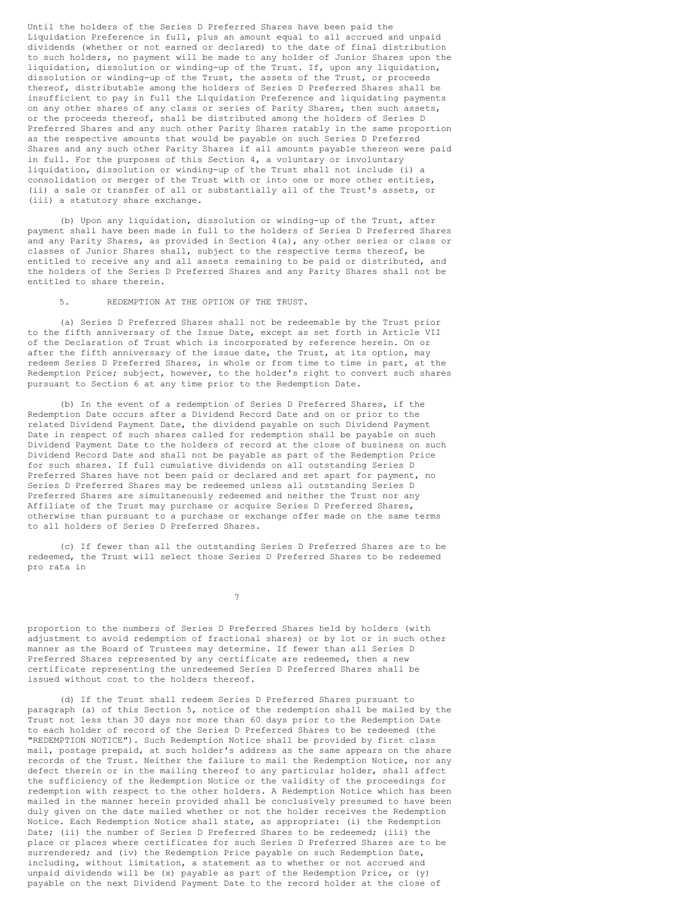Until the holders of the Series D Preferred Shares have been paid the Liquidation Preference in full, plus an amount equal to all accrued and unpaid dividends (whether or not earned or declared) to the date of final distribution to such holders, no payment will be made to any holder of Junior Shares upon the liquidation, dissolution or winding-up of the Trust. If, upon any liquidation, dissolution or winding-up of the Trust, the assets of the Trust, or proceeds thereof, distributable among the holders of Series D Preferred Shares shall be insufficient to pay in full the Liquidation Preference and liquidating payments on any other shares of any class or series of Parity Shares, then such assets, or the proceeds thereof, shall be distributed among the holders of Series D Preferred Shares and any such other Parity Shares ratably in the same proportion as the respective amounts that would be payable on such Series D Preferred Shares and any such other Parity Shares if all amounts payable thereon were paid in full. For the purposes of this Section 4, a voluntary or involuntary liquidation, dissolution or winding-up of the Trust shall not include (i) a consolidation or merger of the Trust with or into one or more other entities, (ii) a sale or transfer of all or substantially all of the Trust's assets, or (iii) a statutory share exchange.

(b) Upon any liquidation, dissolution or winding-up of the Trust, after payment shall have been made in full to the holders of Series D Preferred Shares and any Parity Shares, as provided in Section 4(a), any other series or class or classes of Junior Shares shall, subject to the respective terms thereof, be entitled to receive any and all assets remaining to be paid or distributed, and the holders of the Series D Preferred Shares and any Parity Shares shall not be entitled to share therein.

5. REDEMPTION AT THE OPTION OF THE TRUST.

(a) Series D Preferred Shares shall not be redeemable by the Trust prior to the fifth anniversary of the Issue Date, except as set forth in Article VII of the Declaration of Trust which is incorporated by reference herein. On or after the fifth anniversary of the issue date, the Trust, at its option, may redeem Series D Preferred Shares, in whole or from time to time in part, at the Redemption Price; subject, however, to the holder's right to convert such shares pursuant to Section 6 at any time prior to the Redemption Date.

(b) In the event of a redemption of Series D Preferred Shares, if the Redemption Date occurs after a Dividend Record Date and on or prior to the related Dividend Payment Date, the dividend payable on such Dividend Payment Date in respect of such shares called for redemption shall be payable on such Dividend Payment Date to the holders of record at the close of business on such Dividend Record Date and shall not be payable as part of the Redemption Price for such shares. If full cumulative dividends on all outstanding Series D Preferred Shares have not been paid or declared and set apart for payment, no Series D Preferred Shares may be redeemed unless all outstanding Series D Preferred Shares are simultaneously redeemed and neither the Trust nor any Affiliate of the Trust may purchase or acquire Series D Preferred Shares, otherwise than pursuant to a purchase or exchange offer made on the same terms to all holders of Series D Preferred Shares.

(c) If fewer than all the outstanding Series D Preferred Shares are to be redeemed, the Trust will select those Series D Preferred Shares to be redeemed pro rata in proportion to the numbers of Series D Preferred Shares held by holders (with adjustment to avoid redemption of fractional shares) or by lot or in such other manner as the Board of Trustees may determine. If fewer than all Series D Preferred Shares represented by any certificate are redeemed, then a new certificate representing the unredeemed Series D Preferred Shares shall be issued without cost to the holders thereof.

(d) If the Trust shall redeem Series D Preferred Shares pursuant to paragraph (a) of this Section 5, notice of the redemption shall be mailed by the Trust not less than 30 days nor more than 60 days prior to the Redemption Date to each holder of record of the Series D Preferred Shares to be redeemed (the "REDEMPTION NOTICE"). Such Redemption Notice shall be provided by first class mail, postage prepaid, at such holder's address as the same appears on the share records of the Trust. Neither the failure to mail the Redemption Notice, nor any defect therein or in the mailing thereof to any particular holder, shall affect the sufficiency of the Redemption Notice or the validity of the proceedings for redemption with respect to the other holders. A Redemption Notice which has been mailed in the manner herein provided shall be conclusively presumed to have been duly given on the date mailed whether or not the holder receives the Redemption Notice. Each Redemption Notice shall state, as appropriate: (i) the Redemption Date; (ii) the number of Series D Preferred Shares to be redeemed; (iii) the place or places where certificates for such Series D Preferred Shares are to be surrendered; and (iv) the Redemption Price payable on such Redemption Date, including, without limitation, a statement as to whether or not accrued and unpaid dividends will be (x) payable as part of the Redemption Price, or (y) payable on the next Dividend Payment Date to the record holder at the close of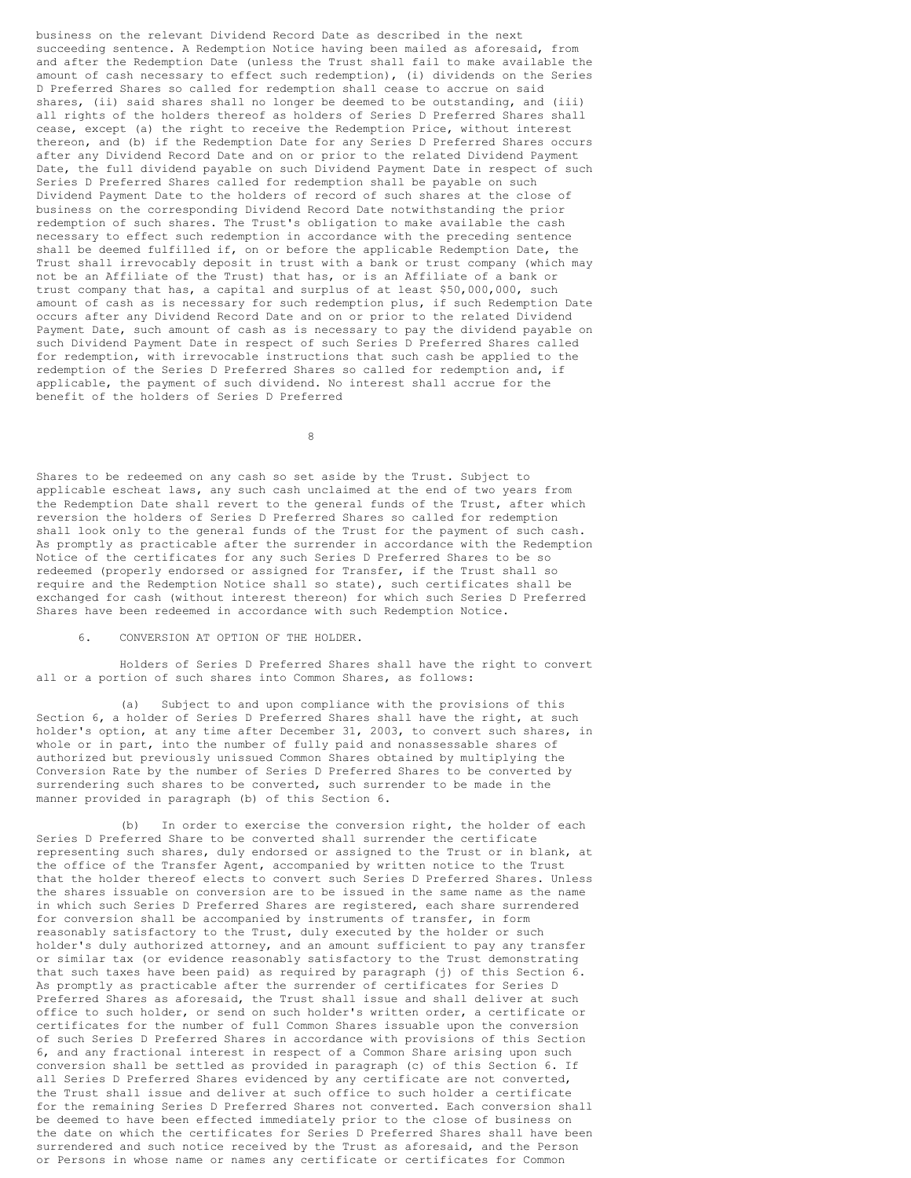business on the relevant Dividend Record Date as described in the next succeeding sentence. A Redemption Notice having been mailed as aforesaid, from and after the Redemption Date (unless the Trust shall fail to make available the amount of cash necessary to effect such redemption), (i) dividends on the Series D Preferred Shares so called for redemption shall cease to accrue on said shares, (ii) said shares shall no longer be deemed to be outstanding, and (iii) all rights of the holders thereof as holders of Series D Preferred Shares shall cease, except (a) the right to receive the Redemption Price, without interest thereon, and (b) if the Redemption Date for any Series D Preferred Shares occurs after any Dividend Record Date and on or prior to the related Dividend Payment Date, the full dividend payable on such Dividend Payment Date in respect of such Series D Preferred Shares called for redemption shall be payable on such Dividend Payment Date to the holders of record of such shares at the close of business on the corresponding Dividend Record Date notwithstanding the prior redemption of such shares. The Trust's obligation to make available the cash necessary to effect such redemption in accordance with the preceding sentence shall be deemed fulfilled if, on or before the applicable Redemption Date, the Trust shall irrevocably deposit in trust with a bank or trust company (which may not be an Affiliate of the Trust) that has, or is an Affiliate of a bank or trust company that has, a capital and surplus of at least $50,000,000, such amount of cash as is necessary for such redemption plus, if such Redemption Date occurs after any Dividend Record Date and on or prior to the related Dividend Payment Date, such amount of cash as is necessary to pay the dividend payable on such Dividend Payment Date in respect of such Series D Preferred Shares called for redemption, with irrevocable instructions that such cash be applied to the redemption of the Series D Preferred Shares so called for redemption and, if applicable, the payment of such dividend. No interest shall accrue for the benefit of the holders of Series D Preferred Shares to be redeemed on any cash so set aside by the Trust. Subject to applicable escheat laws, any such cash unclaimed at the end of two years from the Redemption Date shall revert to the general funds of the Trust, after which reversion the holders of Series D Preferred Shares so called for redemption shall look only to the general funds of the Trust for the payment of such cash. As promptly as practicable after the surrender in accordance with the Redemption Notice of the certificates for any such Series D Preferred Shares to be so redeemed (properly endorsed or assigned for Transfer, if the Trust shall so require and the Redemption Notice shall so state), such certificates shall be exchanged for cash (without interest thereon) for which such Series D Preferred Shares have been redeemed in accordance with such Redemption Notice.

6. CONVERSION AT OPTION OF THE HOLDER.

Holders of Series D Preferred Shares shall have the right to convert all or a portion of such shares into Common Shares, as follows:

(a) Subject to and upon compliance with the provisions of this Section 6, a holder of Series D Preferred Shares shall have the right, at such holder's option, at any time after December 31, 2003, to convert such shares, in whole or in part, into the number of fully paid and nonassessable shares of authorized but previously unissued Common Shares obtained by multiplying the Conversion Rate by the number of Series D Preferred Shares to be converted by surrendering such shares to be converted, such surrender to be made in the manner provided in paragraph (b) of this Section 6.

(b) In order to exercise the conversion right, the holder of each Series D Preferred Share to be converted shall surrender the certificate representing such shares, duly endorsed or assigned to the Trust or in blank, at the office of the Transfer Agent, accompanied by written notice to the Trust that the holder thereof elects to convert such Series D Preferred Shares. Unless the shares issuable on conversion are to be issued in the same name as the name in which such Series D Preferred Shares are registered, each share surrendered for conversion shall be accompanied by instruments of transfer, in form reasonably satisfactory to the Trust, duly executed by the holder or such holder's duly authorized attorney, and an amount sufficient to pay any transfer or similar tax (or evidence reasonably satisfactory to the Trust demonstrating that such taxes have been paid) as required by paragraph (j) of this Section 6. As promptly as practicable after the surrender of certificates for Series D Preferred Shares as aforesaid, the Trust shall issue and shall deliver at such office to such holder, or send on such holder's written order, a certificate or certificates for the number of full Common Shares issuable upon the conversion of such Series D Preferred Shares in accordance with provisions of this Section 6, and any fractional interest in respect of a Common Share arising upon such conversion shall be settled as provided in paragraph (c) of this Section 6. If all Series D Preferred Shares evidenced by any certificate are not converted, the Trust shall issue and deliver at such office to such holder a certificate for the remaining Series D Preferred Shares not converted. Each conversion shall be deemed to have been effected immediately prior to the close of business on the date on which the certificates for Series D Preferred Shares shall have been surrendered and such notice received by the Trust as aforesaid, and the Person or Persons in whose name or names any certificate or certificates for Common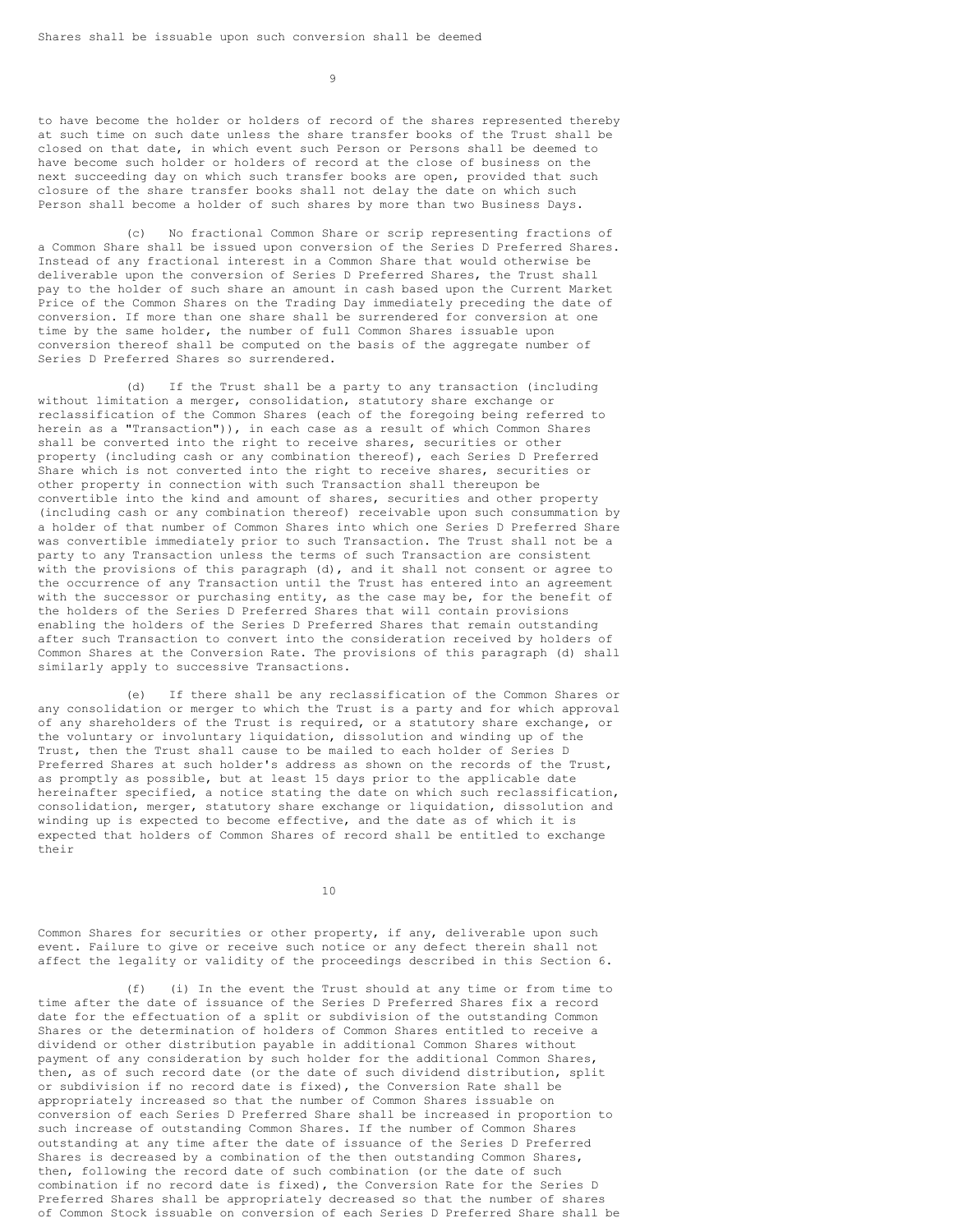Shares shall be issuable upon such conversion shall be deemed

to have become the holder or holders of record of the shares represented thereby at such time on such date unless the share transfer books of the Trust shall be closed on that date, in which event such Person or Persons shall be deemed to have become such holder or holders of record at the close of business on the next succeeding day on which such transfer books are open, provided that such closure of the share transfer books shall not delay the date on which such Person shall become a holder of such shares by more than two Business Days.

(c) No fractional Common Share or scrip representing fractions of a Common Share shall be issued upon conversion of the Series D Preferred Shares. Instead of any fractional interest in a Common Share that would otherwise be deliverable upon the conversion of Series D Preferred Shares, the Trust shall pay to the holder of such share an amount in cash based upon the Current Market Price of the Common Shares on the Trading Day immediately preceding the date of conversion. If more than one share shall be surrendered for conversion at one time by the same holder, the number of full Common Shares issuable upon conversion thereof shall be computed on the basis of the aggregate number of Series D Preferred Shares so surrendered.

(d) If the Trust shall be a party to any transaction (including without limitation a merger, consolidation, statutory share exchange or reclassification of the Common Shares (each of the foregoing being referred to herein as a "Transaction")), in each case as a result of which Common Shares shall be converted into the right to receive shares, securities or other property (including cash or any combination thereof), each Series D Preferred Share which is not converted into the right to receive shares, securities or other property in connection with such Transaction shall thereupon be convertible into the kind and amount of shares, securities and other property (including cash or any combination thereof) receivable upon such consummation by a holder of that number of Common Shares into which one Series D Preferred Share was convertible immediately prior to such Transaction. The Trust shall not be a party to any Transaction unless the terms of such Transaction are consistent with the provisions of this paragraph (d), and it shall not consent or agree to the occurrence of any Transaction until the Trust has entered into an agreement with the successor or purchasing entity, as the case may be, for the benefit of the holders of the Series D Preferred Shares that will contain provisions enabling the holders of the Series D Preferred Shares that remain outstanding after such Transaction to convert into the consideration received by holders of Common Shares at the Conversion Rate. The provisions of this paragraph (d) shall similarly apply to successive Transactions.

(e) If there shall be any reclassification of the Common Shares or any consolidation or merger to which the Trust is a party and for which approval of any shareholders of the Trust is required, or a statutory share exchange, or the voluntary or involuntary liquidation, dissolution and winding up of the Trust, then the Trust shall cause to be mailed to each holder of Series D Preferred Shares at such holder's address as shown on the records of the Trust, as promptly as possible, but at least 15 days prior to the applicable date hereinafter specified, a notice stating the date on which such reclassification, consolidation, merger, statutory share exchange or liquidation, dissolution and winding up is expected to become effective, and the date as of which it is expected that holders of Common Shares of record shall be entitled to exchange their

Common Shares for securities or other property, if any, deliverable upon such event. Failure to give or receive such notice or any defect therein shall not affect the legality or validity of the proceedings described in this Section 6.

(f) (i) In the event the Trust should at any time or from time to time after the date of issuance of the Series D Preferred Shares fix a record date for the effectuation of a split or subdivision of the outstanding Common Shares or the determination of holders of Common Shares entitled to receive a dividend or other distribution payable in additional Common Shares without payment of any consideration by such holder for the additional Common Shares, then, as of such record date (or the date of such dividend distribution, split or subdivision if no record date is fixed), the Conversion Rate shall be appropriately increased so that the number of Common Shares issuable on conversion of each Series D Preferred Share shall be increased in proportion to such increase of outstanding Common Shares. If the number of Common Shares outstanding at any time after the date of issuance of the Series D Preferred Shares is decreased by a combination of the then outstanding Common Shares, then, following the record date of such combination (or the date of such combination if no record date is fixed), the Conversion Rate for the Series D Preferred Shares shall be appropriately decreased so that the number of shares of Common Stock issuable on conversion of each Series D Preferred Share shall be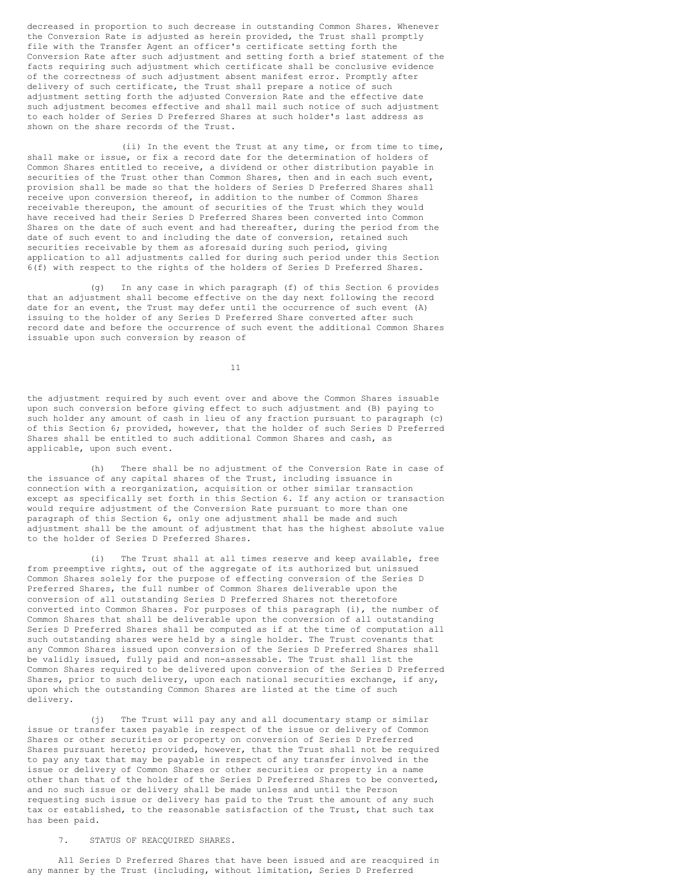decreased in proportion to such decrease in outstanding Common Shares. Whenever the Conversion Rate is adjusted as herein provided, the Trust shall promptly file with the Transfer Agent an officer's certificate setting forth the Conversion Rate after such adjustment and setting forth a brief statement of the facts requiring such adjustment which certificate shall be conclusive evidence of the correctness of such adjustment absent manifest error. Promptly after delivery of such certificate, the Trust shall prepare a notice of such adjustment setting forth the adjusted Conversion Rate and the effective date such adjustment becomes effective and shall mail such notice of such adjustment to each holder of Series D Preferred Shares at such holder's last address as shown on the share records of the Trust.

(ii) In the event the Trust at any time, or from time to time, shall make or issue, or fix a record date for the determination of holders of Common Shares entitled to receive, a dividend or other distribution payable in securities of the Trust other than Common Shares, then and in each such event, provision shall be made so that the holders of Series D Preferred Shares shall receive upon conversion thereof, in addition to the number of Common Shares receivable thereupon, the amount of securities of the Trust which they would have received had their Series D Preferred Shares been converted into Common Shares on the date of such event and had thereafter, during the period from the date of such event to and including the date of conversion, retained such securities receivable by them as aforesaid during such period, giving application to all adjustments called for during such period under this Section 6(f) with respect to the rights of the holders of Series D Preferred Shares.

(g) In any case in which paragraph (f) of this Section 6 provides that an adjustment shall become effective on the day next following the record date for an event, the Trust may defer until the occurrence of such event (A) issuing to the holder of any Series D Preferred Share converted after such record date and before the occurrence of such event the additional Common Shares issuable upon such conversion by reason of the adjustment required by such event over and above the Common Shares issuable upon such conversion before giving effect to such adjustment and (B) paying to such holder any amount of cash in lieu of any fraction pursuant to paragraph (c) of this Section 6; provided, however, that the holder of such Series D Preferred Shares shall be entitled to such additional Common Shares and cash, as applicable, upon such event.

(h) There shall be no adjustment of the Conversion Rate in case of the issuance of any capital shares of the Trust, including issuance in connection with a reorganization, acquisition or other similar transaction except as specifically set forth in this Section 6. If any action or transaction would require adjustment of the Conversion Rate pursuant to more than one paragraph of this Section 6, only one adjustment shall be made and such adjustment shall be the amount of adjustment that has the highest absolute value to the holder of Series D Preferred Shares.

(i) The Trust shall at all times reserve and keep available, free from preemptive rights, out of the aggregate of its authorized but unissued Common Shares solely for the purpose of effecting conversion of the Series D Preferred Shares, the full number of Common Shares deliverable upon the conversion of all outstanding Series D Preferred Shares not theretofore converted into Common Shares. For purposes of this paragraph (i), the number of Common Shares that shall be deliverable upon the conversion of all outstanding Series D Preferred Shares shall be computed as if at the time of computation all such outstanding shares were held by a single holder. The Trust covenants that any Common Shares issued upon conversion of the Series D Preferred Shares shall be validly issued, fully paid and non-assessable. The Trust shall list the Common Shares required to be delivered upon conversion of the Series D Preferred Shares, prior to such delivery, upon each national securities exchange, if any, upon which the outstanding Common Shares are listed at the time of such delivery.

(j) The Trust will pay any and all documentary stamp or similar issue or transfer taxes payable in respect of the issue or delivery of Common Shares or other securities or property on conversion of Series D Preferred Shares pursuant hereto; provided, however, that the Trust shall not be required to pay any tax that may be payable in respect of any transfer involved in the issue or delivery of Common Shares or other securities or property in a name other than that of the holder of the Series D Preferred Shares to be converted, and no such issue or delivery shall be made unless and until the Person requesting such issue or delivery has paid to the Trust the amount of any such tax or established, to the reasonable satisfaction of the Trust, that such tax has been paid.

7. STATUS OF REACQUIRED SHARES.

All Series D Preferred Shares that have been issued and are reacquired in any manner by the Trust (including, without limitation, Series D Preferred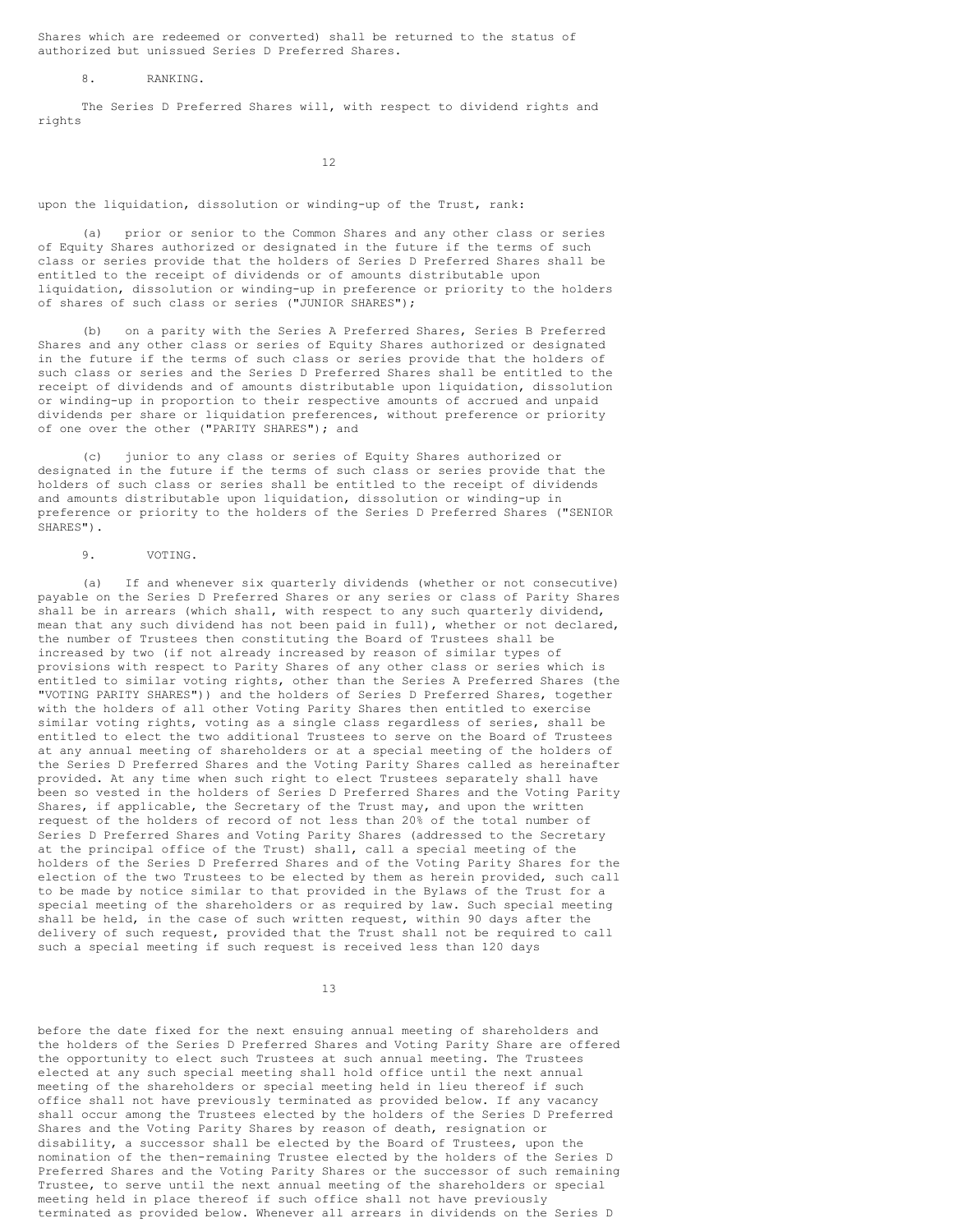Shares which are redeemed or converted) shall be returned to the status of authorized but unissued Series D Preferred Shares.

8. RANKING.

The Series D Preferred Shares will, with respect to dividend rights and rights upon the liquidation, dissolution or winding-up of the Trust, rank:

(a) prior or senior to the Common Shares and any other class or series of Equity Shares authorized or designated in the future if the terms of such class or series provide that the holders of Series D Preferred Shares shall be entitled to the receipt of dividends or of amounts distributable upon liquidation, dissolution or winding-up in preference or priority to the holders of shares of such class or series ("JUNIOR SHARES");

(b) on a parity with the Series A Preferred Shares, Series B Preferred Shares and any other class or series of Equity Shares authorized or designated in the future if the terms of such class or series provide that the holders of such class or series and the Series D Preferred Shares shall be entitled to the receipt of dividends and of amounts distributable upon liquidation, dissolution or winding-up in proportion to their respective amounts of accrued and unpaid dividends per share or liquidation preferences, without preference or priority of one over the other ("PARITY SHARES"); and

(c) junior to any class or series of Equity Shares authorized or designated in the future if the terms of such class or series provide that the holders of such class or series shall be entitled to the receipt of dividends and amounts distributable upon liquidation, dissolution or winding-up in preference or priority to the holders of the Series D Preferred Shares ("SENIOR SHARES").

9. VOTING.

(a) If and whenever six quarterly dividends (whether or not consecutive) payable on the Series D Preferred Shares or any series or class of Parity Shares shall be in arrears (which shall, with respect to any such quarterly dividend, mean that any such dividend has not been paid in full), whether or not declared, the number of Trustees then constituting the Board of Trustees shall be increased by two (if not already increased by reason of similar types of provisions with respect to Parity Shares of any other class or series which is entitled to similar voting rights, other than the Series A Preferred Shares (the "VOTING PARITY SHARES")) and the holders of Series D Preferred Shares, together with the holders of all other Voting Parity Shares then entitled to exercise similar voting rights, voting as a single class regardless of series, shall be entitled to elect the two additional Trustees to serve on the Board of Trustees at any annual meeting of shareholders or at a special meeting of the holders of the Series D Preferred Shares and the Voting Parity Shares called as hereinafter provided. At any time when such right to elect Trustees separately shall have been so vested in the holders of Series D Preferred Shares and the Voting Parity Shares, if applicable, the Secretary of the Trust may, and upon the written request of the holders of record of not less than 20% of the total number of Series D Preferred Shares and Voting Parity Shares (addressed to the Secretary at the principal office of the Trust) shall, call a special meeting of the holders of the Series D Preferred Shares and of the Voting Parity Shares for the election of the two Trustees to be elected by them as herein provided, such call to be made by notice similar to that provided in the Bylaws of the Trust for a special meeting of the shareholders or as required by law. Such special meeting shall be held, in the case of such written request, within 90 days after the delivery of such request, provided that the Trust shall not be required to call such a special meeting if such request is received less than 120 days before the date fixed for the next ensuing annual meeting of shareholders and the holders of the Series D Preferred Shares and Voting Parity Share are offered the opportunity to elect such Trustees at such annual meeting. The Trustees elected at any such special meeting shall hold office until the next annual meeting of the shareholders or special meeting held in lieu thereof if such office shall not have previously terminated as provided below. If any vacancy shall occur among the Trustees elected by the holders of the Series D Preferred Shares and the Voting Parity Shares by reason of death, resignation or disability, a successor shall be elected by the Board of Trustees, upon the nomination of the then-remaining Trustee elected by the holders of the Series D Preferred Shares and the Voting Parity Shares or the successor of such remaining Trustee, to serve until the next annual meeting of the shareholders or special meeting held in place thereof if such office shall not have previously terminated as provided below. Whenever all arrears in dividends on the Series D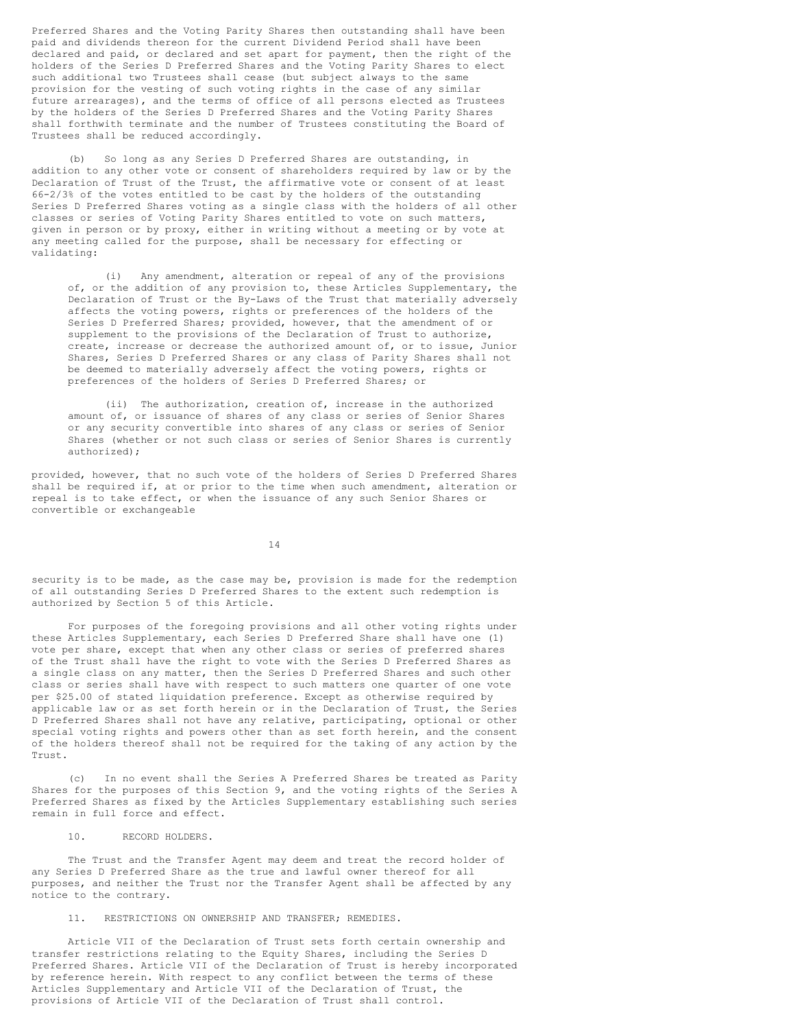Preferred Shares and the Voting Parity Shares then outstanding shall have been paid and dividends thereon for the current Dividend Period shall have been declared and paid, or declared and set apart for payment, then the right of the holders of the Series D Preferred Shares and the Voting Parity Shares to elect such additional two Trustees shall cease (but subject always to the same provision for the vesting of such voting rights in the case of any similar future arrearages), and the terms of office of all persons elected as Trustees by the holders of the Series D Preferred Shares and the Voting Parity Shares shall forthwith terminate and the number of Trustees constituting the Board of Trustees shall be reduced accordingly.

(b) So long as any Series D Preferred Shares are outstanding, in addition to any other vote or consent of shareholders required by law or by the Declaration of Trust of the Trust, the affirmative vote or consent of at least 66-2/3% of the votes entitled to be cast by the holders of the outstanding Series D Preferred Shares voting as a single class with the holders of all other classes or series of Voting Parity Shares entitled to vote on such matters, given in person or by proxy, either in writing without a meeting or by vote at any meeting called for the purpose, shall be necessary for effecting or validating:

(i) Any amendment, alteration or repeal of any of the provisions of, or the addition of any provision to, these Articles Supplementary, the Declaration of Trust or the By-Laws of the Trust that materially adversely affects the voting powers, rights or preferences of the holders of the Series D Preferred Shares; provided, however, that the amendment of or supplement to the provisions of the Declaration of Trust to authorize, create, increase or decrease the authorized amount of, or to issue, Junior Shares, Series D Preferred Shares or any class of Parity Shares shall not be deemed to materially adversely affect the voting powers, rights or preferences of the holders of Series D Preferred Shares; or

(ii) The authorization, creation of, increase in the authorized amount of, or issuance of shares of any class or series of Senior Shares or any security convertible into shares of any class or series of Senior Shares (whether or not such class or series of Senior Shares is currently authorized);

provided, however, that no such vote of the holders of Series D Preferred Shares shall be required if, at or prior to the time when such amendment, alteration or repeal is to take effect, or when the issuance of any such Senior Shares or convertible or exchangeable security is to be made, as the case may be, provision is made for the redemption of all outstanding Series D Preferred Shares to the extent such redemption is authorized by Section 5 of this Article.

For purposes of the foregoing provisions and all other voting rights under these Articles Supplementary, each Series D Preferred Share shall have one (1) vote per share, except that when any other class or series of preferred shares of the Trust shall have the right to vote with the Series D Preferred Shares as a single class on any matter, then the Series D Preferred Shares and such other class or series shall have with respect to such matters one quarter of one vote per $25.00 of stated liquidation preference. Except as otherwise required by applicable law or as set forth herein or in the Declaration of Trust, the Series D Preferred Shares shall not have any relative, participating, optional or other special voting rights and powers other than as set forth herein, and the consent of the holders thereof shall not be required for the taking of any action by the Trust.

(c) In no event shall the Series A Preferred Shares be treated as Parity Shares for the purposes of this Section 9, and the voting rights of the Series A Preferred Shares as fixed by the Articles Supplementary establishing such series remain in full force and effect.

10. RECORD HOLDERS.

The Trust and the Transfer Agent may deem and treat the record holder of any Series D Preferred Share as the true and lawful owner thereof for all purposes, and neither the Trust nor the Transfer Agent shall be affected by any notice to the contrary.

11. RESTRICTIONS ON OWNERSHIP AND TRANSFER; REMEDIES.

Article VII of the Declaration of Trust sets forth certain ownership and transfer restrictions relating to the Equity Shares, including the Series D Preferred Shares. Article VII of the Declaration of Trust is hereby incorporated by reference herein. With respect to any conflict between the terms of these Articles Supplementary and Article VII of the Declaration of Trust, the provisions of Article VII of the Declaration of Trust shall control.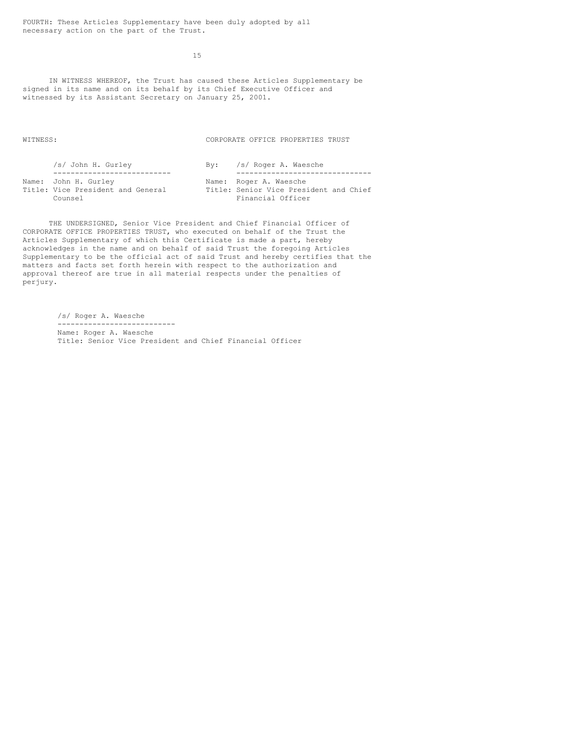FOURTH: These Articles Supplementary have been duly adopted by all necessary action on the part of the Trust.

IN WITNESS WHEREOF, the Trust has caused these Articles Supplementary be signed in its name and on its behalf by its Chief Executive Officer and witnessed by its Assistant Secretary on January 25, 2001.

| WITNESS: | CORPORATE OFFICE PROPERTIES TRUST |
| --- | --- |
| /s/ John H. Gurley | By: /s/ Roger A. Waesche |
| Name: John H. Gurley | Name: Roger A. Waesche |
| Title: Vice President and General Counsel | Title: Senior Vice President and Chief Financial Officer |

THE UNDERSIGNED, Senior Vice President and Chief Financial Officer of CORPORATE OFFICE PROPERTIES TRUST, who executed on behalf of the Trust the Articles Supplementary of which this Certificate is made a part, hereby acknowledges in the name and on behalf of said Trust the foregoing Articles Supplementary to be the official act of said Trust and hereby certifies that the matters and facts set forth herein with respect to the authorization and approval thereof are true in all material respects under the penalties of perjury.

/s/ Roger A. Waesche

Name: Roger A. Waesche
Title: Senior Vice President and Chief Financial Officer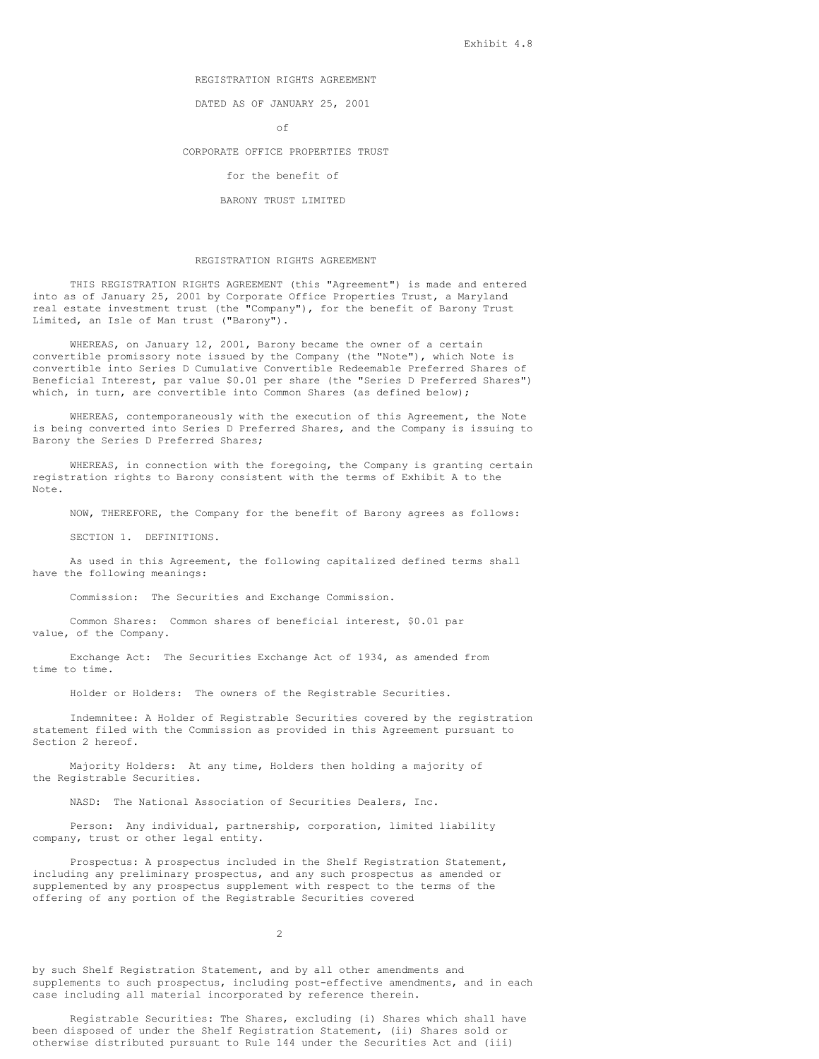Exhibit 4.8

REGISTRATION RIGHTS AGREEMENT

DATED AS OF JANUARY 25, 2001

of

CORPORATE OFFICE PROPERTIES TRUST

for the benefit of

BARONY TRUST LIMITED

# REGISTRATION RIGHTS AGREEMENT

THIS REGISTRATION RIGHTS AGREEMENT (this "Agreement") is made and entered into as of January 25, 2001 by Corporate Office Properties Trust, a Maryland real estate investment trust (the "Company"), for the benefit of Barony Trust Limited, an Isle of Man trust ("Barony").

WHEREAS, on January 12, 2001, Barony became the owner of a certain convertible promissory note issued by the Company (the "Note"), which Note is convertible into Series D Cumulative Convertible Redeemable Preferred Shares of Beneficial Interest, par value $0.01 per share (the "Series D Preferred Shares") which, in turn, are convertible into Common Shares (as defined below);

WHEREAS, contemporaneously with the execution of this Agreement, the Note is being converted into Series D Preferred Shares, and the Company is issuing to Barony the Series D Preferred Shares;

WHEREAS, in connection with the foregoing, the Company is granting certain registration rights to Barony consistent with the terms of Exhibit A to the Note.

NOW, THEREFORE, the Company for the benefit of Barony agrees as follows:

SECTION 1. DEFINITIONS.

As used in this Agreement, the following capitalized defined terms shall have the following meanings:

Commission: The Securities and Exchange Commission.

Common Shares: Common shares of beneficial interest, $0.01 par value, of the Company.

Exchange Act: The Securities Exchange Act of 1934, as amended from time to time.

Holder or Holders: The owners of the Registrable Securities.

Indemnitee: A Holder of Registrable Securities covered by the registration statement filed with the Commission as provided in this Agreement pursuant to Section 2 hereof.

Majority Holders: At any time, Holders then holding a majority of the Registrable Securities.

NASD: The National Association of Securities Dealers, Inc.

Person: Any individual, partnership, corporation, limited liability company, trust or other legal entity.

Prospectus: A prospectus included in the Shelf Registration Statement, including any preliminary prospectus, and any such prospectus as amended or supplemented by any prospectus supplement with respect to the terms of the offering of any portion of the Registrable Securities covered by such Shelf Registration Statement, and by all other amendments and supplements to such prospectus, including post-effective amendments, and in each case including all material incorporated by reference therein.

Registrable Securities: The Shares, excluding (i) Shares which shall have been disposed of under the Shelf Registration Statement, (ii) Shares sold or otherwise distributed pursuant to Rule 144 under the Securities Act and (iii)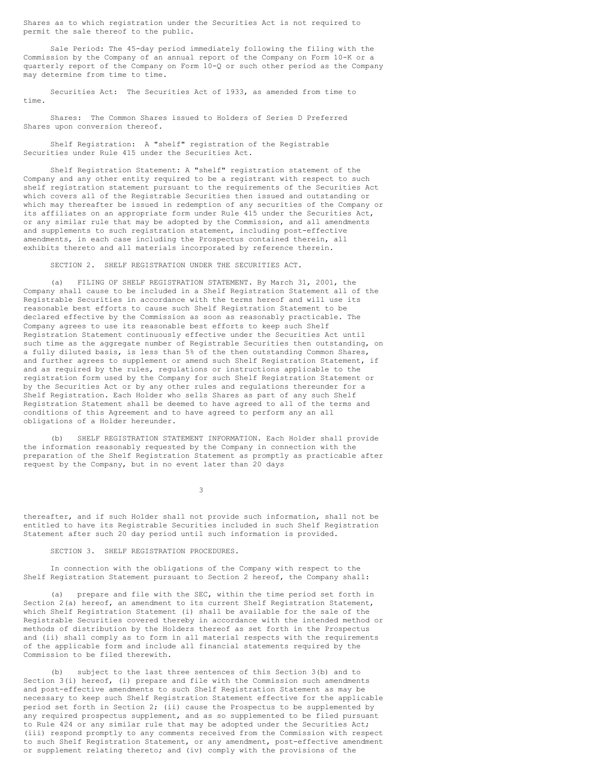Shares as to which registration under the Securities Act is not required to permit the sale thereof to the public.

Sale Period: The 45-day period immediately following the filing with the Commission by the Company of an annual report of the Company on Form 10-K or a quarterly report of the Company on Form 10-Q or such other period as the Company may determine from time to time.

Securities Act: The Securities Act of 1933, as amended from time to time.

Shares: The Common Shares issued to Holders of Series D Preferred Shares upon conversion thereof.

Shelf Registration: A "shelf" registration of the Registrable Securities under Rule 415 under the Securities Act.

Shelf Registration Statement: A "shelf" registration statement of the Company and any other entity required to be a registrant with respect to such shelf registration statement pursuant to the requirements of the Securities Act which covers all of the Registrable Securities then issued and outstanding or which may thereafter be issued in redemption of any securities of the Company or its affiliates on an appropriate form under Rule 415 under the Securities Act, or any similar rule that may be adopted by the Commission, and all amendments and supplements to such registration statement, including post-effective amendments, in each case including the Prospectus contained therein, all exhibits thereto and all materials incorporated by reference therein.

SECTION 2. SHELF REGISTRATION UNDER THE SECURITIES ACT.

(a) FILING OF SHELF REGISTRATION STATEMENT. By March 31, 2001, the Company shall cause to be included in a Shelf Registration Statement all of the Registrable Securities in accordance with the terms hereof and will use its reasonable best efforts to cause such Shelf Registration Statement to be declared effective by the Commission as soon as reasonably practicable. The Company agrees to use its reasonable best efforts to keep such Shelf Registration Statement continuously effective under the Securities Act until such time as the aggregate number of Registrable Securities then outstanding, on a fully diluted basis, is less than 5% of the then outstanding Common Shares, and further agrees to supplement or amend such Shelf Registration Statement, if and as required by the rules, regulations or instructions applicable to the registration form used by the Company for such Shelf Registration Statement or by the Securities Act or by any other rules and regulations thereunder for a Shelf Registration. Each Holder who sells Shares as part of any such Shelf Registration Statement shall be deemed to have agreed to all of the terms and conditions of this Agreement and to have agreed to perform any an all obligations of a Holder hereunder.

(b) SHELF REGISTRATION STATEMENT INFORMATION. Each Holder shall provide the information reasonably requested by the Company in connection with the preparation of the Shelf Registration Statement as promptly as practicable after request by the Company, but in no event later than 20 days thereafter, and if such Holder shall not provide such information, shall not be entitled to have its Registrable Securities included in such Shelf Registration Statement after such 20 day period until such information is provided.

SECTION 3. SHELF REGISTRATION PROCEDURES.

In connection with the obligations of the Company with respect to the Shelf Registration Statement pursuant to Section 2 hereof, the Company shall:

(a) prepare and file with the SEC, within the time period set forth in Section 2(a) hereof, an amendment to its current Shelf Registration Statement, which Shelf Registration Statement (i) shall be available for the sale of the Registrable Securities covered thereby in accordance with the intended method or methods of distribution by the Holders thereof as set forth in the Prospectus and (ii) shall comply as to form in all material respects with the requirements of the applicable form and include all financial statements required by the Commission to be filed therewith.

(b) subject to the last three sentences of this Section 3(b) and to Section 3(i) hereof, (i) prepare and file with the Commission such amendments and post-effective amendments to such Shelf Registration Statement as may be necessary to keep such Shelf Registration Statement effective for the applicable period set forth in Section 2; (ii) cause the Prospectus to be supplemented by any required prospectus supplement, and as so supplemented to be filed pursuant to Rule 424 or any similar rule that may be adopted under the Securities Act; (iii) respond promptly to any comments received from the Commission with respect to such Shelf Registration Statement, or any amendment, post-effective amendment or supplement relating thereto; and (iv) comply with the provisions of the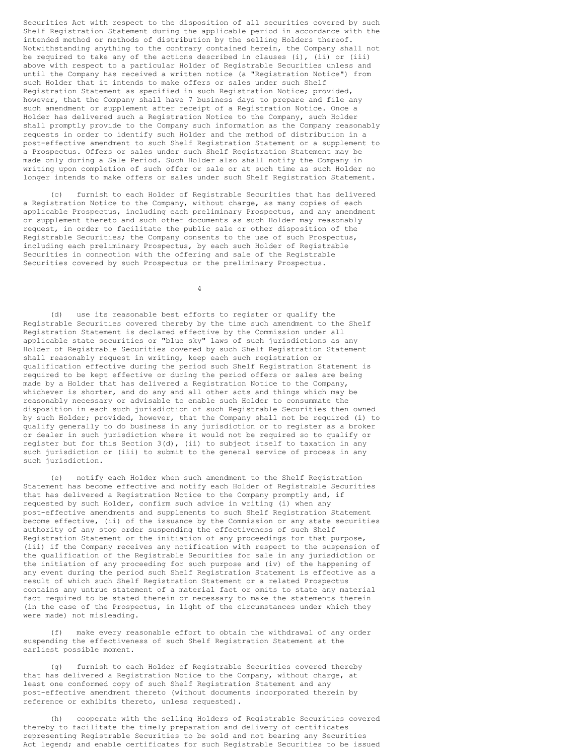Securities Act with respect to the disposition of all securities covered by such Shelf Registration Statement during the applicable period in accordance with the intended method or methods of distribution by the selling Holders thereof. Notwithstanding anything to the contrary contained herein, the Company shall not be required to take any of the actions described in clauses (i), (ii) or (iii) above with respect to a particular Holder of Registrable Securities unless and until the Company has received a written notice (a "Registration Notice") from such Holder that it intends to make offers or sales under such Shelf Registration Statement as specified in such Registration Notice; provided, however, that the Company shall have 7 business days to prepare and file any such amendment or supplement after receipt of a Registration Notice. Once a Holder has delivered such a Registration Notice to the Company, such Holder shall promptly provide to the Company such information as the Company reasonably requests in order to identify such Holder and the method of distribution in a post-effective amendment to such Shelf Registration Statement or a supplement to a Prospectus. Offers or sales under such Shelf Registration Statement may be made only during a Sale Period. Such Holder also shall notify the Company in writing upon completion of such offer or sale or at such time as such Holder no longer intends to make offers or sales under such Shelf Registration Statement.

(c) furnish to each Holder of Registrable Securities that has delivered a Registration Notice to the Company, without charge, as many copies of each applicable Prospectus, including each preliminary Prospectus, and any amendment or supplement thereto and such other documents as such Holder may reasonably request, in order to facilitate the public sale or other disposition of the Registrable Securities; the Company consents to the use of such Prospectus, including each preliminary Prospectus, by each such Holder of Registrable Securities in connection with the offering and sale of the Registrable Securities covered by such Prospectus or the preliminary Prospectus.

(d) use its reasonable best efforts to register or qualify the Registrable Securities covered thereby by the time such amendment to the Shelf Registration Statement is declared effective by the Commission under all applicable state securities or "blue sky" laws of such jurisdictions as any Holder of Registrable Securities covered by such Shelf Registration Statement shall reasonably request in writing, keep each such registration or qualification effective during the period such Shelf Registration Statement is required to be kept effective or during the period offers or sales are being made by a Holder that has delivered a Registration Notice to the Company, whichever is shorter, and do any and all other acts and things which may be reasonably necessary or advisable to enable such Holder to consummate the disposition in each such jurisdiction of such Registrable Securities then owned by such Holder; provided, however, that the Company shall not be required (i) to qualify generally to do business in any jurisdiction or to register as a broker or dealer in such jurisdiction where it would not be required so to qualify or register but for this Section 3(d), (ii) to subject itself to taxation in any such jurisdiction or (iii) to submit to the general service of process in any such jurisdiction.

(e) notify each Holder when such amendment to the Shelf Registration Statement has become effective and notify each Holder of Registrable Securities that has delivered a Registration Notice to the Company promptly and, if requested by such Holder, confirm such advice in writing (i) when any post-effective amendments and supplements to such Shelf Registration Statement become effective, (ii) of the issuance by the Commission or any state securities authority of any stop order suspending the effectiveness of such Shelf Registration Statement or the initiation of any proceedings for that purpose, (iii) if the Company receives any notification with respect to the suspension of the qualification of the Registrable Securities for sale in any jurisdiction or the initiation of any proceeding for such purpose and (iv) of the happening of any event during the period such Shelf Registration Statement is effective as a result of which such Shelf Registration Statement or a related Prospectus contains any untrue statement of a material fact or omits to state any material fact required to be stated therein or necessary to make the statements therein (in the case of the Prospectus, in light of the circumstances under which they were made) not misleading.

(f) make every reasonable effort to obtain the withdrawal of any order suspending the effectiveness of such Shelf Registration Statement at the earliest possible moment.

(g) furnish to each Holder of Registrable Securities covered thereby that has delivered a Registration Notice to the Company, without charge, at least one conformed copy of such Shelf Registration Statement and any post-effective amendment thereto (without documents incorporated therein by reference or exhibits thereto, unless requested).

(h) cooperate with the selling Holders of Registrable Securities covered thereby to facilitate the timely preparation and delivery of certificates representing Registrable Securities to be sold and not bearing any Securities Act legend; and enable certificates for such Registrable Securities to be issued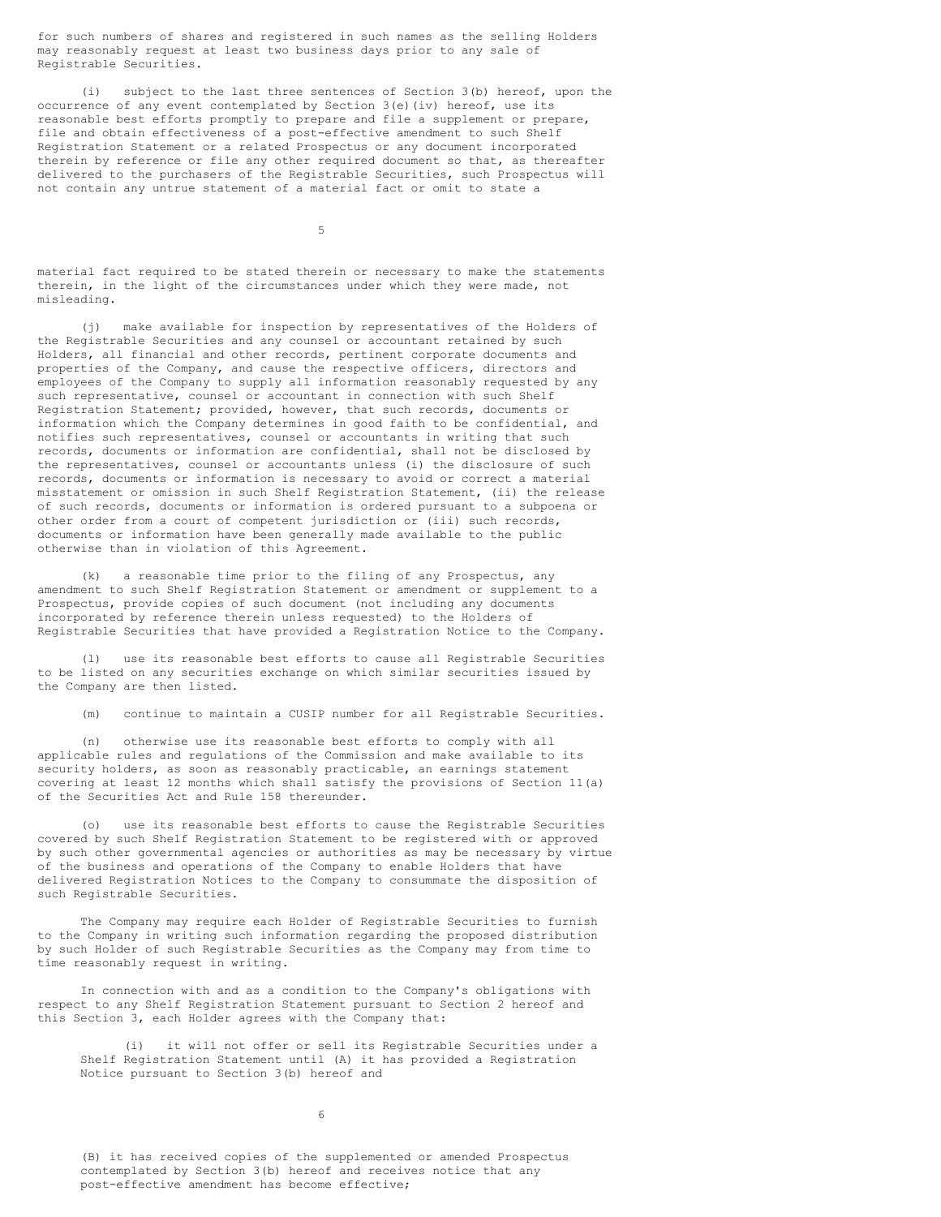for such numbers of shares and registered in such names as the selling Holders may reasonably request at least two business days prior to any sale of Registrable Securities.

(i) subject to the last three sentences of Section 3(b) hereof, upon the occurrence of any event contemplated by Section 3(e)(iv) hereof, use its reasonable best efforts promptly to prepare and file a supplement or prepare, file and obtain effectiveness of a post-effective amendment to such Shelf Registration Statement or a related Prospectus or any document incorporated therein by reference or file any other required document so that, as thereafter delivered to the purchasers of the Registrable Securities, such Prospectus will not contain any untrue statement of a material fact or omit to state a material fact required to be stated therein or necessary to make the statements therein, in the light of the circumstances under which they were made, not misleading.

(j) make available for inspection by representatives of the Holders of the Registrable Securities and any counsel or accountant retained by such Holders, all financial and other records, pertinent corporate documents and properties of the Company, and cause the respective officers, directors and employees of the Company to supply all information reasonably requested by any such representative, counsel or accountant in connection with such Shelf Registration Statement; provided, however, that such records, documents or information which the Company determines in good faith to be confidential, and notifies such representatives, counsel or accountants in writing that such records, documents or information are confidential, shall not be disclosed by the representatives, counsel or accountants unless (i) the disclosure of such records, documents or information is necessary to avoid or correct a material misstatement or omission in such Shelf Registration Statement, (ii) the release of such records, documents or information is ordered pursuant to a subpoena or other order from a court of competent jurisdiction or (iii) such records, documents or information have been generally made available to the public otherwise than in violation of this Agreement.

(k) a reasonable time prior to the filing of any Prospectus, any amendment to such Shelf Registration Statement or amendment or supplement to a Prospectus, provide copies of such document (not including any documents incorporated by reference therein unless requested) to the Holders of Registrable Securities that have provided a Registration Notice to the Company.

(l) use its reasonable best efforts to cause all Registrable Securities to be listed on any securities exchange on which similar securities issued by the Company are then listed.

(m) continue to maintain a CUSIP number for all Registrable Securities.

(n) otherwise use its reasonable best efforts to comply with all applicable rules and regulations of the Commission and make available to its security holders, as soon as reasonably practicable, an earnings statement covering at least 12 months which shall satisfy the provisions of Section 11(a) of the Securities Act and Rule 158 thereunder.

(o) use its reasonable best efforts to cause the Registrable Securities covered by such Shelf Registration Statement to be registered with or approved by such other governmental agencies or authorities as may be necessary by virtue of the business and operations of the Company to enable Holders that have delivered Registration Notices to the Company to consummate the disposition of such Registrable Securities.

The Company may require each Holder of Registrable Securities to furnish to the Company in writing such information regarding the proposed distribution by such Holder of such Registrable Securities as the Company may from time to time reasonably request in writing.

In connection with and as a condition to the Company's obligations with respect to any Shelf Registration Statement pursuant to Section 2 hereof and this Section 3, each Holder agrees with the Company that:

(i) it will not offer or sell its Registrable Securities under a Shelf Registration Statement until (A) it has provided a Registration Notice pursuant to Section 3(b) hereof and (B) it has received copies of the supplemented or amended Prospectus contemplated by Section 3(b) hereof and receives notice that any post-effective amendment has become effective;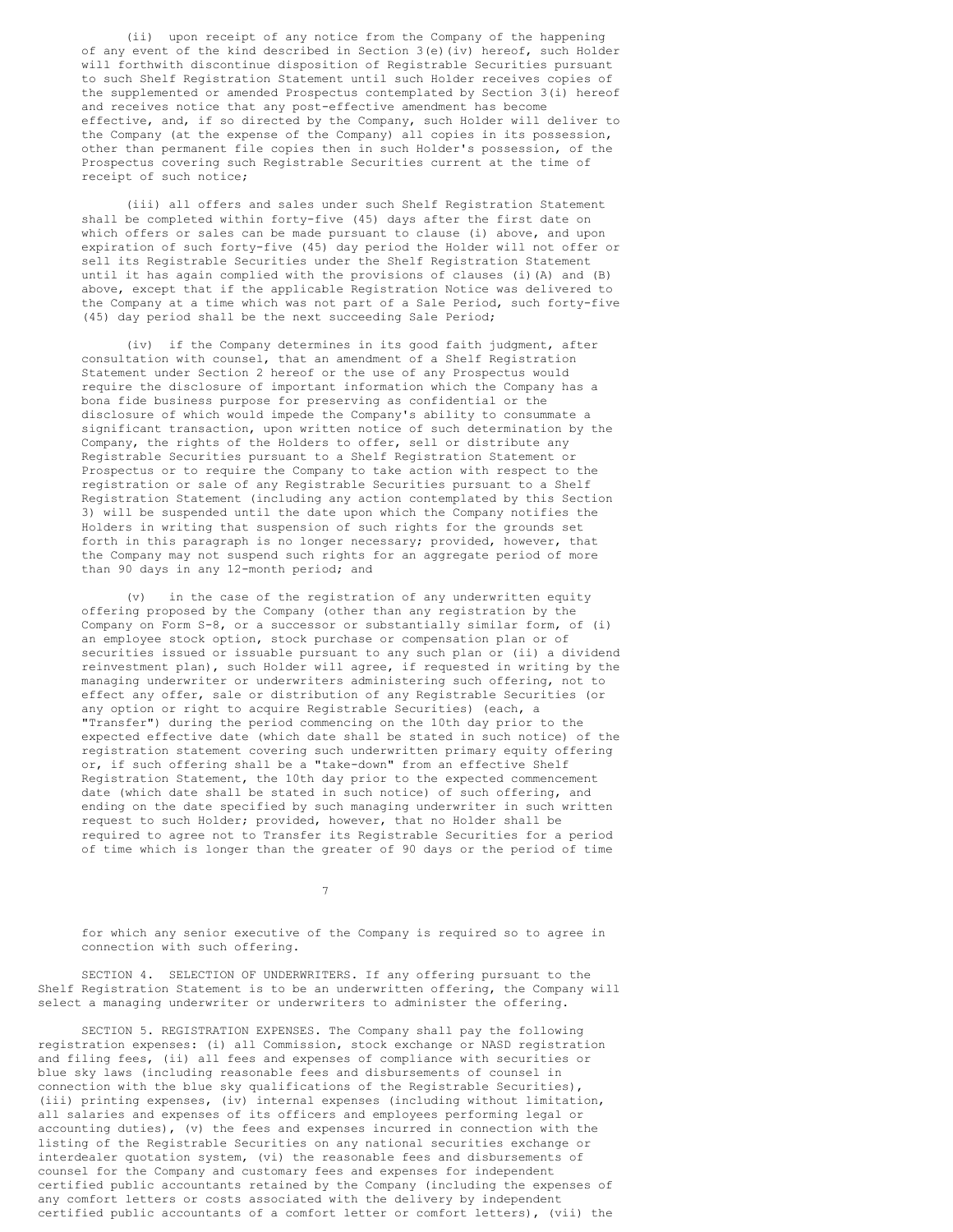(ii) upon receipt of any notice from the Company of the happening of any event of the kind described in Section 3(e)(iv) hereof, such Holder will forthwith discontinue disposition of Registrable Securities pursuant to such Shelf Registration Statement until such Holder receives copies of the supplemented or amended Prospectus contemplated by Section 3(i) hereof and receives notice that any post-effective amendment has become effective, and, if so directed by the Company, such Holder will deliver to the Company (at the expense of the Company) all copies in its possession, other than permanent file copies then in such Holder's possession, of the Prospectus covering such Registrable Securities current at the time of receipt of such notice;

(iii) all offers and sales under such Shelf Registration Statement shall be completed within forty-five (45) days after the first date on which offers or sales can be made pursuant to clause (i) above, and upon expiration of such forty-five (45) day period the Holder will not offer or sell its Registrable Securities under the Shelf Registration Statement until it has again complied with the provisions of clauses (i)(A) and (B) above, except that if the applicable Registration Notice was delivered to the Company at a time which was not part of a Sale Period, such forty-five (45) day period shall be the next succeeding Sale Period;

(iv) if the Company determines in its good faith judgment, after consultation with counsel, that an amendment of a Shelf Registration Statement under Section 2 hereof or the use of any Prospectus would require the disclosure of important information which the Company has a bona fide business purpose for preserving as confidential or the disclosure of which would impede the Company's ability to consummate a significant transaction, upon written notice of such determination by the Company, the rights of the Holders to offer, sell or distribute any Registrable Securities pursuant to a Shelf Registration Statement or Prospectus or to require the Company to take action with respect to the registration or sale of any Registrable Securities pursuant to a Shelf Registration Statement (including any action contemplated by this Section 3) will be suspended until the date upon which the Company notifies the Holders in writing that suspension of such rights for the grounds set forth in this paragraph is no longer necessary; provided, however, that the Company may not suspend such rights for an aggregate period of more than 90 days in any 12-month period; and

(v) in the case of the registration of any underwritten equity offering proposed by the Company (other than any registration by the Company on Form S-8, or a successor or substantially similar form, of (i) an employee stock option, stock purchase or compensation plan or of securities issued or issuable pursuant to any such plan or (ii) a dividend reinvestment plan), such Holder will agree, if requested in writing by the managing underwriter or underwriters administering such offering, not to effect any offer, sale or distribution of any Registrable Securities (or any option or right to acquire Registrable Securities) (each, a "Transfer") during the period commencing on the 10th day prior to the expected effective date (which date shall be stated in such notice) of the registration statement covering such underwritten primary equity offering or, if such offering shall be a "take-down" from an effective Shelf Registration Statement, the 10th day prior to the expected commencement date (which date shall be stated in such notice) of such offering, and ending on the date specified by such managing underwriter in such written request to such Holder; provided, however, that no Holder shall be required to agree not to Transfer its Registrable Securities for a period of time which is longer than the greater of 90 days or the period of time for which any senior executive of the Company is required so to agree in connection with such offering.

SECTION 4. SELECTION OF UNDERWRITERS. If any offering pursuant to the Shelf Registration Statement is to be an underwritten offering, the Company will select a managing underwriter or underwriters to administer the offering.

SECTION 5. REGISTRATION EXPENSES. The Company shall pay the following registration expenses: (i) all Commission, stock exchange or NASD registration and filing fees, (ii) all fees and expenses of compliance with securities or blue sky laws (including reasonable fees and disbursements of counsel in connection with the blue sky qualifications of the Registrable Securities), (iii) printing expenses, (iv) internal expenses (including without limitation, all salaries and expenses of its officers and employees performing legal or accounting duties), (v) the fees and expenses incurred in connection with the listing of the Registrable Securities on any national securities exchange or interdealer quotation system, (vi) the reasonable fees and disbursements of counsel for the Company and customary fees and expenses for independent certified public accountants retained by the Company (including the expenses of any comfort letters or costs associated with the delivery by independent certified public accountants of a comfort letter or comfort letters), (vii) the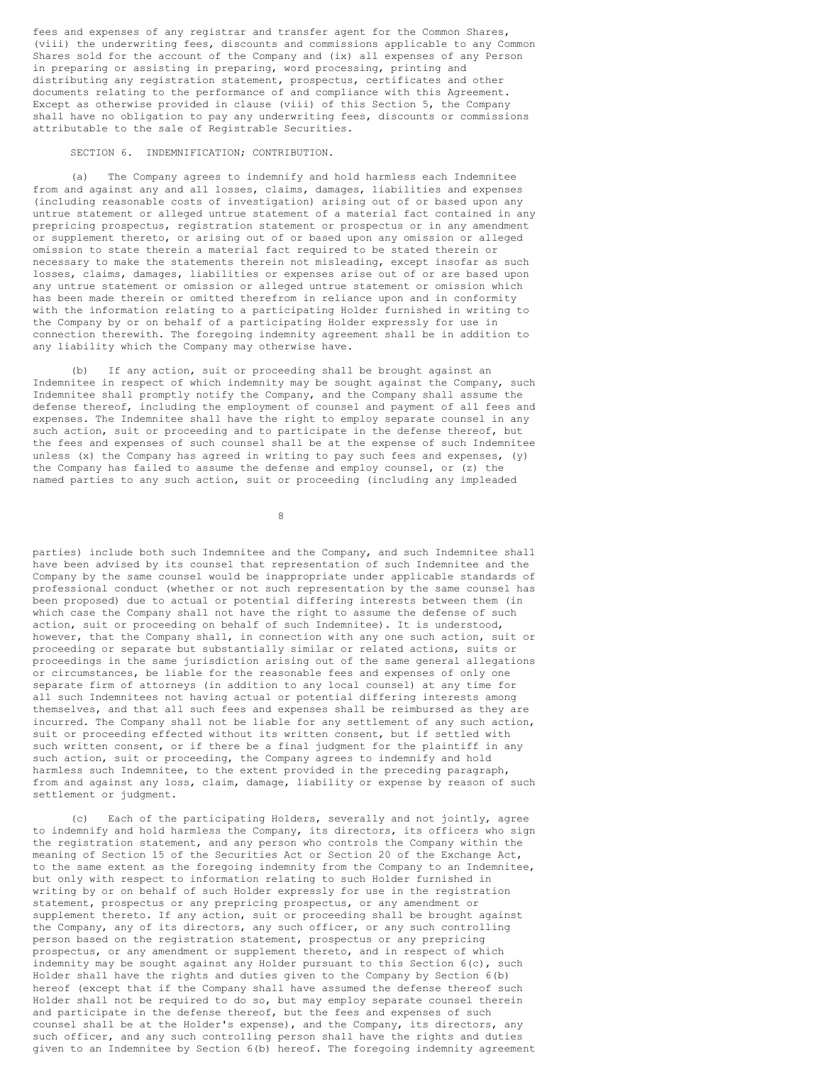fees and expenses of any registrar and transfer agent for the Common Shares, (viii) the underwriting fees, discounts and commissions applicable to any Common Shares sold for the account of the Company and (ix) all expenses of any Person in preparing or assisting in preparing, word processing, printing and distributing any registration statement, prospectus, certificates and other documents relating to the performance of and compliance with this Agreement. Except as otherwise provided in clause (viii) of this Section 5, the Company shall have no obligation to pay any underwriting fees, discounts or commissions attributable to the sale of Registrable Securities.

SECTION 6. INDEMNIFICATION; CONTRIBUTION.

(a) The Company agrees to indemnify and hold harmless each Indemnitee from and against any and all losses, claims, damages, liabilities and expenses (including reasonable costs of investigation) arising out of or based upon any untrue statement or alleged untrue statement of a material fact contained in any prepricing prospectus, registration statement or prospectus or in any amendment or supplement thereto, or arising out of or based upon any omission or alleged omission to state therein a material fact required to be stated therein or necessary to make the statements therein not misleading, except insofar as such losses, claims, damages, liabilities or expenses arise out of or are based upon any untrue statement or omission or alleged untrue statement or omission which has been made therein or omitted therefrom in reliance upon and in conformity with the information relating to a participating Holder furnished in writing to the Company by or on behalf of a participating Holder expressly for use in connection therewith. The foregoing indemnity agreement shall be in addition to any liability which the Company may otherwise have.

(b) If any action, suit or proceeding shall be brought against an Indemnitee in respect of which indemnity may be sought against the Company, such Indemnitee shall promptly notify the Company, and the Company shall assume the defense thereof, including the employment of counsel and payment of all fees and expenses. The Indemnitee shall have the right to employ separate counsel in any such action, suit or proceeding and to participate in the defense thereof, but the fees and expenses of such counsel shall be at the expense of such Indemnitee unless (x) the Company has agreed in writing to pay such fees and expenses, (y) the Company has failed to assume the defense and employ counsel, or (z) the named parties to any such action, suit or proceeding (including any impleaded parties) include both such Indemnitee and the Company, and such Indemnitee shall have been advised by its counsel that representation of such Indemnitee and the Company by the same counsel would be inappropriate under applicable standards of professional conduct (whether or not such representation by the same counsel has been proposed) due to actual or potential differing interests between them (in which case the Company shall not have the right to assume the defense of such action, suit or proceeding on behalf of such Indemnitee). It is understood, however, that the Company shall, in connection with any one such action, suit or proceeding or separate but substantially similar or related actions, suits or proceedings in the same jurisdiction arising out of the same general allegations or circumstances, be liable for the reasonable fees and expenses of only one separate firm of attorneys (in addition to any local counsel) at any time for all such Indemnitees not having actual or potential differing interests among themselves, and that all such fees and expenses shall be reimbursed as they are incurred. The Company shall not be liable for any settlement of any such action, suit or proceeding effected without its written consent, but if settled with such written consent, or if there be a final judgment for the plaintiff in any such action, suit or proceeding, the Company agrees to indemnify and hold harmless such Indemnitee, to the extent provided in the preceding paragraph, from and against any loss, claim, damage, liability or expense by reason of such settlement or judgment.

(c) Each of the participating Holders, severally and not jointly, agree to indemnify and hold harmless the Company, its directors, its officers who sign the registration statement, and any person who controls the Company within the meaning of Section 15 of the Securities Act or Section 20 of the Exchange Act, to the same extent as the foregoing indemnity from the Company to an Indemnitee, but only with respect to information relating to such Holder furnished in writing by or on behalf of such Holder expressly for use in the registration statement, prospectus or any prepricing prospectus, or any amendment or supplement thereto. If any action, suit or proceeding shall be brought against the Company, any of its directors, any such officer, or any such controlling person based on the registration statement, prospectus or any prepricing prospectus, or any amendment or supplement thereto, and in respect of which indemnity may be sought against any Holder pursuant to this Section 6(c), such Holder shall have the rights and duties given to the Company by Section 6(b) hereof (except that if the Company shall have assumed the defense thereof such Holder shall not be required to do so, but may employ separate counsel therein and participate in the defense thereof, but the fees and expenses of such counsel shall be at the Holder's expense), and the Company, its directors, any such officer, and any such controlling person shall have the rights and duties given to an Indemnitee by Section 6(b) hereof. The foregoing indemnity agreement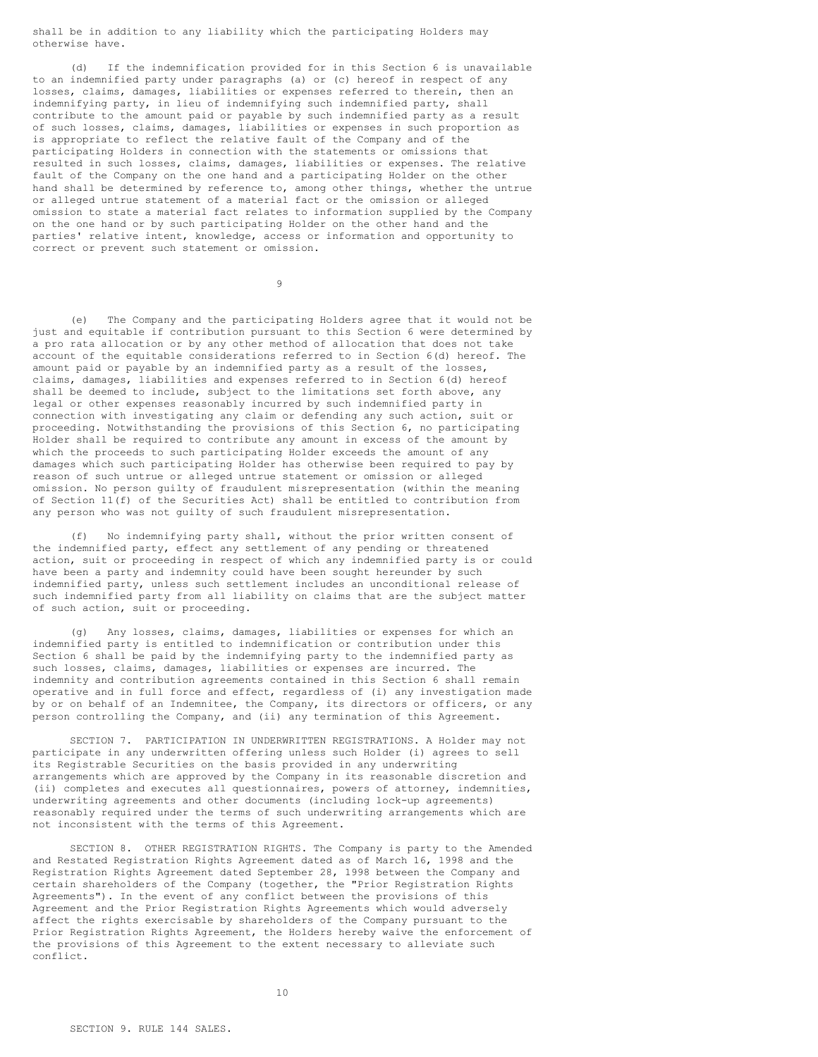shall be in addition to any liability which the participating Holders may otherwise have.

(d) If the indemnification provided for in this Section 6 is unavailable to an indemnified party under paragraphs (a) or (c) hereof in respect of any losses, claims, damages, liabilities or expenses referred to therein, then an indemnifying party, in lieu of indemnifying such indemnified party, shall contribute to the amount paid or payable by such indemnified party as a result of such losses, claims, damages, liabilities or expenses in such proportion as is appropriate to reflect the relative fault of the Company and of the participating Holders in connection with the statements or omissions that resulted in such losses, claims, damages, liabilities or expenses. The relative fault of the Company on the one hand and a participating Holder on the other hand shall be determined by reference to, among other things, whether the untrue or alleged untrue statement of a material fact or the omission or alleged omission to state a material fact relates to information supplied by the Company on the one hand or by such participating Holder on the other hand and the parties' relative intent, knowledge, access or information and opportunity to correct or prevent such statement or omission.

(e) The Company and the participating Holders agree that it would not be just and equitable if contribution pursuant to this Section 6 were determined by a pro rata allocation or by any other method of allocation that does not take account of the equitable considerations referred to in Section 6(d) hereof. The amount paid or payable by an indemnified party as a result of the losses, claims, damages, liabilities and expenses referred to in Section 6(d) hereof shall be deemed to include, subject to the limitations set forth above, any legal or other expenses reasonably incurred by such indemnified party in connection with investigating any claim or defending any such action, suit or proceeding. Notwithstanding the provisions of this Section 6, no participating Holder shall be required to contribute any amount in excess of the amount by which the proceeds to such participating Holder exceeds the amount of any damages which such participating Holder has otherwise been required to pay by reason of such untrue or alleged untrue statement or omission or alleged omission. No person guilty of fraudulent misrepresentation (within the meaning of Section 11(f) of the Securities Act) shall be entitled to contribution from any person who was not guilty of such fraudulent misrepresentation.

(f) No indemnifying party shall, without the prior written consent of the indemnified party, effect any settlement of any pending or threatened action, suit or proceeding in respect of which any indemnified party is or could have been a party and indemnity could have been sought hereunder by such indemnified party, unless such settlement includes an unconditional release of such indemnified party from all liability on claims that are the subject matter of such action, suit or proceeding.

(g) Any losses, claims, damages, liabilities or expenses for which an indemnified party is entitled to indemnification or contribution under this Section 6 shall be paid by the indemnifying party to the indemnified party as such losses, claims, damages, liabilities or expenses are incurred. The indemnity and contribution agreements contained in this Section 6 shall remain operative and in full force and effect, regardless of (i) any investigation made by or on behalf of an Indemnitee, the Company, its directors or officers, or any person controlling the Company, and (ii) any termination of this Agreement.

SECTION 7. PARTICIPATION IN UNDERWRITTEN REGISTRATIONS. A Holder may not participate in any underwritten offering unless such Holder (i) agrees to sell its Registrable Securities on the basis provided in any underwriting arrangements which are approved by the Company in its reasonable discretion and (ii) completes and executes all questionnaires, powers of attorney, indemnities, underwriting agreements and other documents (including lock-up agreements) reasonably required under the terms of such underwriting arrangements which are not inconsistent with the terms of this Agreement.

SECTION 8. OTHER REGISTRATION RIGHTS. The Company is party to the Amended and Restated Registration Rights Agreement dated as of March 16, 1998 and the Registration Rights Agreement dated September 28, 1998 between the Company and certain shareholders of the Company (together, the "Prior Registration Rights Agreements"). In the event of any conflict between the provisions of this Agreement and the Prior Registration Rights Agreements which would adversely affect the rights exercisable by shareholders of the Company pursuant to the Prior Registration Rights Agreement, the Holders hereby waive the enforcement of the provisions of this Agreement to the extent necessary to alleviate such conflict.

SECTION 9. RULE 144 SALES.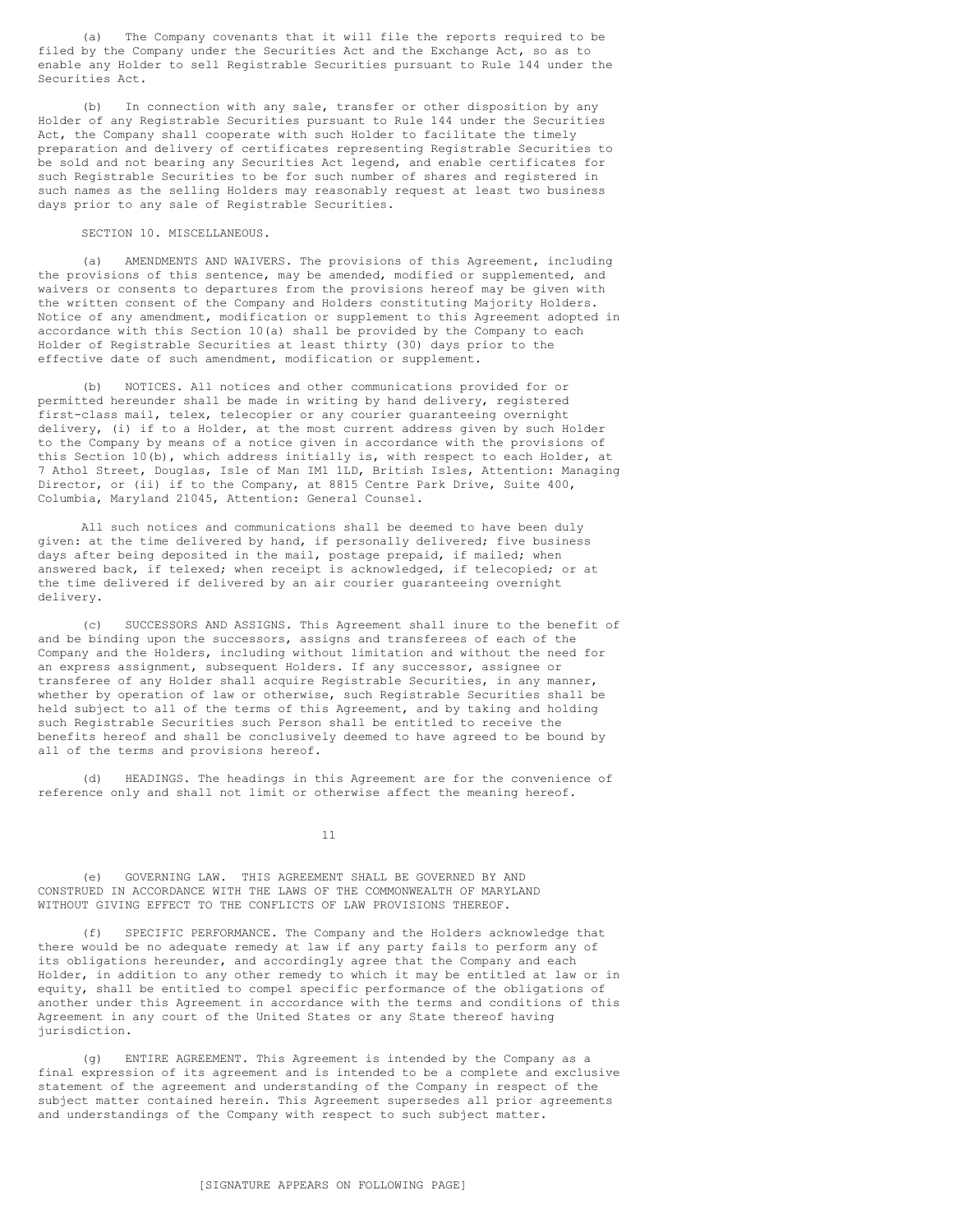(a) The Company covenants that it will file the reports required to be filed by the Company under the Securities Act and the Exchange Act, so as to enable any Holder to sell Registrable Securities pursuant to Rule 144 under the Securities Act.

(b) In connection with any sale, transfer or other disposition by any Holder of any Registrable Securities pursuant to Rule 144 under the Securities Act, the Company shall cooperate with such Holder to facilitate the timely preparation and delivery of certificates representing Registrable Securities to be sold and not bearing any Securities Act legend, and enable certificates for such Registrable Securities to be for such number of shares and registered in such names as the selling Holders may reasonably request at least two business days prior to any sale of Registrable Securities.

SECTION 10. MISCELLANEOUS.

(a) AMENDMENTS AND WAIVERS. The provisions of this Agreement, including the provisions of this sentence, may be amended, modified or supplemented, and waivers or consents to departures from the provisions hereof may be given with the written consent of the Company and Holders constituting Majority Holders. Notice of any amendment, modification or supplement to this Agreement adopted in accordance with this Section 10(a) shall be provided by the Company to each Holder of Registrable Securities at least thirty (30) days prior to the effective date of such amendment, modification or supplement.

(b) NOTICES. All notices and other communications provided for or permitted hereunder shall be made in writing by hand delivery, registered first-class mail, telex, telecopier or any courier guaranteeing overnight delivery, (i) if to a Holder, at the most current address given by such Holder to the Company by means of a notice given in accordance with the provisions of this Section 10(b), which address initially is, with respect to each Holder, at 7 Athol Street, Douglas, Isle of Man IM1 1LD, British Isles, Attention: Managing Director, or (ii) if to the Company, at 8815 Centre Park Drive, Suite 400, Columbia, Maryland 21045, Attention: General Counsel.

All such notices and communications shall be deemed to have been duly given: at the time delivered by hand, if personally delivered; five business days after being deposited in the mail, postage prepaid, if mailed; when answered back, if telexed; when receipt is acknowledged, if telecopied; or at the time delivered if delivered by an air courier guaranteeing overnight delivery.

(c) SUCCESSORS AND ASSIGNS. This Agreement shall inure to the benefit of and be binding upon the successors, assigns and transferees of each of the Company and the Holders, including without limitation and without the need for an express assignment, subsequent Holders. If any successor, assignee or transferee of any Holder shall acquire Registrable Securities, in any manner, whether by operation of law or otherwise, such Registrable Securities shall be held subject to all of the terms of this Agreement, and by taking and holding such Registrable Securities such Person shall be entitled to receive the benefits hereof and shall be conclusively deemed to have agreed to be bound by all of the terms and provisions hereof.

(d) HEADINGS. The headings in this Agreement are for the convenience of reference only and shall not limit or otherwise affect the meaning hereof.

(e) GOVERNING LAW. THIS AGREEMENT SHALL BE GOVERNED BY AND CONSTRUED IN ACCORDANCE WITH THE LAWS OF THE COMMONWEALTH OF MARYLAND WITHOUT GIVING EFFECT TO THE CONFLICTS OF LAW PROVISIONS THEREOF.

(f) SPECIFIC PERFORMANCE. The Company and the Holders acknowledge that there would be no adequate remedy at law if any party fails to perform any of its obligations hereunder, and accordingly agree that the Company and each Holder, in addition to any other remedy to which it may be entitled at law or in equity, shall be entitled to compel specific performance of the obligations of another under this Agreement in accordance with the terms and conditions of this Agreement in any court of the United States or any State thereof having jurisdiction.

(g) ENTIRE AGREEMENT. This Agreement is intended by the Company as a final expression of its agreement and is intended to be a complete and exclusive statement of the agreement and understanding of the Company in respect of the subject matter contained herein. This Agreement supersedes all prior agreements and understandings of the Company with respect to such subject matter.

[SIGNATURE APPEARS ON FOLLOWING PAGE]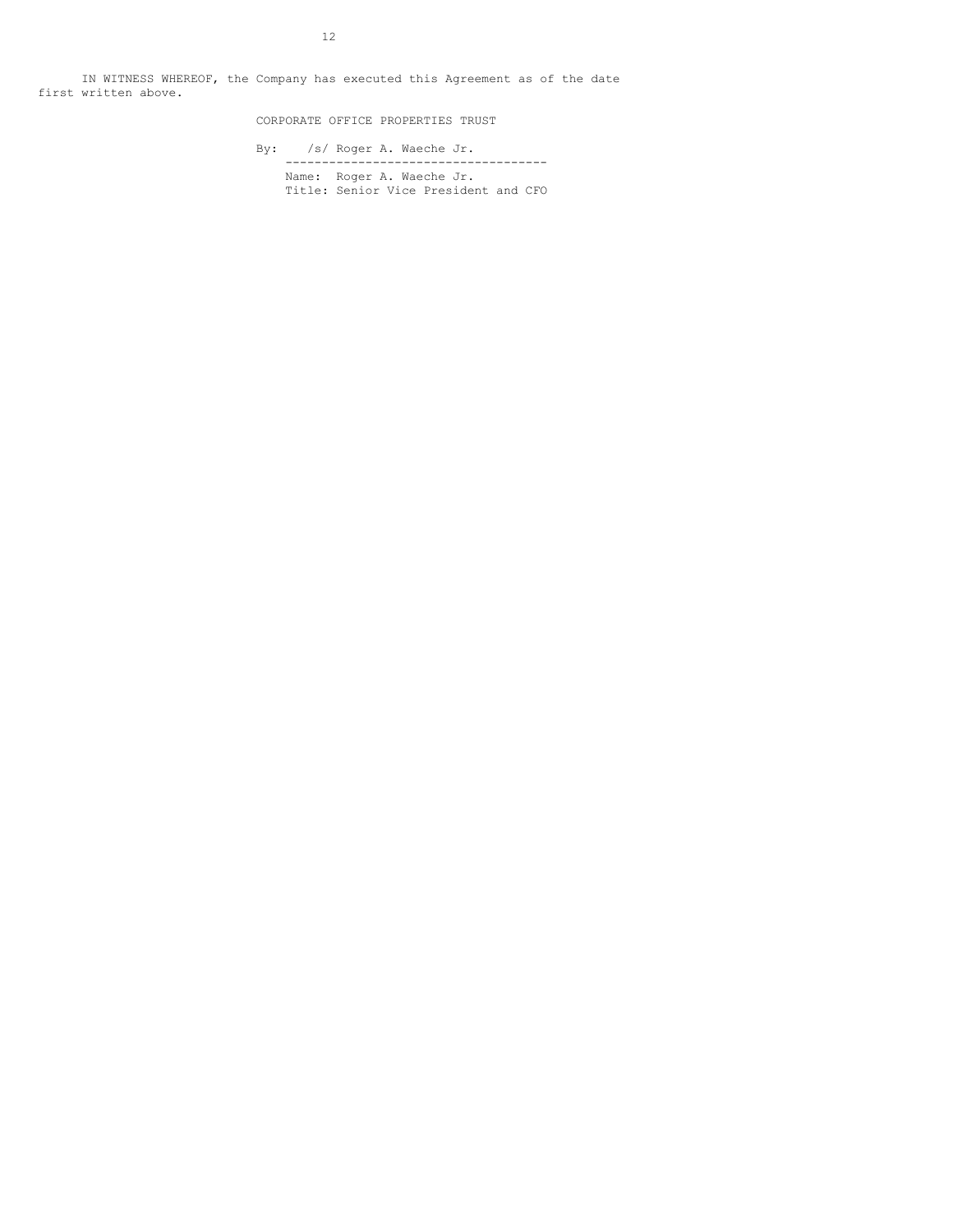IN WITNESS WHEREOF, the Company has executed this Agreement as of the date first written above.

CORPORATE OFFICE PROPERTIES TRUST

By: /s/ Roger A. Waeche Jr.

---

Name: Roger A. Waeche Jr.
Title: Senior Vice President and CFO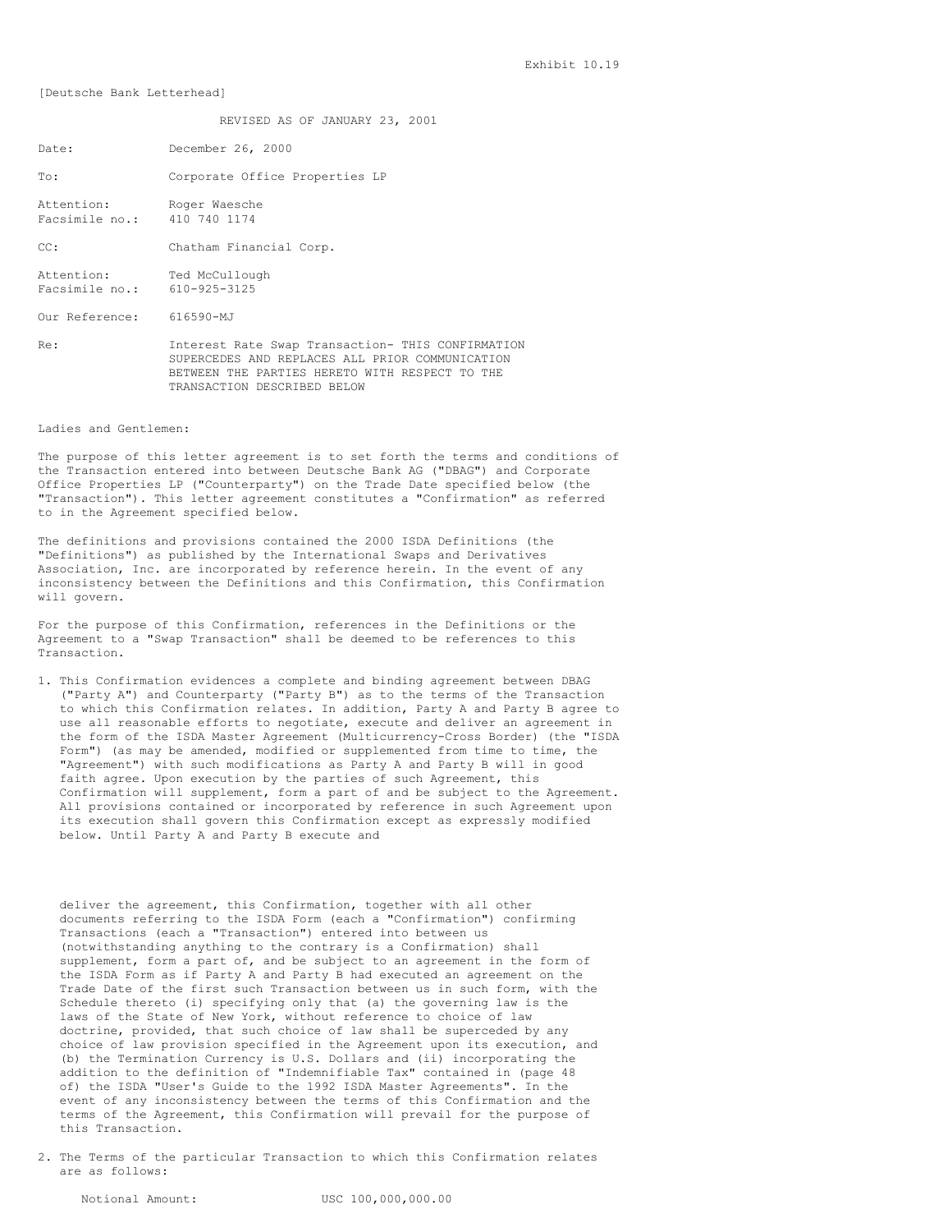Exhibit 10.19

[Deutsche Bank Letterhead]

REVISED AS OF JANUARY 23, 2001

Date: December 26, 2000

To: Corporate Office Properties LP

Attention: Roger Waesche
Facsimile no.: 410 740 1174

CC: Chatham Financial Corp.

Attention: Ted McCullough
Facsimile no.: 610-925-3125

Our Reference: 616590-MJ

Re: Interest Rate Swap Transaction- THIS CONFIRMATION SUPERCEDES AND REPLACES ALL PRIOR COMMUNICATION BETWEEN THE PARTIES HERETO WITH RESPECT TO THE TRANSACTION DESCRIBED BELOW

Ladies and Gentlemen:

The purpose of this letter agreement is to set forth the terms and conditions of the Transaction entered into between Deutsche Bank AG ("DBAG") and Corporate Office Properties LP ("Counterparty") on the Trade Date specified below (the "Transaction"). This letter agreement constitutes a "Confirmation" as referred to in the Agreement specified below.

The definitions and provisions contained the 2000 ISDA Definitions (the "Definitions") as published by the International Swaps and Derivatives Association, Inc. are incorporated by reference herein. In the event of any inconsistency between the Definitions and this Confirmation, this Confirmation will govern.

For the purpose of this Confirmation, references in the Definitions or the Agreement to a "Swap Transaction" shall be deemed to be references to this Transaction.

1. This Confirmation evidences a complete and binding agreement between DBAG ("Party A") and Counterparty ("Party B") as to the terms of the Transaction to which this Confirmation relates. In addition, Party A and Party B agree to use all reasonable efforts to negotiate, execute and deliver an agreement in the form of the ISDA Master Agreement (Multicurrency-Cross Border) (the "ISDA Form") (as may be amended, modified or supplemented from time to time, the "Agreement") with such modifications as Party A and Party B will in good faith agree. Upon execution by the parties of such Agreement, this Confirmation will supplement, form a part of and be subject to the Agreement. All provisions contained or incorporated by reference in such Agreement upon its execution shall govern this Confirmation except as expressly modified below. Until Party A and Party B execute and deliver the agreement, this Confirmation, together with all other documents referring to the ISDA Form (each a "Confirmation") confirming Transactions (each a "Transaction") entered into between us (notwithstanding anything to the contrary is a Confirmation) shall supplement, form a part of, and be subject to an agreement in the form of the ISDA Form as if Party A and Party B had executed an agreement on the Trade Date of the first such Transaction between us in such form, with the Schedule thereto (i) specifying only that (a) the governing law is the laws of the State of New York, without reference to choice of law doctrine, provided, that such choice of law shall be superceded by any choice of law provision specified in the Agreement upon its execution, and (b) the Termination Currency is U.S. Dollars and (ii) incorporating the addition to the definition of "Indemnifiable Tax" contained in (page 48 of) the ISDA "User's Guide to the 1992 ISDA Master Agreements". In the event of any inconsistency between the terms of this Confirmation and the terms of the Agreement, this Confirmation will prevail for the purpose of this Transaction.

2. The Terms of the particular Transaction to which this Confirmation relates are as follows:

Notional Amount: USC 100,000,000.00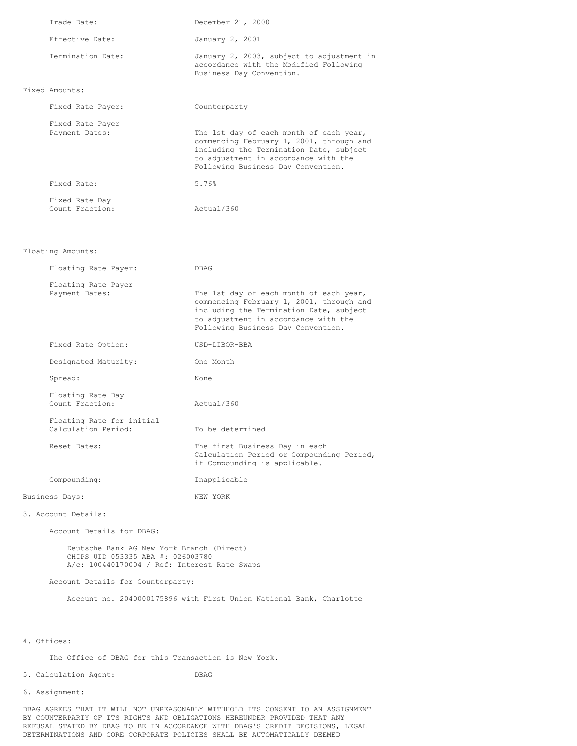| | |
|---|---|
| Trade Date: | December 21, 2000 |
| Effective Date: | January 2, 2001 |
| Termination Date: | January 2, 2003, subject to adjustment in accordance with the Modified Following Business Day Convention. |

Fixed Amounts:

| | |
|---|---|
| Fixed Rate Payer: | Counterparty |
| Fixed Rate Payer Payment Dates: | The 1st day of each month of each year, commencing February 1, 2001, through and including the Termination Date, subject to adjustment in accordance with the Following Business Day Convention. |
| Fixed Rate: | 5.76% |
| Fixed Rate Day Count Fraction: | Actual/360 |

Floating Amounts:

| | |
|---|---|
| Floating Rate Payer: | DBAG |
| Floating Rate Payer Payment Dates: | The 1st day of each month of each year, commencing February 1, 2001, through and including the Termination Date, subject to adjustment in accordance with the Following Business Day Convention. |
| Fixed Rate Option: | USD-LIBOR-BBA |
| Designated Maturity: | One Month |
| Spread: | None |
| Floating Rate Day Count Fraction: | Actual/360 |
| Floating Rate for initial Calculation Period: | To be determined |
| Reset Dates: | The first Business Day in each Calculation Period or Compounding Period, if Compounding is applicable. |
| Compounding: | Inapplicable |

Business Days: NEW YORK

3. Account Details:

Account Details for DBAG:

Deutsche Bank AG New York Branch (Direct)
CHIPS UID 053335 ABA #: 026003780
A/c: 100440170004 / Ref: Interest Rate Swaps

Account Details for Counterparty:

Account no. 2040000175896 with First Union National Bank, Charlotte

4. Offices:

The Office of DBAG for this Transaction is New York.

5. Calculation Agent: DBAG

6. Assignment:

DBAG AGREES THAT IT WILL NOT UNREASONABLY WITHHOLD ITS CONSENT TO AN ASSIGNMENT BY COUNTERPARTY OF ITS RIGHTS AND OBLIGATIONS HEREUNDER PROVIDED THAT ANY REFUSAL STATED BY DBAG TO BE IN ACCORDANCE WITH DBAG'S CREDIT DECISIONS, LEGAL DETERMINATIONS AND CORE CORPORATE POLICIES SHALL BE AUTOMATICALLY DEEMED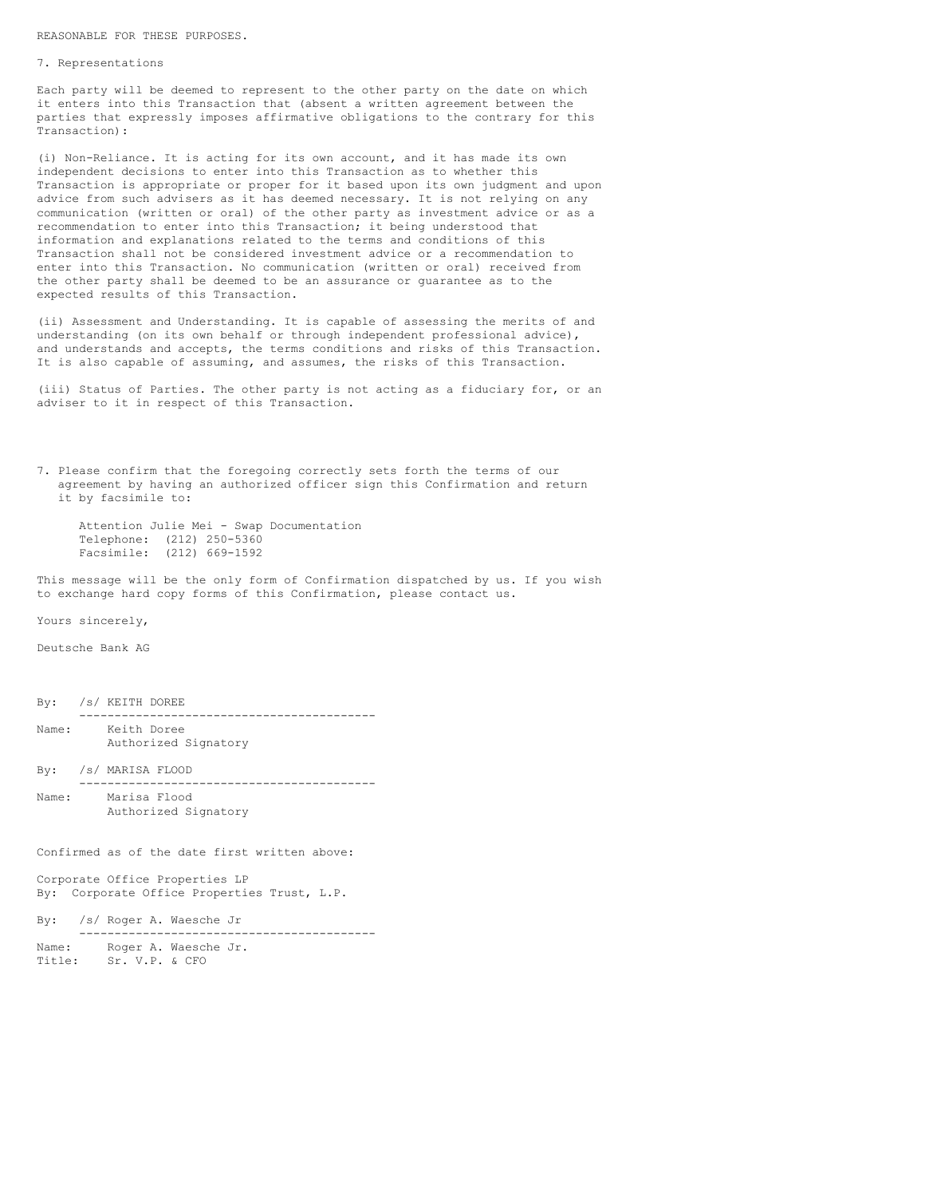REASONABLE FOR THESE PURPOSES.

7. Representations

Each party will be deemed to represent to the other party on the date on which it enters into this Transaction that (absent a written agreement between the parties that expressly imposes affirmative obligations to the contrary for this Transaction):

(i) Non-Reliance. It is acting for its own account, and it has made its own independent decisions to enter into this Transaction as to whether this Transaction is appropriate or proper for it based upon its own judgment and upon advice from such advisers as it has deemed necessary. It is not relying on any communication (written or oral) of the other party as investment advice or as a recommendation to enter into this Transaction; it being understood that information and explanations related to the terms and conditions of this Transaction shall not be considered investment advice or a recommendation to enter into this Transaction. No communication (written or oral) received from the other party shall be deemed to be an assurance or guarantee as to the expected results of this Transaction.

(ii) Assessment and Understanding. It is capable of assessing the merits of and understanding (on its own behalf or through independent professional advice), and understands and accepts, the terms conditions and risks of this Transaction. It is also capable of assuming, and assumes, the risks of this Transaction.

(iii) Status of Parties. The other party is not acting as a fiduciary for, or an adviser to it in respect of this Transaction.

7. Please confirm that the foregoing correctly sets forth the terms of our agreement by having an authorized officer sign this Confirmation and return it by facsimile to:

Attention Julie Mei - Swap Documentation
Telephone: (212) 250-5360
Facsimile: (212) 669-1592

This message will be the only form of Confirmation dispatched by us. If you wish to exchange hard copy forms of this Confirmation, please contact us.

Yours sincerely,

Deutsche Bank AG

By: /s/ KEITH DOREE

Name: Keith Doree
Authorized Signatory

By: /s/ MARISA FLOOD

Name: Marisa Flood
Authorized Signatory

Confirmed as of the date first written above:

Corporate Office Properties LP
By: Corporate Office Properties Trust, L.P.

By: /s/ Roger A. Waesche Jr

Name: Roger A. Waesche Jr.
Title: Sr. V.P. & CFO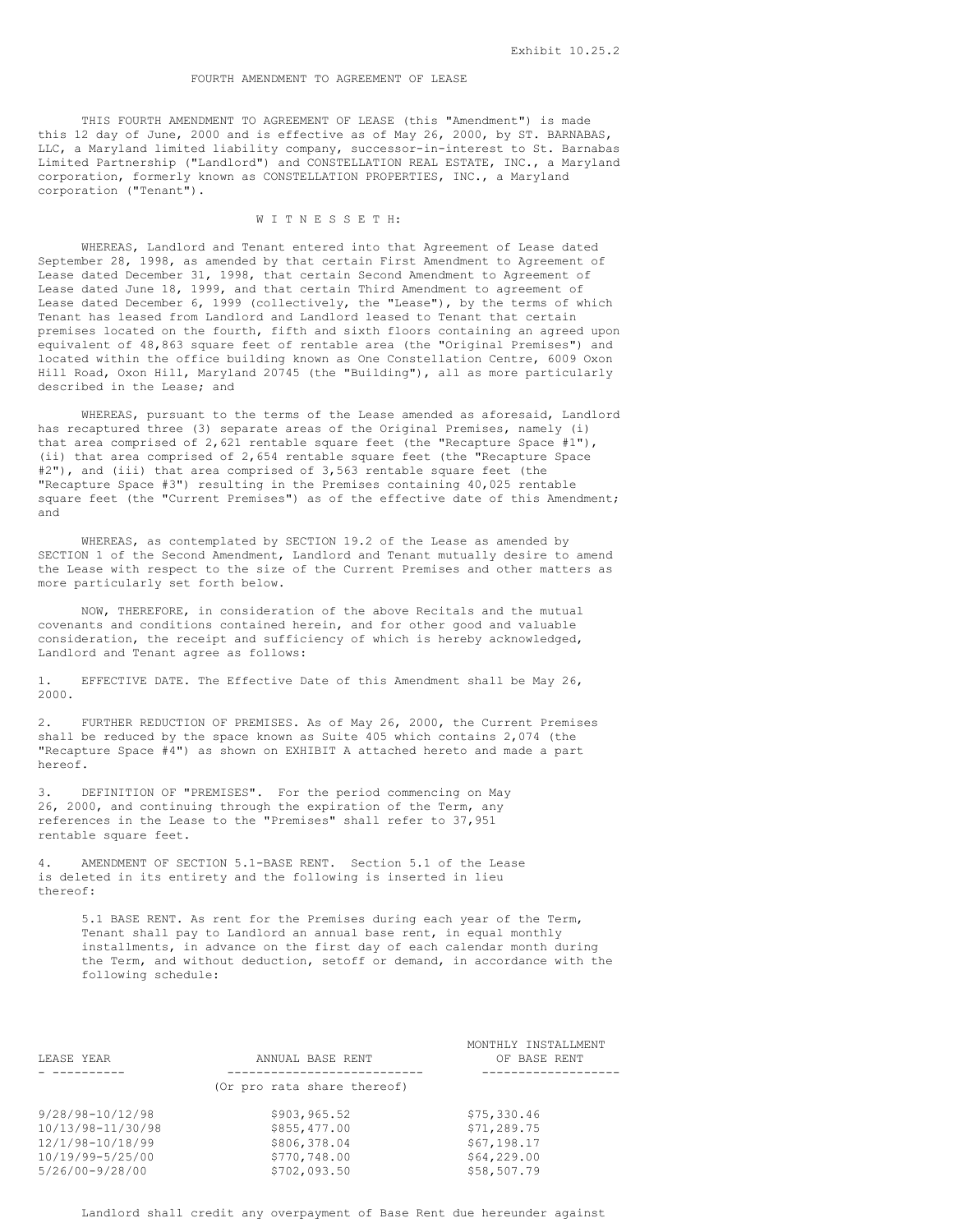Exhibit 10.25.2

# FOURTH AMENDMENT TO AGREEMENT OF LEASE

THIS FOURTH AMENDMENT TO AGREEMENT OF LEASE (this "Amendment") is made this 12 day of June, 2000 and is effective as of May 26, 2000, by ST. BARNABAS, LLC, a Maryland limited liability company, successor-in-interest to St. Barnabas Limited Partnership ("Landlord") and CONSTELLATION REAL ESTATE, INC., a Maryland corporation, formerly known as CONSTELLATION PROPERTIES, INC., a Maryland corporation ("Tenant").

W I T N E S S E T H:

WHEREAS, Landlord and Tenant entered into that Agreement of Lease dated September 28, 1998, as amended by that certain First Amendment to Agreement of Lease dated December 31, 1998, that certain Second Amendment to Agreement of Lease dated June 18, 1999, and that certain Third Amendment to agreement of Lease dated December 6, 1999 (collectively, the "Lease"), by the terms of which Tenant has leased from Landlord and Landlord leased to Tenant that certain premises located on the fourth, fifth and sixth floors containing an agreed upon equivalent of 48,863 square feet of rentable area (the "Original Premises") and located within the office building known as One Constellation Centre, 6009 Oxon Hill Road, Oxon Hill, Maryland 20745 (the "Building"), all as more particularly described in the Lease; and

WHEREAS, pursuant to the terms of the Lease amended as aforesaid, Landlord has recaptured three (3) separate areas of the Original Premises, namely (i) that area comprised of 2,621 rentable square feet (the "Recapture Space #1"), (ii) that area comprised of 2,654 rentable square feet (the "Recapture Space #2"), and (iii) that area comprised of 3,563 rentable square feet (the "Recapture Space #3") resulting in the Premises containing 40,025 rentable square feet (the "Current Premises") as of the effective date of this Amendment; and

WHEREAS, as contemplated by SECTION 19.2 of the Lease as amended by SECTION 1 of the Second Amendment, Landlord and Tenant mutually desire to amend the Lease with respect to the size of the Current Premises and other matters as more particularly set forth below.

NOW, THEREFORE, in consideration of the above Recitals and the mutual covenants and conditions contained herein, and for other good and valuable consideration, the receipt and sufficiency of which is hereby acknowledged, Landlord and Tenant agree as follows:

1. EFFECTIVE DATE. The Effective Date of this Amendment shall be May 26, 2000.

2. FURTHER REDUCTION OF PREMISES. As of May 26, 2000, the Current Premises shall be reduced by the space known as Suite 405 which contains 2,074 (the "Recapture Space #4") as shown on EXHIBIT A attached hereto and made a part hereof.

3. DEFINITION OF "PREMISES". For the period commencing on May 26, 2000, and continuing through the expiration of the Term, any references in the Lease to the "Premises" shall refer to 37,951 rentable square feet.

4. AMENDMENT OF SECTION 5.1-BASE RENT. Section 5.1 of the Lease is deleted in its entirety and the following is inserted in lieu thereof:

> 5.1 BASE RENT. As rent for the Premises during each year of the Term, Tenant shall pay to Landlord an annual base rent, in equal monthly installments, in advance on the first day of each calendar month during the Term, and without deduction, setoff or demand, in accordance with the following schedule:

| LEASE YEAR | ANNUAL BASE RENT (Or pro rata share thereof) | MONTHLY INSTALLMENT OF BASE RENT |
|---|---|---|
| 9/28/98-10/12/98 | $903,965.52 | $75,330.46 |
| 10/13/98-11/30/98 | $855,477.00 | $71,289.75 |
| 12/1/98-10/18/99 | $806,378.04 | $67,198.17 |
| 10/19/99-5/25/00 | $770,748.00 | $64,229.00 |
| 5/26/00-9/28/00 | $702,093.50 | $58,507.79 |

Landlord shall credit any overpayment of Base Rent due hereunder against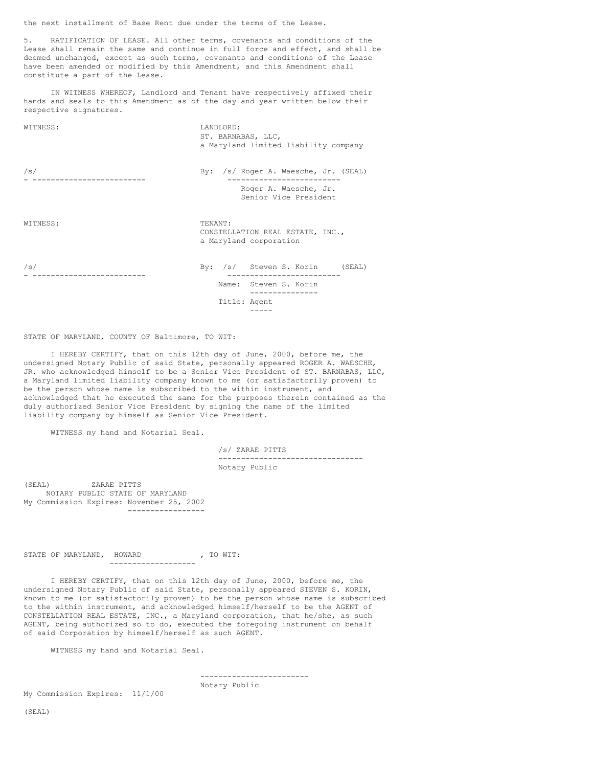the next installment of Base Rent due under the terms of the Lease.

5. RATIFICATION OF LEASE. All other terms, covenants and conditions of the Lease shall remain the same and continue in full force and effect, and shall be deemed unchanged, except as such terms, covenants and conditions of the Lease have been amended or modified by this Amendment, and this Amendment shall constitute a part of the Lease.

IN WITNESS WHEREOF, Landlord and Tenant have respectively affixed their hands and seals to this Amendment as of the day and year written below their respective signatures.

WITNESS:

/s/

LANDLORD:
ST. BARNABAS, LLC,
a Maryland limited liability company

By: /s/ Roger A. Waesche, Jr. (SEAL)
Roger A. Waesche, Jr.
Senior Vice President

WITNESS:

/s/

TENANT:
CONSTELLATION REAL ESTATE, INC.,
a Maryland corporation

By: /s/ Steven S. Korin (SEAL)
Name: Steven S. Korin
Title: Agent

STATE OF MARYLAND, COUNTY OF Baltimore, TO WIT:

I HEREBY CERTIFY, that on this 12th day of June, 2000, before me, the undersigned Notary Public of said State, personally appeared ROGER A. WAESCHE, JR. who acknowledged himself to be a Senior Vice President of ST. BARNABAS, LLC, a Maryland limited liability company known to me (or satisfactorily proven) to be the person whose name is subscribed to the within instrument, and acknowledged that he executed the same for the purposes therein contained as the duly authorized Senior Vice President by signing the name of the limited liability company by himself as Senior Vice President.

WITNESS my hand and Notarial Seal.

/s/ ZARAE PITTS
Notary Public

(SEAL) ZARAE PITTS
NOTARY PUBLIC STATE OF MARYLAND
My Commission Expires: November 25, 2002

STATE OF MARYLAND, HOWARD , TO WIT:

I HEREBY CERTIFY, that on this 12th day of June, 2000, before me, the undersigned Notary Public of said State, personally appeared STEVEN S. KORIN, known to me (or satisfactorily proven) to be the person whose name is subscribed to the within instrument, and acknowledged himself/herself to be the AGENT of CONSTELLATION REAL ESTATE, INC., a Maryland corporation, that he/she, as such AGENT, being authorized so to do, executed the foregoing instrument on behalf of said Corporation by himself/herself as such AGENT.

WITNESS my hand and Notarial Seal.

Notary Public

My Commission Expires: 11/1/00

(SEAL)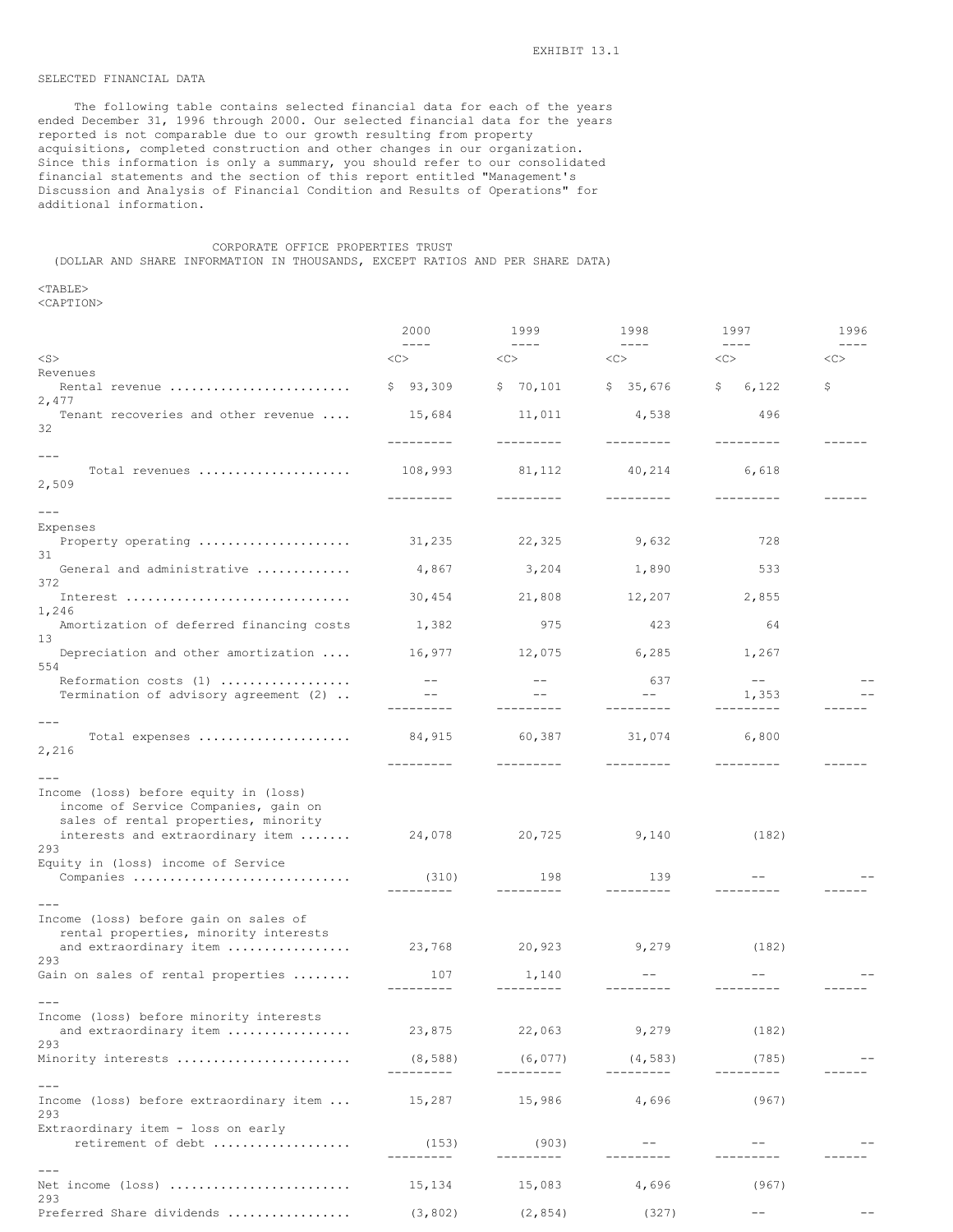EXHIBIT 13.1

## SELECTED FINANCIAL DATA

The following table contains selected financial data for each of the years ended December 31, 1996 through 2000. Our selected financial data for the years reported is not comparable due to our growth resulting from property acquisitions, completed construction and other changes in our organization. Since this information is only a summary, you should refer to our consolidated financial statements and the section of this report entitled "Management's Discussion and Analysis of Financial Condition and Results of Operations" for additional information.

CORPORATE OFFICE PROPERTIES TRUST
(DOLLAR AND SHARE INFORMATION IN THOUSANDS, EXCEPT RATIOS AND PER SHARE DATA)

| | 2000 | 1999 | 1998 | 1997 | 1996 |
|---|---|---|---|---|---|
| **Revenues** | | | | | |
| Rental revenue | $ 93,309 | $ 70,101 | $ 35,676 | $ 6,122 | $ 2,477 |
| Tenant recoveries and other revenue | 15,684 | 11,011 | 4,538 | 496 | 32 |
| Total revenues | 108,993 | 81,112 | 40,214 | 6,618 | 2,509 |
| **Expenses** | | | | | |
| Property operating | 31,235 | 22,325 | 9,632 | 728 | 31 |
| General and administrative | 4,867 | 3,204 | 1,890 | 533 | 372 |
| Interest | 30,454 | 21,808 | 12,207 | 2,855 | 1,246 |
| Amortization of deferred financing costs | 1,382 | 975 | 423 | 64 | 13 |
| Depreciation and other amortization | 16,977 | 12,075 | 6,285 | 1,267 | 554 |
| Reformation costs (1) | -- | -- | 637 | -- | -- |
| Termination of advisory agreement (2) | -- | -- | -- | 1,353 | -- |
| Total expenses | 84,915 | 60,387 | 31,074 | 6,800 | 2,216 |
| Income (loss) before equity in (loss) income of Service Companies, gain on sales of rental properties, minority interests and extraordinary item | 24,078 | 20,725 | 9,140 | (182) | 293 |
| Equity in (loss) income of Service Companies | (310) | 198 | 139 | -- | -- |
| Income (loss) before gain on sales of rental properties, minority interests and extraordinary item | 23,768 | 20,923 | 9,279 | (182) | 293 |
| Gain on sales of rental properties | 107 | 1,140 | -- | -- | -- |
| Income (loss) before minority interests and extraordinary item | 23,875 | 22,063 | 9,279 | (182) | 293 |
| Minority interests | (8,588) | (6,077) | (4,583) | (785) | -- |
| Income (loss) before extraordinary item | 15,287 | 15,986 | 4,696 | (967) | 293 |
| Extraordinary item - loss on early retirement of debt | (153) | (903) | -- | -- | -- |
| Net income (loss) | 15,134 | 15,083 | 4,696 | (967) | 293 |
| Preferred Share dividends | (3,802) | (2,854) | (327) | -- | -- |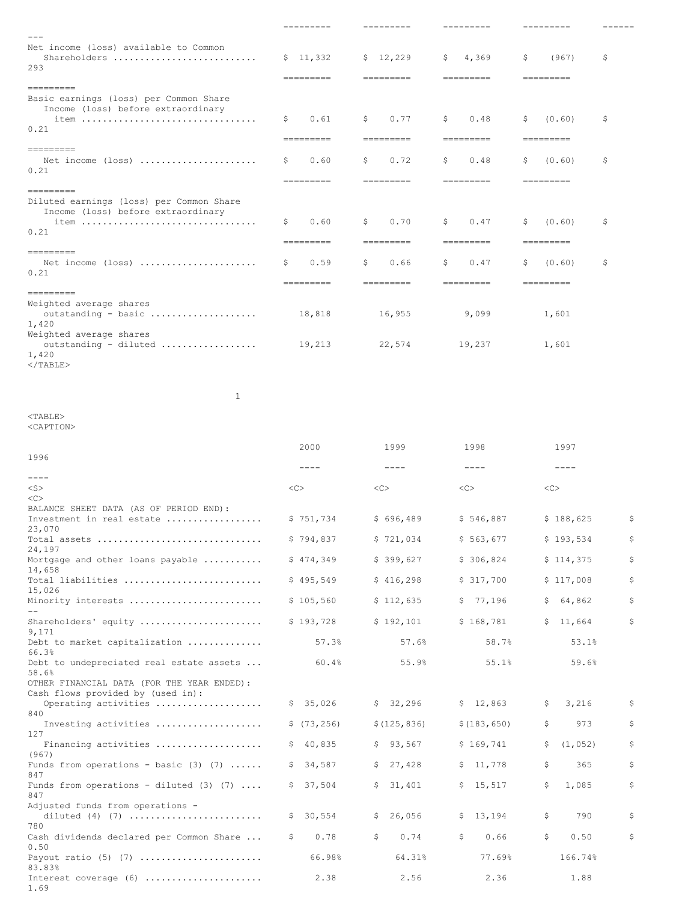| | | | | | |
|---|---|---|---|---|---|
| Net income (loss) available to Common Shareholders | $ 11,332 | $ 12,229 | $ 4,369 | $ (967) | $ 293 |
| Basic earnings (loss) per Common Share | | | | | |
| Income (loss) before extraordinary item | $ 0.61 | $ 0.77 | $ 0.48 | $ (0.60) | $ 0.21 |
| Net income (loss) | $ 0.60 | $ 0.72 | $ 0.48 | $ (0.60) | $ 0.21 |
| Diluted earnings (loss) per Common Share | | | | | |
| Income (loss) before extraordinary item | $ 0.60 | $ 0.70 | $ 0.47 | $ (0.60) | $ 0.21 |
| Net income (loss) | $ 0.59 | $ 0.66 | $ 0.47 | $ (0.60) | $ 0.21 |
| Weighted average shares outstanding - basic | 18,818 | 16,955 | 9,099 | 1,601 | 1,420 |
| Weighted average shares outstanding - diluted | 19,213 | 22,574 | 19,237 | 1,601 | 1,420 |

| | 2000 | 1999 | 1998 | 1997 | 1996 |
|---|---|---|---|---|---|
| BALANCE SHEET DATA (AS OF PERIOD END): | | | | | |
| Investment in real estate | $ 751,734 | $ 696,489 | $ 546,887 | $ 188,625 | $ 23,070 |
| Total assets | $ 794,837 | $ 721,034 | $ 563,677 | $ 193,534 | $ 24,197 |
| Mortgage and other loans payable | $ 474,349 | $ 399,627 | $ 306,824 | $ 114,375 | $ 14,658 |
| Total liabilities | $ 495,549 | $ 416,298 | $ 317,700 | $ 117,008 | $ 15,026 |
| Minority interests | $ 105,560 | $ 112,635 | $ 77,196 | $ 64,862 | $ -- |
| Shareholders' equity | $ 193,728 | $ 192,101 | $ 168,781 | $ 11,664 | $ 9,171 |
| Debt to market capitalization | 57.3% | 57.6% | 58.7% | 53.1% | 66.3% |
| Debt to undepreciated real estate assets | 60.4% | 55.9% | 55.1% | 59.6% | 58.6% |
| OTHER FINANCIAL DATA (FOR THE YEAR ENDED): | | | | | |
| Cash flows provided by (used in): | | | | | |
| Operating activities | $ 35,026 | $ 32,296 | $ 12,863 | $ 3,216 | $ 840 |
| Investing activities | $ (73,256) | $ (125,836) | $ (183,650) | $ 973 | $ 127 |
| Financing activities | $ 40,835 | $ 93,567 | $ 169,741 | $ (1,052) | $ (967) |
| Funds from operations - basic (3) (7) | $ 34,587 | $ 27,428 | $ 11,778 | $ 365 | $ 847 |
| Funds from operations - diluted (3) (7) | $ 37,504 | $ 31,401 | $ 15,517 | $ 1,085 | $ 847 |
| Adjusted funds from operations - diluted (4) (7) | $ 30,554 | $ 26,056 | $ 13,194 | $ 790 | $ 780 |
| Cash dividends declared per Common Share | $ 0.78 | $ 0.74 | $ 0.66 | $ 0.50 | $ 0.50 |
| Payout ratio (5) (7) | 66.98% | 64.31% | 77.69% | 166.74% | 83.83% |
| Interest coverage (6) | 2.38 | 2.56 | 2.36 | 1.88 | 1.69 |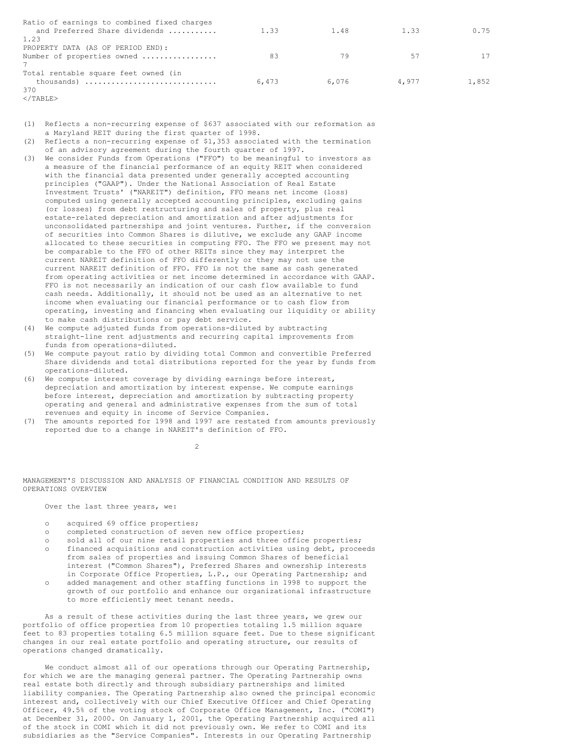| | | | | | |
|---|---|---|---|---|---|
| Ratio of earnings to combined fixed charges and Preferred Share dividends ........... | 1.33 | 1.48 | 1.33 | 0.75 | 1.23 |
| PROPERTY DATA (AS OF PERIOD END): | | | | | |
| Number of properties owned ................ | 83 | 79 | 57 | 17 | 7 |
| Total rentable square feet owned (in thousands) ............................. | 6,473 | 6,076 | 4,977 | 1,852 | 370 |

(1) Reflects a non-recurring expense of $637 associated with our reformation as a Maryland REIT during the first quarter of 1998.

(2) Reflects a non-recurring expense of $1,353 associated with the termination of an advisory agreement during the fourth quarter of 1997.

(3) We consider Funds from Operations ("FFO") to be meaningful to investors as a measure of the financial performance of an equity REIT when considered with the financial data presented under generally accepted accounting principles ("GAAP"). Under the National Association of Real Estate Investment Trusts' ("NAREIT") definition, FFO means net income (loss) computed using generally accepted accounting principles, excluding gains (or losses) from debt restructuring and sales of property, plus real estate-related depreciation and amortization and after adjustments for unconsolidated partnerships and joint ventures. Further, if the conversion of securities into Common Shares is dilutive, we exclude any GAAP income allocated to these securities in computing FFO. The FFO we present may not be comparable to the FFO of other REITs since they may interpret the current NAREIT definition of FFO differently or they may not use the current NAREIT definition of FFO. FFO is not the same as cash generated from operating activities or net income determined in accordance with GAAP. FFO is not necessarily an indication of our cash flow available to fund cash needs. Additionally, it should not be used as an alternative to net income when evaluating our financial performance or to cash flow from operating, investing and financing when evaluating our liquidity or ability to make cash distributions or pay debt service.

(4) We compute adjusted funds from operations-diluted by subtracting straight-line rent adjustments and recurring capital improvements from funds from operations-diluted.

(5) We compute payout ratio by dividing total Common and convertible Preferred Share dividends and total distributions reported for the year by funds from operations-diluted.

(6) We compute interest coverage by dividing earnings before interest, depreciation and amortization by interest expense. We compute earnings before interest, depreciation and amortization by subtracting property operating and general and administrative expenses from the sum of total revenues and equity in income of Service Companies.

(7) The amounts reported for 1998 and 1997 are restated from amounts previously reported due to a change in NAREIT's definition of FFO.

## MANAGEMENT'S DISCUSSION AND ANALYSIS OF FINANCIAL CONDITION AND RESULTS OF OPERATIONS OVERVIEW

Over the last three years, we:

- acquired 69 office properties;
- completed construction of seven new office properties;
- sold all of our nine retail properties and three office properties;
- financed acquisitions and construction activities using debt, proceeds from sales of properties and issuing Common Shares of beneficial interest ("Common Shares"), Preferred Shares and ownership interests in Corporate Office Properties, L.P., our Operating Partnership; and
- added management and other staffing functions in 1998 to support the growth of our portfolio and enhance our organizational infrastructure to more efficiently meet tenant needs.

As a result of these activities during the last three years, we grew our portfolio of office properties from 10 properties totaling 1.5 million square feet to 83 properties totaling 6.5 million square feet. Due to these significant changes in our real estate portfolio and operating structure, our results of operations changed dramatically.

We conduct almost all of our operations through our Operating Partnership, for which we are the managing general partner. The Operating Partnership owns real estate both directly and through subsidiary partnerships and limited liability companies. The Operating Partnership also owned the principal economic interest and, collectively with our Chief Executive Officer and Chief Operating Officer, 49.5% of the voting stock of Corporate Office Management, Inc. ("COMI") at December 31, 2000. On January 1, 2001, the Operating Partnership acquired all of the stock in COMI which it did not previously own. We refer to COMI and its subsidiaries as the "Service Companies". Interests in our Operating Partnership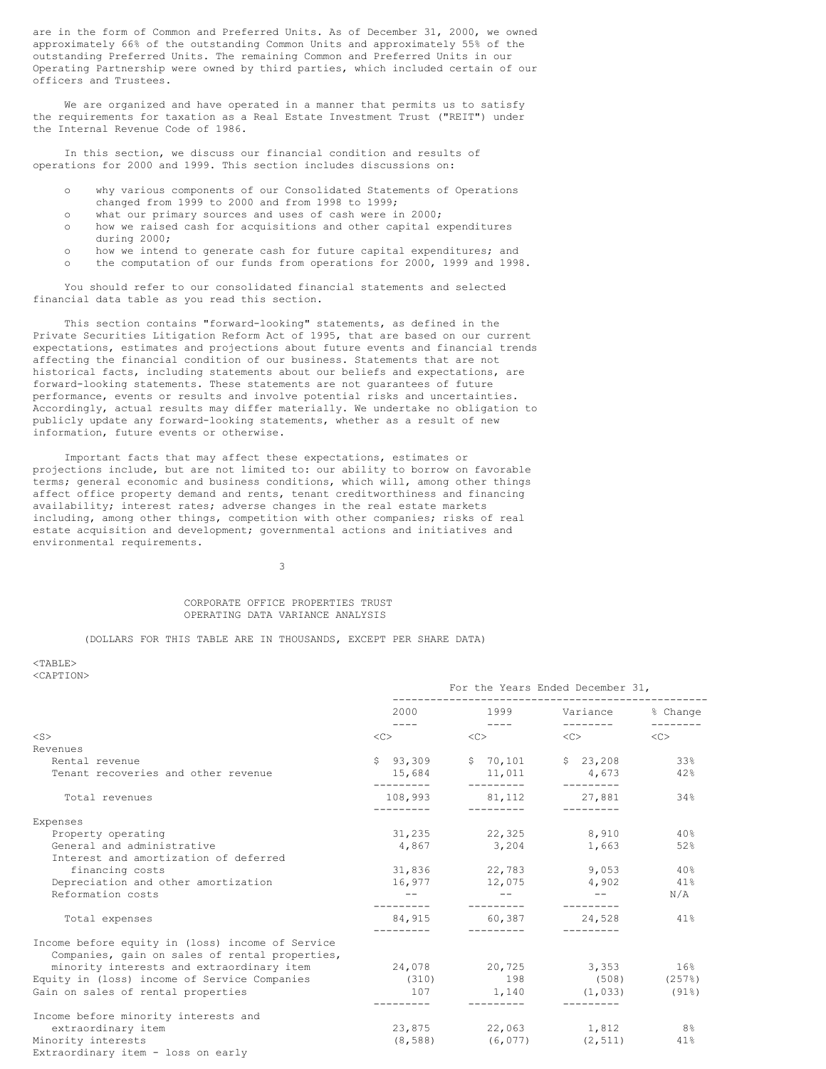are in the form of Common and Preferred Units. As of December 31, 2000, we owned approximately 66% of the outstanding Common Units and approximately 55% of the outstanding Preferred Units. The remaining Common and Preferred Units in our Operating Partnership were owned by third parties, which included certain of our officers and Trustees.

We are organized and have operated in a manner that permits us to satisfy the requirements for taxation as a Real Estate Investment Trust ("REIT") under the Internal Revenue Code of 1986.

In this section, we discuss our financial condition and results of operations for 2000 and 1999. This section includes discussions on:

- why various components of our Consolidated Statements of Operations changed from 1999 to 2000 and from 1998 to 1999;
- what our primary sources and uses of cash were in 2000;
- how we raised cash for acquisitions and other capital expenditures during 2000;
- how we intend to generate cash for future capital expenditures; and
- the computation of our funds from operations for 2000, 1999 and 1998.

You should refer to our consolidated financial statements and selected financial data table as you read this section.

This section contains "forward-looking" statements, as defined in the Private Securities Litigation Reform Act of 1995, that are based on our current expectations, estimates and projections about future events and financial trends affecting the financial condition of our business. Statements that are not historical facts, including statements about our beliefs and expectations, are forward-looking statements. These statements are not guarantees of future performance, events or results and involve potential risks and uncertainties. Accordingly, actual results may differ materially. We undertake no obligation to publicly update any forward-looking statements, whether as a result of new information, future events or otherwise.

Important facts that may affect these expectations, estimates or projections include, but are not limited to: our ability to borrow on favorable terms; general economic and business conditions, which will, among other things affect office property demand and rents, tenant creditworthiness and financing availability; interest rates; adverse changes in the real estate markets including, among other things, competition with other companies; risks of real estate acquisition and development; governmental actions and initiatives and environmental requirements.

CORPORATE OFFICE PROPERTIES TRUST
OPERATING DATA VARIANCE ANALYSIS

(DOLLARS FOR THIS TABLE ARE IN THOUSANDS, EXCEPT PER SHARE DATA)

| | For the Years Ended December 31, | | | |
|---|---|---|---|---|
| | 2000 | 1999 | Variance | % Change |
| Revenues | | | | |
| Rental revenue | $ 93,309 | $ 70,101 | $ 23,208 | 33% |
| Tenant recoveries and other revenue | 15,684 | 11,011 | 4,673 | 42% |
| Total revenues | 108,993 | 81,112 | 27,881 | 34% |
| Expenses | | | | |
| Property operating | 31,235 | 22,325 | 8,910 | 40% |
| General and administrative | 4,867 | 3,204 | 1,663 | 52% |
| Interest and amortization of deferred financing costs | 31,836 | 22,783 | 9,053 | 40% |
| Depreciation and other amortization | 16,977 | 12,075 | 4,902 | 41% |
| Reformation costs | -- | -- | -- | N/A |
| Total expenses | 84,915 | 60,387 | 24,528 | 41% |
| Income before equity in (loss) income of Service Companies, gain on sales of rental properties, minority interests and extraordinary item | 24,078 | 20,725 | 3,353 | 16% |
| Equity in (loss) income of Service Companies | (310) | 198 | (508) | (257%) |
| Gain on sales of rental properties | 107 | 1,140 | (1,033) | (91%) |
| Income before minority interests and extraordinary item | 23,875 | 22,063 | 1,812 | 8% |
| Minority interests | (8,588) | (6,077) | (2,511) | 41% |
| Extraordinary item - loss on early | | | | |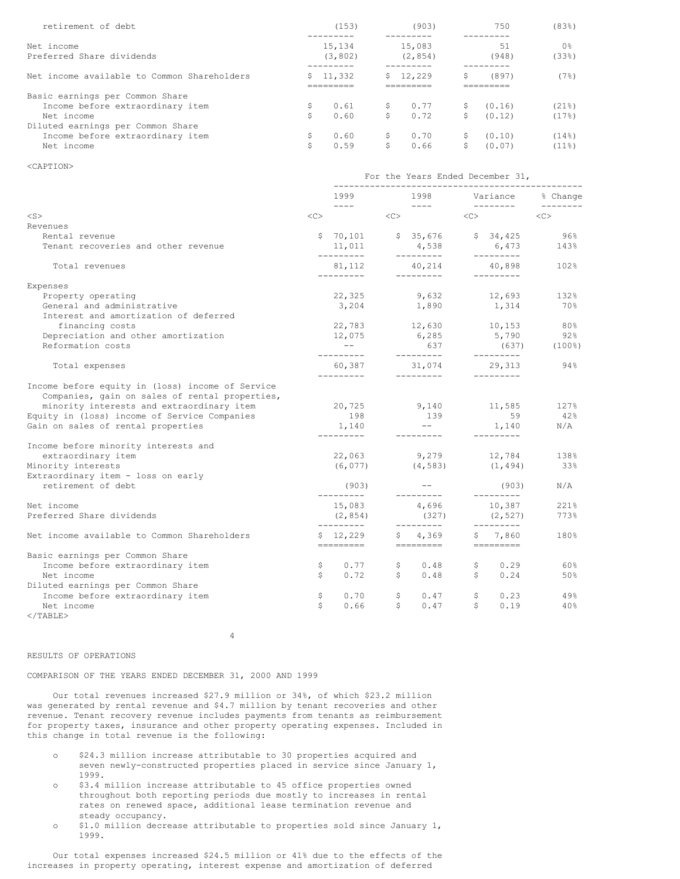| | | | | |
|---|---|---|---|---|
| retirement of debt | (153) | (903) | 750 | (83%) |
| Net income | 15,134 | 15,083 | 51 | 0% |
| Preferred Share dividends | (3,802) | (2,854) | (948) | (33%) |
| Net income available to Common Shareholders | $ 11,332 | $ 12,229 | $ (897) | (7%) |
| Basic earnings per Common Share | | | | |
| Income before extraordinary item | $ 0.61 | $ 0.77 | $ (0.16) | (21%) |
| Net income | $ 0.60 | $ 0.72 | $ (0.12) | (17%) |
| Diluted earnings per Common Share | | | | |
| Income before extraordinary item | $ 0.60 | $ 0.70 | $ (0.10) | (14%) |
| Net income | $ 0.59 | $ 0.66 | $ (0.07) | (11%) |

| | For the Years Ended December 31, | | | |
|---|---|---|---|---|
| | 1999 | 1998 | Variance | % Change |
| Revenues | | | | |
| Rental revenue | $ 70,101 | $ 35,676 | $ 34,425 | 96% |
| Tenant recoveries and other revenue | 11,011 | 4,538 | 6,473 | 143% |
| Total revenues | 81,112 | 40,214 | 40,898 | 102% |
| Expenses | | | | |
| Property operating | 22,325 | 9,632 | 12,693 | 132% |
| General and administrative | 3,204 | 1,890 | 1,314 | 70% |
| Interest and amortization of deferred financing costs | 22,783 | 12,630 | 10,153 | 80% |
| Depreciation and other amortization | 12,075 | 6,285 | 5,790 | 92% |
| Reformation costs | -- | 637 | (637) | (100%) |
| Total expenses | 60,387 | 31,074 | 29,313 | 94% |
| Income before equity in (loss) income of Service Companies, gain on sales of rental properties, minority interests and extraordinary item | 20,725 | 9,140 | 11,585 | 127% |
| Equity in (loss) income of Service Companies | 198 | 139 | 59 | 42% |
| Gain on sales of rental properties | 1,140 | -- | 1,140 | N/A |
| Income before minority interests and extraordinary item | 22,063 | 9,279 | 12,784 | 138% |
| Minority interests | (6,077) | (4,583) | (1,494) | 33% |
| Extraordinary item - loss on early retirement of debt | (903) | -- | (903) | N/A |
| Net income | 15,083 | 4,696 | 10,387 | 221% |
| Preferred Share dividends | (2,854) | (327) | (2,527) | 773% |
| Net income available to Common Shareholders | $ 12,229 | $ 4,369 | $ 7,860 | 180% |
| Basic earnings per Common Share | | | | |
| Income before extraordinary item | $ 0.77 | $ 0.48 | $ 0.29 | 60% |
| Net income | $ 0.72 | $ 0.48 | $ 0.24 | 50% |
| Diluted earnings per Common Share | | | | |
| Income before extraordinary item | $ 0.70 | $ 0.47 | $ 0.23 | 49% |
| Net income | $ 0.66 | $ 0.47 | $ 0.19 | 40% |

RESULTS OF OPERATIONS

COMPARISON OF THE YEARS ENDED DECEMBER 31, 2000 AND 1999

Our total revenues increased $27.9 million or 34%, of which $23.2 million was generated by rental revenue and $4.7 million by tenant recoveries and other revenue. Tenant recovery revenue includes payments from tenants as reimbursement for property taxes, insurance and other property operating expenses. Included in this change in total revenue is the following:

- $24.3 million increase attributable to 30 properties acquired and seven newly-constructed properties placed in service since January 1, 1999.
- $3.4 million increase attributable to 45 office properties owned throughout both reporting periods due mostly to increases in rental rates on renewed space, additional lease termination revenue and steady occupancy.
- $1.0 million decrease attributable to properties sold since January 1, 1999.

Our total expenses increased $24.5 million or 41% due to the effects of the increases in property operating, interest expense and amortization of deferred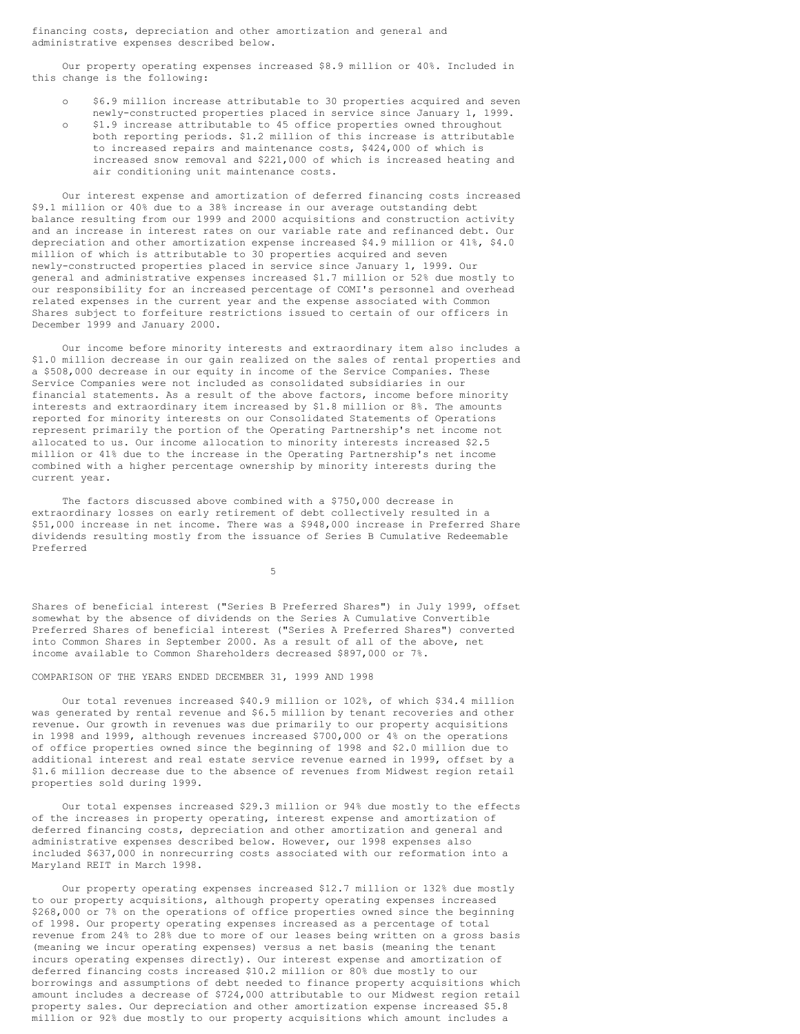financing costs, depreciation and other amortization and general and administrative expenses described below.

Our property operating expenses increased $8.9 million or 40%. Included in this change is the following:

- $6.9 million increase attributable to 30 properties acquired and seven newly-constructed properties placed in service since January 1, 1999.
- $1.9 increase attributable to 45 office properties owned throughout both reporting periods. $1.2 million of this increase is attributable to increased repairs and maintenance costs, $424,000 of which is increased snow removal and $221,000 of which is increased heating and air conditioning unit maintenance costs.

Our interest expense and amortization of deferred financing costs increased $9.1 million or 40% due to a 38% increase in our average outstanding debt balance resulting from our 1999 and 2000 acquisitions and construction activity and an increase in interest rates on our variable rate and refinanced debt. Our depreciation and other amortization expense increased $4.9 million or 41%, $4.0 million of which is attributable to 30 properties acquired and seven newly-constructed properties placed in service since January 1, 1999. Our general and administrative expenses increased $1.7 million or 52% due mostly to our responsibility for an increased percentage of COMI's personnel and overhead related expenses in the current year and the expense associated with Common Shares subject to forfeiture restrictions issued to certain of our officers in December 1999 and January 2000.

Our income before minority interests and extraordinary item also includes a $1.0 million decrease in our gain realized on the sales of rental properties and a $508,000 decrease in our equity in income of the Service Companies. These Service Companies were not included as consolidated subsidiaries in our financial statements. As a result of the above factors, income before minority interests and extraordinary item increased by $1.8 million or 8%. The amounts reported for minority interests on our Consolidated Statements of Operations represent primarily the portion of the Operating Partnership's net income not allocated to us. Our income allocation to minority interests increased $2.5 million or 41% due to the increase in the Operating Partnership's net income combined with a higher percentage ownership by minority interests during the current year.

The factors discussed above combined with a $750,000 decrease in extraordinary losses on early retirement of debt collectively resulted in a $51,000 increase in net income. There was a $948,000 increase in Preferred Share dividends resulting mostly from the issuance of Series B Cumulative Redeemable Preferred Shares of beneficial interest ("Series B Preferred Shares") in July 1999, offset somewhat by the absence of dividends on the Series A Cumulative Convertible Preferred Shares of beneficial interest ("Series A Preferred Shares") converted into Common Shares in September 2000. As a result of all of the above, net income available to Common Shareholders decreased $897,000 or 7%.

COMPARISON OF THE YEARS ENDED DECEMBER 31, 1999 AND 1998

Our total revenues increased $40.9 million or 102%, of which $34.4 million was generated by rental revenue and $6.5 million by tenant recoveries and other revenue. Our growth in revenues was due primarily to our property acquisitions in 1998 and 1999, although revenues increased $700,000 or 4% on the operations of office properties owned since the beginning of 1998 and $2.0 million due to additional interest and real estate service revenue earned in 1999, offset by a $1.6 million decrease due to the absence of revenues from Midwest region retail properties sold during 1999.

Our total expenses increased $29.3 million or 94% due mostly to the effects of the increases in property operating, interest expense and amortization of deferred financing costs, depreciation and other amortization and general and administrative expenses described below. However, our 1998 expenses also included $637,000 in nonrecurring costs associated with our reformation into a Maryland REIT in March 1998.

Our property operating expenses increased $12.7 million or 132% due mostly to our property acquisitions, although property operating expenses increased $268,000 or 7% on the operations of office properties owned since the beginning of 1998. Our property operating expenses increased as a percentage of total revenue from 24% to 28% due to more of our leases being written on a gross basis (meaning we incur operating expenses) versus a net basis (meaning the tenant incurs operating expenses directly). Our interest expense and amortization of deferred financing costs increased $10.2 million or 80% due mostly to our borrowings and assumptions of debt needed to finance property acquisitions which amount includes a decrease of $724,000 attributable to our Midwest region retail property sales. Our depreciation and other amortization expense increased $5.8 million or 92% due mostly to our property acquisitions which amount includes a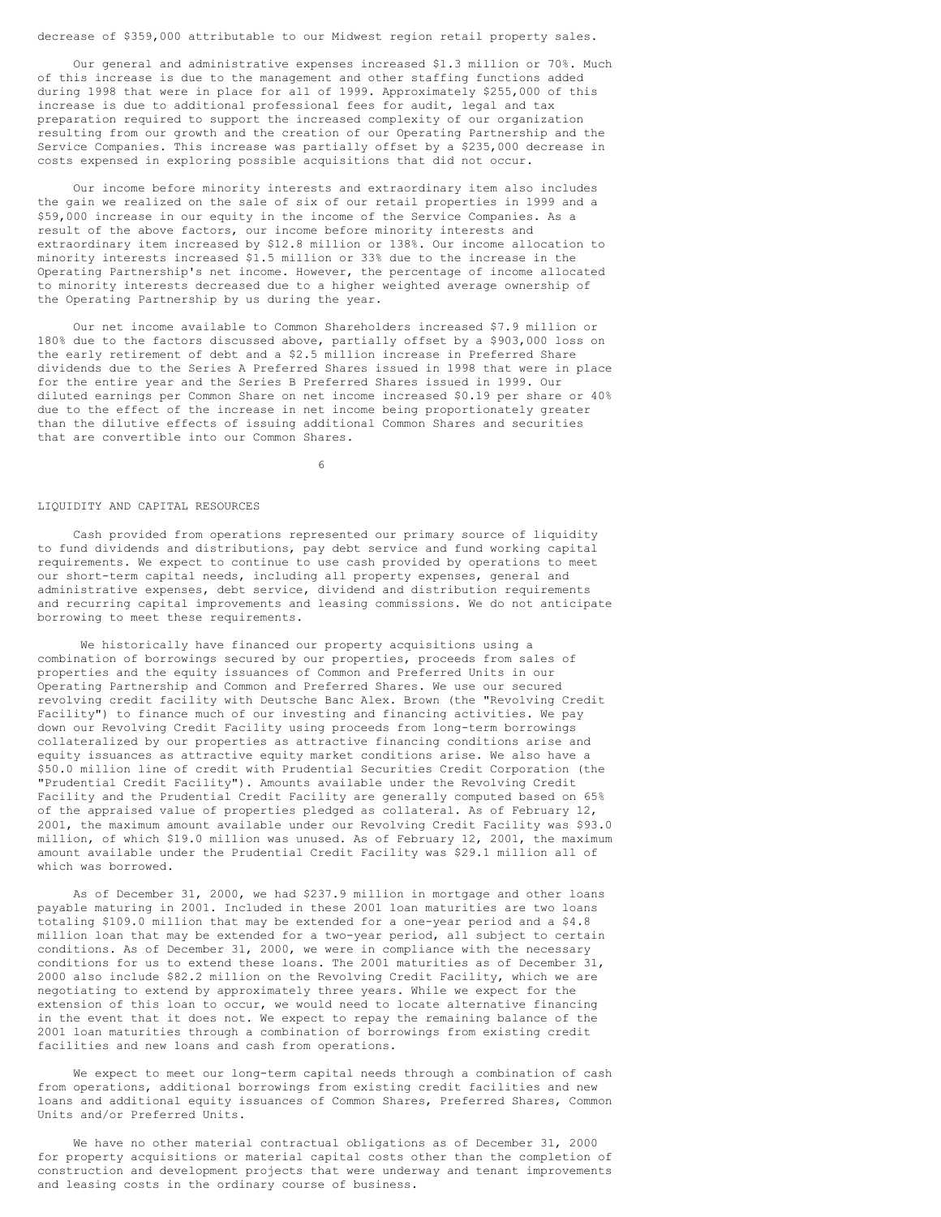decrease of $359,000 attributable to our Midwest region retail property sales.

Our general and administrative expenses increased $1.3 million or 70%. Much of this increase is due to the management and other staffing functions added during 1998 that were in place for all of 1999. Approximately $255,000 of this increase is due to additional professional fees for audit, legal and tax preparation required to support the increased complexity of our organization resulting from our growth and the creation of our Operating Partnership and the Service Companies. This increase was partially offset by a $235,000 decrease in costs expensed in exploring possible acquisitions that did not occur.

Our income before minority interests and extraordinary item also includes the gain we realized on the sale of six of our retail properties in 1999 and a $59,000 increase in our equity in the income of the Service Companies. As a result of the above factors, our income before minority interests and extraordinary item increased by $12.8 million or 138%. Our income allocation to minority interests increased $1.5 million or 33% due to the increase in the Operating Partnership's net income. However, the percentage of income allocated to minority interests decreased due to a higher weighted average ownership of the Operating Partnership by us during the year.

Our net income available to Common Shareholders increased $7.9 million or 180% due to the factors discussed above, partially offset by a $903,000 loss on the early retirement of debt and a $2.5 million increase in Preferred Share dividends due to the Series A Preferred Shares issued in 1998 that were in place for the entire year and the Series B Preferred Shares issued in 1999. Our diluted earnings per Common Share on net income increased $0.19 per share or 40% due to the effect of the increase in net income being proportionately greater than the dilutive effects of issuing additional Common Shares and securities that are convertible into our Common Shares.

## LIQUIDITY AND CAPITAL RESOURCES

Cash provided from operations represented our primary source of liquidity to fund dividends and distributions, pay debt service and fund working capital requirements. We expect to continue to use cash provided by operations to meet our short-term capital needs, including all property expenses, general and administrative expenses, debt service, dividend and distribution requirements and recurring capital improvements and leasing commissions. We do not anticipate borrowing to meet these requirements.

We historically have financed our property acquisitions using a combination of borrowings secured by our properties, proceeds from sales of properties and the equity issuances of Common and Preferred Units in our Operating Partnership and Common and Preferred Shares. We use our secured revolving credit facility with Deutsche Banc Alex. Brown (the "Revolving Credit Facility") to finance much of our investing and financing activities. We pay down our Revolving Credit Facility using proceeds from long-term borrowings collateralized by our properties as attractive financing conditions arise and equity issuances as attractive equity market conditions arise. We also have a $50.0 million line of credit with Prudential Securities Credit Corporation (the "Prudential Credit Facility"). Amounts available under the Revolving Credit Facility and the Prudential Credit Facility are generally computed based on 65% of the appraised value of properties pledged as collateral. As of February 12, 2001, the maximum amount available under our Revolving Credit Facility was $93.0 million, of which $19.0 million was unused. As of February 12, 2001, the maximum amount available under the Prudential Credit Facility was $29.1 million all of which was borrowed.

As of December 31, 2000, we had $237.9 million in mortgage and other loans payable maturing in 2001. Included in these 2001 loan maturities are two loans totaling $109.0 million that may be extended for a one-year period and a $4.8 million loan that may be extended for a two-year period, all subject to certain conditions. As of December 31, 2000, we were in compliance with the necessary conditions for us to extend these loans. The 2001 maturities as of December 31, 2000 also include $82.2 million on the Revolving Credit Facility, which we are negotiating to extend by approximately three years. While we expect for the extension of this loan to occur, we would need to locate alternative financing in the event that it does not. We expect to repay the remaining balance of the 2001 loan maturities through a combination of borrowings from existing credit facilities and new loans and cash from operations.

We expect to meet our long-term capital needs through a combination of cash from operations, additional borrowings from existing credit facilities and new loans and additional equity issuances of Common Shares, Preferred Shares, Common Units and/or Preferred Units.

We have no other material contractual obligations as of December 31, 2000 for property acquisitions or material capital costs other than the completion of construction and development projects that were underway and tenant improvements and leasing costs in the ordinary course of business.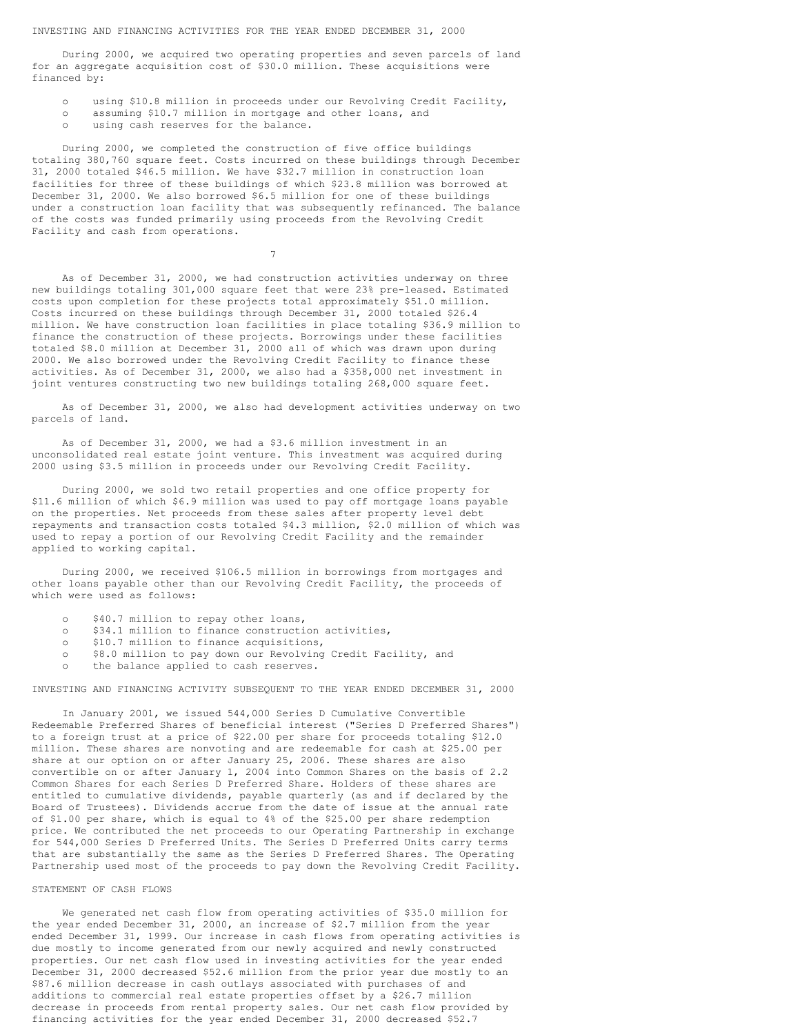## INVESTING AND FINANCING ACTIVITIES FOR THE YEAR ENDED DECEMBER 31, 2000

During 2000, we acquired two operating properties and seven parcels of land for an aggregate acquisition cost of $30.0 million. These acquisitions were financed by:

- using $10.8 million in proceeds under our Revolving Credit Facility,
- assuming $10.7 million in mortgage and other loans, and
- using cash reserves for the balance.

During 2000, we completed the construction of five office buildings totaling 380,760 square feet. Costs incurred on these buildings through December 31, 2000 totaled $46.5 million. We have $32.7 million in construction loan facilities for three of these buildings of which $23.8 million was borrowed at December 31, 2000. We also borrowed $6.5 million for one of these buildings under a construction loan facility that was subsequently refinanced. The balance of the costs was funded primarily using proceeds from the Revolving Credit Facility and cash from operations.

As of December 31, 2000, we had construction activities underway on three new buildings totaling 301,000 square feet that were 23% pre-leased. Estimated costs upon completion for these projects total approximately $51.0 million. Costs incurred on these buildings through December 31, 2000 totaled $26.4 million. We have construction loan facilities in place totaling $36.9 million to finance the construction of these projects. Borrowings under these facilities totaled $8.0 million at December 31, 2000 all of which was drawn upon during 2000. We also borrowed under the Revolving Credit Facility to finance these activities. As of December 31, 2000, we also had a $358,000 net investment in joint ventures constructing two new buildings totaling 268,000 square feet.

As of December 31, 2000, we also had development activities underway on two parcels of land.

As of December 31, 2000, we had a $3.6 million investment in an unconsolidated real estate joint venture. This investment was acquired during 2000 using $3.5 million in proceeds under our Revolving Credit Facility.

During 2000, we sold two retail properties and one office property for $11.6 million of which $6.9 million was used to pay off mortgage loans payable on the properties. Net proceeds from these sales after property level debt repayments and transaction costs totaled $4.3 million, $2.0 million of which was used to repay a portion of our Revolving Credit Facility and the remainder applied to working capital.

During 2000, we received $106.5 million in borrowings from mortgages and other loans payable other than our Revolving Credit Facility, the proceeds of which were used as follows:

- $40.7 million to repay other loans,
- $34.1 million to finance construction activities,
- $10.7 million to finance acquisitions,
- $8.0 million to pay down our Revolving Credit Facility, and
- the balance applied to cash reserves.

## INVESTING AND FINANCING ACTIVITY SUBSEQUENT TO THE YEAR ENDED DECEMBER 31, 2000

In January 2001, we issued 544,000 Series D Cumulative Convertible Redeemable Preferred Shares of beneficial interest ("Series D Preferred Shares") to a foreign trust at a price of $22.00 per share for proceeds totaling $12.0 million. These shares are nonvoting and are redeemable for cash at $25.00 per share at our option on or after January 25, 2006. These shares are also convertible on or after January 1, 2004 into Common Shares on the basis of 2.2 Common Shares for each Series D Preferred Share. Holders of these shares are entitled to cumulative dividends, payable quarterly (as and if declared by the Board of Trustees). Dividends accrue from the date of issue at the annual rate of $1.00 per share, which is equal to 4% of the $25.00 per share redemption price. We contributed the net proceeds to our Operating Partnership in exchange for 544,000 Series D Preferred Units. The Series D Preferred Units carry terms that are substantially the same as the Series D Preferred Shares. The Operating Partnership used most of the proceeds to pay down the Revolving Credit Facility.

## STATEMENT OF CASH FLOWS

We generated net cash flow from operating activities of $35.0 million for the year ended December 31, 2000, an increase of $2.7 million from the year ended December 31, 1999. Our increase in cash flows from operating activities is due mostly to income generated from our newly acquired and newly constructed properties. Our net cash flow used in investing activities for the year ended December 31, 2000 decreased $52.6 million from the prior year due mostly to an $87.6 million decrease in cash outlays associated with purchases of and additions to commercial real estate properties offset by a $26.7 million decrease in proceeds from rental property sales. Our net cash flow provided by financing activities for the year ended December 31, 2000 decreased $52.7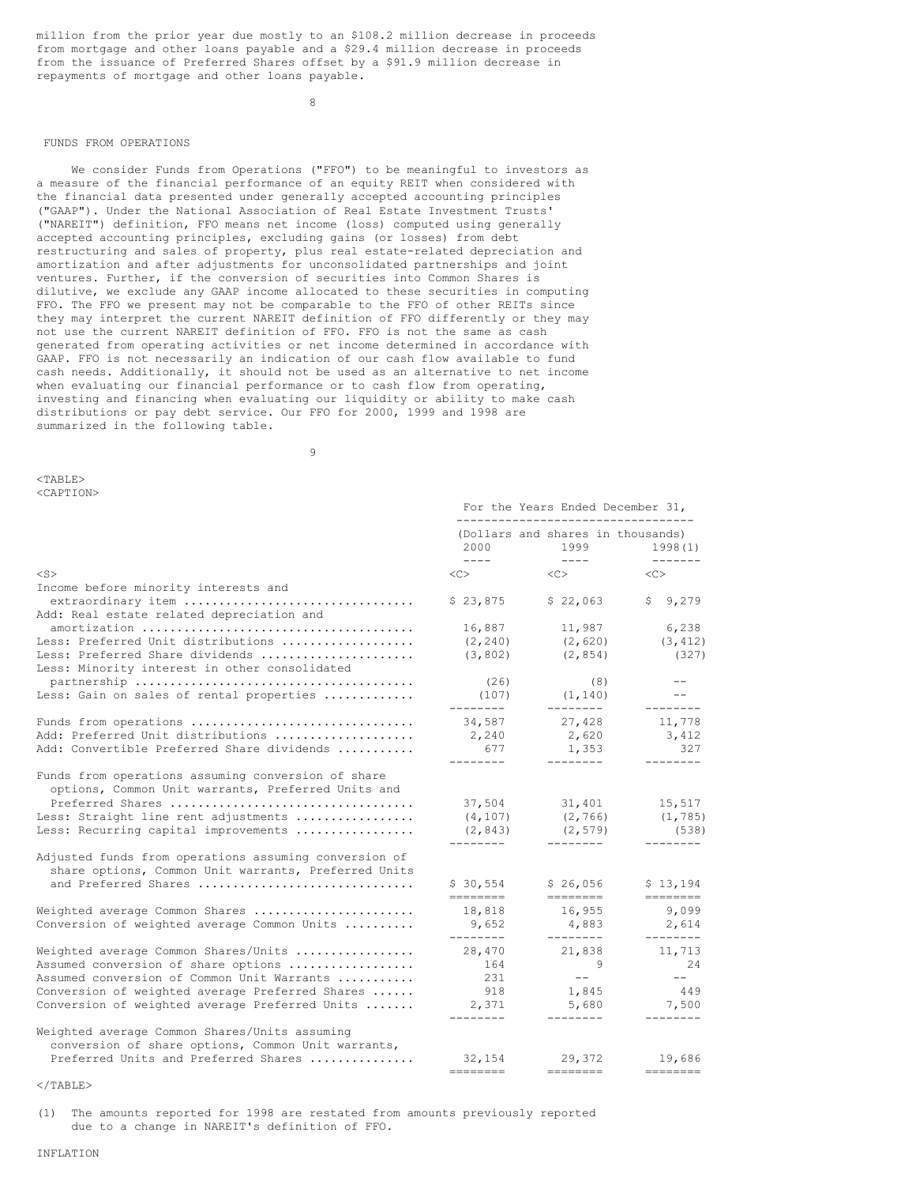million from the prior year due mostly to an $108.2 million decrease in proceeds from mortgage and other loans payable and a $29.4 million decrease in proceeds from the issuance of Preferred Shares offset by a $91.9 million decrease in repayments of mortgage and other loans payable.

## FUNDS FROM OPERATIONS

We consider Funds from Operations ("FFO") to be meaningful to investors as a measure of the financial performance of an equity REIT when considered with the financial data presented under generally accepted accounting principles ("GAAP"). Under the National Association of Real Estate Investment Trusts' ("NAREIT") definition, FFO means net income (loss) computed using generally accepted accounting principles, excluding gains (or losses) from debt restructuring and sales of property, plus real estate-related depreciation and amortization and after adjustments for unconsolidated partnerships and joint ventures. Further, if the conversion of securities into Common Shares is dilutive, we exclude any GAAP income allocated to these securities in computing FFO. The FFO we present may not be comparable to the FFO of other REITs since they may interpret the current NAREIT definition of FFO differently or they may not use the current NAREIT definition of FFO. FFO is not the same as cash generated from operating activities or net income determined in accordance with GAAP. FFO is not necessarily an indication of our cash flow available to fund cash needs. Additionally, it should not be used as an alternative to net income when evaluating our financial performance or to cash flow from operating, investing and financing when evaluating our liquidity or ability to make cash distributions or pay debt service. Our FFO for 2000, 1999 and 1998 are summarized in the following table.

| | For the Years Ended December 31, (Dollars and shares in thousands) | | |
|---|---|---|---|
| | 2000 | 1999 | 1998(1) |
| Income before minority interests and extraordinary item | $ 23,875 | $ 22,063 | $ 9,279 |
| Add: Real estate related depreciation and amortization | 16,887 | 11,987 | 6,238 |
| Less: Preferred Unit distributions | (2,240) | (2,620) | (3,412) |
| Less: Preferred Share dividends | (3,802) | (2,854) | (327) |
| Less: Minority interest in other consolidated partnership | (26) | (8) | -- |
| Less: Gain on sales of rental properties | (107) | (1,140) | -- |
| Funds from operations | 34,587 | 27,428 | 11,778 |
| Add: Preferred Unit distributions | 2,240 | 2,620 | 3,412 |
| Add: Convertible Preferred Share dividends | 677 | 1,353 | 327 |
| Funds from operations assuming conversion of share options, Common Unit warrants, Preferred Units and Preferred Shares | 37,504 | 31,401 | 15,517 |
| Less: Straight line rent adjustments | (4,107) | (2,766) | (1,785) |
| Less: Recurring capital improvements | (2,843) | (2,579) | (538) |
| Adjusted funds from operations assuming conversion of share options, Common Unit warrants, Preferred Units and Preferred Shares | $ 30,554 | $ 26,056 | $ 13,194 |
| Weighted average Common Shares | 18,818 | 16,955 | 9,099 |
| Conversion of weighted average Common Units | 9,652 | 4,883 | 2,614 |
| Weighted average Common Shares/Units | 28,470 | 21,838 | 11,713 |
| Assumed conversion of share options | 164 | 9 | 24 |
| Assumed conversion of Common Unit Warrants | 231 | -- | -- |
| Conversion of weighted average Preferred Shares | 918 | 1,845 | 449 |
| Conversion of weighted average Preferred Units | 2,371 | 5,680 | 7,500 |
| Weighted average Common Shares/Units assuming conversion of share options, Common Unit warrants, Preferred Units and Preferred Shares | 32,154 | 29,372 | 19,686 |

(1) The amounts reported for 1998 are restated from amounts previously reported due to a change in NAREIT's definition of FFO.

## INFLATION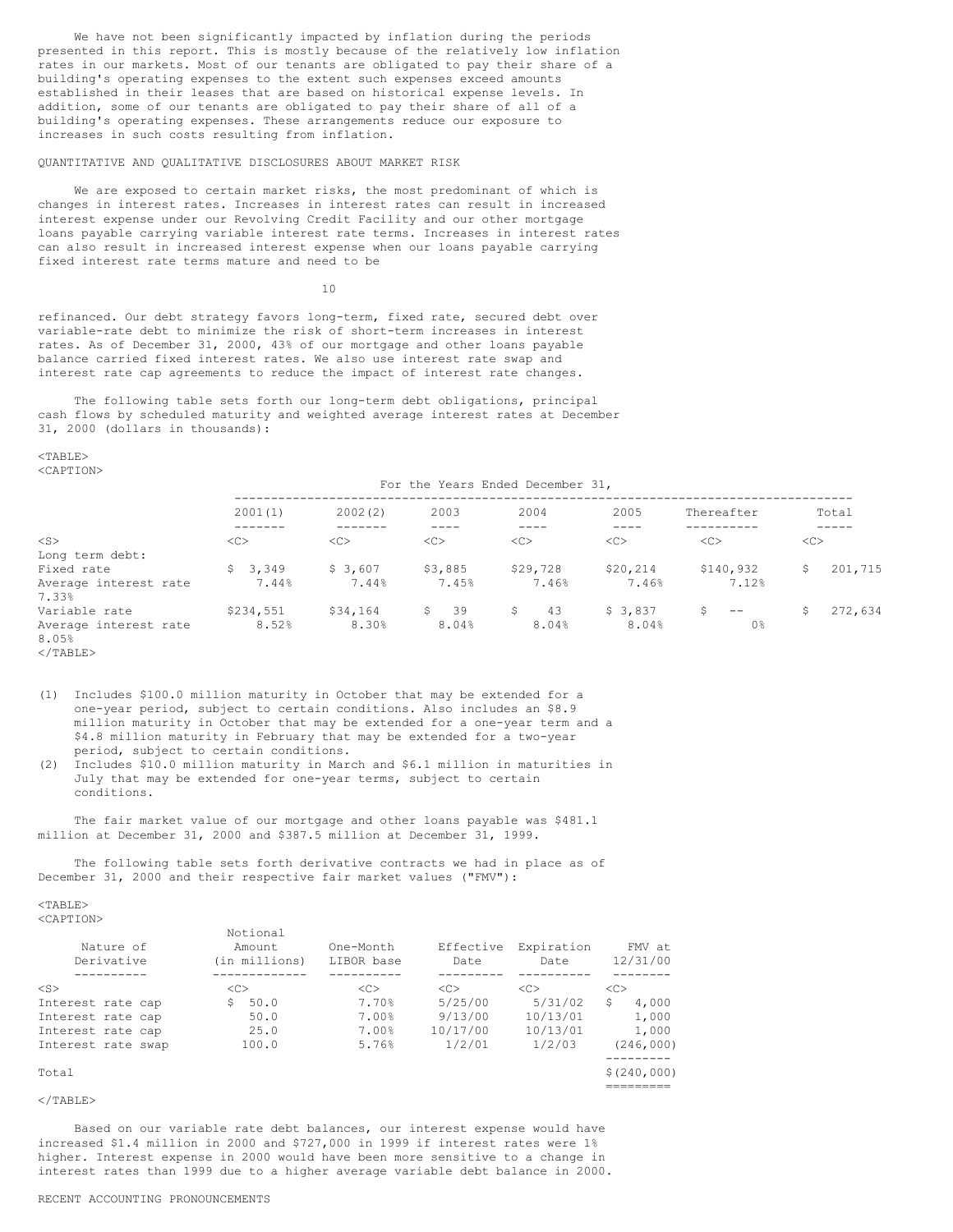We have not been significantly impacted by inflation during the periods presented in this report. This is mostly because of the relatively low inflation rates in our markets. Most of our tenants are obligated to pay their share of a building's operating expenses to the extent such expenses exceed amounts established in their leases that are based on historical expense levels. In addition, some of our tenants are obligated to pay their share of all of a building's operating expenses. These arrangements reduce our exposure to increases in such costs resulting from inflation.

QUANTITATIVE AND QUALITATIVE DISCLOSURES ABOUT MARKET RISK

We are exposed to certain market risks, the most predominant of which is changes in interest rates. Increases in interest rates can result in increased interest expense under our Revolving Credit Facility and our other mortgage loans payable carrying variable interest rate terms. Increases in interest rates can also result in increased interest expense when our loans payable carrying fixed interest rate terms mature and need to be refinanced. Our debt strategy favors long-term, fixed rate, secured debt over variable-rate debt to minimize the risk of short-term increases in interest rates. As of December 31, 2000, 43% of our mortgage and other loans payable balance carried fixed interest rates. We also use interest rate swap and interest rate cap agreements to reduce the impact of interest rate changes.

The following table sets forth our long-term debt obligations, principal cash flows by scheduled maturity and weighted average interest rates at December 31, 2000 (dollars in thousands):

| | For the Years Ended December 31, | | | | | | |
|---|---|---|---|---|---|---|---|
| | 2001(1) | 2002(2) | 2003 | 2004 | 2005 | Thereafter | Total |
| Long term debt: | | | | | | | |
| Fixed rate | $ 3,349 | $ 3,607 | $3,885 | $29,728 | $20,214 | $140,932 | $ 201,715 |
| Average interest rate | 7.44% | 7.44% | 7.45% | 7.46% | 7.46% | 7.12% | 7.33% |
| Variable rate | $234,551 | $34,164 | $ 39 | $ 43 | $ 3,837 | $ -- | $ 272,634 |
| Average interest rate | 8.52% | 8.30% | 8.04% | 8.04% | 8.04% | 0% | 8.05% |

(1) Includes $100.0 million maturity in October that may be extended for a one-year period, subject to certain conditions. Also includes an $8.9 million maturity in October that may be extended for a one-year term and a $4.8 million maturity in February that may be extended for a two-year period, subject to certain conditions.

(2) Includes $10.0 million maturity in March and $6.1 million in maturities in July that may be extended for one-year terms, subject to certain conditions.

The fair market value of our mortgage and other loans payable was $481.1 million at December 31, 2000 and $387.5 million at December 31, 1999.

The following table sets forth derivative contracts we had in place as of December 31, 2000 and their respective fair market values ("FMV"):

| Nature of Derivative | Notional Amount (in millions) | One-Month LIBOR base | Effective Date | Expiration Date | FMV at 12/31/00 |
|---|---|---|---|---|---|
| Interest rate cap | $ 50.0 | 7.70% | 5/25/00 | 5/31/02 | $ 4,000 |
| Interest rate cap | 50.0 | 7.00% | 9/13/00 | 10/13/01 | 1,000 |
| Interest rate cap | 25.0 | 7.00% | 10/17/00 | 10/13/01 | 1,000 |
| Interest rate swap | 100.0 | 5.76% | 1/2/01 | 1/2/03 | (246,000) |
| Total | | | | | $(240,000) |

Based on our variable rate debt balances, our interest expense would have increased $1.4 million in 2000 and $727,000 in 1999 if interest rates were 1% higher. Interest expense in 2000 would have been more sensitive to a change in interest rates than 1999 due to a higher average variable debt balance in 2000.

RECENT ACCOUNTING PRONOUNCEMENTS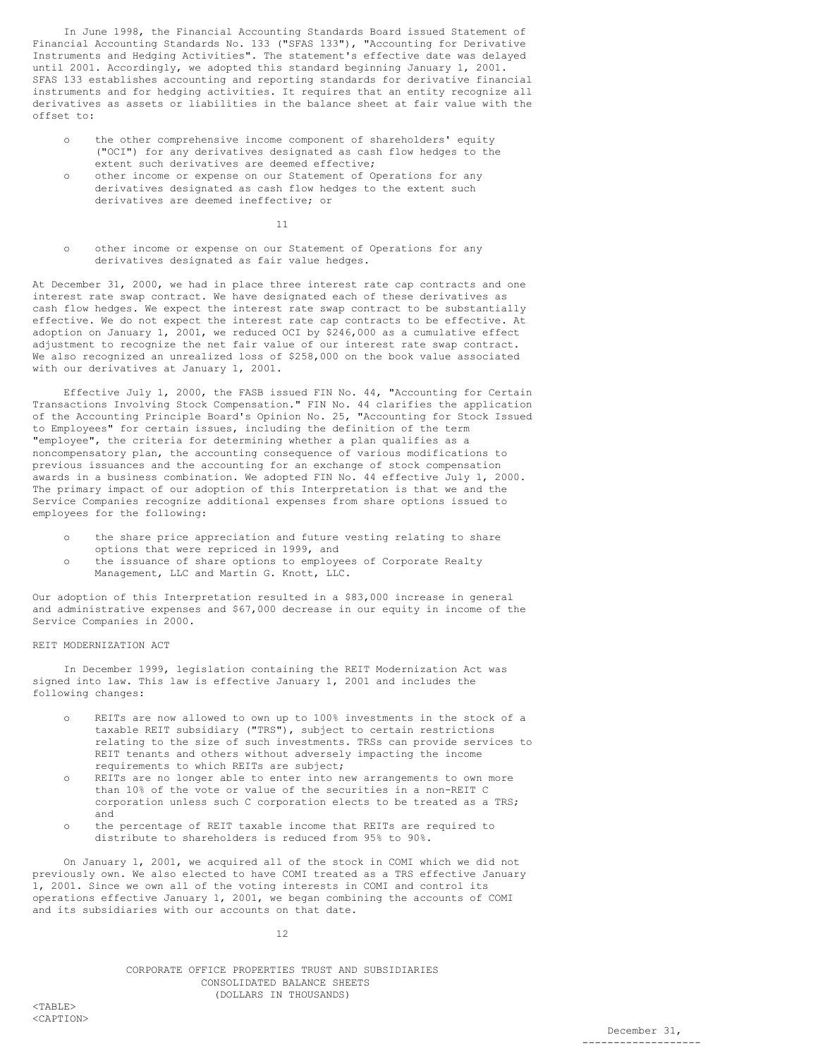In June 1998, the Financial Accounting Standards Board issued Statement of Financial Accounting Standards No. 133 ("SFAS 133"), "Accounting for Derivative Instruments and Hedging Activities". The statement's effective date was delayed until 2001. Accordingly, we adopted this standard beginning January 1, 2001. SFAS 133 establishes accounting and reporting standards for derivative financial instruments and for hedging activities. It requires that an entity recognize all derivatives as assets or liabilities in the balance sheet at fair value with the offset to:

- the other comprehensive income component of shareholders' equity ("OCI") for any derivatives designated as cash flow hedges to the extent such derivatives are deemed effective;
- other income or expense on our Statement of Operations for any derivatives designated as cash flow hedges to the extent such derivatives are deemed ineffective; or
- other income or expense on our Statement of Operations for any derivatives designated as fair value hedges.

At December 31, 2000, we had in place three interest rate cap contracts and one interest rate swap contract. We have designated each of these derivatives as cash flow hedges. We expect the interest rate swap contract to be substantially effective. We do not expect the interest rate cap contracts to be effective. At adoption on January 1, 2001, we reduced OCI by $246,000 as a cumulative effect adjustment to recognize the net fair value of our interest rate swap contract. We also recognized an unrealized loss of $258,000 on the book value associated with our derivatives at January 1, 2001.

Effective July 1, 2000, the FASB issued FIN No. 44, "Accounting for Certain Transactions Involving Stock Compensation." FIN No. 44 clarifies the application of the Accounting Principle Board's Opinion No. 25, "Accounting for Stock Issued to Employees" for certain issues, including the definition of the term "employee", the criteria for determining whether a plan qualifies as a noncompensatory plan, the accounting consequence of various modifications to previous issuances and the accounting for an exchange of stock compensation awards in a business combination. We adopted FIN No. 44 effective July 1, 2000. The primary impact of our adoption of this Interpretation is that we and the Service Companies recognize additional expenses from share options issued to employees for the following:

- the share price appreciation and future vesting relating to share options that were repriced in 1999, and
- the issuance of share options to employees of Corporate Realty Management, LLC and Martin G. Knott, LLC.

Our adoption of this Interpretation resulted in a $83,000 increase in general and administrative expenses and $67,000 decrease in our equity in income of the Service Companies in 2000.

REIT MODERNIZATION ACT

In December 1999, legislation containing the REIT Modernization Act was signed into law. This law is effective January 1, 2001 and includes the following changes:

- REITs are now allowed to own up to 100% investments in the stock of a taxable REIT subsidiary ("TRS"), subject to certain restrictions relating to the size of such investments. TRSs can provide services to REIT tenants and others without adversely impacting the income requirements to which REITs are subject;
- REITs are no longer able to enter into new arrangements to own more than 10% of the vote or value of the securities in a non-REIT C corporation unless such C corporation elects to be treated as a TRS; and
- the percentage of REIT taxable income that REITs are required to distribute to shareholders is reduced from 95% to 90%.

On January 1, 2001, we acquired all of the stock in COMI which we did not previously own. We also elected to have COMI treated as a TRS effective January 1, 2001. Since we own all of the voting interests in COMI and control its operations effective January 1, 2001, we began combining the accounts of COMI and its subsidiaries with our accounts on that date.

CORPORATE OFFICE PROPERTIES TRUST AND SUBSIDIARIES
CONSOLIDATED BALANCE SHEETS
(DOLLARS IN THOUSANDS)

| | December 31, |
|---|---|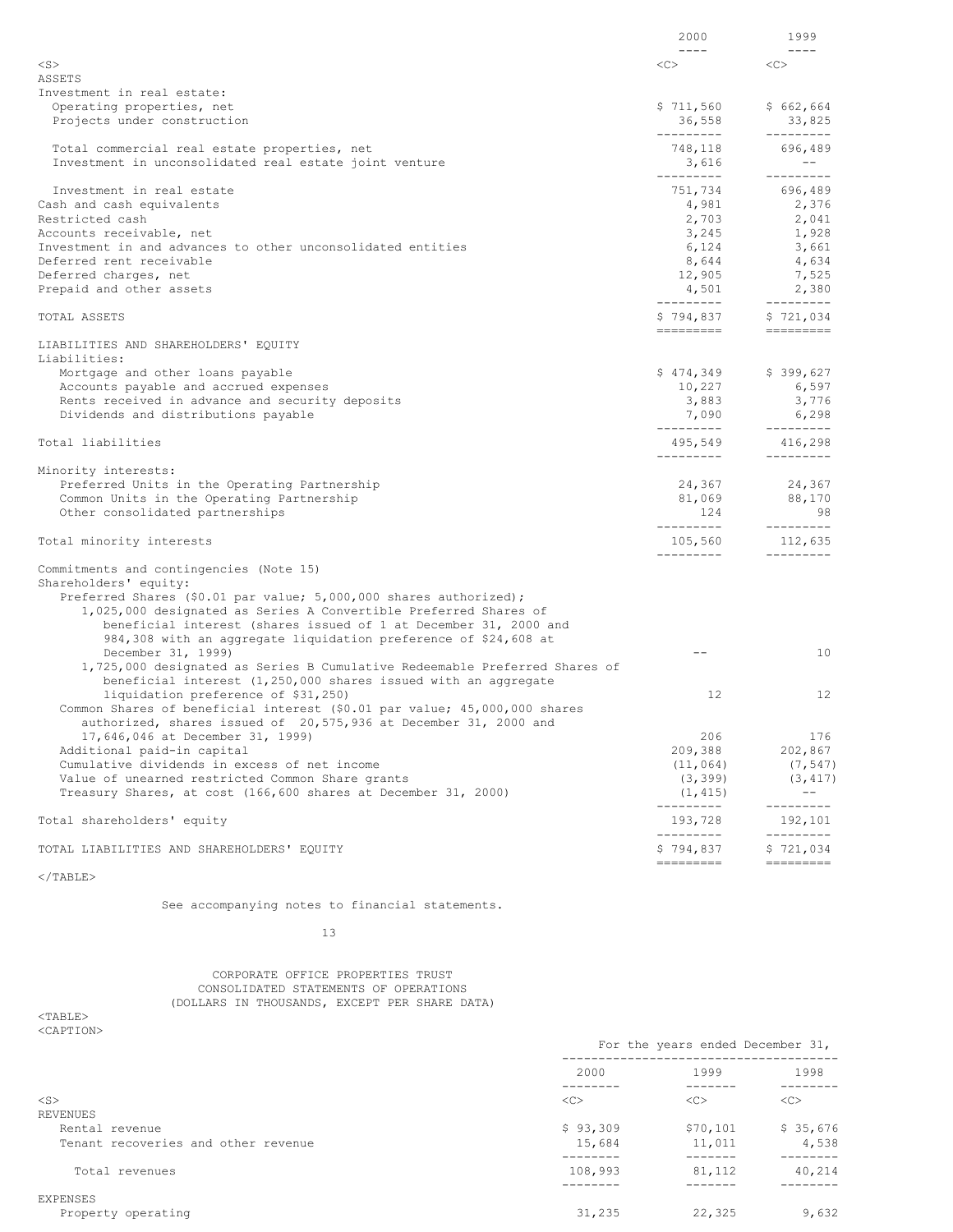| | 2000 | 1999 |
|---|---|---|
| ASSETS | | |
| Investment in real estate: | | |
| Operating properties, net | $ 711,560 | $ 662,664 |
| Projects under construction | 36,558 | 33,825 |
| Total commercial real estate properties, net | 748,118 | 696,489 |
| Investment in unconsolidated real estate joint venture | 3,616 | -- |
| Investment in real estate | 751,734 | 696,489 |
| Cash and cash equivalents | 4,981 | 2,376 |
| Restricted cash | 2,703 | 2,041 |
| Accounts receivable, net | 3,245 | 1,928 |
| Investment in and advances to other unconsolidated entities | 6,124 | 3,661 |
| Deferred rent receivable | 8,644 | 4,634 |
| Deferred charges, net | 12,905 | 7,525 |
| Prepaid and other assets | 4,501 | 2,380 |
| TOTAL ASSETS | $ 794,837 | $ 721,034 |
| LIABILITIES AND SHAREHOLDERS' EQUITY | | |
| Liabilities: | | |
| Mortgage and other loans payable | $ 474,349 | $ 399,627 |
| Accounts payable and accrued expenses | 10,227 | 6,597 |
| Rents received in advance and security deposits | 3,883 | 3,776 |
| Dividends and distributions payable | 7,090 | 6,298 |
| Total liabilities | 495,549 | 416,298 |
| Minority interests: | | |
| Preferred Units in the Operating Partnership | 24,367 | 24,367 |
| Common Units in the Operating Partnership | 81,069 | 88,170 |
| Other consolidated partnerships | 124 | 98 |
| Total minority interests | 105,560 | 112,635 |
| Commitments and contingencies (Note 15) | | |
| Shareholders' equity: | | |
| Preferred Shares ($0.01 par value; 5,000,000 shares authorized); | | |
| 1,025,000 designated as Series A Convertible Preferred Shares of beneficial interest (shares issued of 1 at December 31, 2000 and 984,308 with an aggregate liquidation preference of $24,608 at December 31, 1999) | -- | 10 |
| 1,725,000 designated as Series B Cumulative Redeemable Preferred Shares of beneficial interest (1,250,000 shares issued with an aggregate liquidation preference of $31,250) | 12 | 12 |
| Common Shares of beneficial interest ($0.01 par value; 45,000,000 shares authorized, shares issued of 20,575,936 at December 31, 2000 and 17,646,046 at December 31, 1999) | 206 | 176 |
| Additional paid-in capital | 209,388 | 202,867 |
| Cumulative dividends in excess of net income | (11,064) | (7,547) |
| Value of unearned restricted Common Share grants | (3,399) | (3,417) |
| Treasury Shares, at cost (166,600 shares at December 31, 2000) | (1,415) | -- |
| Total shareholders' equity | 193,728 | 192,101 |
| TOTAL LIABILITIES AND SHAREHOLDERS' EQUITY | $ 794,837 | $ 721,034 |

See accompanying notes to financial statements.

CORPORATE OFFICE PROPERTIES TRUST
CONSOLIDATED STATEMENTS OF OPERATIONS
(DOLLARS IN THOUSANDS, EXCEPT PER SHARE DATA)

| | For the years ended December 31, | | |
|---|---|---|---|
| | 2000 | 1999 | 1998 |
| REVENUES | | | |
| Rental revenue | $ 93,309 | $70,101 | $ 35,676 |
| Tenant recoveries and other revenue | 15,684 | 11,011 | 4,538 |
| Total revenues | 108,993 | 81,112 | 40,214 |
| EXPENSES | | | |
| Property operating | 31,235 | 22,325 | 9,632 |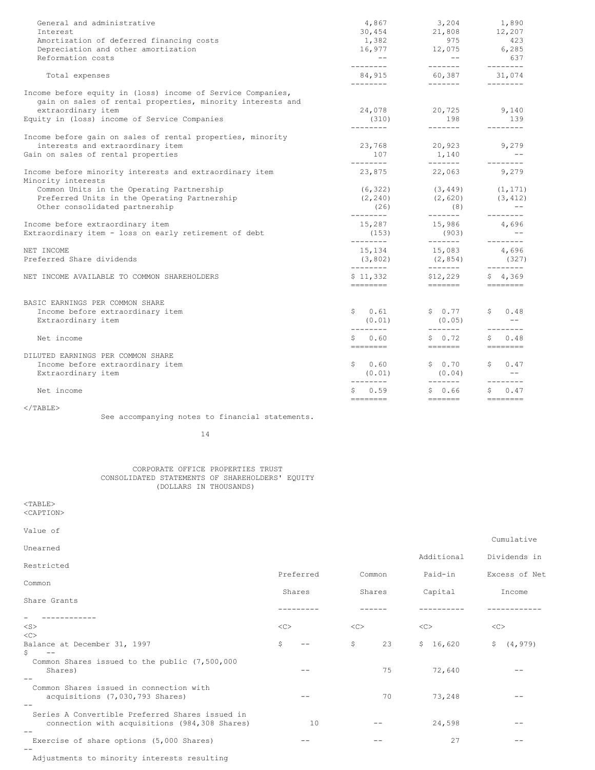| | | | |
|---|---|---|---|
| General and administrative | 4,867 | 3,204 | 1,890 |
| Interest | 30,454 | 21,808 | 12,207 |
| Amortization of deferred financing costs | 1,382 | 975 | 423 |
| Depreciation and other amortization | 16,977 | 12,075 | 6,285 |
| Reformation costs | -- | -- | 637 |
| Total expenses | 84,915 | 60,387 | 31,074 |
| Income before equity in (loss) income of Service Companies, gain on sales of rental properties, minority interests and extraordinary item | 24,078 | 20,725 | 9,140 |
| Equity in (loss) income of Service Companies | (310) | 198 | 139 |
| Income before gain on sales of rental properties, minority interests and extraordinary item | 23,768 | 20,923 | 9,279 |
| Gain on sales of rental properties | 107 | 1,140 | -- |
| Income before minority interests and extraordinary item | 23,875 | 22,063 | 9,279 |
| Minority interests | | | |
| Common Units in the Operating Partnership | (6,322) | (3,449) | (1,171) |
| Preferred Units in the Operating Partnership | (2,240) | (2,620) | (3,412) |
| Other consolidated partnership | (26) | (8) | -- |
| Income before extraordinary item | 15,287 | 15,986 | 4,696 |
| Extraordinary item - loss on early retirement of debt | (153) | (903) | -- |
| NET INCOME | 15,134 | 15,083 | 4,696 |
| Preferred Share dividends | (3,802) | (2,854) | (327) |
| NET INCOME AVAILABLE TO COMMON SHAREHOLDERS | $ 11,332 | $12,229 | $ 4,369 |
| BASIC EARNINGS PER COMMON SHARE | | | |
| Income before extraordinary item | $ 0.61 | $ 0.77 | $ 0.48 |
| Extraordinary item | (0.01) | (0.05) | -- |
| Net income | $ 0.60 | $ 0.72 | $ 0.48 |
| DILUTED EARNINGS PER COMMON SHARE | | | |
| Income before extraordinary item | $ 0.60 | $ 0.70 | $ 0.47 |
| Extraordinary item | (0.01) | (0.04) | -- |
| Net income | $ 0.59 | $ 0.66 | $ 0.47 |

See accompanying notes to financial statements.

CORPORATE OFFICE PROPERTIES TRUST
CONSOLIDATED STATEMENTS OF SHAREHOLDERS' EQUITY
(DOLLARS IN THOUSANDS)

| | Preferred Shares | Common Shares | Additional Paid-in Capital | Cumulative Dividends in Excess of Net Income | Value of Unearned Restricted Common Share Grants |
|---|---|---|---|---|---|
| Balance at December 31, 1997 | $ -- | $ 23 | $ 16,620 | $ (4,979) | $ -- |
| Common Shares issued to the public (7,500,000 Shares) | -- | 75 | 72,640 | -- | -- |
| Common Shares issued in connection with acquisitions (7,030,793 Shares) | -- | 70 | 73,248 | -- | -- |
| Series A Convertible Preferred Shares issued in connection with acquisitions (984,308 Shares) | 10 | -- | 24,598 | -- | -- |
| Exercise of share options (5,000 Shares) | -- | -- | 27 | -- | -- |
| Adjustments to minority interests resulting | | | | | |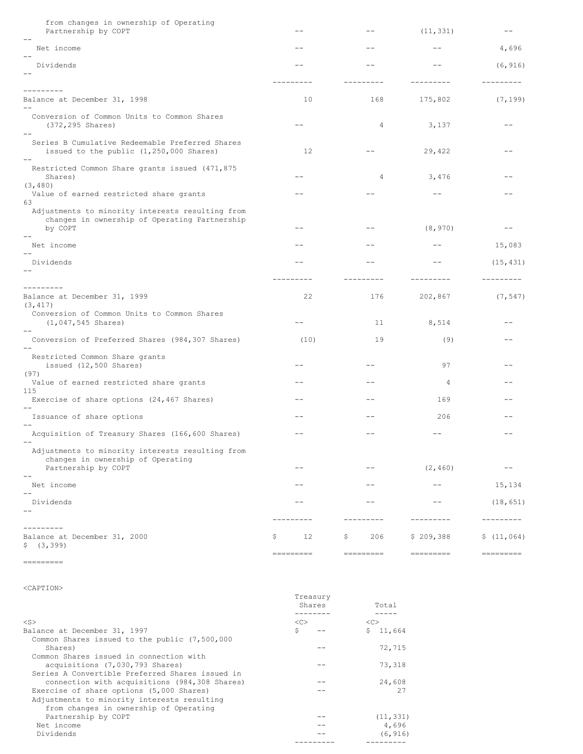| | | | | | |
|---|---|---|---|---|---|
| Adjustments to minority interests resulting from changes in ownership of Operating Partnership by COPT | -- | -- | (11,331) | -- | -- |
| Net income | -- | -- | -- | 4,696 | -- |
| Dividends | -- | -- | -- | (6,916) | -- |
| Balance at December 31, 1998 | 10 | 168 | 175,802 | (7,199) | -- |
| Conversion of Common Units to Common Shares (372,295 Shares) | -- | 4 | 3,137 | -- | -- |
| Series B Cumulative Redeemable Preferred Shares issued to the public (1,250,000 Shares) | 12 | -- | 29,422 | -- | -- |
| Restricted Common Share grants issued (471,875 Shares) | -- | 4 | 3,476 | -- | (3,480) |
| Value of earned restricted share grants | -- | -- | -- | -- | 63 |
| Adjustments to minority interests resulting from changes in ownership of Operating Partnership by COPT | -- | -- | (8,970) | -- | -- |
| Net income | -- | -- | -- | 15,083 | -- |
| Dividends | -- | -- | -- | (15,431) | -- |
| Balance at December 31, 1999 | 22 | 176 | 202,867 | (7,547) | (3,417) |
| Conversion of Common Units to Common Shares (1,047,545 Shares) | -- | 11 | 8,514 | -- | -- |
| Conversion of Preferred Shares (984,307 Shares) | (10) | 19 | (9) | -- | -- |
| Restricted Common Share grants issued (12,500 Shares) | -- | -- | 97 | -- | (97) |
| Value of earned restricted share grants | -- | -- | 4 | -- | 115 |
| Exercise of share options (24,467 Shares) | -- | -- | 169 | -- | -- |
| Issuance of share options | -- | -- | 206 | -- | -- |
| Acquisition of Treasury Shares (166,600 Shares) | -- | -- | -- | -- | -- |
| Adjustments to minority interests resulting from changes in ownership of Operating Partnership by COPT | -- | -- | (2,460) | -- | -- |
| Net income | -- | -- | -- | 15,134 | -- |
| Dividends | -- | -- | -- | (18,651) | -- |
| Balance at December 31, 2000 | $ 12 | $ 206 | $ 209,388 | $ (11,064) | $ (3,399) |

| | Treasury Shares | Total |
|---|---|---|
| Balance at December 31, 1997 | $ -- | $ 11,664 |
| Common Shares issued to the public (7,500,000 Shares) | -- | 72,715 |
| Common Shares issued in connection with acquisitions (7,030,793 Shares) | -- | 73,318 |
| Series A Convertible Preferred Shares issued in connection with acquisitions (984,308 Shares) | -- | 24,608 |
| Exercise of share options (5,000 Shares) | -- | 27 |
| Adjustments to minority interests resulting from changes in ownership of Operating Partnership by COPT | -- | (11,331) |
| Net income | -- | 4,696 |
| Dividends | -- | (6,916) |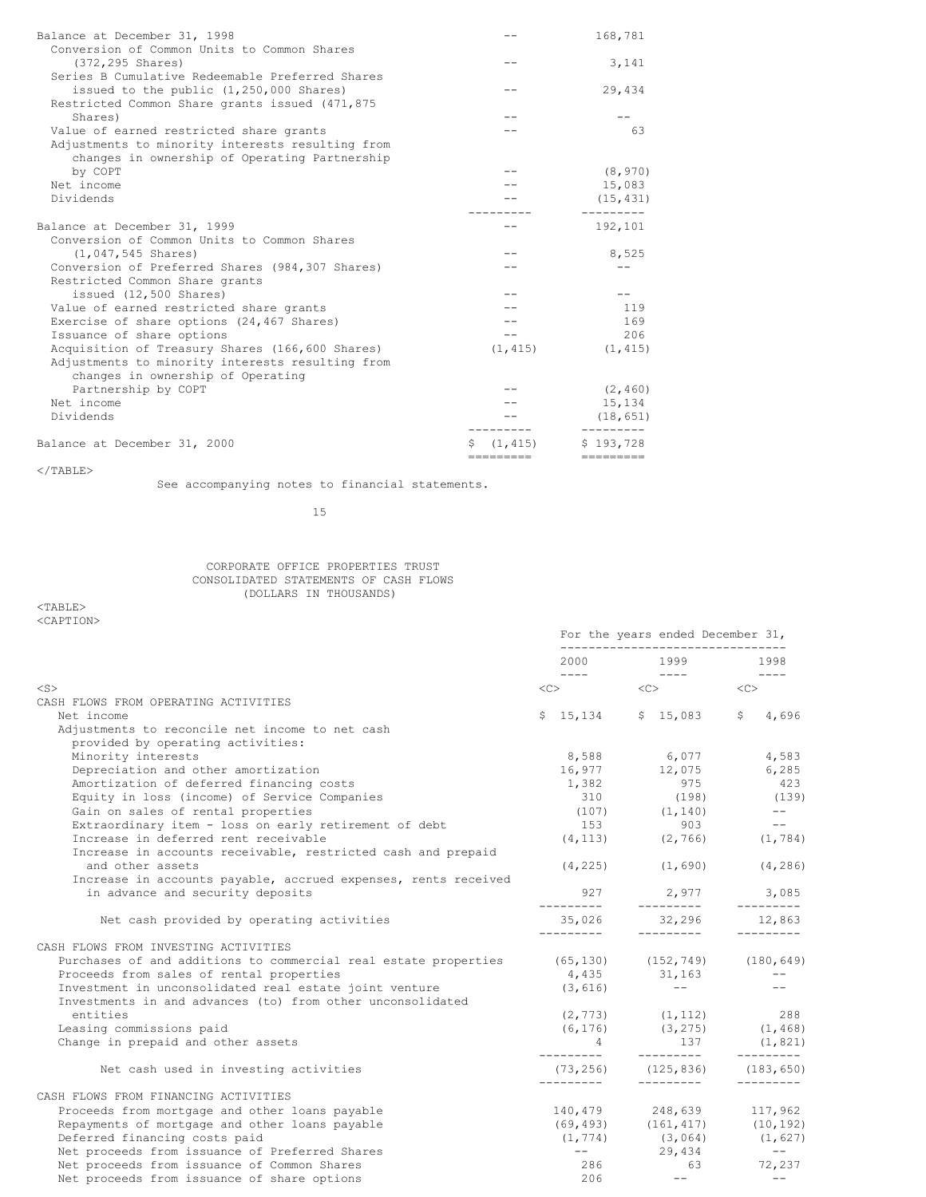| | | |
|---|---|---|
| Balance at December 31, 1998 | -- | 168,781 |
| Conversion of Common Units to Common Shares (372,295 Shares) | -- | 3,141 |
| Series B Cumulative Redeemable Preferred Shares issued to the public (1,250,000 Shares) | -- | 29,434 |
| Restricted Common Share grants issued (471,875 Shares) | -- | -- |
| Value of earned restricted share grants | -- | 63 |
| Adjustments to minority interests resulting from changes in ownership of Operating Partnership by COPT | -- | (8,970) |
| Net income | -- | 15,083 |
| Dividends | -- | (15,431) |
| Balance at December 31, 1999 | -- | 192,101 |
| Conversion of Common Units to Common Shares (1,047,545 Shares) | -- | 8,525 |
| Conversion of Preferred Shares (984,307 Shares) | -- | -- |
| Restricted Common Share grants issued (12,500 Shares) | -- | -- |
| Value of earned restricted share grants | -- | 119 |
| Exercise of share options (24,467 Shares) | -- | 169 |
| Issuance of share options | -- | 206 |
| Acquisition of Treasury Shares (166,600 Shares) | (1,415) | (1,415) |
| Adjustments to minority interests resulting from changes in ownership of Operating Partnership by COPT | -- | (2,460) |
| Net income | -- | 15,134 |
| Dividends | -- | (18,651) |
| Balance at December 31, 2000 | $ (1,415) | $ 193,728 |

See accompanying notes to financial statements.

# CORPORATE OFFICE PROPERTIES TRUST
## CONSOLIDATED STATEMENTS OF CASH FLOWS
### (DOLLARS IN THOUSANDS)

| | For the years ended December 31, | | |
|---|---|---|---|
| | 2000 | 1999 | 1998 |
| **CASH FLOWS FROM OPERATING ACTIVITIES** | | | |
| Net income | $ 15,134 | $ 15,083 | $ 4,696 |
| Adjustments to reconcile net income to net cash provided by operating activities: | | | |
| Minority interests | 8,588 | 6,077 | 4,583 |
| Depreciation and other amortization | 16,977 | 12,075 | 6,285 |
| Amortization of deferred financing costs | 1,382 | 975 | 423 |
| Equity in loss (income) of Service Companies | 310 | (198) | (139) |
| Gain on sales of rental properties | (107) | (1,140) | -- |
| Extraordinary item - loss on early retirement of debt | 153 | 903 | -- |
| Increase in deferred rent receivable | (4,113) | (2,766) | (1,784) |
| Increase in accounts receivable, restricted cash and prepaid and other assets | (4,225) | (1,690) | (4,286) |
| Increase in accounts payable, accrued expenses, rents received in advance and security deposits | 927 | 2,977 | 3,085 |
| Net cash provided by operating activities | 35,026 | 32,296 | 12,863 |
| **CASH FLOWS FROM INVESTING ACTIVITIES** | | | |
| Purchases of and additions to commercial real estate properties | (65,130) | (152,749) | (180,649) |
| Proceeds from sales of rental properties | 4,435 | 31,163 | -- |
| Investment in unconsolidated real estate joint venture | (3,616) | -- | -- |
| Investments in and advances (to) from other unconsolidated entities | (2,773) | (1,112) | 288 |
| Leasing commissions paid | (6,176) | (3,275) | (1,468) |
| Change in prepaid and other assets | 4 | 137 | (1,821) |
| Net cash used in investing activities | (73,256) | (125,836) | (183,650) |
| **CASH FLOWS FROM FINANCING ACTIVITIES** | | | |
| Proceeds from mortgage and other loans payable | 140,479 | 248,639 | 117,962 |
| Repayments of mortgage and other loans payable | (69,493) | (161,417) | (10,192) |
| Deferred financing costs paid | (1,774) | (3,064) | (1,627) |
| Net proceeds from issuance of Preferred Shares | -- | 29,434 | -- |
| Net proceeds from issuance of Common Shares | 286 | 63 | 72,237 |
| Net proceeds from issuance of share options | 206 | -- | -- |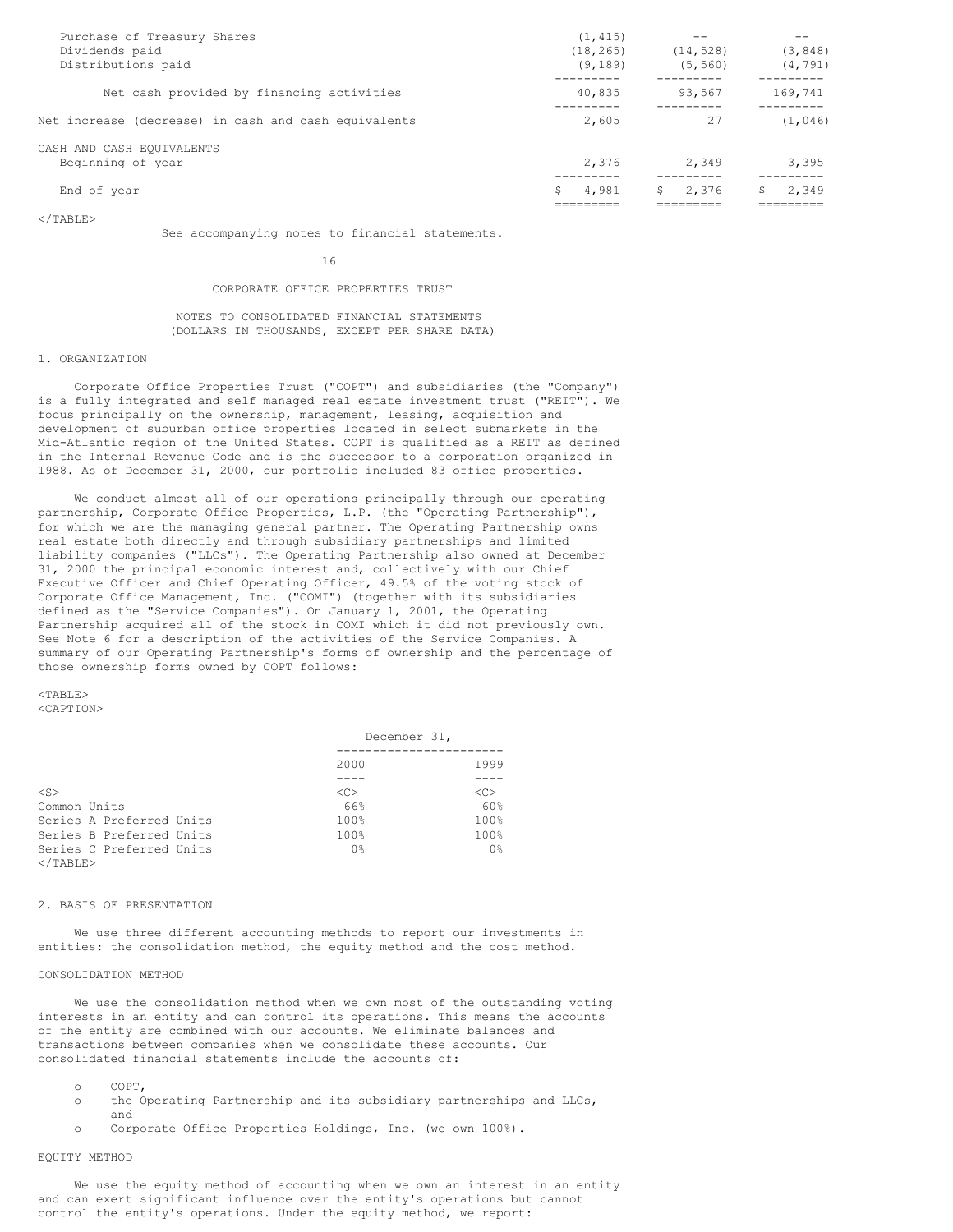| | | | |
|---|---|---|---|
| Purchase of Treasury Shares | (1,415) | -- | -- |
| Dividends paid | (18,265) | (14,528) | (3,848) |
| Distributions paid | (9,189) | (5,560) | (4,791) |
| Net cash provided by financing activities | 40,835 | 93,567 | 169,741 |
| Net increase (decrease) in cash and cash equivalents | 2,605 | 27 | (1,046) |
| CASH AND CASH EQUIVALENTS | | | |
| Beginning of year | 2,376 | 2,349 | 3,395 |
| End of year | $ 4,981 | $ 2,376 | $ 2,349 |

See accompanying notes to financial statements.

CORPORATE OFFICE PROPERTIES TRUST

NOTES TO CONSOLIDATED FINANCIAL STATEMENTS
(DOLLARS IN THOUSANDS, EXCEPT PER SHARE DATA)

## 1. ORGANIZATION

Corporate Office Properties Trust ("COPT") and subsidiaries (the "Company") is a fully integrated and self managed real estate investment trust ("REIT"). We focus principally on the ownership, management, leasing, acquisition and development of suburban office properties located in select submarkets in the Mid-Atlantic region of the United States. COPT is qualified as a REIT as defined in the Internal Revenue Code and is the successor to a corporation organized in 1988. As of December 31, 2000, our portfolio included 83 office properties.

We conduct almost all of our operations principally through our operating partnership, Corporate Office Properties, L.P. (the "Operating Partnership"), for which we are the managing general partner. The Operating Partnership owns real estate both directly and through subsidiary partnerships and limited liability companies ("LLCs"). The Operating Partnership also owned at December 31, 2000 the principal economic interest and, collectively with our Chief Executive Officer and Chief Operating Officer, 49.5% of the voting stock of Corporate Office Management, Inc. ("COMI") (together with its subsidiaries defined as the "Service Companies"). On January 1, 2001, the Operating Partnership acquired all of the stock in COMI which it did not previously own. See Note 6 for a description of the activities of the Service Companies. A summary of our Operating Partnership's forms of ownership and the percentage of those ownership forms owned by COPT follows:

| | December 31, 2000 | December 31, 1999 |
|---|---|---|
| Common Units | 66% | 60% |
| Series A Preferred Units | 100% | 100% |
| Series B Preferred Units | 100% | 100% |
| Series C Preferred Units | 0% | 0% |

## 2. BASIS OF PRESENTATION

We use three different accounting methods to report our investments in entities: the consolidation method, the equity method and the cost method.

### CONSOLIDATION METHOD

We use the consolidation method when we own most of the outstanding voting interests in an entity and can control its operations. This means the accounts of the entity are combined with our accounts. We eliminate balances and transactions between companies when we consolidate these accounts. Our consolidated financial statements include the accounts of:

- COPT,
- the Operating Partnership and its subsidiary partnerships and LLCs, and
- Corporate Office Properties Holdings, Inc. (we own 100%).

### EQUITY METHOD

We use the equity method of accounting when we own an interest in an entity and can exert significant influence over the entity's operations but cannot control the entity's operations. Under the equity method, we report: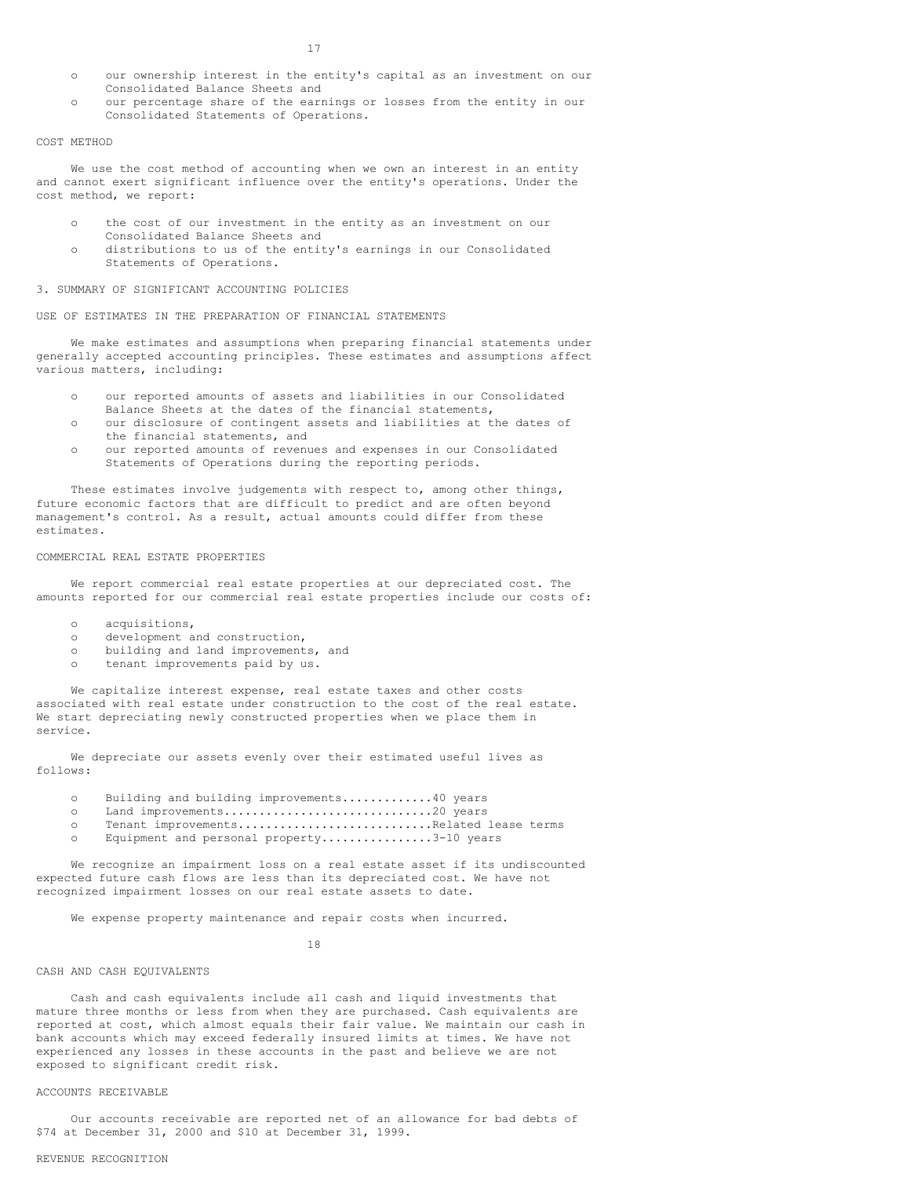- our ownership interest in the entity's capital as an investment on our Consolidated Balance Sheets and
- our percentage share of the earnings or losses from the entity in our Consolidated Statements of Operations.

COST METHOD

We use the cost method of accounting when we own an interest in an entity and cannot exert significant influence over the entity's operations. Under the cost method, we report:

- the cost of our investment in the entity as an investment on our Consolidated Balance Sheets and
- distributions to us of the entity's earnings in our Consolidated Statements of Operations.

## 3. SUMMARY OF SIGNIFICANT ACCOUNTING POLICIES

USE OF ESTIMATES IN THE PREPARATION OF FINANCIAL STATEMENTS

We make estimates and assumptions when preparing financial statements under generally accepted accounting principles. These estimates and assumptions affect various matters, including:

- our reported amounts of assets and liabilities in our Consolidated Balance Sheets at the dates of the financial statements,
- our disclosure of contingent assets and liabilities at the dates of the financial statements, and
- our reported amounts of revenues and expenses in our Consolidated Statements of Operations during the reporting periods.

These estimates involve judgements with respect to, among other things, future economic factors that are difficult to predict and are often beyond management's control. As a result, actual amounts could differ from these estimates.

COMMERCIAL REAL ESTATE PROPERTIES

We report commercial real estate properties at our depreciated cost. The amounts reported for our commercial real estate properties include our costs of:

- acquisitions,
- development and construction,
- building and land improvements, and
- tenant improvements paid by us.

We capitalize interest expense, real estate taxes and other costs associated with real estate under construction to the cost of the real estate. We start depreciating newly constructed properties when we place them in service.

We depreciate our assets evenly over their estimated useful lives as follows:

- Building and building improvements............40 years
- Land improvements.............................20 years
- Tenant improvements...........................Related lease terms
- Equipment and personal property................3-10 years

We recognize an impairment loss on a real estate asset if its undiscounted expected future cash flows are less than its depreciated cost. We have not recognized impairment losses on our real estate assets to date.

We expense property maintenance and repair costs when incurred.

CASH AND CASH EQUIVALENTS

Cash and cash equivalents include all cash and liquid investments that mature three months or less from when they are purchased. Cash equivalents are reported at cost, which almost equals their fair value. We maintain our cash in bank accounts which may exceed federally insured limits at times. We have not experienced any losses in these accounts in the past and believe we are not exposed to significant credit risk.

ACCOUNTS RECEIVABLE

Our accounts receivable are reported net of an allowance for bad debts of $74 at December 31, 2000 and $10 at December 31, 1999.

REVENUE RECOGNITION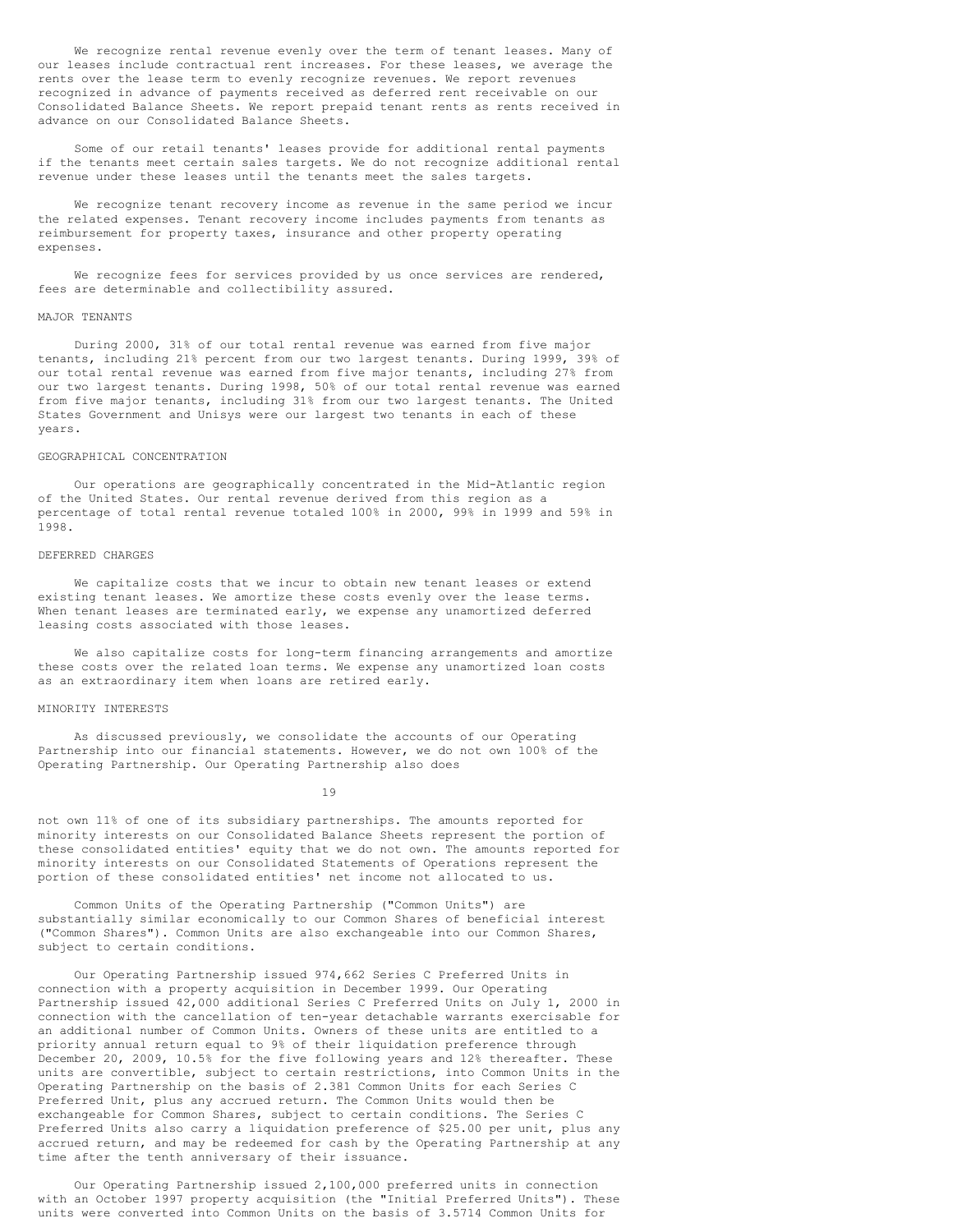We recognize rental revenue evenly over the term of tenant leases. Many of our leases include contractual rent increases. For these leases, we average the rents over the lease term to evenly recognize revenues. We report revenues recognized in advance of payments received as deferred rent receivable on our Consolidated Balance Sheets. We report prepaid tenant rents as rents received in advance on our Consolidated Balance Sheets.

Some of our retail tenants' leases provide for additional rental payments if the tenants meet certain sales targets. We do not recognize additional rental revenue under these leases until the tenants meet the sales targets.

We recognize tenant recovery income as revenue in the same period we incur the related expenses. Tenant recovery income includes payments from tenants as reimbursement for property taxes, insurance and other property operating expenses.

We recognize fees for services provided by us once services are rendered, fees are determinable and collectibility assured.

## MAJOR TENANTS

During 2000, 31% of our total rental revenue was earned from five major tenants, including 21% percent from our two largest tenants. During 1999, 39% of our total rental revenue was earned from five major tenants, including 27% from our two largest tenants. During 1998, 50% of our total rental revenue was earned from five major tenants, including 31% from our two largest tenants. The United States Government and Unisys were our largest two tenants in each of these years.

## GEOGRAPHICAL CONCENTRATION

Our operations are geographically concentrated in the Mid-Atlantic region of the United States. Our rental revenue derived from this region as a percentage of total rental revenue totaled 100% in 2000, 99% in 1999 and 59% in 1998.

## DEFERRED CHARGES

We capitalize costs that we incur to obtain new tenant leases or extend existing tenant leases. We amortize these costs evenly over the lease terms. When tenant leases are terminated early, we expense any unamortized deferred leasing costs associated with those leases.

We also capitalize costs for long-term financing arrangements and amortize these costs over the related loan terms. We expense any unamortized loan costs as an extraordinary item when loans are retired early.

## MINORITY INTERESTS

As discussed previously, we consolidate the accounts of our Operating Partnership into our financial statements. However, we do not own 100% of the Operating Partnership. Our Operating Partnership also does not own 11% of one of its subsidiary partnerships. The amounts reported for minority interests on our Consolidated Balance Sheets represent the portion of these consolidated entities' equity that we do not own. The amounts reported for minority interests on our Consolidated Statements of Operations represent the portion of these consolidated entities' net income not allocated to us.

Common Units of the Operating Partnership ("Common Units") are substantially similar economically to our Common Shares of beneficial interest ("Common Shares"). Common Units are also exchangeable into our Common Shares, subject to certain conditions.

Our Operating Partnership issued 974,662 Series C Preferred Units in connection with a property acquisition in December 1999. Our Operating Partnership issued 42,000 additional Series C Preferred Units on July 1, 2000 in connection with the cancellation of ten-year detachable warrants exercisable for an additional number of Common Units. Owners of these units are entitled to a priority annual return equal to 9% of their liquidation preference through December 20, 2009, 10.5% for the five following years and 12% thereafter. These units are convertible, subject to certain restrictions, into Common Units in the Operating Partnership on the basis of 2.381 Common Units for each Series C Preferred Unit, plus any accrued return. The Common Units would then be exchangeable for Common Shares, subject to certain conditions. The Series C Preferred Units also carry a liquidation preference of $25.00 per unit, plus any accrued return, and may be redeemed for cash by the Operating Partnership at any time after the tenth anniversary of their issuance.

Our Operating Partnership issued 2,100,000 preferred units in connection with an October 1997 property acquisition (the "Initial Preferred Units"). These units were converted into Common Units on the basis of 3.5714 Common Units for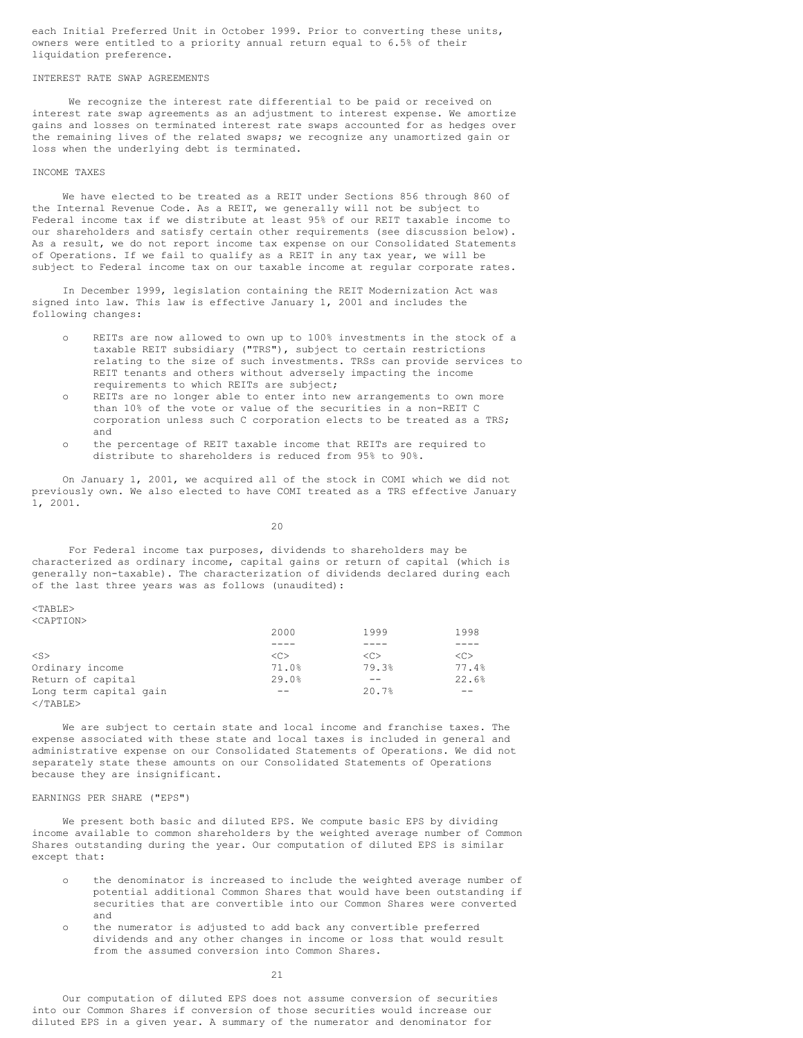each Initial Preferred Unit in October 1999. Prior to converting these units, owners were entitled to a priority annual return equal to 6.5% of their liquidation preference.

INTEREST RATE SWAP AGREEMENTS

We recognize the interest rate differential to be paid or received on interest rate swap agreements as an adjustment to interest expense. We amortize gains and losses on terminated interest rate swaps accounted for as hedges over the remaining lives of the related swaps; we recognize any unamortized gain or loss when the underlying debt is terminated.

INCOME TAXES

We have elected to be treated as a REIT under Sections 856 through 860 of the Internal Revenue Code. As a REIT, we generally will not be subject to Federal income tax if we distribute at least 95% of our REIT taxable income to our shareholders and satisfy certain other requirements (see discussion below). As a result, we do not report income tax expense on our Consolidated Statements of Operations. If we fail to qualify as a REIT in any tax year, we will be subject to Federal income tax on our taxable income at regular corporate rates.

In December 1999, legislation containing the REIT Modernization Act was signed into law. This law is effective January 1, 2001 and includes the following changes:

- REITs are now allowed to own up to 100% investments in the stock of a taxable REIT subsidiary ("TRS"), subject to certain restrictions relating to the size of such investments. TRSs can provide services to REIT tenants and others without adversely impacting the income requirements to which REITs are subject;
- REITs are no longer able to enter into new arrangements to own more than 10% of the vote or value of the securities in a non-REIT C corporation unless such C corporation elects to be treated as a TRS; and
- the percentage of REIT taxable income that REITs are required to distribute to shareholders is reduced from 95% to 90%.

On January 1, 2001, we acquired all of the stock in COMI which we did not previously own. We also elected to have COMI treated as a TRS effective January 1, 2001.

For Federal income tax purposes, dividends to shareholders may be characterized as ordinary income, capital gains or return of capital (which is generally non-taxable). The characterization of dividends declared during each of the last three years was as follows (unaudited):

| | 2000 | 1999 | 1998 |
|---|---|---|---|
| Ordinary income | 71.0% | 79.3% | 77.4% |
| Return of capital | 29.0% | -- | 22.6% |
| Long term capital gain | -- | 20.7% | -- |

We are subject to certain state and local income and franchise taxes. The expense associated with these state and local taxes is included in general and administrative expense on our Consolidated Statements of Operations. We did not separately state these amounts on our Consolidated Statements of Operations because they are insignificant.

EARNINGS PER SHARE ("EPS")

We present both basic and diluted EPS. We compute basic EPS by dividing income available to common shareholders by the weighted average number of Common Shares outstanding during the year. Our computation of diluted EPS is similar except that:

- the denominator is increased to include the weighted average number of potential additional Common Shares that would have been outstanding if securities that are convertible into our Common Shares were converted and
- the numerator is adjusted to add back any convertible preferred dividends and any other changes in income or loss that would result from the assumed conversion into Common Shares.

Our computation of diluted EPS does not assume conversion of securities into our Common Shares if conversion of those securities would increase our diluted EPS in a given year. A summary of the numerator and denominator for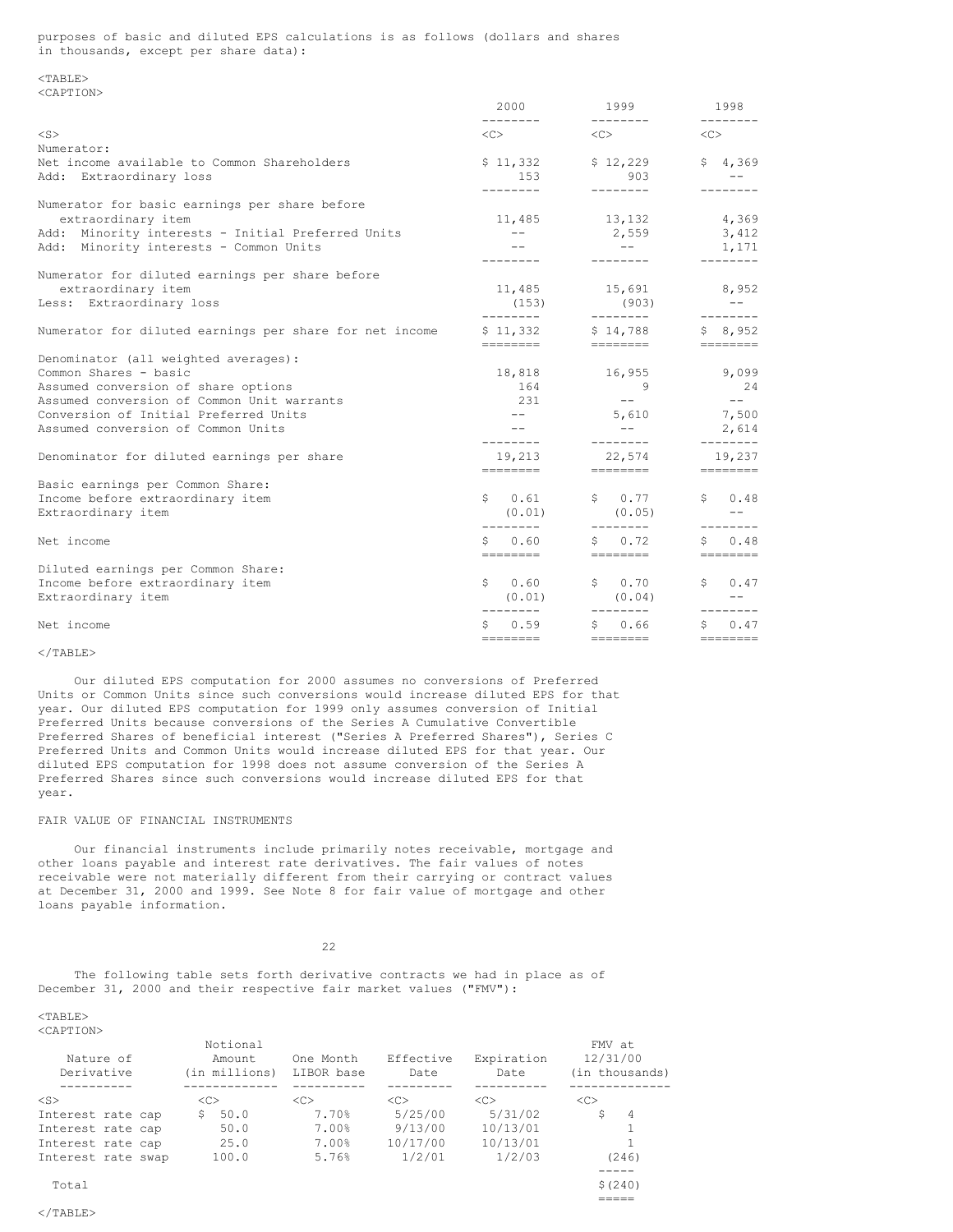purposes of basic and diluted EPS calculations is as follows (dollars and shares in thousands, except per share data):

| | 2000 | 1999 | 1998 |
|---|---|---|---|
| Numerator: | | | |
| Net income available to Common Shareholders | $ 11,332 | $ 12,229 | $ 4,369 |
| Add: Extraordinary loss | 153 | 903 | -- |
| Numerator for basic earnings per share before extraordinary item | 11,485 | 13,132 | 4,369 |
| Add: Minority interests - Initial Preferred Units | -- | 2,559 | 3,412 |
| Add: Minority interests - Common Units | -- | -- | 1,171 |
| Numerator for diluted earnings per share before extraordinary item | 11,485 | 15,691 | 8,952 |
| Less: Extraordinary loss | (153) | (903) | -- |
| Numerator for diluted earnings per share for net income | $ 11,332 | $ 14,788 | $ 8,952 |
| Denominator (all weighted averages): | | | |
| Common Shares - basic | 18,818 | 16,955 | 9,099 |
| Assumed conversion of share options | 164 | 9 | 24 |
| Assumed conversion of Common Unit warrants | 231 | -- | -- |
| Conversion of Initial Preferred Units | -- | 5,610 | 7,500 |
| Assumed conversion of Common Units | -- | -- | 2,614 |
| Denominator for diluted earnings per share | 19,213 | 22,574 | 19,237 |
| Basic earnings per Common Share: | | | |
| Income before extraordinary item | $ 0.61 | $ 0.77 | $ 0.48 |
| Extraordinary item | (0.01) | (0.05) | -- |
| Net income | $ 0.60 | $ 0.72 | $ 0.48 |
| Diluted earnings per Common Share: | | | |
| Income before extraordinary item | $ 0.60 | $ 0.70 | $ 0.47 |
| Extraordinary item | (0.01) | (0.04) | -- |
| Net income | $ 0.59 | $ 0.66 | $ 0.47 |

Our diluted EPS computation for 2000 assumes no conversions of Preferred Units or Common Units since such conversions would increase diluted EPS for that year. Our diluted EPS computation for 1999 only assumes conversion of Initial Preferred Units because conversions of the Series A Cumulative Convertible Preferred Shares of beneficial interest ("Series A Preferred Shares"), Series C Preferred Units and Common Units would increase diluted EPS for that year. Our diluted EPS computation for 1998 does not assume conversion of the Series A Preferred Shares since such conversions would increase diluted EPS for that year.

FAIR VALUE OF FINANCIAL INSTRUMENTS

Our financial instruments include primarily notes receivable, mortgage and other loans payable and interest rate derivatives. The fair values of notes receivable were not materially different from their carrying or contract values at December 31, 2000 and 1999. See Note 8 for fair value of mortgage and other loans payable information.

The following table sets forth derivative contracts we had in place as of December 31, 2000 and their respective fair market values ("FMV"):

| Nature of Derivative | Notional Amount (in millions) | One Month LIBOR base | Effective Date | Expiration Date | FMV at 12/31/00 (in thousands) |
|---|---|---|---|---|---|
| Interest rate cap | $ 50.0 | 7.70% | 5/25/00 | 5/31/02 | $ 4 |
| Interest rate cap | 50.0 | 7.00% | 9/13/00 | 10/13/01 | 1 |
| Interest rate cap | 25.0 | 7.00% | 10/17/00 | 10/13/01 | 1 |
| Interest rate swap | 100.0 | 5.76% | 1/2/01 | 1/2/03 | (246) |
| Total | | | | | $ (240) |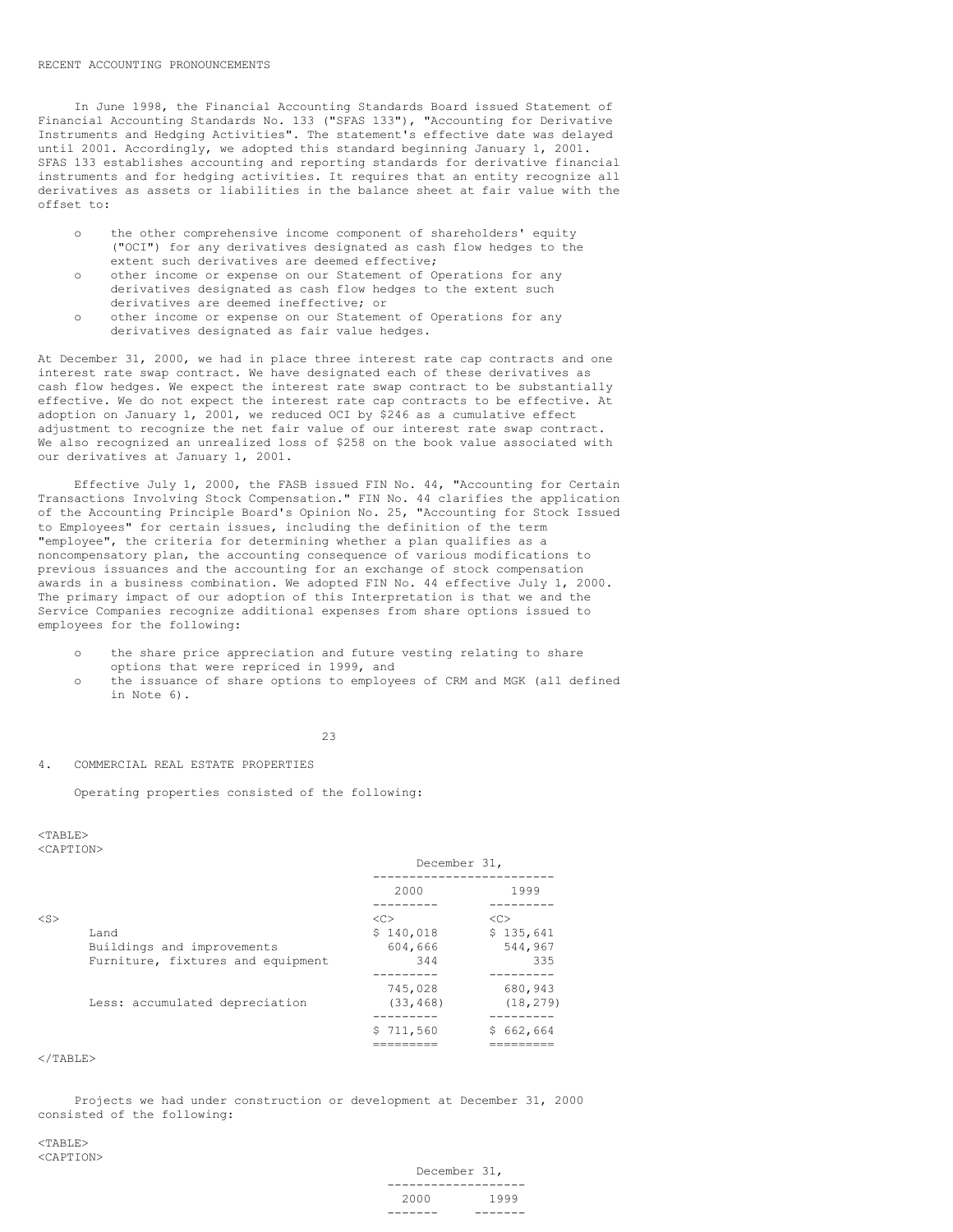RECENT ACCOUNTING PRONOUNCEMENTS

In June 1998, the Financial Accounting Standards Board issued Statement of Financial Accounting Standards No. 133 ("SFAS 133"), "Accounting for Derivative Instruments and Hedging Activities". The statement's effective date was delayed until 2001. Accordingly, we adopted this standard beginning January 1, 2001. SFAS 133 establishes accounting and reporting standards for derivative financial instruments and for hedging activities. It requires that an entity recognize all derivatives as assets or liabilities in the balance sheet at fair value with the offset to:

- the other comprehensive income component of shareholders' equity ("OCI") for any derivatives designated as cash flow hedges to the extent such derivatives are deemed effective;
- other income or expense on our Statement of Operations for any derivatives designated as cash flow hedges to the extent such derivatives are deemed ineffective; or
- other income or expense on our Statement of Operations for any derivatives designated as fair value hedges.

At December 31, 2000, we had in place three interest rate cap contracts and one interest rate swap contract. We have designated each of these derivatives as cash flow hedges. We expect the interest rate swap contract to be substantially effective. We do not expect the interest rate cap contracts to be effective. At adoption on January 1, 2001, we reduced OCI by $246 as a cumulative effect adjustment to recognize the net fair value of our interest rate swap contract. We also recognized an unrealized loss of $258 on the book value associated with our derivatives at January 1, 2001.

Effective July 1, 2000, the FASB issued FIN No. 44, "Accounting for Certain Transactions Involving Stock Compensation." FIN No. 44 clarifies the application of the Accounting Principle Board's Opinion No. 25, "Accounting for Stock Issued to Employees" for certain issues, including the definition of the term "employee", the criteria for determining whether a plan qualifies as a noncompensatory plan, the accounting consequence of various modifications to previous issuances and the accounting for an exchange of stock compensation awards in a business combination. We adopted FIN No. 44 effective July 1, 2000. The primary impact of our adoption of this Interpretation is that we and the Service Companies recognize additional expenses from share options issued to employees for the following:

- the share price appreciation and future vesting relating to share options that were repriced in 1999, and
- the issuance of share options to employees of CRM and MGK (all defined in Note 6).

## 4. COMMERCIAL REAL ESTATE PROPERTIES

Operating properties consisted of the following:

| | December 31, 2000 | December 31, 1999 |
|---|---|---|
| Land | $ 140,018 | $ 135,641 |
| Buildings and improvements | 604,666 | 544,967 |
| Furniture, fixtures and equipment | 344 | 335 |
| | 745,028 | 680,943 |
| Less: accumulated depreciation | (33,468) | (18,279) |
| | $ 711,560 | $ 662,664 |

Projects we had under construction or development at December 31, 2000 consisted of the following:

| | December 31, 2000 | December 31, 1999 |
|---|---|---|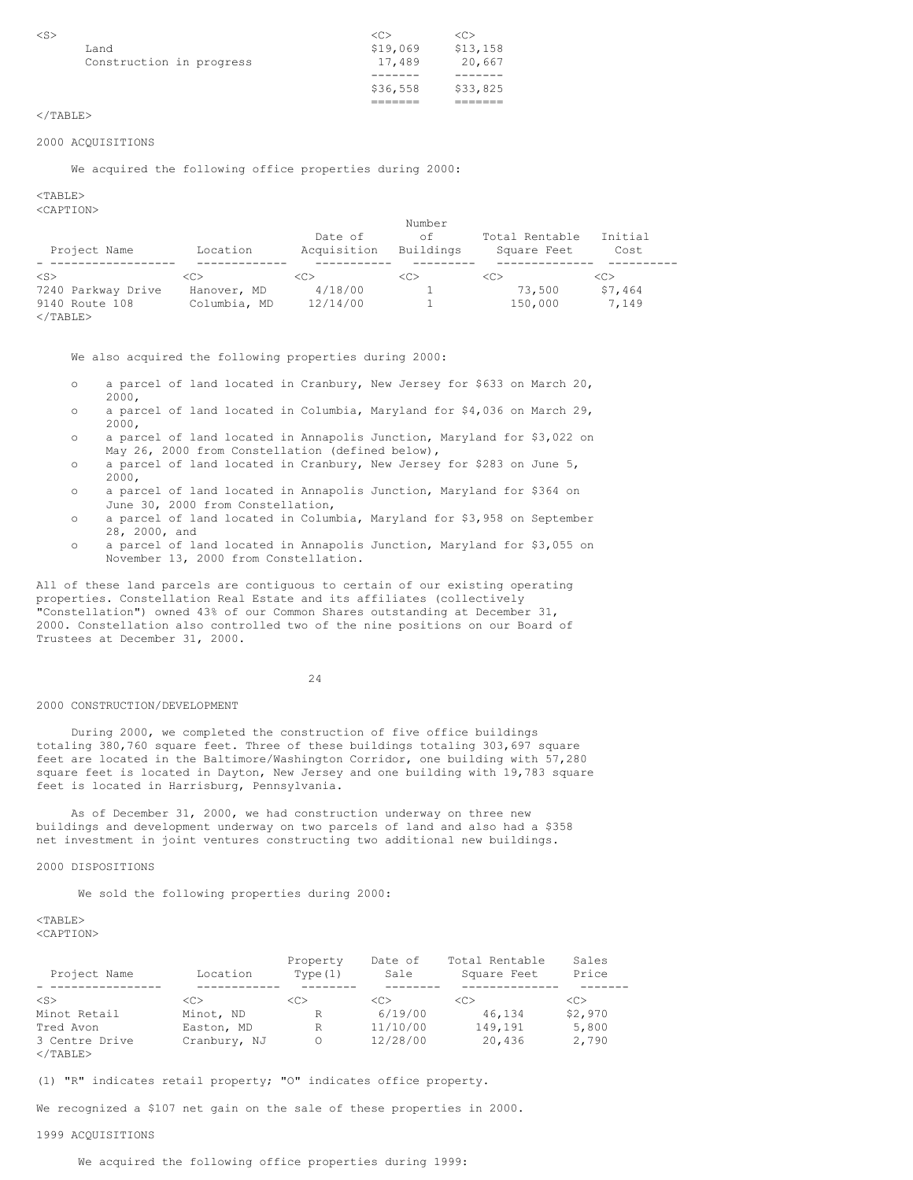| | | |
|---|---|---|
| Land | $19,069 | $13,158 |
| Construction in progress | 17,489 | 20,667 |
| | $36,558 | $33,825 |

2000 ACQUISITIONS

We acquired the following office properties during 2000:

| Project Name | Location | Date of Acquisition | Number of Buildings | Total Rentable Square Feet | Initial Cost |
|---|---|---|---|---|---|
| 7240 Parkway Drive | Hanover, MD | 4/18/00 | 1 | 73,500 | $7,464 |
| 9140 Route 108 | Columbia, MD | 12/14/00 | 1 | 150,000 | 7,149 |

We also acquired the following properties during 2000:

- a parcel of land located in Cranbury, New Jersey for $633 on March 20, 2000,
- a parcel of land located in Columbia, Maryland for $4,036 on March 29, 2000,
- a parcel of land located in Annapolis Junction, Maryland for $3,022 on May 26, 2000 from Constellation (defined below),
- a parcel of land located in Cranbury, New Jersey for $283 on June 5, 2000,
- a parcel of land located in Annapolis Junction, Maryland for $364 on June 30, 2000 from Constellation,
- a parcel of land located in Columbia, Maryland for $3,958 on September 28, 2000, and
- a parcel of land located in Annapolis Junction, Maryland for $3,055 on November 13, 2000 from Constellation.

All of these land parcels are contiguous to certain of our existing operating properties. Constellation Real Estate and its affiliates (collectively "Constellation") owned 43% of our Common Shares outstanding at December 31, 2000. Constellation also controlled two of the nine positions on our Board of Trustees at December 31, 2000.

2000 CONSTRUCTION/DEVELOPMENT

During 2000, we completed the construction of five office buildings totaling 380,760 square feet. Three of these buildings totaling 303,697 square feet are located in the Baltimore/Washington Corridor, one building with 57,280 square feet is located in Dayton, New Jersey and one building with 19,783 square feet is located in Harrisburg, Pennsylvania.

As of December 31, 2000, we had construction underway on three new buildings and development underway on two parcels of land and also had a $358 net investment in joint ventures constructing two additional new buildings.

2000 DISPOSITIONS

We sold the following properties during 2000:

| Project Name | Location | Property Type(1) | Date of Sale | Total Rentable Square Feet | Sales Price |
|---|---|---|---|---|---|
| Minot Retail | Minot, ND | R | 6/19/00 | 46,134 | $2,970 |
| Tred Avon | Easton, MD | R | 11/10/00 | 149,191 | 5,800 |
| 3 Centre Drive | Cranbury, NJ | O | 12/28/00 | 20,436 | 2,790 |

(1) "R" indicates retail property; "O" indicates office property.

We recognized a $107 net gain on the sale of these properties in 2000.

1999 ACQUISITIONS

We acquired the following office properties during 1999: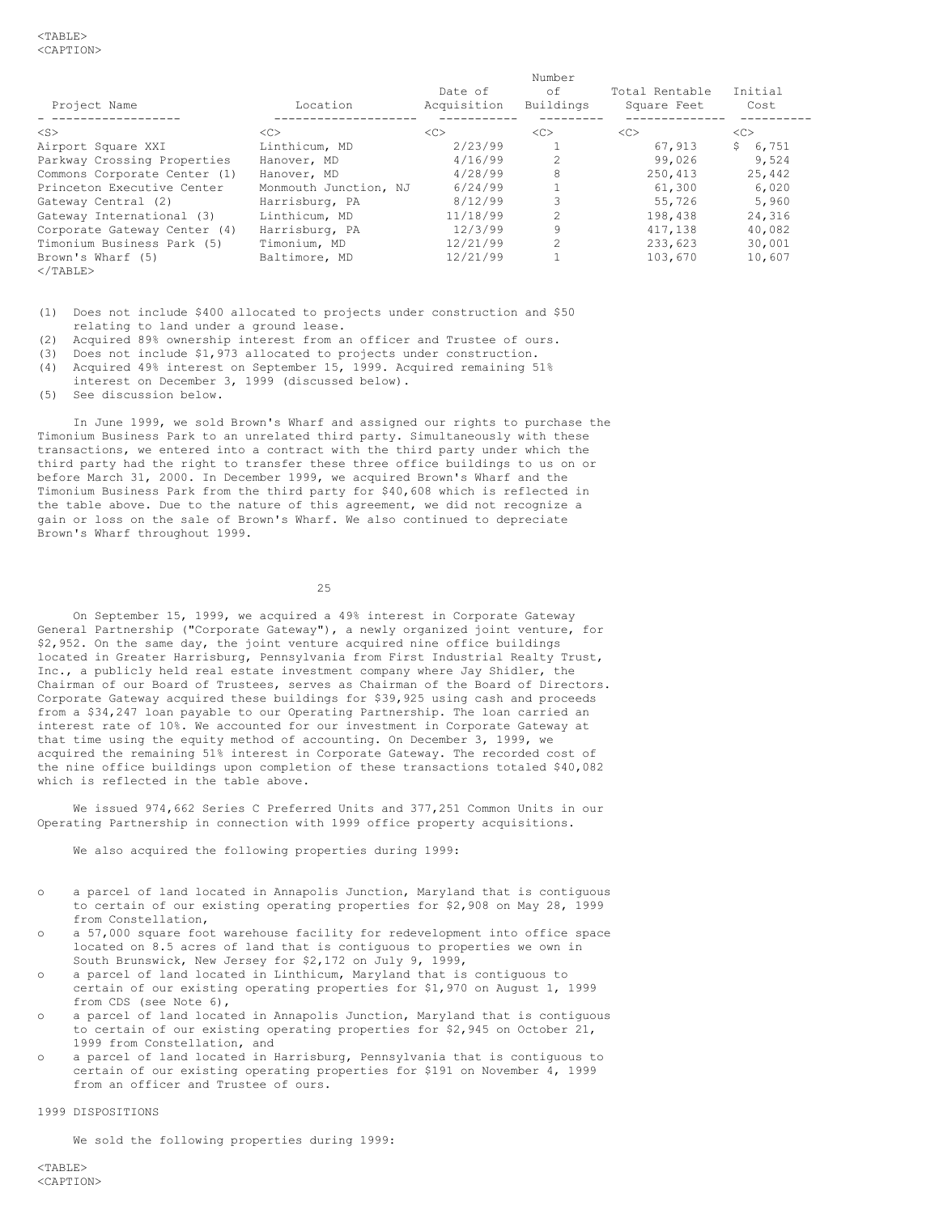| Project Name | Location | Date of Acquisition | Number of Buildings | Total Rentable Square Feet | Initial Cost |
|---|---|---|---|---|---|
| Airport Square XXI | Linthicum, MD | 2/23/99 | 1 | 67,913 | $ 6,751 |
| Parkway Crossing Properties | Hanover, MD | 4/16/99 | 2 | 99,026 | 9,524 |
| Commons Corporate Center (1) | Hanover, MD | 4/28/99 | 8 | 250,413 | 25,442 |
| Princeton Executive Center | Monmouth Junction, NJ | 6/24/99 | 1 | 61,300 | 6,020 |
| Gateway Central (2) | Harrisburg, PA | 8/12/99 | 3 | 55,726 | 5,960 |
| Gateway International (3) | Linthicum, MD | 11/18/99 | 2 | 198,438 | 24,316 |
| Corporate Gateway Center (4) | Harrisburg, PA | 12/3/99 | 9 | 417,138 | 40,082 |
| Timonium Business Park (5) | Timonium, MD | 12/21/99 | 2 | 233,623 | 30,001 |
| Brown's Wharf (5) | Baltimore, MD | 12/21/99 | 1 | 103,670 | 10,607 |

(1) Does not include $400 allocated to projects under construction and $50 relating to land under a ground lease.
(2) Acquired 89% ownership interest from an officer and Trustee of ours.
(3) Does not include $1,973 allocated to projects under construction.
(4) Acquired 49% interest on September 15, 1999. Acquired remaining 51% interest on December 3, 1999 (discussed below).
(5) See discussion below.

In June 1999, we sold Brown's Wharf and assigned our rights to purchase the Timonium Business Park to an unrelated third party. Simultaneously with these transactions, we entered into a contract with the third party under which the third party had the right to transfer these three office buildings to us on or before March 31, 2000. In December 1999, we acquired Brown's Wharf and the Timonium Business Park from the third party for $40,608 which is reflected in the table above. Due to the nature of this agreement, we did not recognize a gain or loss on the sale of Brown's Wharf. We also continued to depreciate Brown's Wharf throughout 1999.

On September 15, 1999, we acquired a 49% interest in Corporate Gateway General Partnership ("Corporate Gateway"), a newly organized joint venture, for $2,952. On the same day, the joint venture acquired nine office buildings located in Greater Harrisburg, Pennsylvania from First Industrial Realty Trust, Inc., a publicly held real estate investment company where Jay Shidler, the Chairman of our Board of Trustees, serves as Chairman of the Board of Directors. Corporate Gateway acquired these buildings for $39,925 using cash and proceeds from a $34,247 loan payable to our Operating Partnership. The loan carried an interest rate of 10%. We accounted for our investment in Corporate Gateway at that time using the equity method of accounting. On December 3, 1999, we acquired the remaining 51% interest in Corporate Gateway. The recorded cost of the nine office buildings upon completion of these transactions totaled $40,082 which is reflected in the table above.

We issued 974,662 Series C Preferred Units and 377,251 Common Units in our Operating Partnership in connection with 1999 office property acquisitions.

We also acquired the following properties during 1999:

- a parcel of land located in Annapolis Junction, Maryland that is contiguous to certain of our existing operating properties for $2,908 on May 28, 1999 from Constellation,
- a 57,000 square foot warehouse facility for redevelopment into office space located on 8.5 acres of land that is contiguous to properties we own in South Brunswick, New Jersey for $2,172 on July 9, 1999,
- a parcel of land located in Linthicum, Maryland that is contiguous to certain of our existing operating properties for $1,970 on August 1, 1999 from CDS (see Note 6),
- a parcel of land located in Annapolis Junction, Maryland that is contiguous to certain of our existing operating properties for $2,945 on October 21, 1999 from Constellation, and
- a parcel of land located in Harrisburg, Pennsylvania that is contiguous to certain of our existing operating properties for $191 on November 4, 1999 from an officer and Trustee of ours.

## 1999 DISPOSITIONS

We sold the following properties during 1999: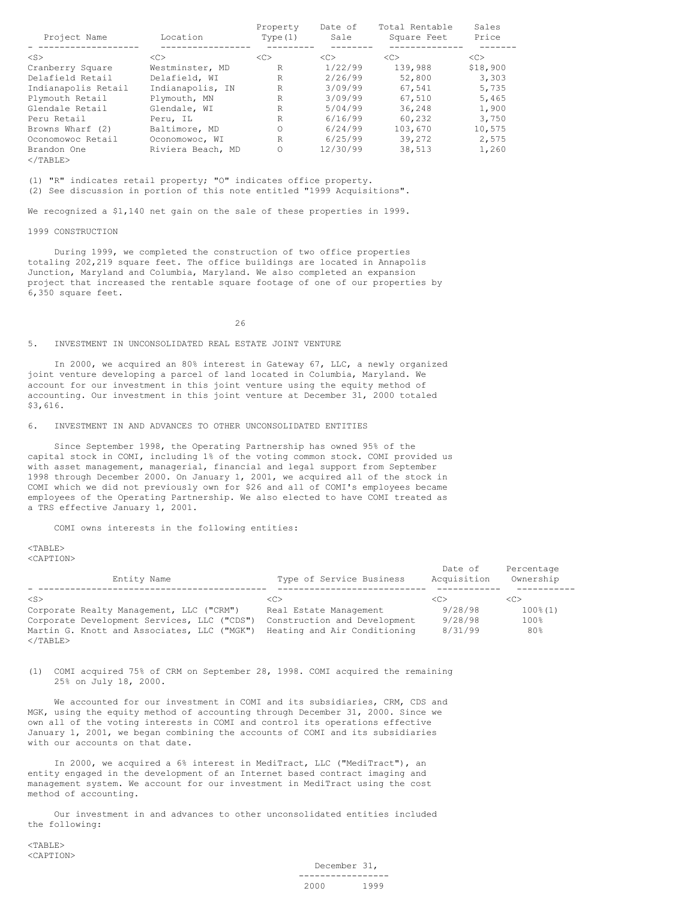| Project Name | Location | Property Type(1) | Date of Sale | Total Rentable Square Feet | Sales Price |
|---|---|---|---|---|---|
| Cranberry Square | Westminster, MD | R | 1/22/99 | 139,988 | $18,900 |
| Delafield Retail | Delafield, WI | R | 2/26/99 | 52,800 | 3,303 |
| Indianapolis Retail | Indianapolis, IN | R | 3/09/99 | 67,541 | 5,735 |
| Plymouth Retail | Plymouth, MN | R | 3/09/99 | 67,510 | 5,465 |
| Glendale Retail | Glendale, WI | R | 5/04/99 | 36,248 | 1,900 |
| Peru Retail | Peru, IL | R | 6/16/99 | 60,232 | 3,750 |
| Browns Wharf (2) | Baltimore, MD | O | 6/24/99 | 103,670 | 10,575 |
| Oconomowoc Retail | Oconomowoc, WI | R | 6/25/99 | 39,272 | 2,575 |
| Brandon One | Riviera Beach, MD | O | 12/30/99 | 38,513 | 1,260 |

(1) "R" indicates retail property; "O" indicates office property.
(2) See discussion in portion of this note entitled "1999 Acquisitions".

We recognized a $1,140 net gain on the sale of these properties in 1999.

1999 CONSTRUCTION

During 1999, we completed the construction of two office properties totaling 202,219 square feet. The office buildings are located in Annapolis Junction, Maryland and Columbia, Maryland. We also completed an expansion project that increased the rentable square footage of one of our properties by 6,350 square feet.

5. INVESTMENT IN UNCONSOLIDATED REAL ESTATE JOINT VENTURE

In 2000, we acquired an 80% interest in Gateway 67, LLC, a newly organized joint venture developing a parcel of land located in Columbia, Maryland. We account for our investment in this joint venture using the equity method of accounting. Our investment in this joint venture at December 31, 2000 totaled $3,616.

6. INVESTMENT IN AND ADVANCES TO OTHER UNCONSOLIDATED ENTITIES

Since September 1998, the Operating Partnership has owned 95% of the capital stock in COMI, including 1% of the voting common stock. COMI provided us with asset management, managerial, financial and legal support from September 1998 through December 2000. On January 1, 2001, we acquired all of the stock in COMI which we did not previously own for $26 and all of COMI's employees became employees of the Operating Partnership. We also elected to have COMI treated as a TRS effective January 1, 2001.

COMI owns interests in the following entities:

| Entity Name | Type of Service Business | Date of Acquisition | Percentage Ownership |
|---|---|---|---|
| Corporate Realty Management, LLC ("CRM") | Real Estate Management | 9/28/98 | 100%(1) |
| Corporate Development Services, LLC ("CDS") | Construction and Development | 9/28/98 | 100% |
| Martin G. Knott and Associates, LLC ("MGK") | Heating and Air Conditioning | 8/31/99 | 80% |

(1) COMI acquired 75% of CRM on September 28, 1998. COMI acquired the remaining 25% on July 18, 2000.

We accounted for our investment in COMI and its subsidiaries, CRM, CDS and MGK, using the equity method of accounting through December 31, 2000. Since we own all of the voting interests in COMI and control its operations effective January 1, 2001, we began combining the accounts of COMI and its subsidiaries with our accounts on that date.

In 2000, we acquired a 6% interest in MediTract, LLC ("MediTract"), an entity engaged in the development of an Internet based contract imaging and management system. We account for our investment in MediTract using the cost method of accounting.

Our investment in and advances to other unconsolidated entities included the following:

| | December 31, | |
|---|---|---|
| | 2000 | 1999 |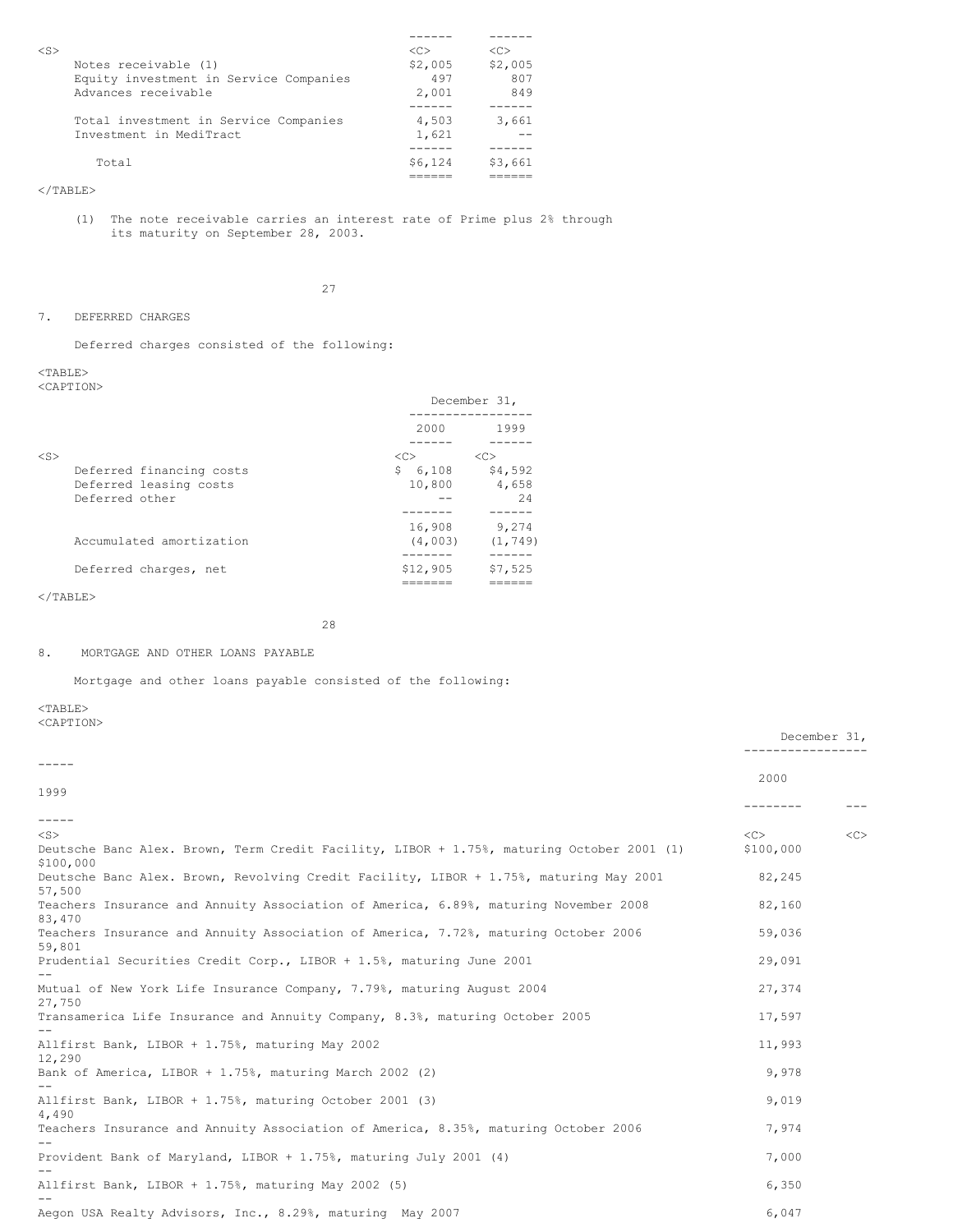| | | |
|---|---|---|
| Notes receivable (1) | $2,005 | $2,005 |
| Equity investment in Service Companies | 497 | 807 |
| Advances receivable | 2,001 | 849 |
| Total investment in Service Companies | 4,503 | 3,661 |
| Investment in MediTract | 1,621 | -- |
| Total | $6,124 | $3,661 |

(1) The note receivable carries an interest rate of Prime plus 2% through its maturity on September 28, 2003.

## 7. DEFERRED CHARGES

Deferred charges consisted of the following:

| | December 31, 2000 | December 31, 1999 |
|---|---|---|
| Deferred financing costs | $ 6,108 | $4,592 |
| Deferred leasing costs | 10,800 | 4,658 |
| Deferred other | -- | 24 |
| | 16,908 | 9,274 |
| Accumulated amortization | (4,003) | (1,749) |
| Deferred charges, net | $12,905 | $7,525 |

## 8. MORTGAGE AND OTHER LOANS PAYABLE

Mortgage and other loans payable consisted of the following:

| | December 31, 2000 | December 31, 1999 |
|---|---|---|
| Deutsche Banc Alex. Brown, Term Credit Facility, LIBOR + 1.75%, maturing October 2001 (1) | $100,000 | $100,000 |
| Deutsche Banc Alex. Brown, Revolving Credit Facility, LIBOR + 1.75%, maturing May 2001 | 82,245 | 57,500 |
| Teachers Insurance and Annuity Association of America, 6.89%, maturing November 2008 | 82,160 | 83,470 |
| Teachers Insurance and Annuity Association of America, 7.72%, maturing October 2006 | 59,036 | 59,801 |
| Prudential Securities Credit Corp., LIBOR + 1.5%, maturing June 2001 | 29,091 | -- |
| Mutual of New York Life Insurance Company, 7.79%, maturing August 2004 | 27,374 | 27,750 |
| Transamerica Life Insurance and Annuity Company, 8.3%, maturing October 2005 | 17,597 | -- |
| Allfirst Bank, LIBOR + 1.75%, maturing May 2002 | 11,993 | 12,290 |
| Bank of America, LIBOR + 1.75%, maturing March 2002 (2) | 9,978 | -- |
| Allfirst Bank, LIBOR + 1.75%, maturing October 2001 (3) | 9,019 | 4,490 |
| Teachers Insurance and Annuity Association of America, 8.35%, maturing October 2006 | 7,974 | -- |
| Provident Bank of Maryland, LIBOR + 1.75%, maturing July 2001 (4) | 7,000 | -- |
| Allfirst Bank, LIBOR + 1.75%, maturing May 2002 (5) | 6,350 | -- |
| Aegon USA Realty Advisors, Inc., 8.29%, maturing May 2007 | 6,047 | |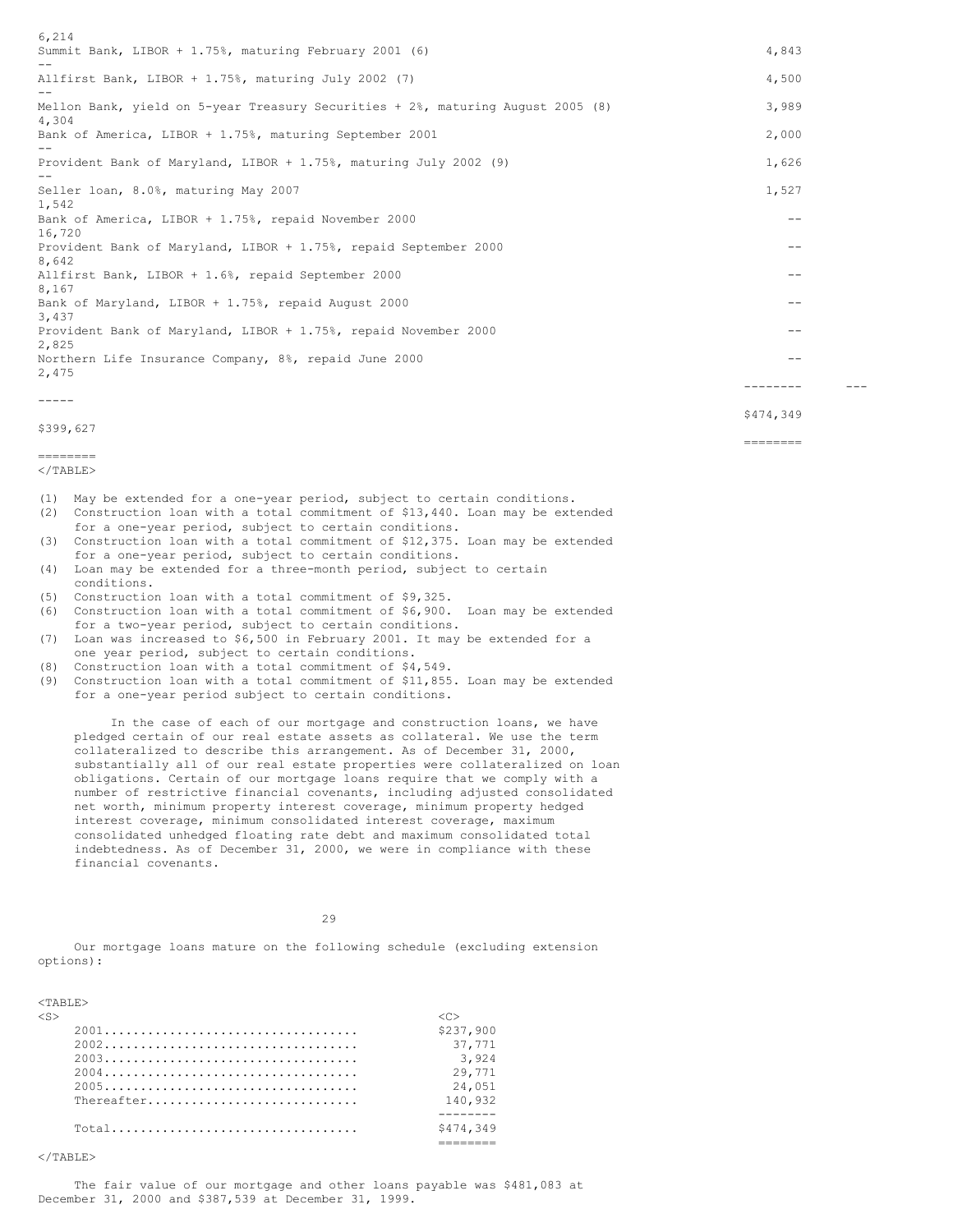| | 2000 | 1999 |
|---|---|---|
| | | 6,214 |
| Summit Bank, LIBOR + 1.75%, maturing February 2001 (6) | 4,843 | -- |
| Allfirst Bank, LIBOR + 1.75%, maturing July 2002 (7) | 4,500 | -- |
| Mellon Bank, yield on 5-year Treasury Securities + 2%, maturing August 2005 (8) | 3,989 | 4,304 |
| Bank of America, LIBOR + 1.75%, maturing September 2001 | 2,000 | -- |
| Provident Bank of Maryland, LIBOR + 1.75%, maturing July 2002 (9) | 1,626 | -- |
| Seller loan, 8.0%, maturing May 2007 | 1,527 | 1,542 |
| Bank of America, LIBOR + 1.75%, repaid November 2000 | -- | 16,720 |
| Provident Bank of Maryland, LIBOR + 1.75%, repaid September 2000 | -- | 8,642 |
| Allfirst Bank, LIBOR + 1.6%, repaid September 2000 | -- | 8,167 |
| Bank of Maryland, LIBOR + 1.75%, repaid August 2000 | -- | 3,437 |
| Provident Bank of Maryland, LIBOR + 1.75%, repaid November 2000 | -- | 2,825 |
| Northern Life Insurance Company, 8%, repaid June 2000 | -- | 2,475 |
| | $474,349 | $399,627 |

(1) May be extended for a one-year period, subject to certain conditions.
(2) Construction loan with a total commitment of $13,440. Loan may be extended for a one-year period, subject to certain conditions.
(3) Construction loan with a total commitment of $12,375. Loan may be extended for a one-year period, subject to certain conditions.
(4) Loan may be extended for a three-month period, subject to certain conditions.
(5) Construction loan with a total commitment of $9,325.
(6) Construction loan with a total commitment of $6,900. Loan may be extended for a two-year period, subject to certain conditions.
(7) Loan was increased to $6,500 in February 2001. It may be extended for a one year period, subject to certain conditions.
(8) Construction loan with a total commitment of $4,549.
(9) Construction loan with a total commitment of $11,855. Loan may be extended for a one-year period subject to certain conditions.

In the case of each of our mortgage and construction loans, we have pledged certain of our real estate assets as collateral. We use the term collateralized to describe this arrangement. As of December 31, 2000, substantially all of our real estate properties were collateralized on loan obligations. Certain of our mortgage loans require that we comply with a number of restrictive financial covenants, including adjusted consolidated net worth, minimum property interest coverage, minimum property hedged interest coverage, minimum consolidated interest coverage, maximum consolidated unhedged floating rate debt and maximum consolidated total indebtedness. As of December 31, 2000, we were in compliance with these financial covenants.

Our mortgage loans mature on the following schedule (excluding extension options):

| | |
|---|---|
| 2001 | $237,900 |
| 2002 | 37,771 |
| 2003 | 3,924 |
| 2004 | 29,771 |
| 2005 | 24,051 |
| Thereafter | 140,932 |
| Total | $474,349 |

The fair value of our mortgage and other loans payable was $481,083 at December 31, 2000 and $387,539 at December 31, 1999.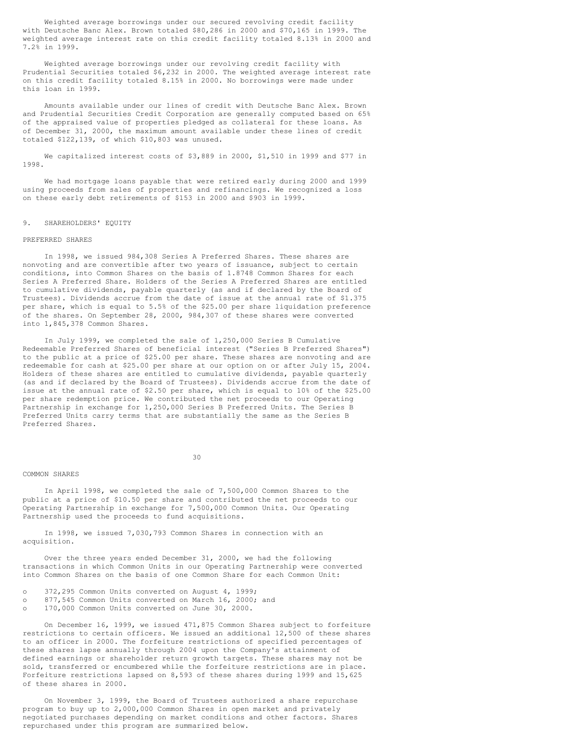Weighted average borrowings under our secured revolving credit facility with Deutsche Banc Alex. Brown totaled $80,286 in 2000 and $70,165 in 1999. The weighted average interest rate on this credit facility totaled 8.13% in 2000 and 7.2% in 1999.

Weighted average borrowings under our revolving credit facility with Prudential Securities totaled $6,232 in 2000. The weighted average interest rate on this credit facility totaled 8.15% in 2000. No borrowings were made under this loan in 1999.

Amounts available under our lines of credit with Deutsche Banc Alex. Brown and Prudential Securities Credit Corporation are generally computed based on 65% of the appraised value of properties pledged as collateral for these loans. As of December 31, 2000, the maximum amount available under these lines of credit totaled $122,139, of which $10,803 was unused.

We capitalized interest costs of $3,889 in 2000, $1,510 in 1999 and $77 in 1998.

We had mortgage loans payable that were retired early during 2000 and 1999 using proceeds from sales of properties and refinancings. We recognized a loss on these early debt retirements of $153 in 2000 and $903 in 1999.

## 9. SHAREHOLDERS' EQUITY

### PREFERRED SHARES

In 1998, we issued 984,308 Series A Preferred Shares. These shares are nonvoting and are convertible after two years of issuance, subject to certain conditions, into Common Shares on the basis of 1.8748 Common Shares for each Series A Preferred Share. Holders of the Series A Preferred Shares are entitled to cumulative dividends, payable quarterly (as and if declared by the Board of Trustees). Dividends accrue from the date of issue at the annual rate of $1.375 per share, which is equal to 5.5% of the $25.00 per share liquidation preference of the shares. On September 28, 2000, 984,307 of these shares were converted into 1,845,378 Common Shares.

In July 1999, we completed the sale of 1,250,000 Series B Cumulative Redeemable Preferred Shares of beneficial interest ("Series B Preferred Shares") to the public at a price of $25.00 per share. These shares are nonvoting and are redeemable for cash at $25.00 per share at our option on or after July 15, 2004. Holders of these shares are entitled to cumulative dividends, payable quarterly (as and if declared by the Board of Trustees). Dividends accrue from the date of issue at the annual rate of $2.50 per share, which is equal to 10% of the $25.00 per share redemption price. We contributed the net proceeds to our Operating Partnership in exchange for 1,250,000 Series B Preferred Units. The Series B Preferred Units carry terms that are substantially the same as the Series B Preferred Shares.

### COMMON SHARES

In April 1998, we completed the sale of 7,500,000 Common Shares to the public at a price of $10.50 per share and contributed the net proceeds to our Operating Partnership in exchange for 7,500,000 Common Units. Our Operating Partnership used the proceeds to fund acquisitions.

In 1998, we issued 7,030,793 Common Shares in connection with an acquisition.

Over the three years ended December 31, 2000, we had the following transactions in which Common Units in our Operating Partnership were converted into Common Shares on the basis of one Common Share for each Common Unit:

- 372,295 Common Units converted on August 4, 1999;
- 877,545 Common Units converted on March 16, 2000; and
- 170,000 Common Units converted on June 30, 2000.

On December 16, 1999, we issued 471,875 Common Shares subject to forfeiture restrictions to certain officers. We issued an additional 12,500 of these shares to an officer in 2000. The forfeiture restrictions of specified percentages of these shares lapse annually through 2004 upon the Company's attainment of defined earnings or shareholder return growth targets. These shares may not be sold, transferred or encumbered while the forfeiture restrictions are in place. Forfeiture restrictions lapsed on 8,593 of these shares during 1999 and 15,625 of these shares in 2000.

On November 3, 1999, the Board of Trustees authorized a share repurchase program to buy up to 2,000,000 Common Shares in open market and privately negotiated purchases depending on market conditions and other factors. Shares repurchased under this program are summarized below.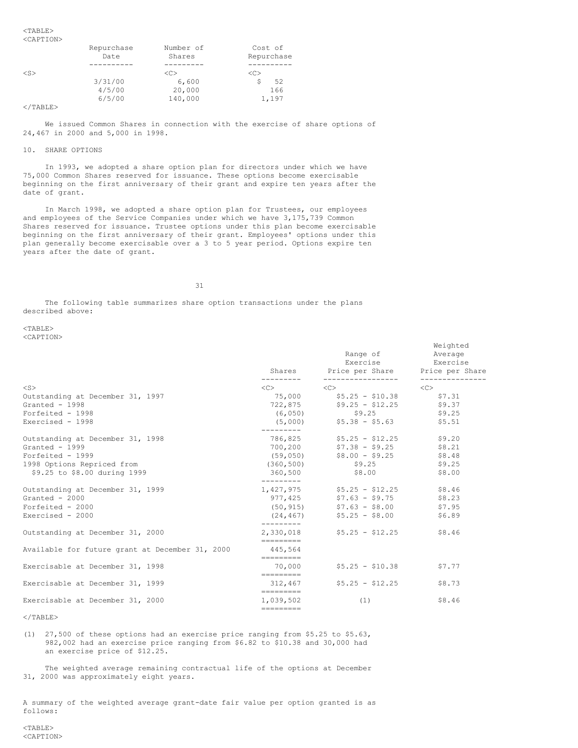| Repurchase Date | Number of Shares | Cost of Repurchase |
|---|---|---|
| 3/31/00 | 6,600 | $ 52 |
| 4/5/00 | 20,000 | 166 |
| 6/5/00 | 140,000 | 1,197 |

We issued Common Shares in connection with the exercise of share options of 24,467 in 2000 and 5,000 in 1998.

10. SHARE OPTIONS

In 1993, we adopted a share option plan for directors under which we have 75,000 Common Shares reserved for issuance. These options become exercisable beginning on the first anniversary of their grant and expire ten years after the date of grant.

In March 1998, we adopted a share option plan for Trustees, our employees and employees of the Service Companies under which we have 3,175,739 Common Shares reserved for issuance. Trustee options under this plan become exercisable beginning on the first anniversary of their grant. Employees' options under this plan generally become exercisable over a 3 to 5 year period. Options expire ten years after the date of grant.

The following table summarizes share option transactions under the plans described above:

| | Shares | Range of Exercise Price per Share | Weighted Average Exercise Price per Share |
|---|---|---|---|
| Outstanding at December 31, 1997 | 75,000 | $5.25 - $10.38 | $7.31 |
| Granted - 1998 | 722,875 | $9.25 - $12.25 | $9.37 |
| Forfeited - 1998 | (6,050) | $9.25 | $9.25 |
| Exercised - 1998 | (5,000) | $5.38 - $5.63 | $5.51 |
| Outstanding at December 31, 1998 | 786,825 | $5.25 - $12.25 | $9.20 |
| Granted - 1999 | 700,200 | $7.38 - $9.25 | $8.21 |
| Forfeited - 1999 | (59,050) | $8.00 - $9.25 | $8.48 |
| 1998 Options Repriced from | (360,500) | $9.25 | $9.25 |
| $9.25 to $8.00 during 1999 | 360,500 | $8.00 | $8.00 |
| Outstanding at December 31, 1999 | 1,427,975 | $5.25 - $12.25 | $8.46 |
| Granted - 2000 | 977,425 | $7.63 - $9.75 | $8.23 |
| Forfeited - 2000 | (50,915) | $7.63 - $8.00 | $7.95 |
| Exercised - 2000 | (24,467) | $5.25 - $8.00 | $6.89 |
| Outstanding at December 31, 2000 | 2,330,018 | $5.25 - $12.25 | $8.46 |
| Available for future grant at December 31, 2000 | 445,564 | | |
| Exercisable at December 31, 1998 | 70,000 | $5.25 - $10.38 | $7.77 |
| Exercisable at December 31, 1999 | 312,467 | $5.25 - $12.25 | $8.73 |
| Exercisable at December 31, 2000 | 1,039,502 | (1) | $8.46 |

(1) 27,500 of these options had an exercise price ranging from $5.25 to $5.63, 982,002 had an exercise price ranging from $6.82 to $10.38 and 30,000 had an exercise price of $12.25.

The weighted average remaining contractual life of the options at December 31, 2000 was approximately eight years.

A summary of the weighted average grant-date fair value per option granted is as follows: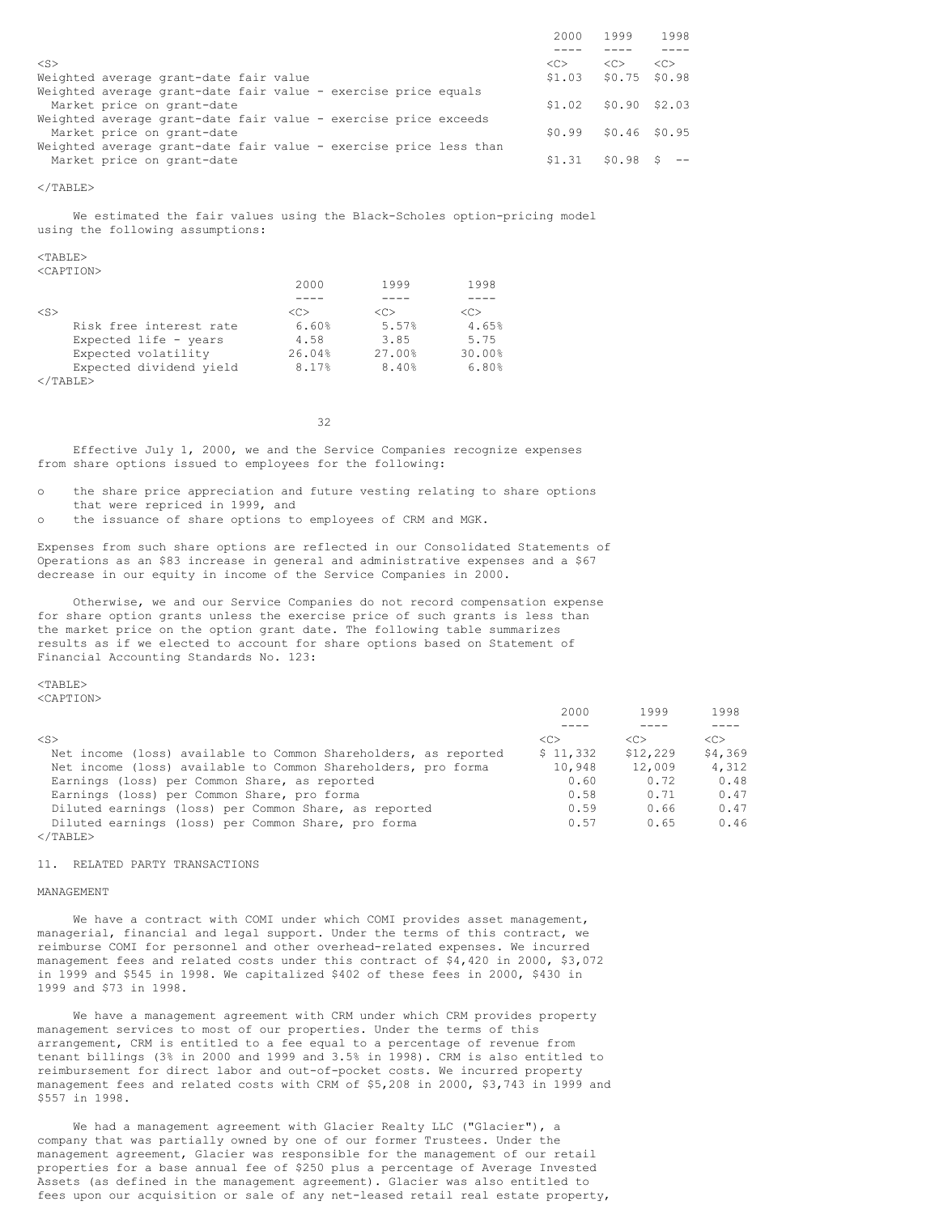| | 2000 | 1999 | 1998 |
|---|---|---|---|
| Weighted average grant-date fair value | $1.03 | $0.75 | $0.98 |
| Weighted average grant-date fair value - exercise price equals Market price on grant-date | $1.02 | $0.90 | $2.03 |
| Weighted average grant-date fair value - exercise price exceeds Market price on grant-date | $0.99 | $0.46 | $0.95 |
| Weighted average grant-date fair value - exercise price less than Market price on grant-date | $1.31 | $0.98 | $ -- |

We estimated the fair values using the Black-Scholes option-pricing model using the following assumptions:

| | 2000 | 1999 | 1998 |
|---|---|---|---|
| Risk free interest rate | 6.60% | 5.57% | 4.65% |
| Expected life - years | 4.58 | 3.85 | 5.75 |
| Expected volatility | 26.04% | 27.00% | 30.00% |
| Expected dividend yield | 8.17% | 8.40% | 6.80% |

Effective July 1, 2000, we and the Service Companies recognize expenses from share options issued to employees for the following:

- the share price appreciation and future vesting relating to share options that were repriced in 1999, and
- the issuance of share options to employees of CRM and MGK.

Expenses from such share options are reflected in our Consolidated Statements of Operations as an $83 increase in general and administrative expenses and a $67 decrease in our equity in income of the Service Companies in 2000.

Otherwise, we and our Service Companies do not record compensation expense for share option grants unless the exercise price of such grants is less than the market price on the option grant date. The following table summarizes results as if we elected to account for share options based on Statement of Financial Accounting Standards No. 123:

| | 2000 | 1999 | 1998 |
|---|---|---|---|
| Net income (loss) available to Common Shareholders, as reported | $ 11,332 | $12,229 | $4,369 |
| Net income (loss) available to Common Shareholders, pro forma | 10,948 | 12,009 | 4,312 |
| Earnings (loss) per Common Share, as reported | 0.60 | 0.72 | 0.48 |
| Earnings (loss) per Common Share, pro forma | 0.58 | 0.71 | 0.47 |
| Diluted earnings (loss) per Common Share, as reported | 0.59 | 0.66 | 0.47 |
| Diluted earnings (loss) per Common Share, pro forma | 0.57 | 0.65 | 0.46 |

## 11. RELATED PARTY TRANSACTIONS

### MANAGEMENT

We have a contract with COMI under which COMI provides asset management, managerial, financial and legal support. Under the terms of this contract, we reimburse COMI for personnel and other overhead-related expenses. We incurred management fees and related costs under this contract of $4,420 in 2000, $3,072 in 1999 and $545 in 1998. We capitalized $402 of these fees in 2000, $430 in 1999 and $73 in 1998.

We have a management agreement with CRM under which CRM provides property management services to most of our properties. Under the terms of this arrangement, CRM is entitled to a fee equal to a percentage of revenue from tenant billings (3% in 2000 and 1999 and 3.5% in 1998). CRM is also entitled to reimbursement for direct labor and out-of-pocket costs. We incurred property management fees and related costs with CRM of $5,208 in 2000, $3,743 in 1999 and $557 in 1998.

We had a management agreement with Glacier Realty LLC ("Glacier"), a company that was partially owned by one of our former Trustees. Under the management agreement, Glacier was responsible for the management of our retail properties for a base annual fee of $250 plus a percentage of Average Invested Assets (as defined in the management agreement). Glacier was also entitled to fees upon our acquisition or sale of any net-leased retail real estate property,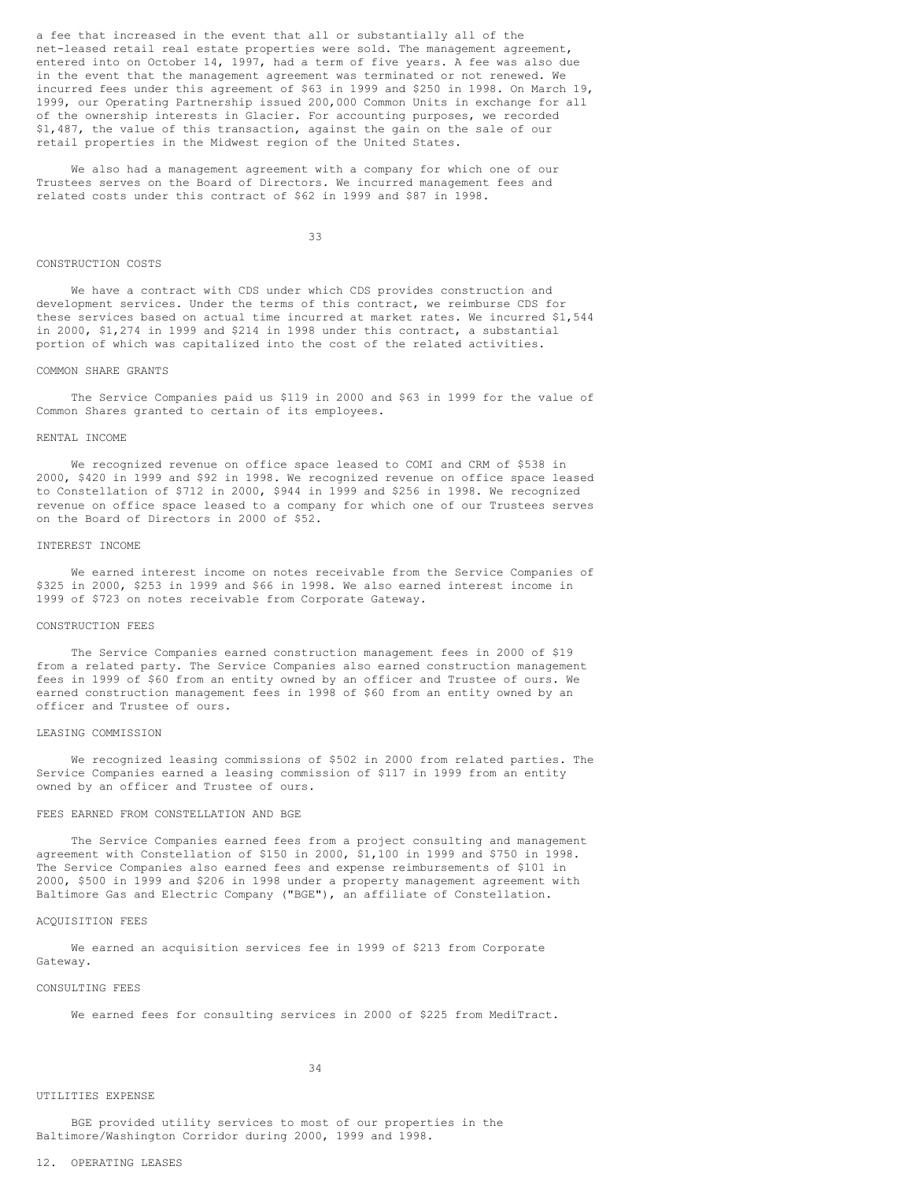a fee that increased in the event that all or substantially all of the net-leased retail real estate properties were sold. The management agreement, entered into on October 14, 1997, had a term of five years. A fee was also due in the event that the management agreement was terminated or not renewed. We incurred fees under this agreement of $63 in 1999 and $250 in 1998. On March 19, 1999, our Operating Partnership issued 200,000 Common Units in exchange for all of the ownership interests in Glacier. For accounting purposes, we recorded $1,487, the value of this transaction, against the gain on the sale of our retail properties in the Midwest region of the United States.

We also had a management agreement with a company for which one of our Trustees serves on the Board of Directors. We incurred management fees and related costs under this contract of $62 in 1999 and $87 in 1998.

CONSTRUCTION COSTS

We have a contract with CDS under which CDS provides construction and development services. Under the terms of this contract, we reimburse CDS for these services based on actual time incurred at market rates. We incurred $1,544 in 2000, $1,274 in 1999 and $214 in 1998 under this contract, a substantial portion of which was capitalized into the cost of the related activities.

COMMON SHARE GRANTS

The Service Companies paid us $119 in 2000 and $63 in 1999 for the value of Common Shares granted to certain of its employees.

RENTAL INCOME

We recognized revenue on office space leased to COMI and CRM of $538 in 2000, $420 in 1999 and $92 in 1998. We recognized revenue on office space leased to Constellation of $712 in 2000, $944 in 1999 and $256 in 1998. We recognized revenue on office space leased to a company for which one of our Trustees serves on the Board of Directors in 2000 of $52.

INTEREST INCOME

We earned interest income on notes receivable from the Service Companies of $325 in 2000, $253 in 1999 and $66 in 1998. We also earned interest income in 1999 of $723 on notes receivable from Corporate Gateway.

CONSTRUCTION FEES

The Service Companies earned construction management fees in 2000 of $19 from a related party. The Service Companies also earned construction management fees in 1999 of $60 from an entity owned by an officer and Trustee of ours. We earned construction management fees in 1998 of $60 from an entity owned by an officer and Trustee of ours.

LEASING COMMISSION

We recognized leasing commissions of $502 in 2000 from related parties. The Service Companies earned a leasing commission of $117 in 1999 from an entity owned by an officer and Trustee of ours.

FEES EARNED FROM CONSTELLATION AND BGE

The Service Companies earned fees from a project consulting and management agreement with Constellation of $150 in 2000, $1,100 in 1999 and $750 in 1998. The Service Companies also earned fees and expense reimbursements of $101 in 2000, $500 in 1999 and $206 in 1998 under a property management agreement with Baltimore Gas and Electric Company ("BGE"), an affiliate of Constellation.

ACQUISITION FEES

We earned an acquisition services fee in 1999 of $213 from Corporate Gateway.

CONSULTING FEES

We earned fees for consulting services in 2000 of $225 from MediTract.

UTILITIES EXPENSE

BGE provided utility services to most of our properties in the Baltimore/Washington Corridor during 2000, 1999 and 1998.

12. OPERATING LEASES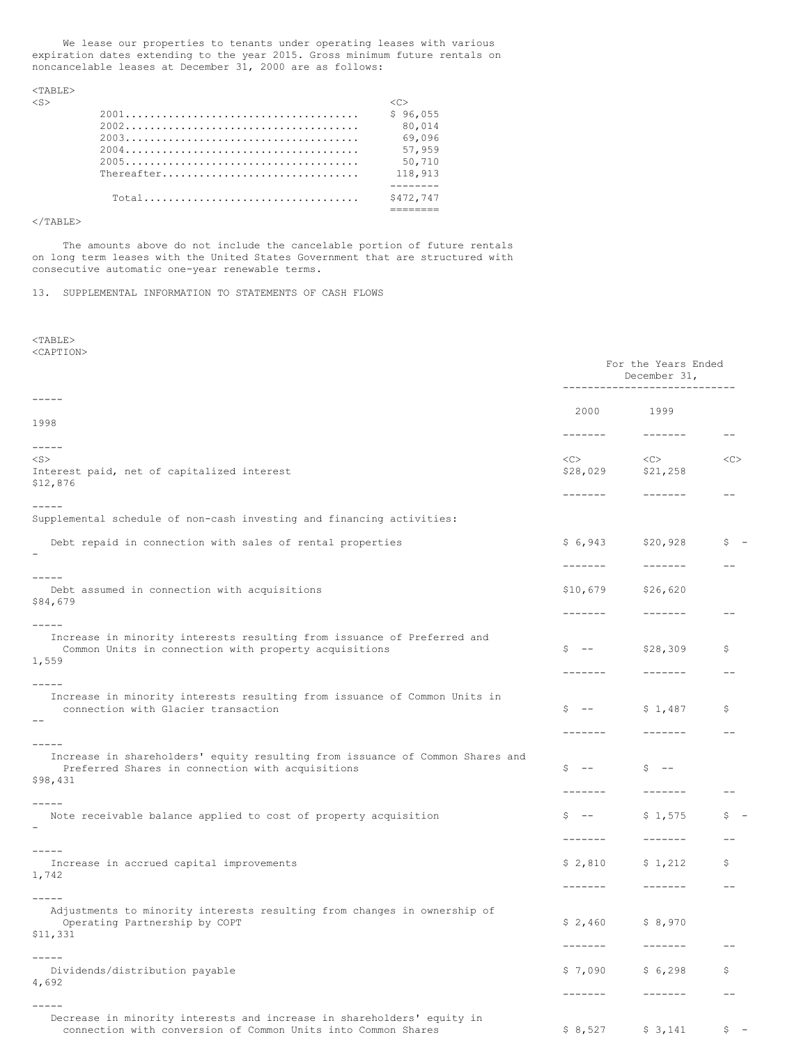We lease our properties to tenants under operating leases with various expiration dates extending to the year 2015. Gross minimum future rentals on noncancelable leases at December 31, 2000 are as follows:

| | |
|---|---|
| 2001 | $ 96,055 |
| 2002 | 80,014 |
| 2003 | 69,096 |
| 2004 | 57,959 |
| 2005 | 50,710 |
| Thereafter | 118,913 |
| Total | $472,747 |

The amounts above do not include the cancelable portion of future rentals on long term leases with the United States Government that are structured with consecutive automatic one-year renewable terms.

13. SUPPLEMENTAL INFORMATION TO STATEMENTS OF CASH FLOWS

| | For the Years Ended December 31, | | |
|---|---|---|---|
| | 2000 | 1999 | 1998 |
| Interest paid, net of capitalized interest | $28,029 | $21,258 | $12,876 |
| Supplemental schedule of non-cash investing and financing activities: | | | |
| Debt repaid in connection with sales of rental properties | $ 6,943 | $20,928 | $ -- |
| Debt assumed in connection with acquisitions | $10,679 | $26,620 | $84,679 |
| Increase in minority interests resulting from issuance of Preferred and Common Units in connection with property acquisitions | $ -- | $28,309 | $ 1,559 |
| Increase in minority interests resulting from issuance of Common Units in connection with Glacier transaction | $ -- | $ 1,487 | $ -- |
| Increase in shareholders' equity resulting from issuance of Common Shares and Preferred Shares in connection with acquisitions | $ -- | $ -- | $98,431 |
| Note receivable balance applied to cost of property acquisition | $ -- | $ 1,575 | $ -- |
| Increase in accrued capital improvements | $ 2,810 | $ 1,212 | $ 1,742 |
| Adjustments to minority interests resulting from changes in ownership of Operating Partnership by COPT | $ 2,460 | $ 8,970 | $11,331 |
| Dividends/distribution payable | $ 7,090 | $ 6,298 | $ 4,692 |
| Decrease in minority interests and increase in shareholders' equity in connection with conversion of Common Units into Common Shares | $ 8,527 | $ 3,141 | $ -- |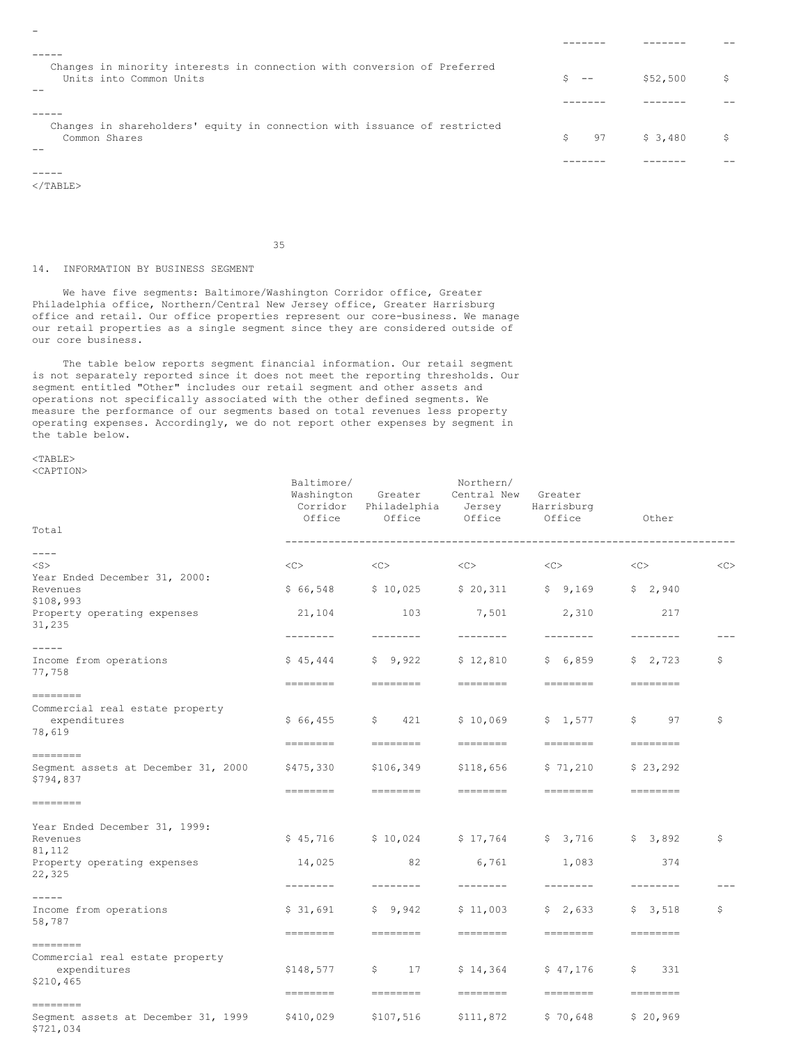| | | | |
|---|---|---|---|
| Changes in minority interests in connection with conversion of Preferred Units into Common Units | $ -- | $52,500 | $ |
| Changes in shareholders' equity in connection with issuance of restricted Common Shares | $ 97 | $ 3,480 | $ |

## 14. INFORMATION BY BUSINESS SEGMENT

We have five segments: Baltimore/Washington Corridor office, Greater Philadelphia office, Northern/Central New Jersey office, Greater Harrisburg office and retail. Our office properties represent our core-business. We manage our retail properties as a single segment since they are considered outside of our core business.

The table below reports segment financial information. Our retail segment is not separately reported since it does not meet the reporting thresholds. Our segment entitled "Other" includes our retail segment and other assets and operations not specifically associated with the other defined segments. We measure the performance of our segments based on total revenues less property operating expenses. Accordingly, we do not report other expenses by segment in the table below.

| | Baltimore/ Washington Corridor Office | Greater Philadelphia Office | Northern/ Central New Jersey Office | Greater Harrisburg Office | Other | Total |
|---|---|---|---|---|---|---|
| Year Ended December 31, 2000: | | | | | | |
| Revenues | $ 66,548 | $ 10,025 | $ 20,311 | $ 9,169 | $ 2,940 | $108,993 |
| Property operating expenses | 21,104 | 103 | 7,501 | 2,310 | 217 | 31,235 |
| Income from operations | $ 45,444 | $ 9,922 | $ 12,810 | $ 6,859 | $ 2,723 | $ 77,758 |
| Commercial real estate property expenditures | $ 66,455 | $ 421 | $ 10,069 | $ 1,577 | $ 97 | $ 78,619 |
| Segment assets at December 31, 2000 | $475,330 | $106,349 | $118,656 | $ 71,210 | $ 23,292 | $794,837 |
| Year Ended December 31, 1999: | | | | | | |
| Revenues | $ 45,716 | $ 10,024 | $ 17,764 | $ 3,716 | $ 3,892 | $ 81,112 |
| Property operating expenses | 14,025 | 82 | 6,761 | 1,083 | 374 | 22,325 |
| Income from operations | $ 31,691 | $ 9,942 | $ 11,003 | $ 2,633 | $ 3,518 | $ 58,787 |
| Commercial real estate property expenditures | $148,577 | $ 17 | $ 14,364 | $ 47,176 | $ 331 | $210,465 |
| Segment assets at December 31, 1999 | $410,029 | $107,516 | $111,872 | $ 70,648 | $ 20,969 | $721,034 |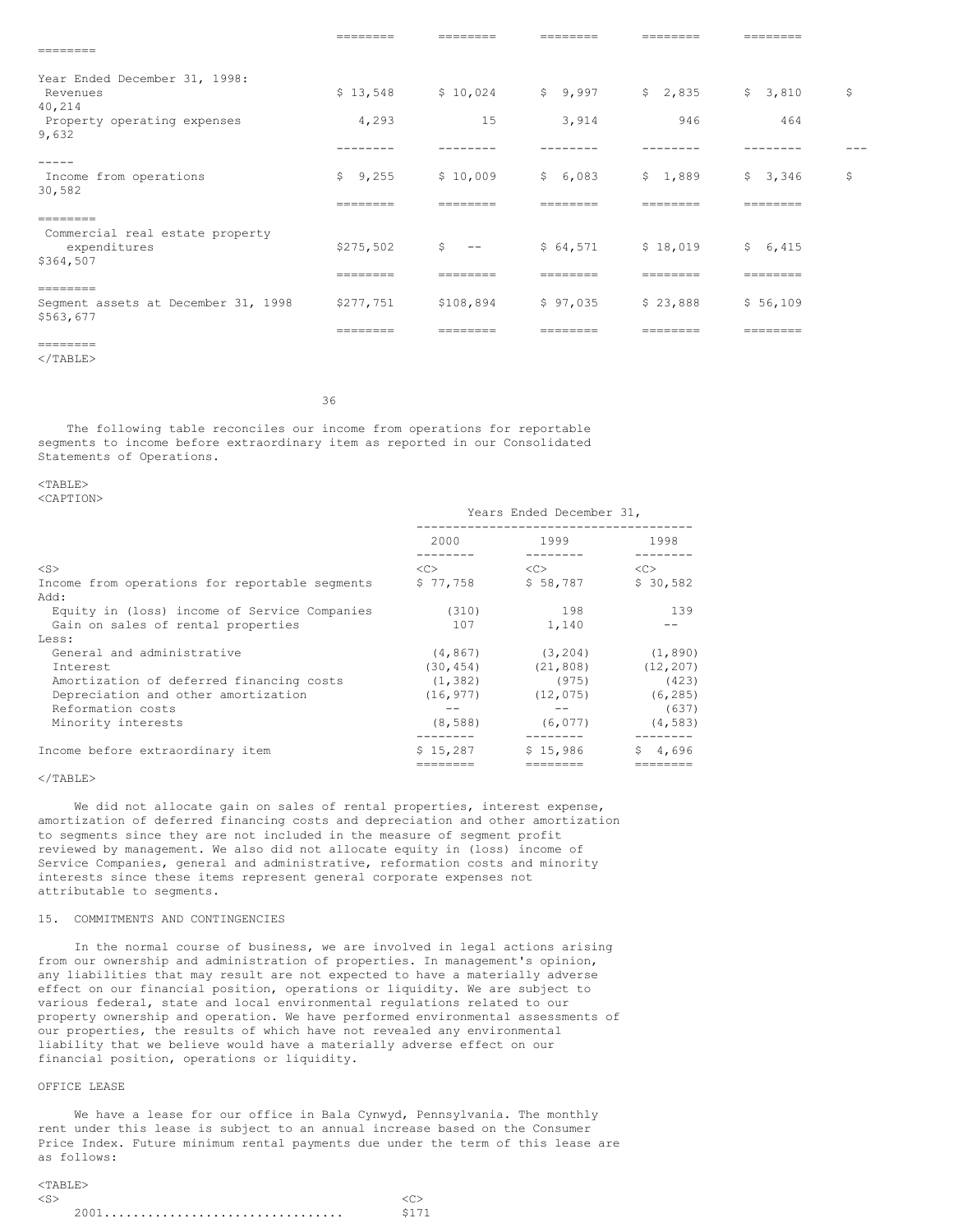| | | | | | | |
|---|---|---|---|---|---|---|
| Year Ended December 31, 1998: | | | | | | |
| Revenues | $ 13,548 | $ 10,024 | $ 9,997 | $ 2,835 | $ 3,810 | $ 40,214 |
| Property operating expenses | 4,293 | 15 | 3,914 | 946 | 464 | 9,632 |
| Income from operations | $ 9,255 | $ 10,009 | $ 6,083 | $ 1,889 | $ 3,346 | $ 30,582 |
| Commercial real estate property expenditures | $275,502 | $ -- | $ 64,571 | $ 18,019 | $ 6,415 | $364,507 |
| Segment assets at December 31, 1998 | $277,751 | $108,894 | $ 97,035 | $ 23,888 | $ 56,109 | $563,677 |

The following table reconciles our income from operations for reportable segments to income before extraordinary item as reported in our Consolidated Statements of Operations.

| | Years Ended December 31, | | |
|---|---|---|---|
| | 2000 | 1999 | 1998 |
| Income from operations for reportable segments | $ 77,758 | $ 58,787 | $ 30,582 |
| Add: | | | |
| Equity in (loss) income of Service Companies | (310) | 198 | 139 |
| Gain on sales of rental properties | 107 | 1,140 | -- |
| Less: | | | |
| General and administrative | (4,867) | (3,204) | (1,890) |
| Interest | (30,454) | (21,808) | (12,207) |
| Amortization of deferred financing costs | (1,382) | (975) | (423) |
| Depreciation and other amortization | (16,977) | (12,075) | (6,285) |
| Reformation costs | -- | -- | (637) |
| Minority interests | (8,588) | (6,077) | (4,583) |
| Income before extraordinary item | $ 15,287 | $ 15,986 | $ 4,696 |

We did not allocate gain on sales of rental properties, interest expense, amortization of deferred financing costs and depreciation and other amortization to segments since they are not included in the measure of segment profit reviewed by management. We also did not allocate equity in (loss) income of Service Companies, general and administrative, reformation costs and minority interests since these items represent general corporate expenses not attributable to segments.

## 15. COMMITMENTS AND CONTINGENCIES

In the normal course of business, we are involved in legal actions arising from our ownership and administration of properties. In management's opinion, any liabilities that may result are not expected to have a materially adverse effect on our financial position, operations or liquidity. We are subject to various federal, state and local environmental regulations related to our property ownership and operation. We have performed environmental assessments of our properties, the results of which have not revealed any environmental liability that we believe would have a materially adverse effect on our financial position, operations or liquidity.

### OFFICE LEASE

We have a lease for our office in Bala Cynwyd, Pennsylvania. The monthly rent under this lease is subject to an annual increase based on the Consumer Price Index. Future minimum rental payments due under the term of this lease are as follows:

| | |
|---|---|
| 2001................................ | $171 |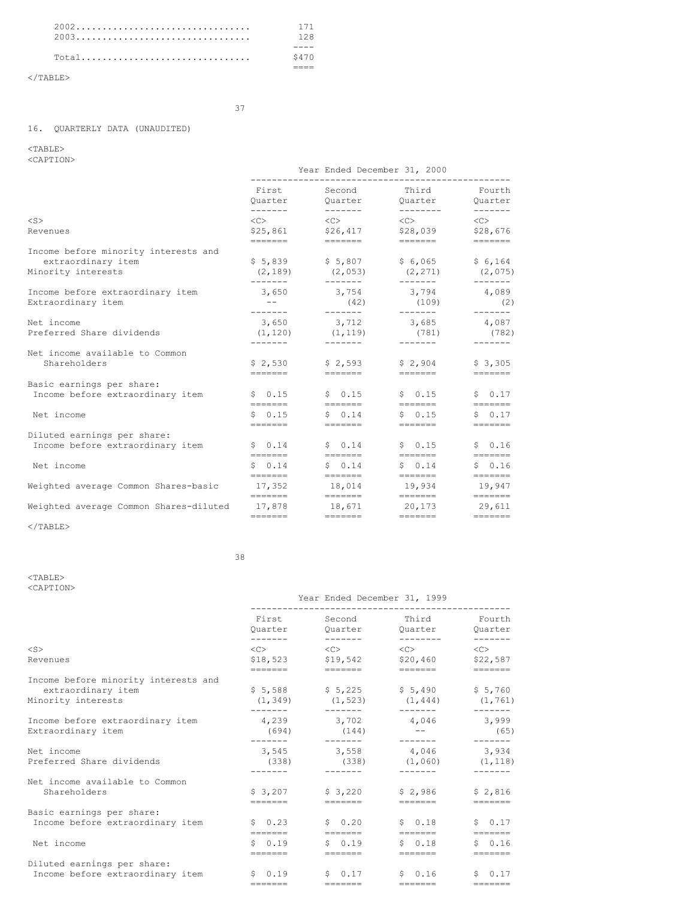| | |
|---|---|
| 2002 | 171 |
| 2003 | 128 |
| Total | $470 |

16. QUARTERLY DATA (UNAUDITED)

| | Year Ended December 31, 2000 | | | |
|---|---|---|---|---|
| | First Quarter | Second Quarter | Third Quarter | Fourth Quarter |
| Revenues | $25,861 | $26,417 | $28,039 | $28,676 |
| Income before minority interests and extraordinary item | $ 5,839 | $ 5,807 | $ 6,065 | $ 6,164 |
| Minority interests | (2,189) | (2,053) | (2,271) | (2,075) |
| Income before extraordinary item | 3,650 | 3,754 | 3,794 | 4,089 |
| Extraordinary item | -- | (42) | (109) | (2) |
| Net income | 3,650 | 3,712 | 3,685 | 4,087 |
| Preferred Share dividends | (1,120) | (1,119) | (781) | (782) |
| Net income available to Common Shareholders | $ 2,530 | $ 2,593 | $ 2,904 | $ 3,305 |
| Basic earnings per share: | | | | |
| Income before extraordinary item | $ 0.15 | $ 0.15 | $ 0.15 | $ 0.17 |
| Net income | $ 0.15 | $ 0.14 | $ 0.15 | $ 0.17 |
| Diluted earnings per share: | | | | |
| Income before extraordinary item | $ 0.14 | $ 0.14 | $ 0.15 | $ 0.16 |
| Net income | $ 0.14 | $ 0.14 | $ 0.14 | $ 0.16 |
| Weighted average Common Shares-basic | 17,352 | 18,014 | 19,934 | 19,947 |
| Weighted average Common Shares-diluted | 17,878 | 18,671 | 20,173 | 29,611 |

| | Year Ended December 31, 1999 | | | |
|---|---|---|---|---|
| | First Quarter | Second Quarter | Third Quarter | Fourth Quarter |
| Revenues | $18,523 | $19,542 | $20,460 | $22,587 |
| Income before minority interests and extraordinary item | $ 5,588 | $ 5,225 | $ 5,490 | $ 5,760 |
| Minority interests | (1,349) | (1,523) | (1,444) | (1,761) |
| Income before extraordinary item | 4,239 | 3,702 | 4,046 | 3,999 |
| Extraordinary item | (694) | (144) | -- | (65) |
| Net income | 3,545 | 3,558 | 4,046 | 3,934 |
| Preferred Share dividends | (338) | (338) | (1,060) | (1,118) |
| Net income available to Common Shareholders | $ 3,207 | $ 3,220 | $ 2,986 | $ 2,816 |
| Basic earnings per share: | | | | |
| Income before extraordinary item | $ 0.23 | $ 0.20 | $ 0.18 | $ 0.17 |
| Net income | $ 0.19 | $ 0.19 | $ 0.18 | $ 0.16 |
| Diluted earnings per share: | | | | |
| Income before extraordinary item | $ 0.19 | $ 0.17 | $ 0.16 | $ 0.17 |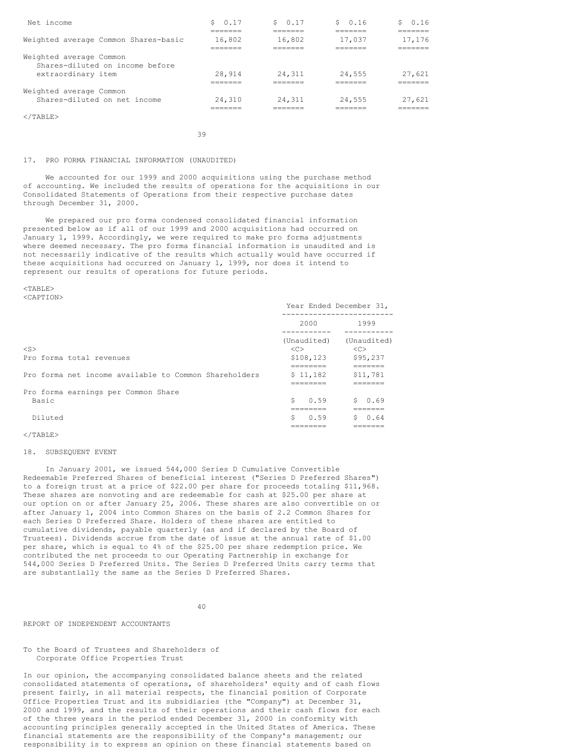| | | | | |
|---|---|---|---|---|
| Net income | $ 0.17 | $ 0.17 | $ 0.16 | $ 0.16 |
| Weighted average Common Shares-basic | 16,802 | 16,802 | 17,037 | 17,176 |
| Weighted average Common Shares-diluted on income before extraordinary item | 28,914 | 24,311 | 24,555 | 27,621 |
| Weighted average Common Shares-diluted on net income | 24,310 | 24,311 | 24,555 | 27,621 |

## 17. PRO FORMA FINANCIAL INFORMATION (UNAUDITED)

We accounted for our 1999 and 2000 acquisitions using the purchase method of accounting. We included the results of operations for the acquisitions in our Consolidated Statements of Operations from their respective purchase dates through December 31, 2000.

We prepared our pro forma condensed consolidated financial information presented below as if all of our 1999 and 2000 acquisitions had occurred on January 1, 1999. Accordingly, we were required to make pro forma adjustments where deemed necessary. The pro forma financial information is unaudited and is not necessarily indicative of the results which actually would have occurred if these acquisitions had occurred on January 1, 1999, nor does it intend to represent our results of operations for future periods.

| | Year Ended December 31, | |
|---|---|---|
| | 2000 | 1999 |
| | (Unaudited) | (Unaudited) |
| Pro forma total revenues | $108,123 | $95,237 |
| Pro forma net income available to Common Shareholders | $ 11,182 | $11,781 |
| Pro forma earnings per Common Share | | |
| Basic | $ 0.59 | $ 0.69 |
| Diluted | $ 0.59 | $ 0.64 |

## 18. SUBSEQUENT EVENT

In January 2001, we issued 544,000 Series D Cumulative Convertible Redeemable Preferred Shares of beneficial interest ("Series D Preferred Shares") to a foreign trust at a price of $22.00 per share for proceeds totaling $11,968. These shares are nonvoting and are redeemable for cash at $25.00 per share at our option on or after January 25, 2006. These shares are also convertible on or after January 1, 2004 into Common Shares on the basis of 2.2 Common Shares for each Series D Preferred Share. Holders of these shares are entitled to cumulative dividends, payable quarterly (as and if declared by the Board of Trustees). Dividends accrue from the date of issue at the annual rate of $1.00 per share, which is equal to 4% of the $25.00 per share redemption price. We contributed the net proceeds to our Operating Partnership in exchange for 544,000 Series D Preferred Units. The Series D Preferred Units carry terms that are substantially the same as the Series D Preferred Shares.

# REPORT OF INDEPENDENT ACCOUNTANTS

To the Board of Trustees and Shareholders of
Corporate Office Properties Trust

In our opinion, the accompanying consolidated balance sheets and the related consolidated statements of operations, of shareholders' equity and of cash flows present fairly, in all material respects, the financial position of Corporate Office Properties Trust and its subsidiaries (the "Company") at December 31, 2000 and 1999, and the results of their operations and their cash flows for each of the three years in the period ended December 31, 2000 in conformity with accounting principles generally accepted in the United States of America. These financial statements are the responsibility of the Company's management; our responsibility is to express an opinion on these financial statements based on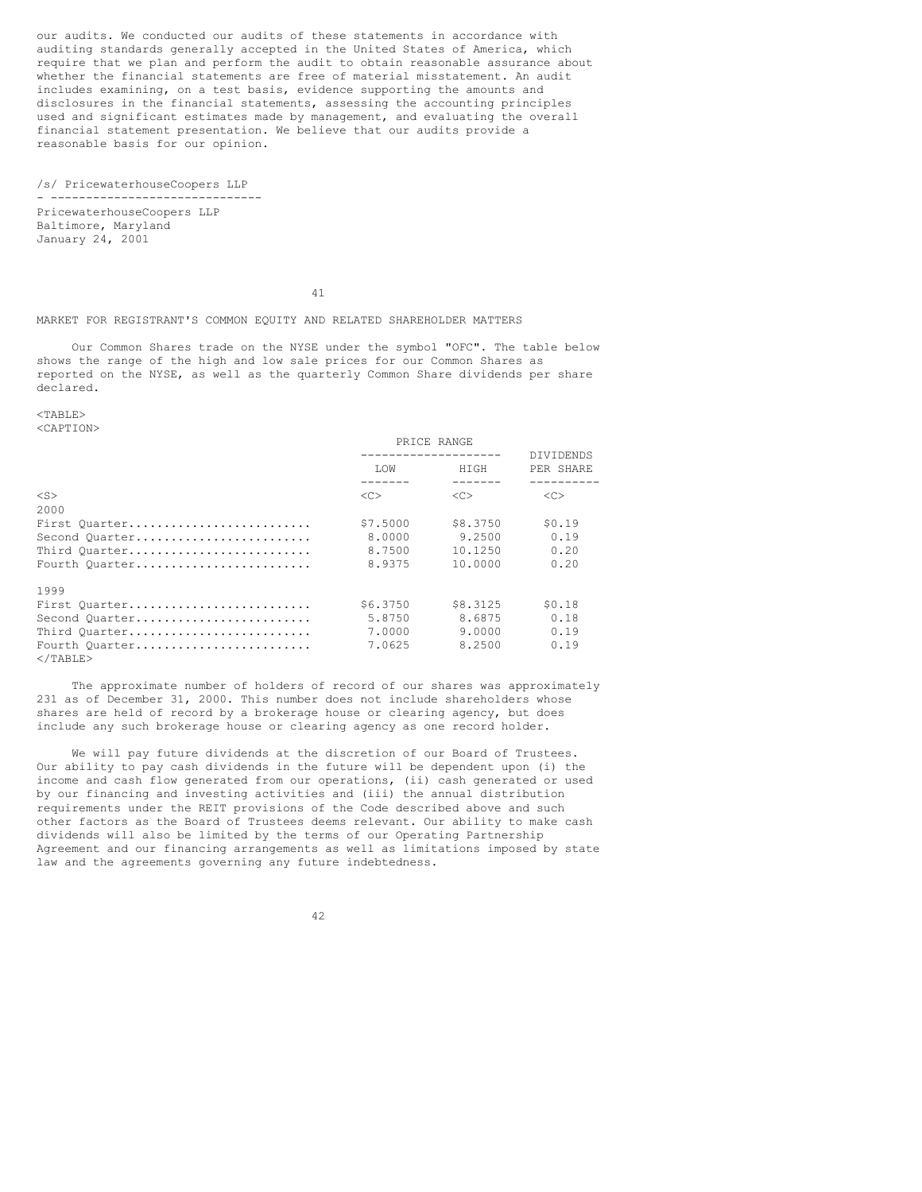our audits. We conducted our audits of these statements in accordance with auditing standards generally accepted in the United States of America, which require that we plan and perform the audit to obtain reasonable assurance about whether the financial statements are free of material misstatement. An audit includes examining, on a test basis, evidence supporting the amounts and disclosures in the financial statements, assessing the accounting principles used and significant estimates made by management, and evaluating the overall financial statement presentation. We believe that our audits provide a reasonable basis for our opinion.

/s/ PricewaterhouseCoopers LLP

PricewaterhouseCoopers LLP
Baltimore, Maryland
January 24, 2001

## MARKET FOR REGISTRANT'S COMMON EQUITY AND RELATED SHAREHOLDER MATTERS

Our Common Shares trade on the NYSE under the symbol "OFC". The table below shows the range of the high and low sale prices for our Common Shares as reported on the NYSE, as well as the quarterly Common Share dividends per share declared.

| | PRICE RANGE | | DIVIDENDS PER SHARE |
|---|---|---|---|
| | LOW | HIGH | |
| 2000 | | | |
| First Quarter | $7.5000 | $8.3750 | $0.19 |
| Second Quarter | 8.0000 | 9.2500 | 0.19 |
| Third Quarter | 8.7500 | 10.1250 | 0.20 |
| Fourth Quarter | 8.9375 | 10.0000 | 0.20 |
| 1999 | | | |
| First Quarter | $6.3750 | $8.3125 | $0.18 |
| Second Quarter | 5.8750 | 8.6875 | 0.18 |
| Third Quarter | 7.0000 | 9.0000 | 0.19 |
| Fourth Quarter | 7.0625 | 8.2500 | 0.19 |

The approximate number of holders of record of our shares was approximately 231 as of December 31, 2000. This number does not include shareholders whose shares are held of record by a brokerage house or clearing agency, but does include any such brokerage house or clearing agency as one record holder.

We will pay future dividends at the discretion of our Board of Trustees. Our ability to pay cash dividends in the future will be dependent upon (i) the income and cash flow generated from our operations, (ii) cash generated or used by our financing and investing activities and (iii) the annual distribution requirements under the REIT provisions of the Code described above and such other factors as the Board of Trustees deems relevant. Our ability to make cash dividends will also be limited by the terms of our Operating Partnership Agreement and our financing arrangements as well as limitations imposed by state law and the agreements governing any future indebtedness.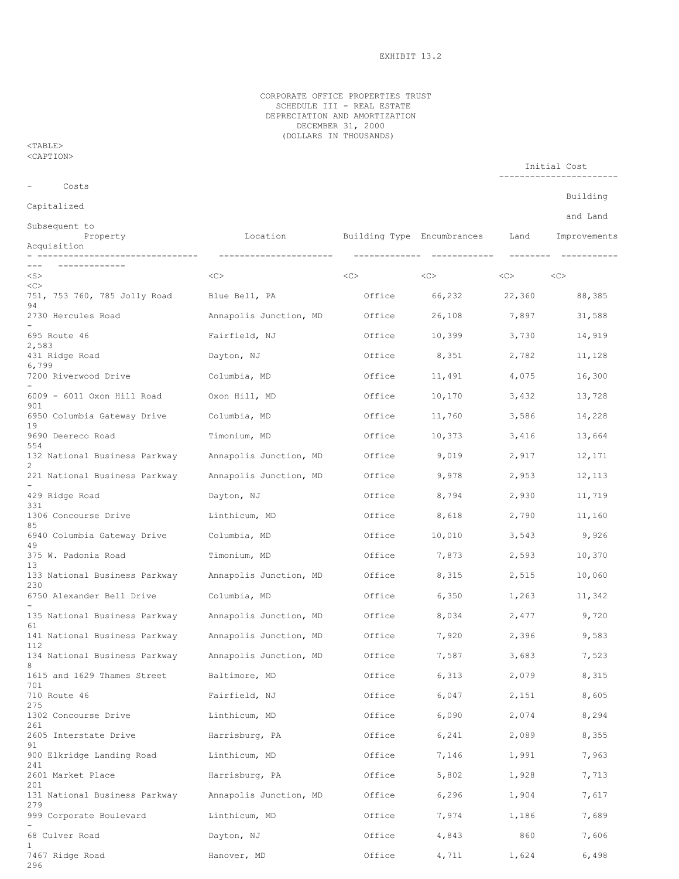EXHIBIT 13.2

CORPORATE OFFICE PROPERTIES TRUST
SCHEDULE III - REAL ESTATE
DEPRECIATION AND AMORTIZATION
DECEMBER 31, 2000
(DOLLARS IN THOUSANDS)

| Property | Location | Building Type | Encumbrances | Initial Cost - Land | Initial Cost - Building and Land Improvements | Costs Capitalized Subsequent to Acquisition |
|---|---|---|---|---|---|---|
| 751, 753 760, 785 Jolly Road | Blue Bell, PA | Office | 66,232 | 22,360 | 88,385 | 94 |
| 2730 Hercules Road | Annapolis Junction, MD | Office | 26,108 | 7,897 | 31,588 | - |
| 695 Route 46 | Fairfield, NJ | Office | 10,399 | 3,730 | 14,919 | 2,583 |
| 431 Ridge Road | Dayton, NJ | Office | 8,351 | 2,782 | 11,128 | 6,799 |
| 7200 Riverwood Drive | Columbia, MD | Office | 11,491 | 4,075 | 16,300 | - |
| 6009 - 6011 Oxon Hill Road | Oxon Hill, MD | Office | 10,170 | 3,432 | 13,728 | 901 |
| 6950 Columbia Gateway Drive | Columbia, MD | Office | 11,760 | 3,586 | 14,228 | 19 |
| 9690 Deereco Road | Timonium, MD | Office | 10,373 | 3,416 | 13,664 | 554 |
| 132 National Business Parkway | Annapolis Junction, MD | Office | 9,019 | 2,917 | 12,171 | 2 |
| 221 National Business Parkway | Annapolis Junction, MD | Office | 9,978 | 2,953 | 12,113 | - |
| 429 Ridge Road | Dayton, NJ | Office | 8,794 | 2,930 | 11,719 | 331 |
| 1306 Concourse Drive | Linthicum, MD | Office | 8,618 | 2,790 | 11,160 | 85 |
| 6940 Columbia Gateway Drive | Columbia, MD | Office | 10,010 | 3,543 | 9,926 | 49 |
| 375 W. Padonia Road | Timonium, MD | Office | 7,873 | 2,593 | 10,370 | 13 |
| 133 National Business Parkway | Annapolis Junction, MD | Office | 8,315 | 2,515 | 10,060 | 230 |
| 6750 Alexander Bell Drive | Columbia, MD | Office | 6,350 | 1,263 | 11,342 | - |
| 135 National Business Parkway | Annapolis Junction, MD | Office | 8,034 | 2,477 | 9,720 | 61 |
| 141 National Business Parkway | Annapolis Junction, MD | Office | 7,920 | 2,396 | 9,583 | 112 |
| 134 National Business Parkway | Annapolis Junction, MD | Office | 7,587 | 3,683 | 7,523 | 8 |
| 1615 and 1629 Thames Street | Baltimore, MD | Office | 6,313 | 2,079 | 8,315 | 701 |
| 710 Route 46 | Fairfield, NJ | Office | 6,047 | 2,151 | 8,605 | 275 |
| 1302 Concourse Drive | Linthicum, MD | Office | 6,090 | 2,074 | 8,294 | 261 |
| 2605 Interstate Drive | Harrisburg, PA | Office | 6,241 | 2,089 | 8,355 | 91 |
| 900 Elkridge Landing Road | Linthicum, MD | Office | 7,146 | 1,991 | 7,963 | 241 |
| 2601 Market Place | Harrisburg, PA | Office | 5,802 | 1,928 | 7,713 | 201 |
| 131 National Business Parkway | Annapolis Junction, MD | Office | 6,296 | 1,904 | 7,617 | 279 |
| 999 Corporate Boulevard | Linthicum, MD | Office | 7,974 | 1,186 | 7,689 | - |
| 68 Culver Road | Dayton, NJ | Office | 4,843 | 860 | 7,606 | 1 |
| 7467 Ridge Road | Hanover, MD | Office | 4,711 | 1,624 | 6,498 | 296 |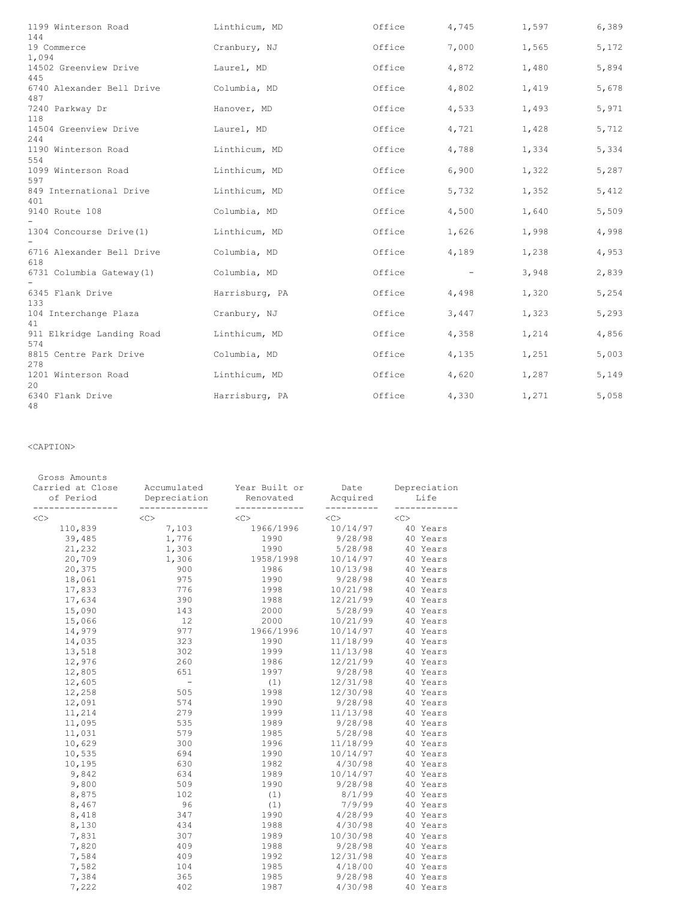| | | | | | |
|---|---|---|---|---|---|
| 1199 Winterson Road 144 | Linthicum, MD | Office | 4,745 | 1,597 | 6,389 |
| 19 Commerce 1,094 | Cranbury, NJ | Office | 7,000 | 1,565 | 5,172 |
| 14502 Greenview Drive 445 | Laurel, MD | Office | 4,872 | 1,480 | 5,894 |
| 6740 Alexander Bell Drive 487 | Columbia, MD | Office | 4,802 | 1,419 | 5,678 |
| 7240 Parkway Dr 118 | Hanover, MD | Office | 4,533 | 1,493 | 5,971 |
| 14504 Greenview Drive 244 | Laurel, MD | Office | 4,721 | 1,428 | 5,712 |
| 1190 Winterson Road 554 | Linthicum, MD | Office | 4,788 | 1,334 | 5,334 |
| 1099 Winterson Road 597 | Linthicum, MD | Office | 6,900 | 1,322 | 5,287 |
| 849 International Drive 401 | Linthicum, MD | Office | 5,732 | 1,352 | 5,412 |
| 9140 Route 108 - | Columbia, MD | Office | 4,500 | 1,640 | 5,509 |
| 1304 Concourse Drive(1) - | Linthicum, MD | Office | 1,626 | 1,998 | 4,998 |
| 6716 Alexander Bell Drive 618 | Columbia, MD | Office | 4,189 | 1,238 | 4,953 |
| 6731 Columbia Gateway(1) - | Columbia, MD | Office | - | 3,948 | 2,839 |
| 6345 Flank Drive 133 | Harrisburg, PA | Office | 4,498 | 1,320 | 5,254 |
| 104 Interchange Plaza 41 | Cranbury, NJ | Office | 3,447 | 1,323 | 5,293 |
| 911 Elkridge Landing Road 574 | Linthicum, MD | Office | 4,358 | 1,214 | 4,856 |
| 8815 Centre Park Drive 278 | Columbia, MD | Office | 4,135 | 1,251 | 5,003 |
| 1201 Winterson Road 20 | Linthicum, MD | Office | 4,620 | 1,287 | 5,149 |
| 6340 Flank Drive 48 | Harrisburg, PA | Office | 4,330 | 1,271 | 5,058 |

<CAPTION>

| Gross Amounts Carried at Close of Period | Accumulated Depreciation | Year Built or Renovated | Date Acquired | Depreciation Life |
|---|---|---|---|---|
| 110,839 | 7,103 | 1966/1996 | 10/14/97 | 40 Years |
| 39,485 | 1,776 | 1990 | 9/28/98 | 40 Years |
| 21,232 | 1,303 | 1990 | 5/28/98 | 40 Years |
| 20,709 | 1,306 | 1958/1998 | 10/14/97 | 40 Years |
| 20,375 | 900 | 1986 | 10/13/98 | 40 Years |
| 18,061 | 975 | 1990 | 9/28/98 | 40 Years |
| 17,833 | 776 | 1998 | 10/21/98 | 40 Years |
| 17,634 | 390 | 1988 | 12/21/99 | 40 Years |
| 15,090 | 143 | 2000 | 5/28/99 | 40 Years |
| 15,066 | 12 | 2000 | 10/21/99 | 40 Years |
| 14,979 | 977 | 1966/1996 | 10/14/97 | 40 Years |
| 14,035 | 323 | 1990 | 11/18/99 | 40 Years |
| 13,518 | 302 | 1999 | 11/13/98 | 40 Years |
| 12,976 | 260 | 1986 | 12/21/99 | 40 Years |
| 12,805 | 651 | 1997 | 9/28/98 | 40 Years |
| 12,605 | - | (1) | 12/31/98 | 40 Years |
| 12,258 | 505 | 1998 | 12/30/98 | 40 Years |
| 12,091 | 574 | 1990 | 9/28/98 | 40 Years |
| 11,214 | 279 | 1999 | 11/13/98 | 40 Years |
| 11,095 | 535 | 1989 | 9/28/98 | 40 Years |
| 11,031 | 579 | 1985 | 5/28/98 | 40 Years |
| 10,629 | 300 | 1996 | 11/18/99 | 40 Years |
| 10,535 | 694 | 1990 | 10/14/97 | 40 Years |
| 10,195 | 630 | 1982 | 4/30/98 | 40 Years |
| 9,842 | 634 | 1989 | 10/14/97 | 40 Years |
| 9,800 | 509 | 1990 | 9/28/98 | 40 Years |
| 8,875 | 102 | (1) | 8/1/99 | 40 Years |
| 8,467 | 96 | (1) | 7/9/99 | 40 Years |
| 8,418 | 347 | 1990 | 4/28/99 | 40 Years |
| 8,130 | 434 | 1988 | 4/30/98 | 40 Years |
| 7,831 | 307 | 1989 | 10/30/98 | 40 Years |
| 7,820 | 409 | 1988 | 9/28/98 | 40 Years |
| 7,584 | 409 | 1992 | 12/31/98 | 40 Years |
| 7,582 | 104 | 1985 | 4/18/00 | 40 Years |
| 7,384 | 365 | 1985 | 9/28/98 | 40 Years |
| 7,222 | 402 | 1987 | 4/30/98 | 40 Years |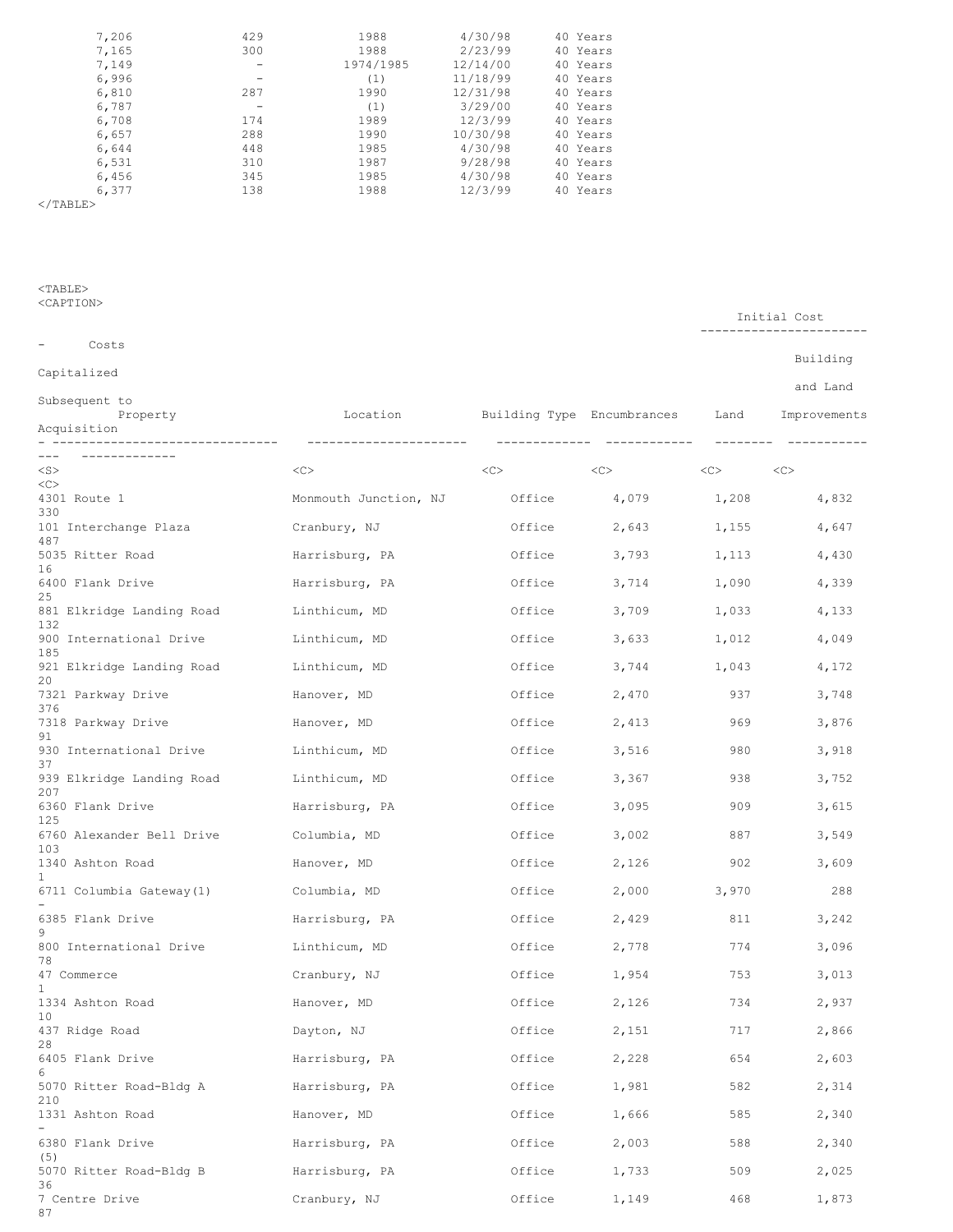| | | | | |
|---|---|---|---|---|
| 7,206 | 429 | 1988 | 4/30/98 | 40 Years |
| 7,165 | 300 | 1988 | 2/23/99 | 40 Years |
| 7,149 | - | 1974/1985 | 12/14/00 | 40 Years |
| 6,996 | - | (1) | 11/18/99 | 40 Years |
| 6,810 | 287 | 1990 | 12/31/98 | 40 Years |
| 6,787 | - | (1) | 3/29/00 | 40 Years |
| 6,708 | 174 | 1989 | 12/3/99 | 40 Years |
| 6,657 | 288 | 1990 | 10/30/98 | 40 Years |
| 6,644 | 448 | 1985 | 4/30/98 | 40 Years |
| 6,531 | 310 | 1987 | 9/28/98 | 40 Years |
| 6,456 | 345 | 1985 | 4/30/98 | 40 Years |
| 6,377 | 138 | 1988 | 12/3/99 | 40 Years |

| Property | Location | Building Type | Encumbrances | Initial Cost Land | Initial Cost Building and Land Improvements | Costs Capitalized Subsequent to Acquisition |
|---|---|---|---|---|---|---|
| 4301 Route 1 | Monmouth Junction, NJ | Office | 4,079 | 1,208 | 4,832 | 330 |
| 101 Interchange Plaza | Cranbury, NJ | Office | 2,643 | 1,155 | 4,647 | 487 |
| 5035 Ritter Road | Harrisburg, PA | Office | 3,793 | 1,113 | 4,430 | 16 |
| 6400 Flank Drive | Harrisburg, PA | Office | 3,714 | 1,090 | 4,339 | 25 |
| 881 Elkridge Landing Road | Linthicum, MD | Office | 3,709 | 1,033 | 4,133 | 132 |
| 900 International Drive | Linthicum, MD | Office | 3,633 | 1,012 | 4,049 | 185 |
| 921 Elkridge Landing Road | Linthicum, MD | Office | 3,744 | 1,043 | 4,172 | 20 |
| 7321 Parkway Drive | Hanover, MD | Office | 2,470 | 937 | 3,748 | 376 |
| 7318 Parkway Drive | Hanover, MD | Office | 2,413 | 969 | 3,876 | 91 |
| 930 International Drive | Linthicum, MD | Office | 3,516 | 980 | 3,918 | 37 |
| 939 Elkridge Landing Road | Linthicum, MD | Office | 3,367 | 938 | 3,752 | 207 |
| 6360 Flank Drive | Harrisburg, PA | Office | 3,095 | 909 | 3,615 | 125 |
| 6760 Alexander Bell Drive | Columbia, MD | Office | 3,002 | 887 | 3,549 | 103 |
| 1340 Ashton Road | Hanover, MD | Office | 2,126 | 902 | 3,609 | 1 |
| 6711 Columbia Gateway(1) | Columbia, MD | Office | 2,000 | 3,970 | 288 | - |
| 6385 Flank Drive | Harrisburg, PA | Office | 2,429 | 811 | 3,242 | 9 |
| 800 International Drive | Linthicum, MD | Office | 2,778 | 774 | 3,096 | 78 |
| 47 Commerce | Cranbury, NJ | Office | 1,954 | 753 | 3,013 | 1 |
| 1334 Ashton Road | Hanover, MD | Office | 2,126 | 734 | 2,937 | 10 |
| 437 Ridge Road | Dayton, NJ | Office | 2,151 | 717 | 2,866 | 28 |
| 6405 Flank Drive | Harrisburg, PA | Office | 2,228 | 654 | 2,603 | 6 |
| 5070 Ritter Road-Bldg A | Harrisburg, PA | Office | 1,981 | 582 | 2,314 | 210 |
| 1331 Ashton Road | Hanover, MD | Office | 1,666 | 585 | 2,340 | - |
| 6380 Flank Drive | Harrisburg, PA | Office | 2,003 | 588 | 2,340 | (5) |
| 5070 Ritter Road-Bldg B | Harrisburg, PA | Office | 1,733 | 509 | 2,025 | 36 |
| 7 Centre Drive | Cranbury, NJ | Office | 1,149 | 468 | 1,873 | 87 |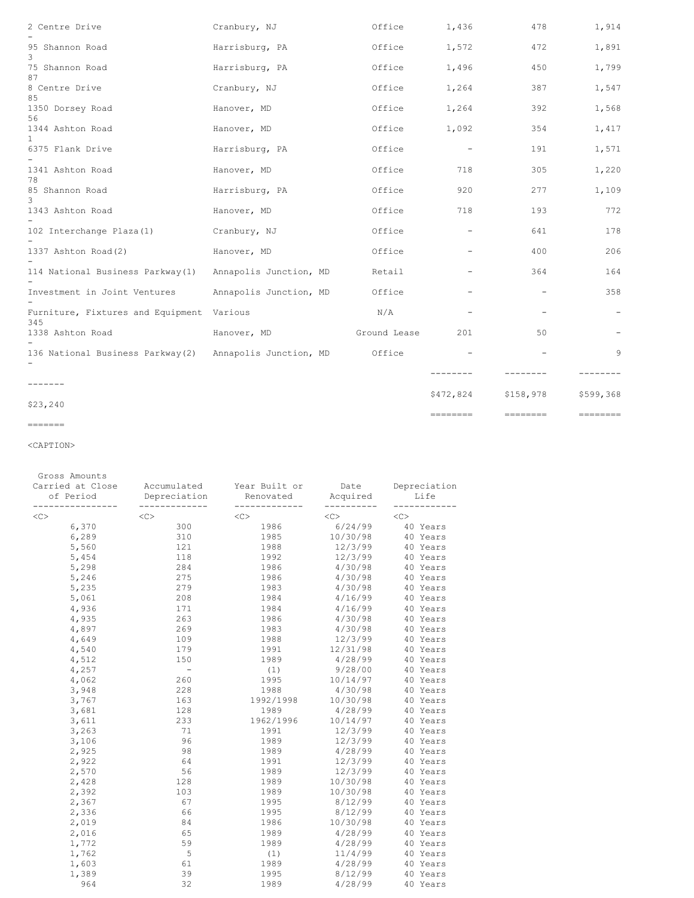| | | | | | | |
|---|---|---|---|---|---|---|
| 2 Centre Drive | Cranbury, NJ | Office | 1,436 | 478 | 1,914 | - |
| 95 Shannon Road | Harrisburg, PA | Office | 1,572 | 472 | 1,891 | 3 |
| 75 Shannon Road | Harrisburg, PA | Office | 1,496 | 450 | 1,799 | 87 |
| 8 Centre Drive | Cranbury, NJ | Office | 1,264 | 387 | 1,547 | 85 |
| 1350 Dorsey Road | Hanover, MD | Office | 1,264 | 392 | 1,568 | 56 |
| 1344 Ashton Road | Hanover, MD | Office | 1,092 | 354 | 1,417 | 1 |
| 6375 Flank Drive | Harrisburg, PA | Office | - | 191 | 1,571 | - |
| 1341 Ashton Road | Hanover, MD | Office | 718 | 305 | 1,220 | 78 |
| 85 Shannon Road | Harrisburg, PA | Office | 920 | 277 | 1,109 | 3 |
| 1343 Ashton Road | Hanover, MD | Office | 718 | 193 | 772 | - |
| 102 Interchange Plaza(1) | Cranbury, NJ | Office | - | 641 | 178 | - |
| 1337 Ashton Road(2) | Hanover, MD | Office | - | 400 | 206 | - |
| 114 National Business Parkway(1) | Annapolis Junction, MD | Retail | - | 364 | 164 | - |
| Investment in Joint Ventures | Annapolis Junction, MD | Office | - | - | 358 | - |
| Furniture, Fixtures and Equipment | Various | N/A | - | - | - | 345 |
| 1338 Ashton Road | Hanover, MD | Ground Lease | 201 | 50 | - | - |
| 136 National Business Parkway(2) | Annapolis Junction, MD | Office | - | - | 9 | - |
| | | | $472,824 | $158,978 | $599,368 | $23,240 |

| Gross Amounts Carried at Close of Period | Accumulated Depreciation | Year Built or Renovated | Date Acquired | Depreciation Life |
|---|---|---|---|---|
| 6,370 | 300 | 1986 | 6/24/99 | 40 Years |
| 6,289 | 310 | 1985 | 10/30/98 | 40 Years |
| 5,560 | 121 | 1988 | 12/3/99 | 40 Years |
| 5,454 | 118 | 1992 | 12/3/99 | 40 Years |
| 5,298 | 284 | 1986 | 4/30/98 | 40 Years |
| 5,246 | 275 | 1986 | 4/30/98 | 40 Years |
| 5,235 | 279 | 1983 | 4/30/98 | 40 Years |
| 5,061 | 208 | 1984 | 4/16/99 | 40 Years |
| 4,936 | 171 | 1984 | 4/16/99 | 40 Years |
| 4,935 | 263 | 1986 | 4/30/98 | 40 Years |
| 4,897 | 269 | 1983 | 4/30/98 | 40 Years |
| 4,649 | 109 | 1988 | 12/3/99 | 40 Years |
| 4,540 | 179 | 1991 | 12/31/98 | 40 Years |
| 4,512 | 150 | 1989 | 4/28/99 | 40 Years |
| 4,257 | - | (1) | 9/28/00 | 40 Years |
| 4,062 | 260 | 1995 | 10/14/97 | 40 Years |
| 3,948 | 228 | 1988 | 4/30/98 | 40 Years |
| 3,767 | 163 | 1992/1998 | 10/30/98 | 40 Years |
| 3,681 | 128 | 1989 | 4/28/99 | 40 Years |
| 3,611 | 233 | 1962/1996 | 10/14/97 | 40 Years |
| 3,263 | 71 | 1991 | 12/3/99 | 40 Years |
| 3,106 | 96 | 1989 | 12/3/99 | 40 Years |
| 2,925 | 98 | 1989 | 4/28/99 | 40 Years |
| 2,922 | 64 | 1991 | 12/3/99 | 40 Years |
| 2,570 | 56 | 1989 | 12/3/99 | 40 Years |
| 2,428 | 128 | 1989 | 10/30/98 | 40 Years |
| 2,392 | 103 | 1989 | 10/30/98 | 40 Years |
| 2,367 | 67 | 1995 | 8/12/99 | 40 Years |
| 2,336 | 66 | 1995 | 8/12/99 | 40 Years |
| 2,019 | 84 | 1986 | 10/30/98 | 40 Years |
| 2,016 | 65 | 1989 | 4/28/99 | 40 Years |
| 1,772 | 59 | 1989 | 4/28/99 | 40 Years |
| 1,762 | 5 | (1) | 11/4/99 | 40 Years |
| 1,603 | 61 | 1989 | 4/28/99 | 40 Years |
| 1,389 | 39 | 1995 | 8/12/99 | 40 Years |
| 964 | 32 | 1989 | 4/28/99 | 40 Years |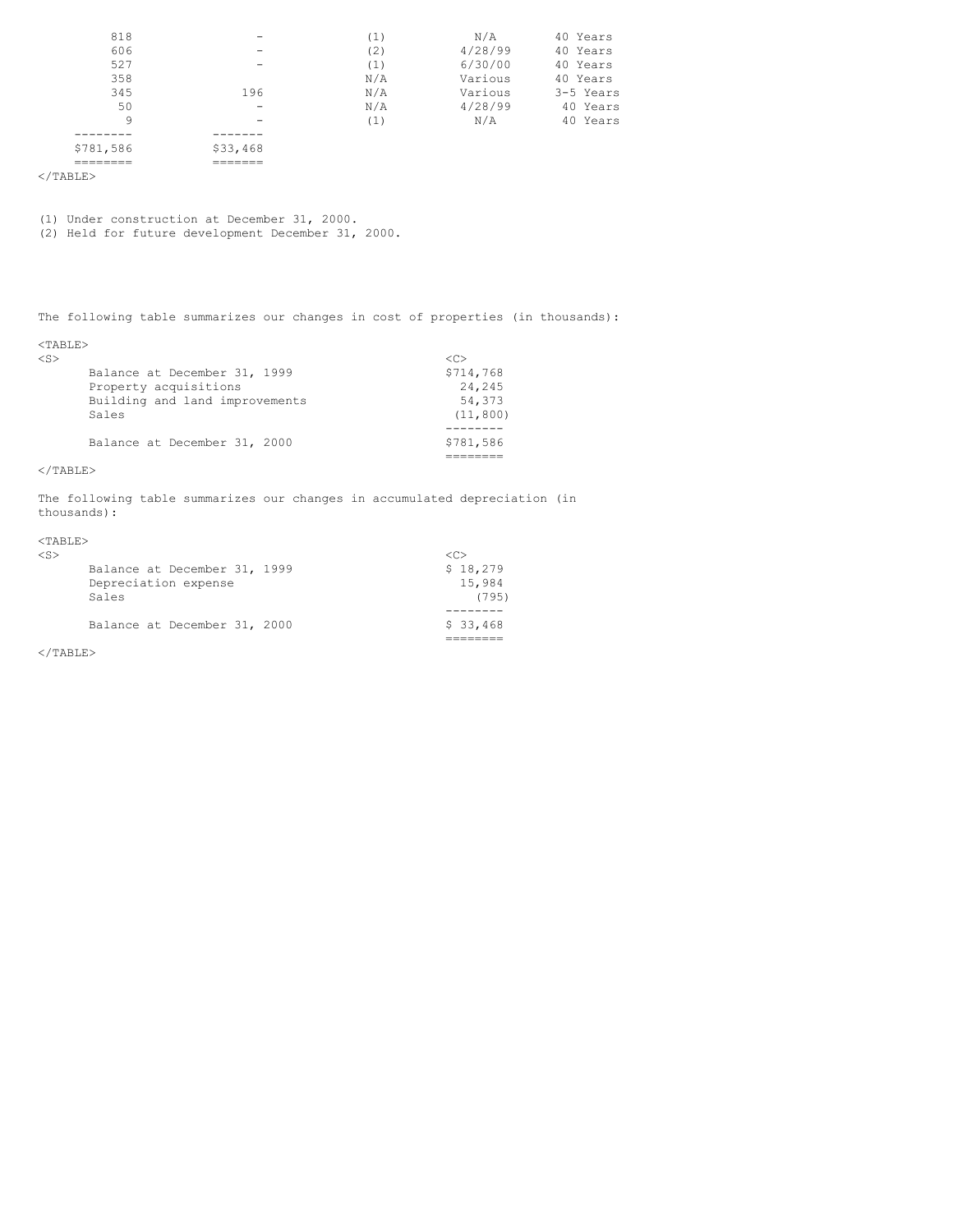| | | | | |
|---|---|---|---|---|
| 818 | - | (1) | N/A | 40 Years |
| 606 | - | (2) | 4/28/99 | 40 Years |
| 527 | - | (1) | 6/30/00 | 40 Years |
| 358 | | N/A | Various | 40 Years |
| 345 | 196 | N/A | Various | 3-5 Years |
| 50 | - | N/A | 4/28/99 | 40 Years |
| 9 | - | (1) | N/A | 40 Years |
| $781,586 | $33,468 | | | |

(1) Under construction at December 31, 2000.
(2) Held for future development December 31, 2000.

The following table summarizes our changes in cost of properties (in thousands):

| | |
|---|---|
| Balance at December 31, 1999 | $714,768 |
| Property acquisitions | 24,245 |
| Building and land improvements | 54,373 |
| Sales | (11,800) |
| Balance at December 31, 2000 | $781,586 |

The following table summarizes our changes in accumulated depreciation (in thousands):

| | |
|---|---|
| Balance at December 31, 1999 | $ 18,279 |
| Depreciation expense | 15,984 |
| Sales | (795) |
| Balance at December 31, 2000 | $ 33,468 |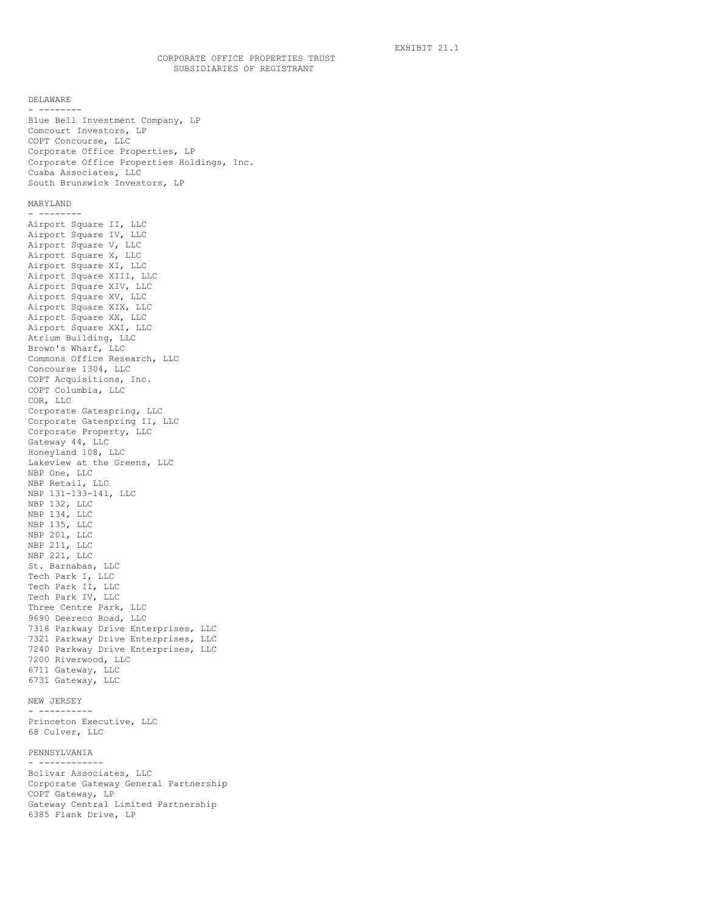EXHIBIT 21.1

# CORPORATE OFFICE PROPERTIES TRUST
## SUBSIDIARIES OF REGISTRANT

### DELAWARE

Blue Bell Investment Company, LP
Comcourt Investors, LP
COPT Concourse, LLC
Corporate Office Properties, LP
Corporate Office Properties Holdings, Inc.
Cuaba Associates, LLC
South Brunswick Investors, LP

### MARYLAND

Airport Square II, LLC
Airport Square IV, LLC
Airport Square V, LLC
Airport Square X, LLC
Airport Square XI, LLC
Airport Square XIII, LLC
Airport Square XIV, LLC
Airport Square XV, LLC
Airport Square XIX, LLC
Airport Square XX, LLC
Airport Square XXI, LLC
Atrium Building, LLC
Brown's Wharf, LLC
Commons Office Research, LLC
Concourse 1304, LLC
COPT Acquisitions, Inc.
COPT Columbia, LLC
COR, LLC
Corporate Gatespring, LLC
Corporate Gatespring II, LLC
Corporate Property, LLC
Gateway 44, LLC
Honeyland 108, LLC
Lakeview at the Greens, LLC
NBP One, LLC
NBP Retail, LLC
NBP 131-133-141, LLC
NBP 132, LLC
NBP 134, LLC
NBP 135, LLC
NBP 201, LLC
NBP 211, LLC
NBP 221, LLC
St. Barnabas, LLC
Tech Park I, LLC
Tech Park II, LLC
Tech Park IV, LLC
Three Centre Park, LLC
9690 Deereco Road, LLC
7318 Parkway Drive Enterprises, LLC
7321 Parkway Drive Enterprises, LLC
7240 Parkway Drive Enterprises, LLC
7200 Riverwood, LLC
6711 Gateway, LLC
6731 Gateway, LLC

### NEW JERSEY

Princeton Executive, LLC
68 Culver, LLC

### PENNSYLVANIA

Bolivar Associates, LLC
Corporate Gateway General Partnership
COPT Gateway, LP
Gateway Central Limited Partnership
6385 Flank Drive, LP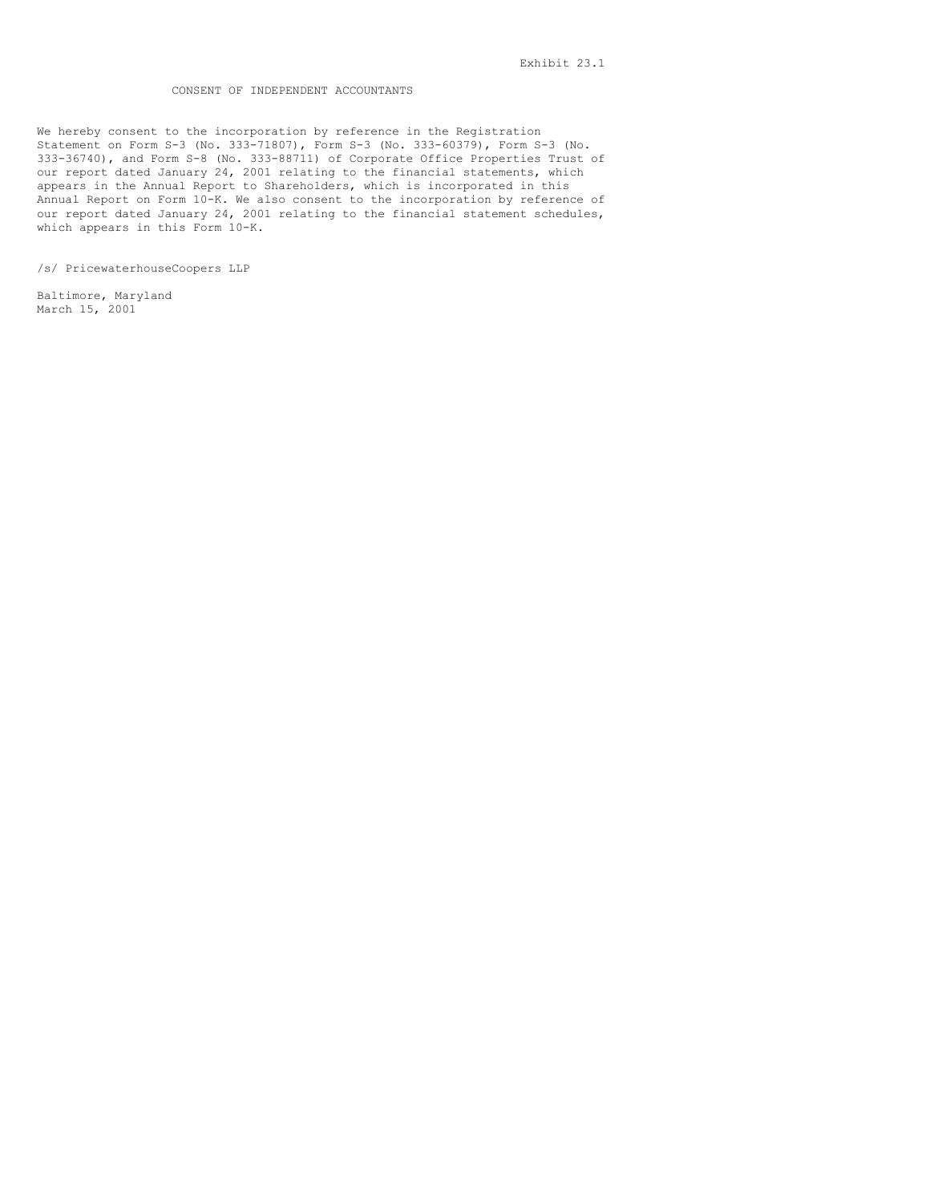Exhibit 23.1

# CONSENT OF INDEPENDENT ACCOUNTANTS

We hereby consent to the incorporation by reference in the Registration Statement on Form S-3 (No. 333-71807), Form S-3 (No. 333-60379), Form S-3 (No. 333-36740), and Form S-8 (No. 333-88711) of Corporate Office Properties Trust of our report dated January 24, 2001 relating to the financial statements, which appears in the Annual Report to Shareholders, which is incorporated in this Annual Report on Form 10-K. We also consent to the incorporation by reference of our report dated January 24, 2001 relating to the financial statement schedules, which appears in this Form 10-K.

/s/ PricewaterhouseCoopers LLP

Baltimore, Maryland
March 15, 2001